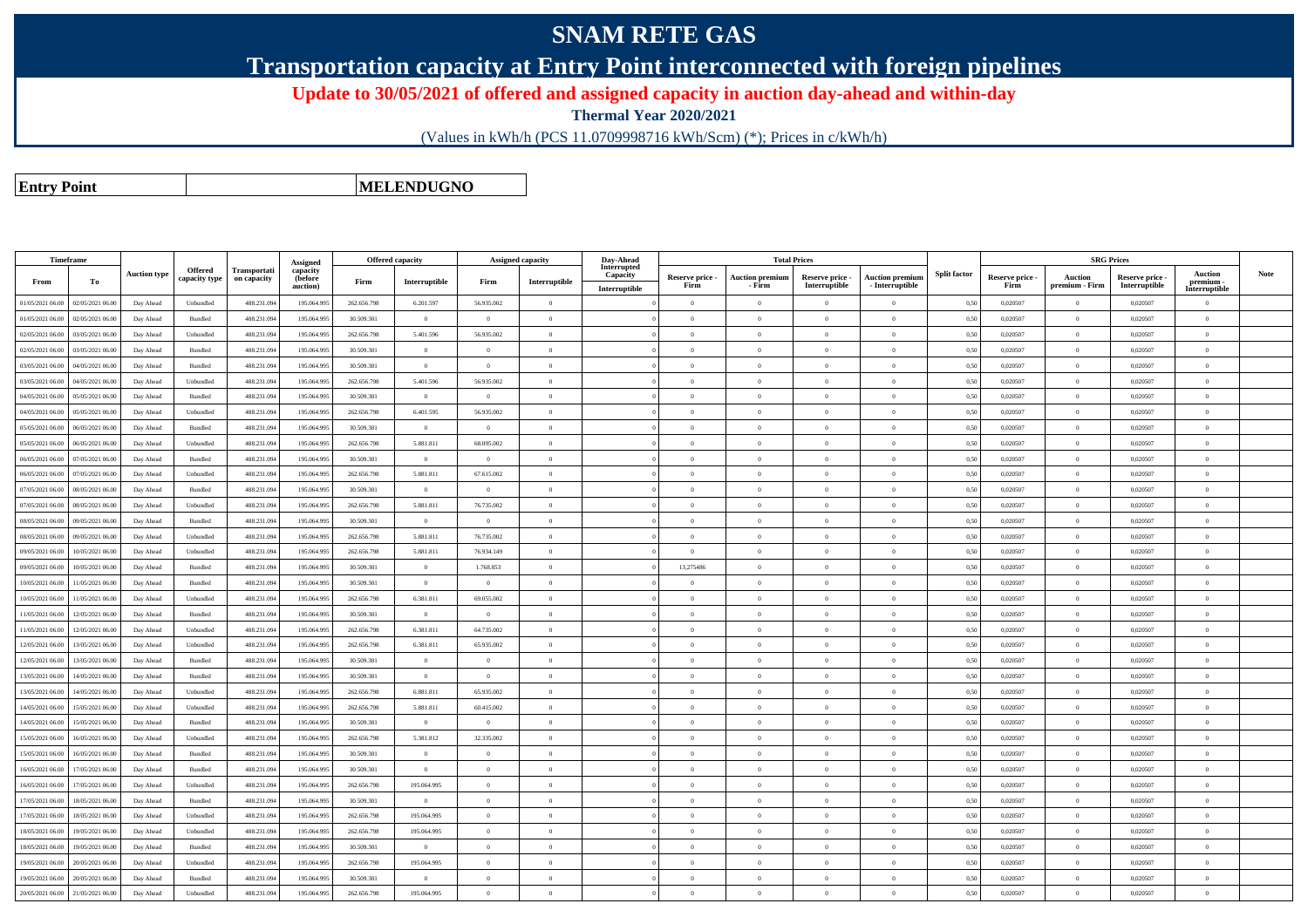# SNAM RETE GAS

## Transportation capacity at Entry Point interconnected with foreign pipelines

### Update to 30/05/2021 of offered and assigned capacity in auction day-ahead and within-day

**Thermal Year 2020/2021**

(Values in kWh/h (PCS 11.0709998716 kWh/Scm) (*); Prices in c/kWh/h)

| **Entry Point** | **MELENDUGNO** |
|---|---|

| Timeframe | | Auction type | Offered capacity type | Transportation capacity | Assigned capacity (before auction) | Offered capacity | | Assigned capacity | | Day-Ahead Interrupted Capacity | Total Prices | | | | Split factor | SRG Prices | | | | Note |
|---|---|---|---|---|---|---|---|---|---|---|---|---|---|---|---|---|---|---|---|---|
| From | To | | | | | Firm | Interruptible | Firm | Interruptible | Interruptible | Reserve price - Firm | Auction premium - Firm | Reserve price - Interruptible | Auction premium - Interruptible | | Reserve price - Firm | Auction premium - Firm | Reserve price - Interruptible | Auction premium - Interruptible | |
| 01/05/2021 06.00 | 02/05/2021 06.00 | Day Ahead | Unbundled | 488.231.094 | 195.064.995 | 262.656.798 | 6.201.597 | 56.935.002 | 0 | | 0 | 0 | 0 | 0 | 0,50 | 0,020507 | 0 | 0,020507 | 0 | |
| 01/05/2021 06.00 | 02/05/2021 06.00 | Day Ahead | Bundled | 488.231.094 | 195.064.995 | 30.509.301 | 0 | 0 | 0 | | 0 | 0 | 0 | 0 | 0,50 | 0,020507 | 0 | 0,020507 | 0 | |
| 02/05/2021 06.00 | 03/05/2021 06.00 | Day Ahead | Unbundled | 488.231.094 | 195.064.995 | 262.656.798 | 5.401.596 | 56.935.002 | 0 | | 0 | 0 | 0 | 0 | 0,50 | 0,020507 | 0 | 0,020507 | 0 | |
| 02/05/2021 06.00 | 03/05/2021 06.00 | Day Ahead | Bundled | 488.231.094 | 195.064.995 | 30.509.301 | 0 | 0 | 0 | | 0 | 0 | 0 | 0 | 0,50 | 0,020507 | 0 | 0,020507 | 0 | |
| 03/05/2021 06.00 | 04/05/2021 06.00 | Day Ahead | Bundled | 488.231.094 | 195.064.995 | 30.509.301 | 0 | 0 | 0 | | 0 | 0 | 0 | 0 | 0,50 | 0,020507 | 0 | 0,020507 | 0 | |
| 03/05/2021 06.00 | 04/05/2021 06.00 | Day Ahead | Unbundled | 488.231.094 | 195.064.995 | 262.656.798 | 5.401.596 | 56.935.002 | 0 | | 0 | 0 | 0 | 0 | 0,50 | 0,020507 | 0 | 0,020507 | 0 | |
| 04/05/2021 06.00 | 05/05/2021 06.00 | Day Ahead | Bundled | 488.231.094 | 195.064.995 | 30.509.301 | 0 | 0 | 0 | | 0 | 0 | 0 | 0 | 0,50 | 0,020507 | 0 | 0,020507 | 0 | |
| 04/05/2021 06.00 | 05/05/2021 06.00 | Day Ahead | Unbundled | 488.231.094 | 195.064.995 | 262.656.798 | 6.401.595 | 56.935.002 | 0 | | 0 | 0 | 0 | 0 | 0,50 | 0,020507 | 0 | 0,020507 | 0 | |
| 05/05/2021 06.00 | 06/05/2021 06.00 | Day Ahead | Bundled | 488.231.094 | 195.064.995 | 30.509.301 | 0 | 0 | 0 | | 0 | 0 | 0 | 0 | 0,50 | 0,020507 | 0 | 0,020507 | 0 | |
| 05/05/2021 06.00 | 06/05/2021 06.00 | Day Ahead | Unbundled | 488.231.094 | 195.064.995 | 262.656.798 | 5.881.811 | 68.095.002 | 0 | | 0 | 0 | 0 | 0 | 0,50 | 0,020507 | 0 | 0,020507 | 0 | |
| 06/05/2021 06.00 | 07/05/2021 06.00 | Day Ahead | Bundled | 488.231.094 | 195.064.995 | 30.509.301 | 0 | 0 | 0 | | 0 | 0 | 0 | 0 | 0,50 | 0,020507 | 0 | 0,020507 | 0 | |
| 06/05/2021 06.00 | 07/05/2021 06.00 | Day Ahead | Unbundled | 488.231.094 | 195.064.995 | 262.656.798 | 5.881.811 | 67.615.002 | 0 | | 0 | 0 | 0 | 0 | 0,50 | 0,020507 | 0 | 0,020507 | 0 | |
| 07/05/2021 06.00 | 08/05/2021 06.00 | Day Ahead | Bundled | 488.231.094 | 195.064.995 | 30.509.301 | 0 | 0 | 0 | | 0 | 0 | 0 | 0 | 0,50 | 0,020507 | 0 | 0,020507 | 0 | |
| 07/05/2021 06.00 | 08/05/2021 06.00 | Day Ahead | Unbundled | 488.231.094 | 195.064.995 | 262.656.798 | 5.881.811 | 76.735.002 | 0 | | 0 | 0 | 0 | 0 | 0,50 | 0,020507 | 0 | 0,020507 | 0 | |
| 08/05/2021 06.00 | 09/05/2021 06.00 | Day Ahead | Bundled | 488.231.094 | 195.064.995 | 30.509.301 | 0 | 0 | 0 | | 0 | 0 | 0 | 0 | 0,50 | 0,020507 | 0 | 0,020507 | 0 | |
| 08/05/2021 06.00 | 09/05/2021 06.00 | Day Ahead | Unbundled | 488.231.094 | 195.064.995 | 262.656.798 | 5.881.811 | 76.735.002 | 0 | | 0 | 0 | 0 | 0 | 0,50 | 0,020507 | 0 | 0,020507 | 0 | |
| 09/05/2021 06.00 | 10/05/2021 06.00 | Day Ahead | Unbundled | 488.231.094 | 195.064.995 | 262.656.798 | 5.881.811 | 76.934.149 | 0 | | 0 | 0 | 0 | 0 | 0,50 | 0,020507 | 0 | 0,020507 | 0 | |
| 09/05/2021 06.00 | 10/05/2021 06.00 | Day Ahead | Bundled | 488.231.094 | 195.064.995 | 30.509.301 | 0 | 1.768.853 | 0 | | 13,275486 | 0 | 0 | 0 | 0,50 | 0,020507 | 0 | 0,020507 | 0 | |
| 10/05/2021 06.00 | 11/05/2021 06.00 | Day Ahead | Bundled | 488.231.094 | 195.064.995 | 30.509.301 | 0 | 0 | 0 | | 0 | 0 | 0 | 0 | 0,50 | 0,020507 | 0 | 0,020507 | 0 | |
| 10/05/2021 06.00 | 11/05/2021 06.00 | Day Ahead | Unbundled | 488.231.094 | 195.064.995 | 262.656.798 | 6.381.811 | 69.055.002 | 0 | | 0 | 0 | 0 | 0 | 0,50 | 0,020507 | 0 | 0,020507 | 0 | |
| 11/05/2021 06.00 | 12/05/2021 06.00 | Day Ahead | Bundled | 488.231.094 | 195.064.995 | 30.509.301 | 0 | 0 | 0 | | 0 | 0 | 0 | 0 | 0,50 | 0,020507 | 0 | 0,020507 | 0 | |
| 11/05/2021 06.00 | 12/05/2021 06.00 | Day Ahead | Unbundled | 488.231.094 | 195.064.995 | 262.656.798 | 6.381.811 | 64.735.002 | 0 | | 0 | 0 | 0 | 0 | 0,50 | 0,020507 | 0 | 0,020507 | 0 | |
| 12/05/2021 06.00 | 13/05/2021 06.00 | Day Ahead | Unbundled | 488.231.094 | 195.064.995 | 262.656.798 | 6.381.811 | 65.935.002 | 0 | | 0 | 0 | 0 | 0 | 0,50 | 0,020507 | 0 | 0,020507 | 0 | |
| 12/05/2021 06.00 | 13/05/2021 06.00 | Day Ahead | Bundled | 488.231.094 | 195.064.995 | 30.509.301 | 0 | 0 | 0 | | 0 | 0 | 0 | 0 | 0,50 | 0,020507 | 0 | 0,020507 | 0 | |
| 13/05/2021 06.00 | 14/05/2021 06.00 | Day Ahead | Bundled | 488.231.094 | 195.064.995 | 30.509.301 | 0 | 0 | 0 | | 0 | 0 | 0 | 0 | 0,50 | 0,020507 | 0 | 0,020507 | 0 | |
| 13/05/2021 06.00 | 14/05/2021 06.00 | Day Ahead | Unbundled | 488.231.094 | 195.064.995 | 262.656.798 | 6.881.811 | 65.935.002 | 0 | | 0 | 0 | 0 | 0 | 0,50 | 0,020507 | 0 | 0,020507 | 0 | |
| 14/05/2021 06.00 | 15/05/2021 06.00 | Day Ahead | Unbundled | 488.231.094 | 195.064.995 | 262.656.798 | 5.881.811 | 60.415.002 | 0 | | 0 | 0 | 0 | 0 | 0,50 | 0,020507 | 0 | 0,020507 | 0 | |
| 14/05/2021 06.00 | 15/05/2021 06.00 | Day Ahead | Bundled | 488.231.094 | 195.064.995 | 30.509.301 | 0 | 0 | 0 | | 0 | 0 | 0 | 0 | 0,50 | 0,020507 | 0 | 0,020507 | 0 | |
| 15/05/2021 06.00 | 16/05/2021 06.00 | Day Ahead | Unbundled | 488.231.094 | 195.064.995 | 262.656.798 | 5.381.812 | 32.335.002 | 0 | | 0 | 0 | 0 | 0 | 0,50 | 0,020507 | 0 | 0,020507 | 0 | |
| 15/05/2021 06.00 | 16/05/2021 06.00 | Day Ahead | Bundled | 488.231.094 | 195.064.995 | 30.509.301 | 0 | 0 | 0 | | 0 | 0 | 0 | 0 | 0,50 | 0,020507 | 0 | 0,020507 | 0 | |
| 16/05/2021 06.00 | 17/05/2021 06.00 | Day Ahead | Bundled | 488.231.094 | 195.064.995 | 30.509.301 | 0 | 0 | 0 | | 0 | 0 | 0 | 0 | 0,50 | 0,020507 | 0 | 0,020507 | 0 | |
| 16/05/2021 06.00 | 17/05/2021 06.00 | Day Ahead | Unbundled | 488.231.094 | 195.064.995 | 262.656.798 | 195.064.995 | 0 | 0 | | 0 | 0 | 0 | 0 | 0,50 | 0,020507 | 0 | 0,020507 | 0 | |
| 17/05/2021 06.00 | 18/05/2021 06.00 | Day Ahead | Bundled | 488.231.094 | 195.064.995 | 30.509.301 | 0 | 0 | 0 | | 0 | 0 | 0 | 0 | 0,50 | 0,020507 | 0 | 0,020507 | 0 | |
| 17/05/2021 06.00 | 18/05/2021 06.00 | Day Ahead | Unbundled | 488.231.094 | 195.064.995 | 262.656.798 | 195.064.995 | 0 | 0 | | 0 | 0 | 0 | 0 | 0,50 | 0,020507 | 0 | 0,020507 | 0 | |
| 18/05/2021 06.00 | 19/05/2021 06.00 | Day Ahead | Unbundled | 488.231.094 | 195.064.995 | 262.656.798 | 195.064.995 | 0 | 0 | | 0 | 0 | 0 | 0 | 0,50 | 0,020507 | 0 | 0,020507 | 0 | |
| 18/05/2021 06.00 | 19/05/2021 06.00 | Day Ahead | Bundled | 488.231.094 | 195.064.995 | 30.509.301 | 0 | 0 | 0 | | 0 | 0 | 0 | 0 | 0,50 | 0,020507 | 0 | 0,020507 | 0 | |
| 19/05/2021 06.00 | 20/05/2021 06.00 | Day Ahead | Unbundled | 488.231.094 | 195.064.995 | 262.656.798 | 195.064.995 | 0 | 0 | | 0 | 0 | 0 | 0 | 0,50 | 0,020507 | 0 | 0,020507 | 0 | |
| 19/05/2021 06.00 | 20/05/2021 06.00 | Day Ahead | Bundled | 488.231.094 | 195.064.995 | 30.509.301 | 0 | 0 | 0 | | 0 | 0 | 0 | 0 | 0,50 | 0,020507 | 0 | 0,020507 | 0 | |
| 20/05/2021 06.00 | 21/05/2021 06.00 | Day Ahead | Unbundled | 488.231.094 | 195.064.995 | 262.656.798 | 195.064.995 | 0 | 0 | | 0 | 0 | 0 | 0 | 0,50 | 0,020507 | 0 | 0,020507 | 0 | |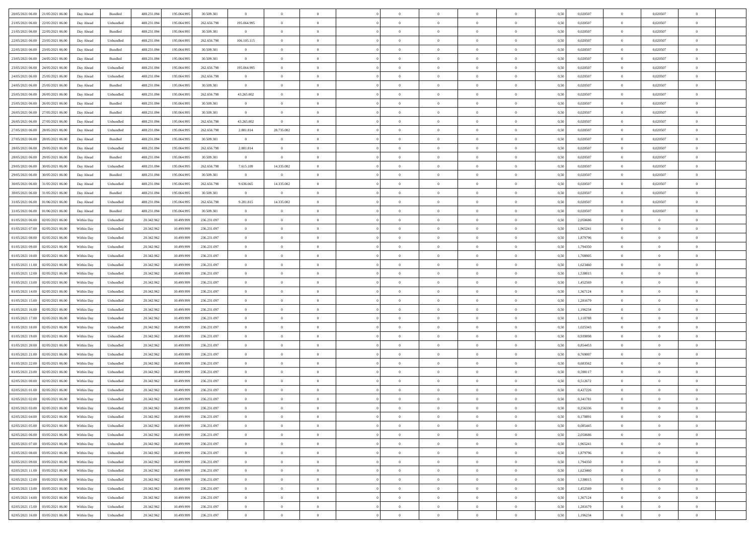| | | | | | | | | | | | | | | | | | | | | | |
|---|---|---|---|---|---|---|---|---|---|---|---|---|---|---|---|---|---|---|---|---|---|
| 20/05/2021 06.00 | 21/05/2021 06.00 | Day Ahead | Bundled | 488.231.094 | 195.064.995 | 30.509.301 | 0 | 0 | 0 | | 0 | 0 | 0 | 0 | 0,50 | 0,020507 | 0 | 0,020507 | 0 | |
| 21/05/2021 06.00 | 22/05/2021 06.00 | Day Ahead | Unbundled | 488.231.094 | 195.064.995 | 262.656.798 | 195.064.995 | 0 | 0 | | 0 | 0 | 0 | 0 | 0,50 | 0,020507 | 0 | 0,020507 | 0 | |
| 21/05/2021 06.00 | 22/05/2021 06.00 | Day Ahead | Bundled | 488.231.094 | 195.064.995 | 30.509.301 | 0 | 0 | 0 | | 0 | 0 | 0 | 0 | 0,50 | 0,020507 | 0 | 0,020507 | 0 | |
| 22/05/2021 06.00 | 23/05/2021 06.00 | Day Ahead | Unbundled | 488.231.094 | 195.064.995 | 262.656.798 | 106.105.115 | 0 | 0 | | 0 | 0 | 0 | 0 | 0,50 | 0,020507 | 0 | 0,020507 | 0 | |
| 22/05/2021 06.00 | 23/05/2021 06.00 | Day Ahead | Bundled | 488.231.094 | 195.064.995 | 30.509.301 | 0 | 0 | 0 | | 0 | 0 | 0 | 0 | 0,50 | 0,020507 | 0 | 0,020507 | 0 | |
| 23/05/2021 06.00 | 24/05/2021 06.00 | Day Ahead | Bundled | 488.231.094 | 195.064.995 | 30.509.301 | 0 | 0 | 0 | | 0 | 0 | 0 | 0 | 0,50 | 0,020507 | 0 | 0,020507 | 0 | |
| 23/05/2021 06.00 | 24/05/2021 06.00 | Day Ahead | Unbundled | 488.231.094 | 195.064.995 | 262.656.798 | 195.064.995 | 0 | 0 | | 0 | 0 | 0 | 0 | 0,50 | 0,020507 | 0 | 0,020507 | 0 | |
| 24/05/2021 06.00 | 25/05/2021 06.00 | Day Ahead | Unbundled | 488.231.094 | 195.064.995 | 262.656.798 | 0 | 0 | 0 | | 0 | 0 | 0 | 0 | 0,50 | 0,020507 | 0 | 0,020507 | 0 | |
| 24/05/2021 06.00 | 25/05/2021 06.00 | Day Ahead | Bundled | 488.231.094 | 195.064.995 | 30.509.301 | 0 | 0 | 0 | | 0 | 0 | 0 | 0 | 0,50 | 0,020507 | 0 | 0,020507 | 0 | |
| 25/05/2021 06.00 | 26/05/2021 06.00 | Day Ahead | Unbundled | 488.231.094 | 195.064.995 | 262.656.798 | 43.265.002 | 0 | 0 | | 0 | 0 | 0 | 0 | 0,50 | 0,020507 | 0 | 0,020507 | 0 | |
| 25/05/2021 06.00 | 26/05/2021 06.00 | Day Ahead | Bundled | 488.231.094 | 195.064.995 | 30.509.301 | 0 | 0 | 0 | | 0 | 0 | 0 | 0 | 0,50 | 0,020507 | 0 | 0,020507 | 0 | |
| 26/05/2021 06.00 | 27/05/2021 06.00 | Day Ahead | Bundled | 488.231.094 | 195.064.995 | 30.509.301 | 0 | 0 | 0 | | 0 | 0 | 0 | 0 | 0,50 | 0,020507 | 0 | 0,020507 | 0 | |
| 26/05/2021 06.00 | 27/05/2021 06.00 | Day Ahead | Unbundled | 488.231.094 | 195.064.995 | 262.656.798 | 43.265.002 | 0 | 0 | | 0 | 0 | 0 | 0 | 0,50 | 0,020507 | 0 | 0,020507 | 0 | |
| 27/05/2021 06.00 | 28/05/2021 06.00 | Day Ahead | Unbundled | 488.231.094 | 195.064.995 | 262.656.798 | 2.881.814 | 28.735.002 | 0 | | 0 | 0 | 0 | 0 | 0,50 | 0,020507 | 0 | 0,020507 | 0 | |
| 27/05/2021 06.00 | 28/05/2021 06.00 | Day Ahead | Bundled | 488.231.094 | 195.064.995 | 30.509.301 | 0 | 0 | 0 | | 0 | 0 | 0 | 0 | 0,50 | 0,020507 | 0 | 0,020507 | 0 | |
| 28/05/2021 06.00 | 29/05/2021 06.00 | Day Ahead | Unbundled | 488.231.094 | 195.064.995 | 262.656.798 | 2.881.814 | 0 | 0 | | 0 | 0 | 0 | 0 | 0,50 | 0,020507 | 0 | 0,020507 | 0 | |
| 28/05/2021 06.00 | 29/05/2021 06.00 | Day Ahead | Bundled | 488.231.094 | 195.064.995 | 30.509.301 | 0 | 0 | 0 | | 0 | 0 | 0 | 0 | 0,50 | 0,020507 | 0 | 0,020507 | 0 | |
| 29/05/2021 06.00 | 30/05/2021 06.00 | Day Ahead | Unbundled | 488.231.094 | 195.064.995 | 262.656.798 | 7.615.109 | 14.335.002 | 0 | | 0 | 0 | 0 | 0 | 0,50 | 0,020507 | 0 | 0,020507 | 0 | |
| 29/05/2021 06.00 | 30/05/2021 06.00 | Day Ahead | Bundled | 488.231.094 | 195.064.995 | 30.509.301 | 0 | 0 | 0 | | 0 | 0 | 0 | 0 | 0,50 | 0,020507 | 0 | 0,020507 | 0 | |
| 30/05/2021 06.00 | 31/05/2021 06.00 | Day Ahead | Unbundled | 488.231.094 | 195.064.995 | 262.656.798 | 9.636.065 | 14.335.002 | 0 | | 0 | 0 | 0 | 0 | 0,50 | 0,020507 | 0 | 0,020507 | 0 | |
| 30/05/2021 06.00 | 31/05/2021 06.00 | Day Ahead | Bundled | 488.231.094 | 195.064.995 | 30.509.301 | 0 | 0 | 0 | | 0 | 0 | 0 | 0 | 0,50 | 0,020507 | 0 | 0,020507 | 0 | |
| 31/05/2021 06.00 | 01/06/2021 06.00 | Day Ahead | Unbundled | 488.231.094 | 195.064.995 | 262.656.798 | 9.281.815 | 14.335.002 | 0 | | 0 | 0 | 0 | 0 | 0,50 | 0,020507 | 0 | 0,020507 | 0 | |
| 31/05/2021 06.00 | 01/06/2021 06.00 | Day Ahead | Bundled | 488.231.094 | 195.064.995 | 30.509.301 | 0 | 0 | 0 | | 0 | 0 | 0 | 0 | 0,50 | 0,020507 | 0 | 0,020507 | 0 | |
| 01/05/2021 06.00 | 02/05/2021 06.00 | Within Day | Unbundled | 20.342.962 | 10.499.999 | 236.231.097 | 0 | 0 | 0 | | 0 | 0 | 0 | 0 | 0,50 | 2,050686 | 0 | 0 | 0 | |
| 01/05/2021 07.00 | 02/05/2021 06.00 | Within Day | Unbundled | 20.342.962 | 10.499.999 | 236.231.097 | 0 | 0 | 0 | | 0 | 0 | 0 | 0 | 0,50 | 1,965241 | 0 | 0 | 0 | |
| 01/05/2021 08.00 | 02/05/2021 06.00 | Within Day | Unbundled | 20.342.962 | 10.499.999 | 236.231.097 | 0 | 0 | 0 | | 0 | 0 | 0 | 0 | 0,50 | 1,879796 | 0 | 0 | 0 | |
| 01/05/2021 09.00 | 02/05/2021 06.00 | Within Day | Unbundled | 20.342.962 | 10.499.999 | 236.231.097 | 0 | 0 | 0 | | 0 | 0 | 0 | 0 | 0,50 | 1,794350 | 0 | 0 | 0 | |
| 01/05/2021 10.00 | 02/05/2021 06.00 | Within Day | Unbundled | 20.342.962 | 10.499.999 | 236.231.097 | 0 | 0 | 0 | | 0 | 0 | 0 | 0 | 0,50 | 1,708905 | 0 | 0 | 0 | |
| 01/05/2021 11.00 | 02/05/2021 06.00 | Within Day | Unbundled | 20.342.962 | 10.499.999 | 236.231.097 | 0 | 0 | 0 | | 0 | 0 | 0 | 0 | 0,50 | 1,623460 | 0 | 0 | 0 | |
| 01/05/2021 12.00 | 02/05/2021 06.00 | Within Day | Unbundled | 20.342.962 | 10.499.999 | 236.231.097 | 0 | 0 | 0 | | 0 | 0 | 0 | 0 | 0,50 | 1,538015 | 0 | 0 | 0 | |
| 01/05/2021 13.00 | 02/05/2021 06.00 | Within Day | Unbundled | 20.342.962 | 10.499.999 | 236.231.097 | 0 | 0 | 0 | | 0 | 0 | 0 | 0 | 0,50 | 1,452569 | 0 | 0 | 0 | |
| 01/05/2021 14.00 | 02/05/2021 06.00 | Within Day | Unbundled | 20.342.962 | 10.499.999 | 236.231.097 | 0 | 0 | 0 | | 0 | 0 | 0 | 0 | 0,50 | 1,367124 | 0 | 0 | 0 | |
| 01/05/2021 15.00 | 02/05/2021 06.00 | Within Day | Unbundled | 20.342.962 | 10.499.999 | 236.231.097 | 0 | 0 | 0 | | 0 | 0 | 0 | 0 | 0,50 | 1,281679 | 0 | 0 | 0 | |
| 01/05/2021 16.00 | 02/05/2021 06.00 | Within Day | Unbundled | 20.342.962 | 10.499.999 | 236.231.097 | 0 | 0 | 0 | | 0 | 0 | 0 | 0 | 0,50 | 1,196234 | 0 | 0 | 0 | |
| 01/05/2021 17.00 | 02/05/2021 06.00 | Within Day | Unbundled | 20.342.962 | 10.499.999 | 236.231.097 | 0 | 0 | 0 | | 0 | 0 | 0 | 0 | 0,50 | 1,110788 | 0 | 0 | 0 | |
| 01/05/2021 18.00 | 02/05/2021 06.00 | Within Day | Unbundled | 20.342.962 | 10.499.999 | 236.231.097 | 0 | 0 | 0 | | 0 | 0 | 0 | 0 | 0,50 | 1,025343 | 0 | 0 | 0 | |
| 01/05/2021 19.00 | 02/05/2021 06.00 | Within Day | Unbundled | 20.342.962 | 10.499.999 | 236.231.097 | 0 | 0 | 0 | | 0 | 0 | 0 | 0 | 0,50 | 0,939898 | 0 | 0 | 0 | |
| 01/05/2021 20.00 | 02/05/2021 06.00 | Within Day | Unbundled | 20.342.962 | 10.499.999 | 236.231.097 | 0 | 0 | 0 | | 0 | 0 | 0 | 0 | 0,50 | 0,854453 | 0 | 0 | 0 | |
| 01/05/2021 21.00 | 02/05/2021 06.00 | Within Day | Unbundled | 20.342.962 | 10.499.999 | 236.231.097 | 0 | 0 | 0 | | 0 | 0 | 0 | 0 | 0,50 | 0,769007 | 0 | 0 | 0 | |
| 01/05/2021 22.00 | 02/05/2021 06.00 | Within Day | Unbundled | 20.342.962 | 10.499.999 | 236.231.097 | 0 | 0 | 0 | | 0 | 0 | 0 | 0 | 0,50 | 0,683562 | 0 | 0 | 0 | |
| 01/05/2021 23.00 | 02/05/2021 06.00 | Within Day | Unbundled | 20.342.962 | 10.499.999 | 236.231.097 | 0 | 0 | 0 | | 0 | 0 | 0 | 0 | 0,50 | 0,598117 | 0 | 0 | 0 | |
| 02/05/2021 00.00 | 02/05/2021 06.00 | Within Day | Unbundled | 20.342.962 | 10.499.999 | 236.231.097 | 0 | 0 | 0 | | 0 | 0 | 0 | 0 | 0,50 | 0,512672 | 0 | 0 | 0 | |
| 02/05/2021 01.00 | 02/05/2021 06.00 | Within Day | Unbundled | 20.342.962 | 10.499.999 | 236.231.097 | 0 | 0 | 0 | | 0 | 0 | 0 | 0 | 0,50 | 0,427226 | 0 | 0 | 0 | |
| 02/05/2021 02.00 | 02/05/2021 06.00 | Within Day | Unbundled | 20.342.962 | 10.499.999 | 236.231.097 | 0 | 0 | 0 | | 0 | 0 | 0 | 0 | 0,50 | 0,341781 | 0 | 0 | 0 | |
| 02/05/2021 03.00 | 02/05/2021 06.00 | Within Day | Unbundled | 20.342.962 | 10.499.999 | 236.231.097 | 0 | 0 | 0 | | 0 | 0 | 0 | 0 | 0,50 | 0,256336 | 0 | 0 | 0 | |
| 02/05/2021 04.00 | 02/05/2021 06.00 | Within Day | Unbundled | 20.342.962 | 10.499.999 | 236.231.097 | 0 | 0 | 0 | | 0 | 0 | 0 | 0 | 0,50 | 0,170891 | 0 | 0 | 0 | |
| 02/05/2021 05.00 | 02/05/2021 06.00 | Within Day | Unbundled | 20.342.962 | 10.499.999 | 236.231.097 | 0 | 0 | 0 | | 0 | 0 | 0 | 0 | 0,50 | 0,085445 | 0 | 0 | 0 | |
| 02/05/2021 06.00 | 03/05/2021 06.00 | Within Day | Unbundled | 20.342.962 | 10.499.999 | 236.231.097 | 0 | 0 | 0 | | 0 | 0 | 0 | 0 | 0,50 | 2,050686 | 0 | 0 | 0 | |
| 02/05/2021 07.00 | 03/05/2021 06.00 | Within Day | Unbundled | 20.342.962 | 10.499.999 | 236.231.097 | 0 | 0 | 0 | | 0 | 0 | 0 | 0 | 0,50 | 1,965241 | 0 | 0 | 0 | |
| 02/05/2021 08.00 | 03/05/2021 06.00 | Within Day | Unbundled | 20.342.962 | 10.499.999 | 236.231.097 | 0 | 0 | 0 | | 0 | 0 | 0 | 0 | 0,50 | 1,879796 | 0 | 0 | 0 | |
| 02/05/2021 09.00 | 03/05/2021 06.00 | Within Day | Unbundled | 20.342.962 | 10.499.999 | 236.231.097 | 0 | 0 | 0 | | 0 | 0 | 0 | 0 | 0,50 | 1,794350 | 0 | 0 | 0 | |
| 02/05/2021 11.00 | 03/05/2021 06.00 | Within Day | Unbundled | 20.342.962 | 10.499.999 | 236.231.097 | 0 | 0 | 0 | | 0 | 0 | 0 | 0 | 0,50 | 1,623460 | 0 | 0 | 0 | |
| 02/05/2021 12.00 | 03/05/2021 06.00 | Within Day | Unbundled | 20.342.962 | 10.499.999 | 236.231.097 | 0 | 0 | 0 | | 0 | 0 | 0 | 0 | 0,50 | 1,538015 | 0 | 0 | 0 | |
| 02/05/2021 13.00 | 03/05/2021 06.00 | Within Day | Unbundled | 20.342.962 | 10.499.999 | 236.231.097 | 0 | 0 | 0 | | 0 | 0 | 0 | 0 | 0,50 | 1,452569 | 0 | 0 | 0 | |
| 02/05/2021 14.00 | 03/05/2021 06.00 | Within Day | Unbundled | 20.342.962 | 10.499.999 | 236.231.097 | 0 | 0 | 0 | | 0 | 0 | 0 | 0 | 0,50 | 1,367124 | 0 | 0 | 0 | |
| 02/05/2021 15.00 | 03/05/2021 06.00 | Within Day | Unbundled | 20.342.962 | 10.499.999 | 236.231.097 | 0 | 0 | 0 | | 0 | 0 | 0 | 0 | 0,50 | 1,281679 | 0 | 0 | 0 | |
| 02/05/2021 16.00 | 03/05/2021 06.00 | Within Day | Unbundled | 20.342.962 | 10.499.999 | 236.231.097 | 0 | 0 | 0 | | 0 | 0 | 0 | 0 | 0,50 | 1,196234 | 0 | 0 | 0 | |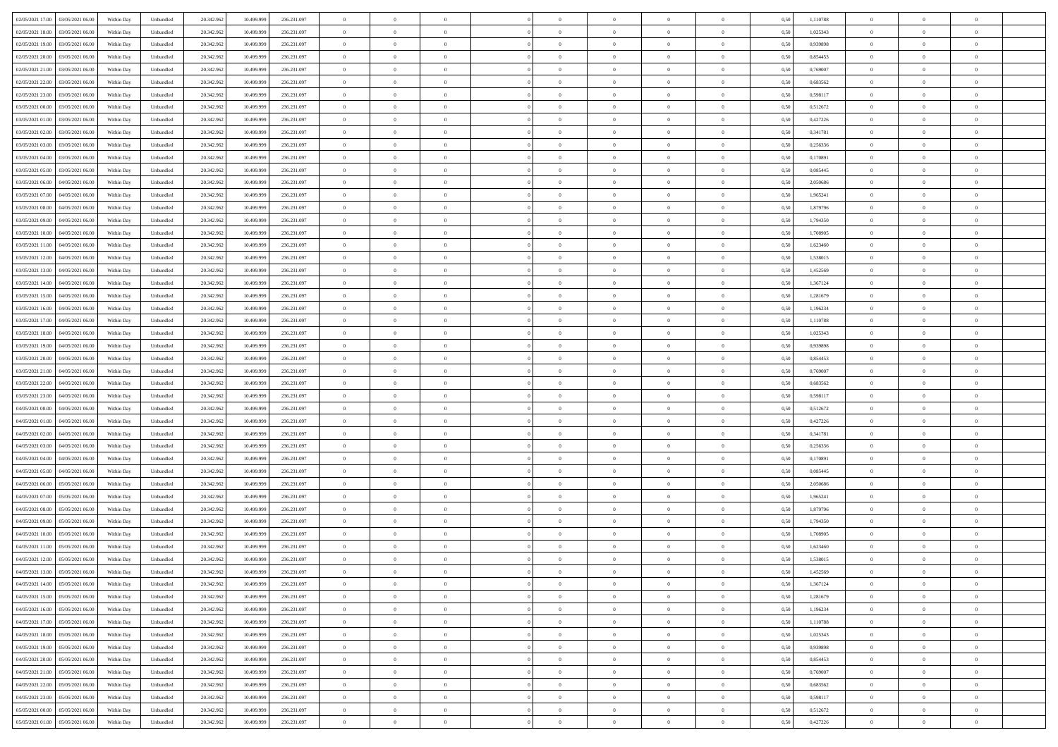| | | | | | | | | | | | | | | | | | | | | |
|---|---|---|---|---|---|---|---|---|---|---|---|---|---|---|---|---|---|---|---|---|
| 02/05/2021 17:00 | 03/05/2021 06:00 | Within Day | Unbundled | 20.342.962 | 10.499.999 | 236.231.097 | 0 | 0 | 0 | | 0 | 0 | 0 | 0 | 0,50 | 1,110788 | 0 | 0 | 0 | |
| 02/05/2021 18:00 | 03/05/2021 06:00 | Within Day | Unbundled | 20.342.962 | 10.499.999 | 236.231.097 | 0 | 0 | 0 | | 0 | 0 | 0 | 0 | 0,50 | 1,025343 | 0 | 0 | 0 | |
| 02/05/2021 19:00 | 03/05/2021 06:00 | Within Day | Unbundled | 20.342.962 | 10.499.999 | 236.231.097 | 0 | 0 | 0 | | 0 | 0 | 0 | 0 | 0,50 | 0,939898 | 0 | 0 | 0 | |
| 02/05/2021 20:00 | 03/05/2021 06:00 | Within Day | Unbundled | 20.342.962 | 10.499.999 | 236.231.097 | 0 | 0 | 0 | | 0 | 0 | 0 | 0 | 0,50 | 0,854453 | 0 | 0 | 0 | |
| 02/05/2021 21:00 | 03/05/2021 06:00 | Within Day | Unbundled | 20.342.962 | 10.499.999 | 236.231.097 | 0 | 0 | 0 | | 0 | 0 | 0 | 0 | 0,50 | 0,769007 | 0 | 0 | 0 | |
| 02/05/2021 22:00 | 03/05/2021 06:00 | Within Day | Unbundled | 20.342.962 | 10.499.999 | 236.231.097 | 0 | 0 | 0 | | 0 | 0 | 0 | 0 | 0,50 | 0,683562 | 0 | 0 | 0 | |
| 02/05/2021 23:00 | 03/05/2021 06:00 | Within Day | Unbundled | 20.342.962 | 10.499.999 | 236.231.097 | 0 | 0 | 0 | | 0 | 0 | 0 | 0 | 0,50 | 0,598117 | 0 | 0 | 0 | |
| 03/05/2021 00:00 | 03/05/2021 06:00 | Within Day | Unbundled | 20.342.962 | 10.499.999 | 236.231.097 | 0 | 0 | 0 | | 0 | 0 | 0 | 0 | 0,50 | 0,512672 | 0 | 0 | 0 | |
| 03/05/2021 01:00 | 03/05/2021 06:00 | Within Day | Unbundled | 20.342.962 | 10.499.999 | 236.231.097 | 0 | 0 | 0 | | 0 | 0 | 0 | 0 | 0,50 | 0,427226 | 0 | 0 | 0 | |
| 03/05/2021 02:00 | 03/05/2021 06:00 | Within Day | Unbundled | 20.342.962 | 10.499.999 | 236.231.097 | 0 | 0 | 0 | | 0 | 0 | 0 | 0 | 0,50 | 0,341781 | 0 | 0 | 0 | |
| 03/05/2021 03:00 | 03/05/2021 06:00 | Within Day | Unbundled | 20.342.962 | 10.499.999 | 236.231.097 | 0 | 0 | 0 | | 0 | 0 | 0 | 0 | 0,50 | 0,256336 | 0 | 0 | 0 | |
| 03/05/2021 04:00 | 03/05/2021 06:00 | Within Day | Unbundled | 20.342.962 | 10.499.999 | 236.231.097 | 0 | 0 | 0 | | 0 | 0 | 0 | 0 | 0,50 | 0,170891 | 0 | 0 | 0 | |
| 03/05/2021 05:00 | 03/05/2021 06:00 | Within Day | Unbundled | 20.342.962 | 10.499.999 | 236.231.097 | 0 | 0 | 0 | | 0 | 0 | 0 | 0 | 0,50 | 0,085445 | 0 | 0 | 0 | |
| 03/05/2021 06:00 | 04/05/2021 06:00 | Within Day | Unbundled | 20.342.962 | 10.499.999 | 236.231.097 | 0 | 0 | 0 | | 0 | 0 | 0 | 0 | 0,50 | 2,050686 | 0 | 0 | 0 | |
| 03/05/2021 07:00 | 04/05/2021 06:00 | Within Day | Unbundled | 20.342.962 | 10.499.999 | 236.231.097 | 0 | 0 | 0 | | 0 | 0 | 0 | 0 | 0,50 | 1,965241 | 0 | 0 | 0 | |
| 03/05/2021 08:00 | 04/05/2021 06:00 | Within Day | Unbundled | 20.342.962 | 10.499.999 | 236.231.097 | 0 | 0 | 0 | | 0 | 0 | 0 | 0 | 0,50 | 1,879796 | 0 | 0 | 0 | |
| 03/05/2021 09:00 | 04/05/2021 06:00 | Within Day | Unbundled | 20.342.962 | 10.499.999 | 236.231.097 | 0 | 0 | 0 | | 0 | 0 | 0 | 0 | 0,50 | 1,794350 | 0 | 0 | 0 | |
| 03/05/2021 10:00 | 04/05/2021 06:00 | Within Day | Unbundled | 20.342.962 | 10.499.999 | 236.231.097 | 0 | 0 | 0 | | 0 | 0 | 0 | 0 | 0,50 | 1,708905 | 0 | 0 | 0 | |
| 03/05/2021 11:00 | 04/05/2021 06:00 | Within Day | Unbundled | 20.342.962 | 10.499.999 | 236.231.097 | 0 | 0 | 0 | | 0 | 0 | 0 | 0 | 0,50 | 1,623460 | 0 | 0 | 0 | |
| 03/05/2021 12:00 | 04/05/2021 06:00 | Within Day | Unbundled | 20.342.962 | 10.499.999 | 236.231.097 | 0 | 0 | 0 | | 0 | 0 | 0 | 0 | 0,50 | 1,538015 | 0 | 0 | 0 | |
| 03/05/2021 13:00 | 04/05/2021 06:00 | Within Day | Unbundled | 20.342.962 | 10.499.999 | 236.231.097 | 0 | 0 | 0 | | 0 | 0 | 0 | 0 | 0,50 | 1,452569 | 0 | 0 | 0 | |
| 03/05/2021 14:00 | 04/05/2021 06:00 | Within Day | Unbundled | 20.342.962 | 10.499.999 | 236.231.097 | 0 | 0 | 0 | | 0 | 0 | 0 | 0 | 0,50 | 1,367124 | 0 | 0 | 0 | |
| 03/05/2021 15:00 | 04/05/2021 06:00 | Within Day | Unbundled | 20.342.962 | 10.499.999 | 236.231.097 | 0 | 0 | 0 | | 0 | 0 | 0 | 0 | 0,50 | 1,281679 | 0 | 0 | 0 | |
| 03/05/2021 16:00 | 04/05/2021 06:00 | Within Day | Unbundled | 20.342.962 | 10.499.999 | 236.231.097 | 0 | 0 | 0 | | 0 | 0 | 0 | 0 | 0,50 | 1,196234 | 0 | 0 | 0 | |
| 03/05/2021 17:00 | 04/05/2021 06:00 | Within Day | Unbundled | 20.342.962 | 10.499.999 | 236.231.097 | 0 | 0 | 0 | | 0 | 0 | 0 | 0 | 0,50 | 1,110788 | 0 | 0 | 0 | |
| 03/05/2021 18:00 | 04/05/2021 06:00 | Within Day | Unbundled | 20.342.962 | 10.499.999 | 236.231.097 | 0 | 0 | 0 | | 0 | 0 | 0 | 0 | 0,50 | 1,025343 | 0 | 0 | 0 | |
| 03/05/2021 19:00 | 04/05/2021 06:00 | Within Day | Unbundled | 20.342.962 | 10.499.999 | 236.231.097 | 0 | 0 | 0 | | 0 | 0 | 0 | 0 | 0,50 | 0,939898 | 0 | 0 | 0 | |
| 03/05/2021 20:00 | 04/05/2021 06:00 | Within Day | Unbundled | 20.342.962 | 10.499.999 | 236.231.097 | 0 | 0 | 0 | | 0 | 0 | 0 | 0 | 0,50 | 0,854453 | 0 | 0 | 0 | |
| 03/05/2021 21:00 | 04/05/2021 06:00 | Within Day | Unbundled | 20.342.962 | 10.499.999 | 236.231.097 | 0 | 0 | 0 | | 0 | 0 | 0 | 0 | 0,50 | 0,769007 | 0 | 0 | 0 | |
| 03/05/2021 22:00 | 04/05/2021 06:00 | Within Day | Unbundled | 20.342.962 | 10.499.999 | 236.231.097 | 0 | 0 | 0 | | 0 | 0 | 0 | 0 | 0,50 | 0,683562 | 0 | 0 | 0 | |
| 03/05/2021 23:00 | 04/05/2021 06:00 | Within Day | Unbundled | 20.342.962 | 10.499.999 | 236.231.097 | 0 | 0 | 0 | | 0 | 0 | 0 | 0 | 0,50 | 0,598117 | 0 | 0 | 0 | |
| 04/05/2021 00:00 | 04/05/2021 06:00 | Within Day | Unbundled | 20.342.962 | 10.499.999 | 236.231.097 | 0 | 0 | 0 | | 0 | 0 | 0 | 0 | 0,50 | 0,512672 | 0 | 0 | 0 | |
| 04/05/2021 01:00 | 04/05/2021 06:00 | Within Day | Unbundled | 20.342.962 | 10.499.999 | 236.231.097 | 0 | 0 | 0 | | 0 | 0 | 0 | 0 | 0,50 | 0,427226 | 0 | 0 | 0 | |
| 04/05/2021 02:00 | 04/05/2021 06:00 | Within Day | Unbundled | 20.342.962 | 10.499.999 | 236.231.097 | 0 | 0 | 0 | | 0 | 0 | 0 | 0 | 0,50 | 0,341781 | 0 | 0 | 0 | |
| 04/05/2021 03:00 | 04/05/2021 06:00 | Within Day | Unbundled | 20.342.962 | 10.499.999 | 236.231.097 | 0 | 0 | 0 | | 0 | 0 | 0 | 0 | 0,50 | 0,256336 | 0 | 0 | 0 | |
| 04/05/2021 04:00 | 04/05/2021 06:00 | Within Day | Unbundled | 20.342.962 | 10.499.999 | 236.231.097 | 0 | 0 | 0 | | 0 | 0 | 0 | 0 | 0,50 | 0,170891 | 0 | 0 | 0 | |
| 04/05/2021 05:00 | 04/05/2021 06:00 | Within Day | Unbundled | 20.342.962 | 10.499.999 | 236.231.097 | 0 | 0 | 0 | | 0 | 0 | 0 | 0 | 0,50 | 0,085445 | 0 | 0 | 0 | |
| 04/05/2021 06:00 | 05/05/2021 06:00 | Within Day | Unbundled | 20.342.962 | 10.499.999 | 236.231.097 | 0 | 0 | 0 | | 0 | 0 | 0 | 0 | 0,50 | 2,050686 | 0 | 0 | 0 | |
| 04/05/2021 07:00 | 05/05/2021 06:00 | Within Day | Unbundled | 20.342.962 | 10.499.999 | 236.231.097 | 0 | 0 | 0 | | 0 | 0 | 0 | 0 | 0,50 | 1,965241 | 0 | 0 | 0 | |
| 04/05/2021 08:00 | 05/05/2021 06:00 | Within Day | Unbundled | 20.342.962 | 10.499.999 | 236.231.097 | 0 | 0 | 0 | | 0 | 0 | 0 | 0 | 0,50 | 1,879796 | 0 | 0 | 0 | |
| 04/05/2021 09:00 | 05/05/2021 06:00 | Within Day | Unbundled | 20.342.962 | 10.499.999 | 236.231.097 | 0 | 0 | 0 | | 0 | 0 | 0 | 0 | 0,50 | 1,794350 | 0 | 0 | 0 | |
| 04/05/2021 10:00 | 05/05/2021 06:00 | Within Day | Unbundled | 20.342.962 | 10.499.999 | 236.231.097 | 0 | 0 | 0 | | 0 | 0 | 0 | 0 | 0,50 | 1,708905 | 0 | 0 | 0 | |
| 04/05/2021 11:00 | 05/05/2021 06:00 | Within Day | Unbundled | 20.342.962 | 10.499.999 | 236.231.097 | 0 | 0 | 0 | | 0 | 0 | 0 | 0 | 0,50 | 1,623460 | 0 | 0 | 0 | |
| 04/05/2021 12:00 | 05/05/2021 06:00 | Within Day | Unbundled | 20.342.962 | 10.499.999 | 236.231.097 | 0 | 0 | 0 | | 0 | 0 | 0 | 0 | 0,50 | 1,538015 | 0 | 0 | 0 | |
| 04/05/2021 13:00 | 05/05/2021 06:00 | Within Day | Unbundled | 20.342.962 | 10.499.999 | 236.231.097 | 0 | 0 | 0 | | 0 | 0 | 0 | 0 | 0,50 | 1,452569 | 0 | 0 | 0 | |
| 04/05/2021 14:00 | 05/05/2021 06:00 | Within Day | Unbundled | 20.342.962 | 10.499.999 | 236.231.097 | 0 | 0 | 0 | | 0 | 0 | 0 | 0 | 0,50 | 1,367124 | 0 | 0 | 0 | |
| 04/05/2021 15:00 | 05/05/2021 06:00 | Within Day | Unbundled | 20.342.962 | 10.499.999 | 236.231.097 | 0 | 0 | 0 | | 0 | 0 | 0 | 0 | 0,50 | 1,281679 | 0 | 0 | 0 | |
| 04/05/2021 16:00 | 05/05/2021 06:00 | Within Day | Unbundled | 20.342.962 | 10.499.999 | 236.231.097 | 0 | 0 | 0 | | 0 | 0 | 0 | 0 | 0,50 | 1,196234 | 0 | 0 | 0 | |
| 04/05/2021 17:00 | 05/05/2021 06:00 | Within Day | Unbundled | 20.342.962 | 10.499.999 | 236.231.097 | 0 | 0 | 0 | | 0 | 0 | 0 | 0 | 0,50 | 1,110788 | 0 | 0 | 0 | |
| 04/05/2021 18:00 | 05/05/2021 06:00 | Within Day | Unbundled | 20.342.962 | 10.499.999 | 236.231.097 | 0 | 0 | 0 | | 0 | 0 | 0 | 0 | 0,50 | 1,025343 | 0 | 0 | 0 | |
| 04/05/2021 19:00 | 05/05/2021 06:00 | Within Day | Unbundled | 20.342.962 | 10.499.999 | 236.231.097 | 0 | 0 | 0 | | 0 | 0 | 0 | 0 | 0,50 | 0,939898 | 0 | 0 | 0 | |
| 04/05/2021 20:00 | 05/05/2021 06:00 | Within Day | Unbundled | 20.342.962 | 10.499.999 | 236.231.097 | 0 | 0 | 0 | | 0 | 0 | 0 | 0 | 0,50 | 0,854453 | 0 | 0 | 0 | |
| 04/05/2021 21:00 | 05/05/2021 06:00 | Within Day | Unbundled | 20.342.962 | 10.499.999 | 236.231.097 | 0 | 0 | 0 | | 0 | 0 | 0 | 0 | 0,50 | 0,769007 | 0 | 0 | 0 | |
| 04/05/2021 22:00 | 05/05/2021 06:00 | Within Day | Unbundled | 20.342.962 | 10.499.999 | 236.231.097 | 0 | 0 | 0 | | 0 | 0 | 0 | 0 | 0,50 | 0,683562 | 0 | 0 | 0 | |
| 04/05/2021 23:00 | 05/05/2021 06:00 | Within Day | Unbundled | 20.342.962 | 10.499.999 | 236.231.097 | 0 | 0 | 0 | | 0 | 0 | 0 | 0 | 0,50 | 0,598117 | 0 | 0 | 0 | |
| 05/05/2021 00:00 | 05/05/2021 06:00 | Within Day | Unbundled | 20.342.962 | 10.499.999 | 236.231.097 | 0 | 0 | 0 | | 0 | 0 | 0 | 0 | 0,50 | 0,512672 | 0 | 0 | 0 | |
| 05/05/2021 01:00 | 05/05/2021 06:00 | Within Day | Unbundled | 20.342.962 | 10.499.999 | 236.231.097 | 0 | 0 | 0 | | 0 | 0 | 0 | 0 | 0,50 | 0,427226 | 0 | 0 | 0 | |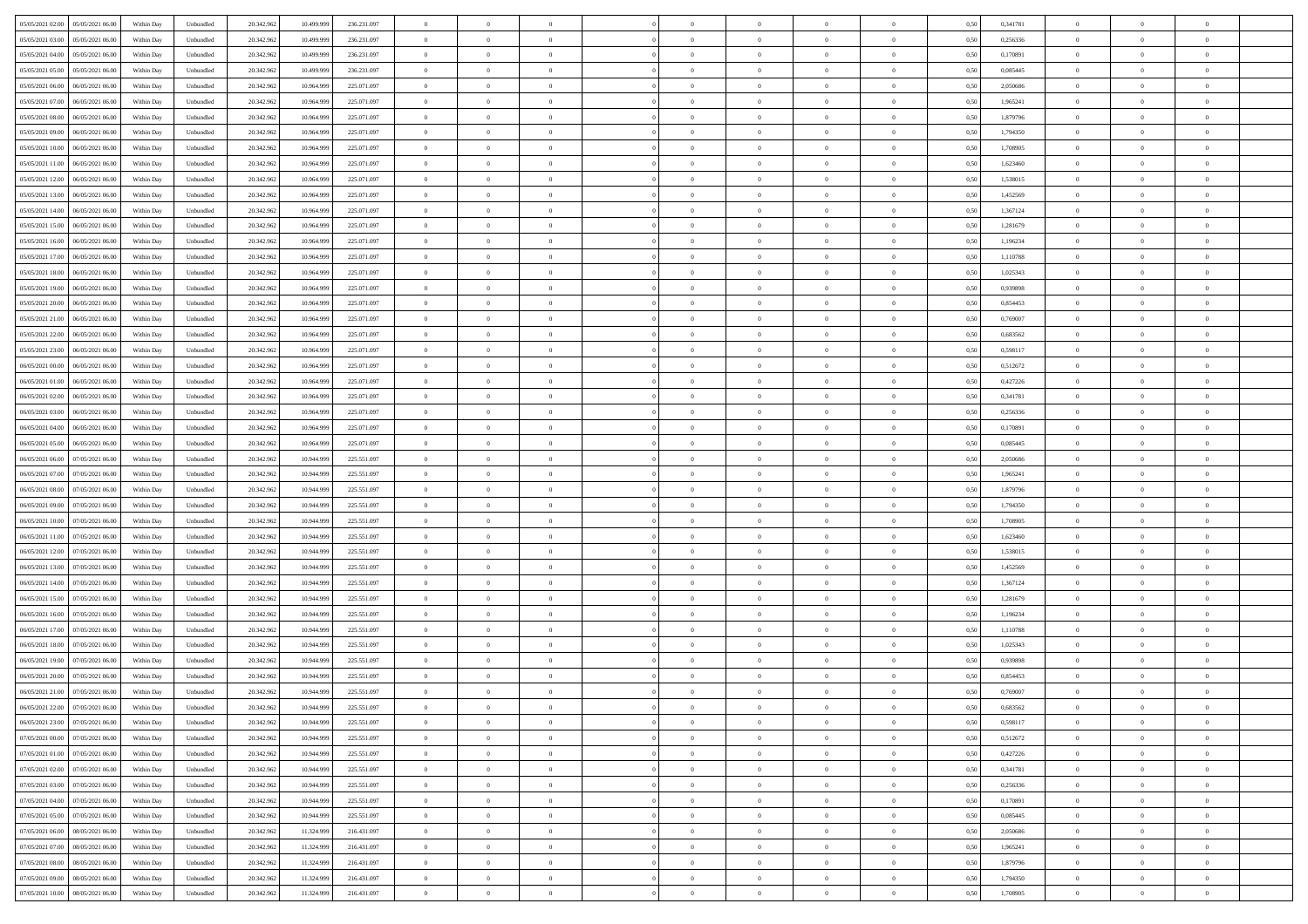| | | | | | | | | | | | | | | | | | | | | | |
|---|---|---|---|---|---|---|---|---|---|---|---|---|---|---|---|---|---|---|---|---|---|
| 05/05/2021 02:00 | 05/05/2021 06:00 | Within Day | Unbundled | 20.342.962 | 10.499.999 | 236.231.097 | 0 | 0 | 0 | | 0 | 0 | 0 | 0 | 0,50 | 0,341781 | 0 | 0 | 0 | |
| 05/05/2021 03:00 | 05/05/2021 06:00 | Within Day | Unbundled | 20.342.962 | 10.499.999 | 236.231.097 | 0 | 0 | 0 | | 0 | 0 | 0 | 0 | 0,50 | 0,256336 | 0 | 0 | 0 | |
| 05/05/2021 04:00 | 05/05/2021 06:00 | Within Day | Unbundled | 20.342.962 | 10.499.999 | 236.231.097 | 0 | 0 | 0 | | 0 | 0 | 0 | 0 | 0,50 | 0,170891 | 0 | 0 | 0 | |
| 05/05/2021 05:00 | 05/05/2021 06:00 | Within Day | Unbundled | 20.342.962 | 10.499.999 | 236.231.097 | 0 | 0 | 0 | | 0 | 0 | 0 | 0 | 0,50 | 0,085445 | 0 | 0 | 0 | |
| 05/05/2021 06:00 | 06/05/2021 06:00 | Within Day | Unbundled | 20.342.962 | 10.964.999 | 225.071.097 | 0 | 0 | 0 | | 0 | 0 | 0 | 0 | 0,50 | 2,050686 | 0 | 0 | 0 | |
| 05/05/2021 07:00 | 06/05/2021 06:00 | Within Day | Unbundled | 20.342.962 | 10.964.999 | 225.071.097 | 0 | 0 | 0 | | 0 | 0 | 0 | 0 | 0,50 | 1,965241 | 0 | 0 | 0 | |
| 05/05/2021 08:00 | 06/05/2021 06:00 | Within Day | Unbundled | 20.342.962 | 10.964.999 | 225.071.097 | 0 | 0 | 0 | | 0 | 0 | 0 | 0 | 0,50 | 1,879796 | 0 | 0 | 0 | |
| 05/05/2021 09:00 | 06/05/2021 06:00 | Within Day | Unbundled | 20.342.962 | 10.964.999 | 225.071.097 | 0 | 0 | 0 | | 0 | 0 | 0 | 0 | 0,50 | 1,794350 | 0 | 0 | 0 | |
| 05/05/2021 10:00 | 06/05/2021 06:00 | Within Day | Unbundled | 20.342.962 | 10.964.999 | 225.071.097 | 0 | 0 | 0 | | 0 | 0 | 0 | 0 | 0,50 | 1,708905 | 0 | 0 | 0 | |
| 05/05/2021 11:00 | 06/05/2021 06:00 | Within Day | Unbundled | 20.342.962 | 10.964.999 | 225.071.097 | 0 | 0 | 0 | | 0 | 0 | 0 | 0 | 0,50 | 1,623460 | 0 | 0 | 0 | |
| 05/05/2021 12:00 | 06/05/2021 06:00 | Within Day | Unbundled | 20.342.962 | 10.964.999 | 225.071.097 | 0 | 0 | 0 | | 0 | 0 | 0 | 0 | 0,50 | 1,538015 | 0 | 0 | 0 | |
| 05/05/2021 13:00 | 06/05/2021 06:00 | Within Day | Unbundled | 20.342.962 | 10.964.999 | 225.071.097 | 0 | 0 | 0 | | 0 | 0 | 0 | 0 | 0,50 | 1,452569 | 0 | 0 | 0 | |
| 05/05/2021 14:00 | 06/05/2021 06:00 | Within Day | Unbundled | 20.342.962 | 10.964.999 | 225.071.097 | 0 | 0 | 0 | | 0 | 0 | 0 | 0 | 0,50 | 1,367124 | 0 | 0 | 0 | |
| 05/05/2021 15:00 | 06/05/2021 06:00 | Within Day | Unbundled | 20.342.962 | 10.964.999 | 225.071.097 | 0 | 0 | 0 | | 0 | 0 | 0 | 0 | 0,50 | 1,281679 | 0 | 0 | 0 | |
| 05/05/2021 16:00 | 06/05/2021 06:00 | Within Day | Unbundled | 20.342.962 | 10.964.999 | 225.071.097 | 0 | 0 | 0 | | 0 | 0 | 0 | 0 | 0,50 | 1,196234 | 0 | 0 | 0 | |
| 05/05/2021 17:00 | 06/05/2021 06:00 | Within Day | Unbundled | 20.342.962 | 10.964.999 | 225.071.097 | 0 | 0 | 0 | | 0 | 0 | 0 | 0 | 0,50 | 1,110788 | 0 | 0 | 0 | |
| 05/05/2021 18:00 | 06/05/2021 06:00 | Within Day | Unbundled | 20.342.962 | 10.964.999 | 225.071.097 | 0 | 0 | 0 | | 0 | 0 | 0 | 0 | 0,50 | 1,025343 | 0 | 0 | 0 | |
| 05/05/2021 19:00 | 06/05/2021 06:00 | Within Day | Unbundled | 20.342.962 | 10.964.999 | 225.071.097 | 0 | 0 | 0 | | 0 | 0 | 0 | 0 | 0,50 | 0,939898 | 0 | 0 | 0 | |
| 05/05/2021 20:00 | 06/05/2021 06:00 | Within Day | Unbundled | 20.342.962 | 10.964.999 | 225.071.097 | 0 | 0 | 0 | | 0 | 0 | 0 | 0 | 0,50 | 0,854453 | 0 | 0 | 0 | |
| 05/05/2021 21:00 | 06/05/2021 06:00 | Within Day | Unbundled | 20.342.962 | 10.964.999 | 225.071.097 | 0 | 0 | 0 | | 0 | 0 | 0 | 0 | 0,50 | 0,769007 | 0 | 0 | 0 | |
| 05/05/2021 22:00 | 06/05/2021 06:00 | Within Day | Unbundled | 20.342.962 | 10.964.999 | 225.071.097 | 0 | 0 | 0 | | 0 | 0 | 0 | 0 | 0,50 | 0,683562 | 0 | 0 | 0 | |
| 05/05/2021 23:00 | 06/05/2021 06:00 | Within Day | Unbundled | 20.342.962 | 10.964.999 | 225.071.097 | 0 | 0 | 0 | | 0 | 0 | 0 | 0 | 0,50 | 0,598117 | 0 | 0 | 0 | |
| 06/05/2021 00:00 | 06/05/2021 06:00 | Within Day | Unbundled | 20.342.962 | 10.964.999 | 225.071.097 | 0 | 0 | 0 | | 0 | 0 | 0 | 0 | 0,50 | 0,512672 | 0 | 0 | 0 | |
| 06/05/2021 01:00 | 06/05/2021 06:00 | Within Day | Unbundled | 20.342.962 | 10.964.999 | 225.071.097 | 0 | 0 | 0 | | 0 | 0 | 0 | 0 | 0,50 | 0,427226 | 0 | 0 | 0 | |
| 06/05/2021 02:00 | 06/05/2021 06:00 | Within Day | Unbundled | 20.342.962 | 10.964.999 | 225.071.097 | 0 | 0 | 0 | | 0 | 0 | 0 | 0 | 0,50 | 0,341781 | 0 | 0 | 0 | |
| 06/05/2021 03:00 | 06/05/2021 06:00 | Within Day | Unbundled | 20.342.962 | 10.964.999 | 225.071.097 | 0 | 0 | 0 | | 0 | 0 | 0 | 0 | 0,50 | 0,256336 | 0 | 0 | 0 | |
| 06/05/2021 04:00 | 06/05/2021 06:00 | Within Day | Unbundled | 20.342.962 | 10.964.999 | 225.071.097 | 0 | 0 | 0 | | 0 | 0 | 0 | 0 | 0,50 | 0,170891 | 0 | 0 | 0 | |
| 06/05/2021 05:00 | 06/05/2021 06:00 | Within Day | Unbundled | 20.342.962 | 10.964.999 | 225.071.097 | 0 | 0 | 0 | | 0 | 0 | 0 | 0 | 0,50 | 0,085445 | 0 | 0 | 0 | |
| 06/05/2021 06:00 | 07/05/2021 06:00 | Within Day | Unbundled | 20.342.962 | 10.944.999 | 225.551.097 | 0 | 0 | 0 | | 0 | 0 | 0 | 0 | 0,50 | 2,050686 | 0 | 0 | 0 | |
| 06/05/2021 07:00 | 07/05/2021 06:00 | Within Day | Unbundled | 20.342.962 | 10.944.999 | 225.551.097 | 0 | 0 | 0 | | 0 | 0 | 0 | 0 | 0,50 | 1,965241 | 0 | 0 | 0 | |
| 06/05/2021 08:00 | 07/05/2021 06:00 | Within Day | Unbundled | 20.342.962 | 10.944.999 | 225.551.097 | 0 | 0 | 0 | | 0 | 0 | 0 | 0 | 0,50 | 1,879796 | 0 | 0 | 0 | |
| 06/05/2021 09:00 | 07/05/2021 06:00 | Within Day | Unbundled | 20.342.962 | 10.944.999 | 225.551.097 | 0 | 0 | 0 | | 0 | 0 | 0 | 0 | 0,50 | 1,794350 | 0 | 0 | 0 | |
| 06/05/2021 10:00 | 07/05/2021 06:00 | Within Day | Unbundled | 20.342.962 | 10.944.999 | 225.551.097 | 0 | 0 | 0 | | 0 | 0 | 0 | 0 | 0,50 | 1,708905 | 0 | 0 | 0 | |
| 06/05/2021 11:00 | 07/05/2021 06:00 | Within Day | Unbundled | 20.342.962 | 10.944.999 | 225.551.097 | 0 | 0 | 0 | | 0 | 0 | 0 | 0 | 0,50 | 1,623460 | 0 | 0 | 0 | |
| 06/05/2021 12:00 | 07/05/2021 06:00 | Within Day | Unbundled | 20.342.962 | 10.944.999 | 225.551.097 | 0 | 0 | 0 | | 0 | 0 | 0 | 0 | 0,50 | 1,538015 | 0 | 0 | 0 | |
| 06/05/2021 13:00 | 07/05/2021 06:00 | Within Day | Unbundled | 20.342.962 | 10.944.999 | 225.551.097 | 0 | 0 | 0 | | 0 | 0 | 0 | 0 | 0,50 | 1,452569 | 0 | 0 | 0 | |
| 06/05/2021 14:00 | 07/05/2021 06:00 | Within Day | Unbundled | 20.342.962 | 10.944.999 | 225.551.097 | 0 | 0 | 0 | | 0 | 0 | 0 | 0 | 0,50 | 1,367124 | 0 | 0 | 0 | |
| 06/05/2021 15:00 | 07/05/2021 06:00 | Within Day | Unbundled | 20.342.962 | 10.944.999 | 225.551.097 | 0 | 0 | 0 | | 0 | 0 | 0 | 0 | 0,50 | 1,281679 | 0 | 0 | 0 | |
| 06/05/2021 16:00 | 07/05/2021 06:00 | Within Day | Unbundled | 20.342.962 | 10.944.999 | 225.551.097 | 0 | 0 | 0 | | 0 | 0 | 0 | 0 | 0,50 | 1,196234 | 0 | 0 | 0 | |
| 06/05/2021 17:00 | 07/05/2021 06:00 | Within Day | Unbundled | 20.342.962 | 10.944.999 | 225.551.097 | 0 | 0 | 0 | | 0 | 0 | 0 | 0 | 0,50 | 1,110788 | 0 | 0 | 0 | |
| 06/05/2021 18:00 | 07/05/2021 06:00 | Within Day | Unbundled | 20.342.962 | 10.944.999 | 225.551.097 | 0 | 0 | 0 | | 0 | 0 | 0 | 0 | 0,50 | 1,025343 | 0 | 0 | 0 | |
| 06/05/2021 19:00 | 07/05/2021 06:00 | Within Day | Unbundled | 20.342.962 | 10.944.999 | 225.551.097 | 0 | 0 | 0 | | 0 | 0 | 0 | 0 | 0,50 | 0,939898 | 0 | 0 | 0 | |
| 06/05/2021 20:00 | 07/05/2021 06:00 | Within Day | Unbundled | 20.342.962 | 10.944.999 | 225.551.097 | 0 | 0 | 0 | | 0 | 0 | 0 | 0 | 0,50 | 0,854453 | 0 | 0 | 0 | |
| 06/05/2021 21:00 | 07/05/2021 06:00 | Within Day | Unbundled | 20.342.962 | 10.944.999 | 225.551.097 | 0 | 0 | 0 | | 0 | 0 | 0 | 0 | 0,50 | 0,769007 | 0 | 0 | 0 | |
| 06/05/2021 22:00 | 07/05/2021 06:00 | Within Day | Unbundled | 20.342.962 | 10.944.999 | 225.551.097 | 0 | 0 | 0 | | 0 | 0 | 0 | 0 | 0,50 | 0,683562 | 0 | 0 | 0 | |
| 06/05/2021 23:00 | 07/05/2021 06:00 | Within Day | Unbundled | 20.342.962 | 10.944.999 | 225.551.097 | 0 | 0 | 0 | | 0 | 0 | 0 | 0 | 0,50 | 0,598117 | 0 | 0 | 0 | |
| 07/05/2021 00:00 | 07/05/2021 06:00 | Within Day | Unbundled | 20.342.962 | 10.944.999 | 225.551.097 | 0 | 0 | 0 | | 0 | 0 | 0 | 0 | 0,50 | 0,512672 | 0 | 0 | 0 | |
| 07/05/2021 01:00 | 07/05/2021 06:00 | Within Day | Unbundled | 20.342.962 | 10.944.999 | 225.551.097 | 0 | 0 | 0 | | 0 | 0 | 0 | 0 | 0,50 | 0,427226 | 0 | 0 | 0 | |
| 07/05/2021 02:00 | 07/05/2021 06:00 | Within Day | Unbundled | 20.342.962 | 10.944.999 | 225.551.097 | 0 | 0 | 0 | | 0 | 0 | 0 | 0 | 0,50 | 0,341781 | 0 | 0 | 0 | |
| 07/05/2021 03:00 | 07/05/2021 06:00 | Within Day | Unbundled | 20.342.962 | 10.944.999 | 225.551.097 | 0 | 0 | 0 | | 0 | 0 | 0 | 0 | 0,50 | 0,256336 | 0 | 0 | 0 | |
| 07/05/2021 04:00 | 07/05/2021 06:00 | Within Day | Unbundled | 20.342.962 | 10.944.999 | 225.551.097 | 0 | 0 | 0 | | 0 | 0 | 0 | 0 | 0,50 | 0,170891 | 0 | 0 | 0 | |
| 07/05/2021 05:00 | 07/05/2021 06:00 | Within Day | Unbundled | 20.342.962 | 10.944.999 | 225.551.097 | 0 | 0 | 0 | | 0 | 0 | 0 | 0 | 0,50 | 0,085445 | 0 | 0 | 0 | |
| 07/05/2021 06:00 | 08/05/2021 06:00 | Within Day | Unbundled | 20.342.962 | 11.324.999 | 216.431.097 | 0 | 0 | 0 | | 0 | 0 | 0 | 0 | 0,50 | 2,050686 | 0 | 0 | 0 | |
| 07/05/2021 07:00 | 08/05/2021 06:00 | Within Day | Unbundled | 20.342.962 | 11.324.999 | 216.431.097 | 0 | 0 | 0 | | 0 | 0 | 0 | 0 | 0,50 | 1,965241 | 0 | 0 | 0 | |
| 07/05/2021 08:00 | 08/05/2021 06:00 | Within Day | Unbundled | 20.342.962 | 11.324.999 | 216.431.097 | 0 | 0 | 0 | | 0 | 0 | 0 | 0 | 0,50 | 1,879796 | 0 | 0 | 0 | |
| 07/05/2021 09:00 | 08/05/2021 06:00 | Within Day | Unbundled | 20.342.962 | 11.324.999 | 216.431.097 | 0 | 0 | 0 | | 0 | 0 | 0 | 0 | 0,50 | 1,794350 | 0 | 0 | 0 | |
| 07/05/2021 10:00 | 08/05/2021 06:00 | Within Day | Unbundled | 20.342.962 | 11.324.999 | 216.431.097 | 0 | 0 | 0 | | 0 | 0 | 0 | 0 | 0,50 | 1,708905 | 0 | 0 | 0 | |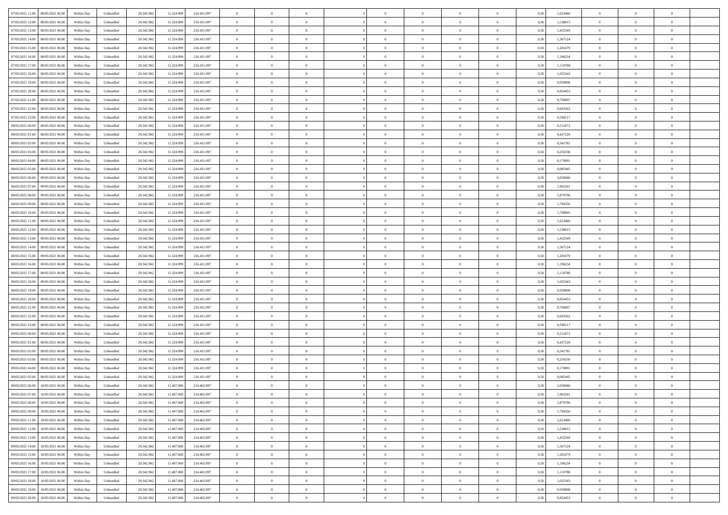| | | | | | | | | | | | | | | | | | | | | | |
|---|---|---|---|---|---|---|---|---|---|---|---|---|---|---|---|---|---|---|---|---|---|
| 07/05/2021 11:00 | 08/05/2021 06:00 | Within Day | Unbundled | 20.342.962 | 11.324.999 | 216.431.097 | 0 | 0 | 0 | | 0 | 0 | 0 | 0 | 0 | 0,50 | 1,623460 | 0 | 0 | 0 | |
| 07/05/2021 12:00 | 08/05/2021 06:00 | Within Day | Unbundled | 20.342.962 | 11.324.999 | 216.431.097 | 0 | 0 | 0 | | 0 | 0 | 0 | 0 | 0 | 0,50 | 1,538015 | 0 | 0 | 0 | |
| 07/05/2021 13:00 | 08/05/2021 06:00 | Within Day | Unbundled | 20.342.962 | 11.324.999 | 216.431.097 | 0 | 0 | 0 | | 0 | 0 | 0 | 0 | 0 | 0,50 | 1,452569 | 0 | 0 | 0 | |
| 07/05/2021 14:00 | 08/05/2021 06:00 | Within Day | Unbundled | 20.342.962 | 11.324.999 | 216.431.097 | 0 | 0 | 0 | | 0 | 0 | 0 | 0 | 0 | 0,50 | 1,367124 | 0 | 0 | 0 | |
| 07/05/2021 15:00 | 08/05/2021 06:00 | Within Day | Unbundled | 20.342.962 | 11.324.999 | 216.431.097 | 0 | 0 | 0 | | 0 | 0 | 0 | 0 | 0 | 0,50 | 1,281679 | 0 | 0 | 0 | |
| 07/05/2021 16:00 | 08/05/2021 06:00 | Within Day | Unbundled | 20.342.962 | 11.324.999 | 216.431.097 | 0 | 0 | 0 | | 0 | 0 | 0 | 0 | 0 | 0,50 | 1,196234 | 0 | 0 | 0 | |
| 07/05/2021 17:00 | 08/05/2021 06:00 | Within Day | Unbundled | 20.342.962 | 11.324.999 | 216.431.097 | 0 | 0 | 0 | | 0 | 0 | 0 | 0 | 0 | 0,50 | 1,110788 | 0 | 0 | 0 | |
| 07/05/2021 18:00 | 08/05/2021 06:00 | Within Day | Unbundled | 20.342.962 | 11.324.999 | 216.431.097 | 0 | 0 | 0 | | 0 | 0 | 0 | 0 | 0 | 0,50 | 1,025343 | 0 | 0 | 0 | |
| 07/05/2021 19:00 | 08/05/2021 06:00 | Within Day | Unbundled | 20.342.962 | 11.324.999 | 216.431.097 | 0 | 0 | 0 | | 0 | 0 | 0 | 0 | 0 | 0,50 | 0,939898 | 0 | 0 | 0 | |
| 07/05/2021 20:00 | 08/05/2021 06:00 | Within Day | Unbundled | 20.342.962 | 11.324.999 | 216.431.097 | 0 | 0 | 0 | | 0 | 0 | 0 | 0 | 0 | 0,50 | 0,854453 | 0 | 0 | 0 | |
| 07/05/2021 21:00 | 08/05/2021 06:00 | Within Day | Unbundled | 20.342.962 | 11.324.999 | 216.431.097 | 0 | 0 | 0 | | 0 | 0 | 0 | 0 | 0 | 0,50 | 0,769007 | 0 | 0 | 0 | |
| 07/05/2021 22:00 | 08/05/2021 06:00 | Within Day | Unbundled | 20.342.962 | 11.324.999 | 216.431.097 | 0 | 0 | 0 | | 0 | 0 | 0 | 0 | 0 | 0,50 | 0,683562 | 0 | 0 | 0 | |
| 07/05/2021 23:00 | 08/05/2021 06:00 | Within Day | Unbundled | 20.342.962 | 11.324.999 | 216.431.097 | 0 | 0 | 0 | | 0 | 0 | 0 | 0 | 0 | 0,50 | 0,598117 | 0 | 0 | 0 | |
| 08/05/2021 00:00 | 08/05/2021 06:00 | Within Day | Unbundled | 20.342.962 | 11.324.999 | 216.431.097 | 0 | 0 | 0 | | 0 | 0 | 0 | 0 | 0 | 0,50 | 0,512672 | 0 | 0 | 0 | |
| 08/05/2021 01:00 | 08/05/2021 06:00 | Within Day | Unbundled | 20.342.962 | 11.324.999 | 216.431.097 | 0 | 0 | 0 | | 0 | 0 | 0 | 0 | 0 | 0,50 | 0,427226 | 0 | 0 | 0 | |
| 08/05/2021 02:00 | 08/05/2021 06:00 | Within Day | Unbundled | 20.342.962 | 11.324.999 | 216.431.097 | 0 | 0 | 0 | | 0 | 0 | 0 | 0 | 0 | 0,50 | 0,341781 | 0 | 0 | 0 | |
| 08/05/2021 03:00 | 08/05/2021 06:00 | Within Day | Unbundled | 20.342.962 | 11.324.999 | 216.431.097 | 0 | 0 | 0 | | 0 | 0 | 0 | 0 | 0 | 0,50 | 0,256336 | 0 | 0 | 0 | |
| 08/05/2021 04:00 | 08/05/2021 06:00 | Within Day | Unbundled | 20.342.962 | 11.324.999 | 216.431.097 | 0 | 0 | 0 | | 0 | 0 | 0 | 0 | 0 | 0,50 | 0,170891 | 0 | 0 | 0 | |
| 08/05/2021 05:00 | 08/05/2021 06:00 | Within Day | Unbundled | 20.342.962 | 11.324.999 | 216.431.097 | 0 | 0 | 0 | | 0 | 0 | 0 | 0 | 0 | 0,50 | 0,085445 | 0 | 0 | 0 | |
| 08/05/2021 06:00 | 09/05/2021 06:00 | Within Day | Unbundled | 20.342.962 | 11.324.999 | 216.431.097 | 0 | 0 | 0 | | 0 | 0 | 0 | 0 | 0 | 0,50 | 2,050686 | 0 | 0 | 0 | |
| 08/05/2021 07:00 | 09/05/2021 06:00 | Within Day | Unbundled | 20.342.962 | 11.324.999 | 216.431.097 | 0 | 0 | 0 | | 0 | 0 | 0 | 0 | 0 | 0,50 | 1,965241 | 0 | 0 | 0 | |
| 08/05/2021 08:00 | 09/05/2021 06:00 | Within Day | Unbundled | 20.342.962 | 11.324.999 | 216.431.097 | 0 | 0 | 0 | | 0 | 0 | 0 | 0 | 0 | 0,50 | 1,879796 | 0 | 0 | 0 | |
| 08/05/2021 09:00 | 09/05/2021 06:00 | Within Day | Unbundled | 20.342.962 | 11.324.999 | 216.431.097 | 0 | 0 | 0 | | 0 | 0 | 0 | 0 | 0 | 0,50 | 1,794350 | 0 | 0 | 0 | |
| 08/05/2021 10:00 | 09/05/2021 06:00 | Within Day | Unbundled | 20.342.962 | 11.324.999 | 216.431.097 | 0 | 0 | 0 | | 0 | 0 | 0 | 0 | 0 | 0,50 | 1,708905 | 0 | 0 | 0 | |
| 08/05/2021 11:00 | 09/05/2021 06:00 | Within Day | Unbundled | 20.342.962 | 11.324.999 | 216.431.097 | 0 | 0 | 0 | | 0 | 0 | 0 | 0 | 0 | 0,50 | 1,623460 | 0 | 0 | 0 | |
| 08/05/2021 12:00 | 09/05/2021 06:00 | Within Day | Unbundled | 20.342.962 | 11.324.999 | 216.431.097 | 0 | 0 | 0 | | 0 | 0 | 0 | 0 | 0 | 0,50 | 1,538015 | 0 | 0 | 0 | |
| 08/05/2021 13:00 | 09/05/2021 06:00 | Within Day | Unbundled | 20.342.962 | 11.324.999 | 216.431.097 | 0 | 0 | 0 | | 0 | 0 | 0 | 0 | 0 | 0,50 | 1,452569 | 0 | 0 | 0 | |
| 08/05/2021 14:00 | 09/05/2021 06:00 | Within Day | Unbundled | 20.342.962 | 11.324.999 | 216.431.097 | 0 | 0 | 0 | | 0 | 0 | 0 | 0 | 0 | 0,50 | 1,367124 | 0 | 0 | 0 | |
| 08/05/2021 15:00 | 09/05/2021 06:00 | Within Day | Unbundled | 20.342.962 | 11.324.999 | 216.431.097 | 0 | 0 | 0 | | 0 | 0 | 0 | 0 | 0 | 0,50 | 1,281679 | 0 | 0 | 0 | |
| 08/05/2021 16:00 | 09/05/2021 06:00 | Within Day | Unbundled | 20.342.962 | 11.324.999 | 216.431.097 | 0 | 0 | 0 | | 0 | 0 | 0 | 0 | 0 | 0,50 | 1,196234 | 0 | 0 | 0 | |
| 08/05/2021 17:00 | 09/05/2021 06:00 | Within Day | Unbundled | 20.342.962 | 11.324.999 | 216.431.097 | 0 | 0 | 0 | | 0 | 0 | 0 | 0 | 0 | 0,50 | 1,110788 | 0 | 0 | 0 | |
| 08/05/2021 18:00 | 09/05/2021 06:00 | Within Day | Unbundled | 20.342.962 | 11.324.999 | 216.431.097 | 0 | 0 | 0 | | 0 | 0 | 0 | 0 | 0 | 0,50 | 1,025343 | 0 | 0 | 0 | |
| 08/05/2021 19:00 | 09/05/2021 06:00 | Within Day | Unbundled | 20.342.962 | 11.324.999 | 216.431.097 | 0 | 0 | 0 | | 0 | 0 | 0 | 0 | 0 | 0,50 | 0,939898 | 0 | 0 | 0 | |
| 08/05/2021 20:00 | 09/05/2021 06:00 | Within Day | Unbundled | 20.342.962 | 11.324.999 | 216.431.097 | 0 | 0 | 0 | | 0 | 0 | 0 | 0 | 0 | 0,50 | 0,854453 | 0 | 0 | 0 | |
| 08/05/2021 21:00 | 09/05/2021 06:00 | Within Day | Unbundled | 20.342.962 | 11.324.999 | 216.431.097 | 0 | 0 | 0 | | 0 | 0 | 0 | 0 | 0 | 0,50 | 0,769007 | 0 | 0 | 0 | |
| 08/05/2021 22:00 | 09/05/2021 06:00 | Within Day | Unbundled | 20.342.962 | 11.324.999 | 216.431.097 | 0 | 0 | 0 | | 0 | 0 | 0 | 0 | 0 | 0,50 | 0,683562 | 0 | 0 | 0 | |
| 08/05/2021 23:00 | 09/05/2021 06:00 | Within Day | Unbundled | 20.342.962 | 11.324.999 | 216.431.097 | 0 | 0 | 0 | | 0 | 0 | 0 | 0 | 0 | 0,50 | 0,598117 | 0 | 0 | 0 | |
| 09/05/2021 00:00 | 09/05/2021 06:00 | Within Day | Unbundled | 20.342.962 | 11.324.999 | 216.431.097 | 0 | 0 | 0 | | 0 | 0 | 0 | 0 | 0 | 0,50 | 0,512672 | 0 | 0 | 0 | |
| 09/05/2021 01:00 | 09/05/2021 06:00 | Within Day | Unbundled | 20.342.962 | 11.324.999 | 216.431.097 | 0 | 0 | 0 | | 0 | 0 | 0 | 0 | 0 | 0,50 | 0,427226 | 0 | 0 | 0 | |
| 09/05/2021 02:00 | 09/05/2021 06:00 | Within Day | Unbundled | 20.342.962 | 11.324.999 | 216.431.097 | 0 | 0 | 0 | | 0 | 0 | 0 | 0 | 0 | 0,50 | 0,341781 | 0 | 0 | 0 | |
| 09/05/2021 03:00 | 09/05/2021 06:00 | Within Day | Unbundled | 20.342.962 | 11.324.999 | 216.431.097 | 0 | 0 | 0 | | 0 | 0 | 0 | 0 | 0 | 0,50 | 0,256336 | 0 | 0 | 0 | |
| 09/05/2021 04:00 | 09/05/2021 06:00 | Within Day | Unbundled | 20.342.962 | 11.324.999 | 216.431.097 | 0 | 0 | 0 | | 0 | 0 | 0 | 0 | 0 | 0,50 | 0,170891 | 0 | 0 | 0 | |
| 09/05/2021 05:00 | 09/05/2021 06:00 | Within Day | Unbundled | 20.342.962 | 11.324.999 | 216.431.097 | 0 | 0 | 0 | | 0 | 0 | 0 | 0 | 0 | 0,50 | 0,085445 | 0 | 0 | 0 | |
| 09/05/2021 06:00 | 10/05/2021 06:00 | Within Day | Unbundled | 20.342.962 | 11.407.000 | 214.463.097 | 0 | 0 | 0 | | 0 | 0 | 0 | 0 | 0 | 0,50 | 2,050686 | 0 | 0 | 0 | |
| 09/05/2021 07:00 | 10/05/2021 06:00 | Within Day | Unbundled | 20.342.962 | 11.407.000 | 214.463.097 | 0 | 0 | 0 | | 0 | 0 | 0 | 0 | 0 | 0,50 | 1,965241 | 0 | 0 | 0 | |
| 09/05/2021 08:00 | 10/05/2021 06:00 | Within Day | Unbundled | 20.342.962 | 11.407.000 | 214.463.097 | 0 | 0 | 0 | | 0 | 0 | 0 | 0 | 0 | 0,50 | 1,879796 | 0 | 0 | 0 | |
| 09/05/2021 09:00 | 10/05/2021 06:00 | Within Day | Unbundled | 20.342.962 | 11.407.000 | 214.463.097 | 0 | 0 | 0 | | 0 | 0 | 0 | 0 | 0 | 0,50 | 1,794350 | 0 | 0 | 0 | |
| 09/05/2021 11:00 | 10/05/2021 06:00 | Within Day | Unbundled | 20.342.962 | 11.407.000 | 214.463.097 | 0 | 0 | 0 | | 0 | 0 | 0 | 0 | 0 | 0,50 | 1,623460 | 0 | 0 | 0 | |
| 09/05/2021 12:00 | 10/05/2021 06:00 | Within Day | Unbundled | 20.342.962 | 11.407.000 | 214.463.097 | 0 | 0 | 0 | | 0 | 0 | 0 | 0 | 0 | 0,50 | 1,538015 | 0 | 0 | 0 | |
| 09/05/2021 13:00 | 10/05/2021 06:00 | Within Day | Unbundled | 20.342.962 | 11.407.000 | 214.463.097 | 0 | 0 | 0 | | 0 | 0 | 0 | 0 | 0 | 0,50 | 1,452569 | 0 | 0 | 0 | |
| 09/05/2021 14:00 | 10/05/2021 06:00 | Within Day | Unbundled | 20.342.962 | 11.407.000 | 214.463.097 | 0 | 0 | 0 | | 0 | 0 | 0 | 0 | 0 | 0,50 | 1,367124 | 0 | 0 | 0 | |
| 09/05/2021 15:00 | 10/05/2021 06:00 | Within Day | Unbundled | 20.342.962 | 11.407.000 | 214.463.097 | 0 | 0 | 0 | | 0 | 0 | 0 | 0 | 0 | 0,50 | 1,281679 | 0 | 0 | 0 | |
| 09/05/2021 16:00 | 10/05/2021 06:00 | Within Day | Unbundled | 20.342.962 | 11.407.000 | 214.463.097 | 0 | 0 | 0 | | 0 | 0 | 0 | 0 | 0 | 0,50 | 1,196234 | 0 | 0 | 0 | |
| 09/05/2021 17:00 | 10/05/2021 06:00 | Within Day | Unbundled | 20.342.962 | 11.407.000 | 214.463.097 | 0 | 0 | 0 | | 0 | 0 | 0 | 0 | 0 | 0,50 | 1,110788 | 0 | 0 | 0 | |
| 09/05/2021 18:00 | 10/05/2021 06:00 | Within Day | Unbundled | 20.342.962 | 11.407.000 | 214.463.097 | 0 | 0 | 0 | | 0 | 0 | 0 | 0 | 0 | 0,50 | 1,025343 | 0 | 0 | 0 | |
| 09/05/2021 19:00 | 10/05/2021 06:00 | Within Day | Unbundled | 20.342.962 | 11.407.000 | 214.463.097 | 0 | 0 | 0 | | 0 | 0 | 0 | 0 | 0 | 0,50 | 0,939898 | 0 | 0 | 0 | |
| 09/05/2021 20:00 | 10/05/2021 06:00 | Within Day | Unbundled | 20.342.962 | 11.407.000 | 214.463.097 | 0 | 0 | 0 | | 0 | 0 | 0 | 0 | 0 | 0,50 | 0,854453 | 0 | 0 | 0 | |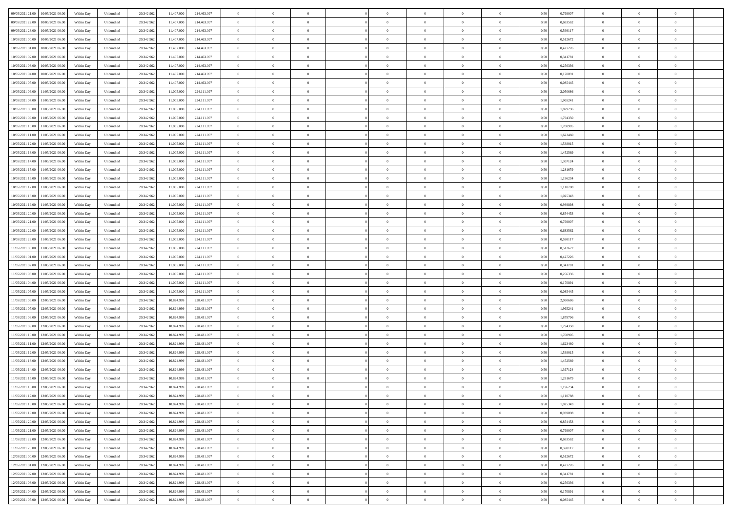| | | | | | | | | | | | | | | | | | | | | |
|---|---|---|---|---|---|---|---|---|---|---|---|---|---|---|---|---|---|---|---|---|
| 09/05/2021 21:00 | 10/05/2021 06:00 | Within Day | Unbundled | 20.342.962 | 11.407.000 | 214.463.097 | 0 | 0 | 0 | | 0 | 0 | 0 | 0 | 0,50 | 0,769007 | 0 | 0 | 0 | |
| 09/05/2021 22:00 | 10/05/2021 06:00 | Within Day | Unbundled | 20.342.962 | 11.407.000 | 214.463.097 | 0 | 0 | 0 | | 0 | 0 | 0 | 0 | 0,50 | 0,683562 | 0 | 0 | 0 | |
| 09/05/2021 23:00 | 10/05/2021 06:00 | Within Day | Unbundled | 20.342.962 | 11.407.000 | 214.463.097 | 0 | 0 | 0 | | 0 | 0 | 0 | 0 | 0,50 | 0,598117 | 0 | 0 | 0 | |
| 10/05/2021 00:00 | 10/05/2021 06:00 | Within Day | Unbundled | 20.342.962 | 11.407.000 | 214.463.097 | 0 | 0 | 0 | | 0 | 0 | 0 | 0 | 0,50 | 0,512672 | 0 | 0 | 0 | |
| 10/05/2021 01:00 | 10/05/2021 06:00 | Within Day | Unbundled | 20.342.962 | 11.407.000 | 214.463.097 | 0 | 0 | 0 | | 0 | 0 | 0 | 0 | 0,50 | 0,427226 | 0 | 0 | 0 | |
| 10/05/2021 02:00 | 10/05/2021 06:00 | Within Day | Unbundled | 20.342.962 | 11.407.000 | 214.463.097 | 0 | 0 | 0 | | 0 | 0 | 0 | 0 | 0,50 | 0,341781 | 0 | 0 | 0 | |
| 10/05/2021 03:00 | 10/05/2021 06:00 | Within Day | Unbundled | 20.342.962 | 11.407.000 | 214.463.097 | 0 | 0 | 0 | | 0 | 0 | 0 | 0 | 0,50 | 0,256336 | 0 | 0 | 0 | |
| 10/05/2021 04:00 | 10/05/2021 06:00 | Within Day | Unbundled | 20.342.962 | 11.407.000 | 214.463.097 | 0 | 0 | 0 | | 0 | 0 | 0 | 0 | 0,50 | 0,170891 | 0 | 0 | 0 | |
| 10/05/2021 05:00 | 10/05/2021 06:00 | Within Day | Unbundled | 20.342.962 | 11.407.000 | 214.463.097 | 0 | 0 | 0 | | 0 | 0 | 0 | 0 | 0,50 | 0,085445 | 0 | 0 | 0 | |
| 10/05/2021 06:00 | 11/05/2021 06:00 | Within Day | Unbundled | 20.342.962 | 11.005.000 | 224.111.097 | 0 | 0 | 0 | | 0 | 0 | 0 | 0 | 0,50 | 2,050686 | 0 | 0 | 0 | |
| 10/05/2021 07:00 | 11/05/2021 06:00 | Within Day | Unbundled | 20.342.962 | 11.005.000 | 224.111.097 | 0 | 0 | 0 | | 0 | 0 | 0 | 0 | 0,50 | 1,965241 | 0 | 0 | 0 | |
| 10/05/2021 08:00 | 11/05/2021 06:00 | Within Day | Unbundled | 20.342.962 | 11.005.000 | 224.111.097 | 0 | 0 | 0 | | 0 | 0 | 0 | 0 | 0,50 | 1,879796 | 0 | 0 | 0 | |
| 10/05/2021 09:00 | 11/05/2021 06:00 | Within Day | Unbundled | 20.342.962 | 11.005.000 | 224.111.097 | 0 | 0 | 0 | | 0 | 0 | 0 | 0 | 0,50 | 1,794350 | 0 | 0 | 0 | |
| 10/05/2021 10:00 | 11/05/2021 06:00 | Within Day | Unbundled | 20.342.962 | 11.005.000 | 224.111.097 | 0 | 0 | 0 | | 0 | 0 | 0 | 0 | 0,50 | 1,708905 | 0 | 0 | 0 | |
| 10/05/2021 11:00 | 11/05/2021 06:00 | Within Day | Unbundled | 20.342.962 | 11.005.000 | 224.111.097 | 0 | 0 | 0 | | 0 | 0 | 0 | 0 | 0,50 | 1,623460 | 0 | 0 | 0 | |
| 10/05/2021 12:00 | 11/05/2021 06:00 | Within Day | Unbundled | 20.342.962 | 11.005.000 | 224.111.097 | 0 | 0 | 0 | | 0 | 0 | 0 | 0 | 0,50 | 1,538015 | 0 | 0 | 0 | |
| 10/05/2021 13:00 | 11/05/2021 06:00 | Within Day | Unbundled | 20.342.962 | 11.005.000 | 224.111.097 | 0 | 0 | 0 | | 0 | 0 | 0 | 0 | 0,50 | 1,452569 | 0 | 0 | 0 | |
| 10/05/2021 14:00 | 11/05/2021 06:00 | Within Day | Unbundled | 20.342.962 | 11.005.000 | 224.111.097 | 0 | 0 | 0 | | 0 | 0 | 0 | 0 | 0,50 | 1,367124 | 0 | 0 | 0 | |
| 10/05/2021 15:00 | 11/05/2021 06:00 | Within Day | Unbundled | 20.342.962 | 11.005.000 | 224.111.097 | 0 | 0 | 0 | | 0 | 0 | 0 | 0 | 0,50 | 1,281679 | 0 | 0 | 0 | |
| 10/05/2021 16:00 | 11/05/2021 06:00 | Within Day | Unbundled | 20.342.962 | 11.005.000 | 224.111.097 | 0 | 0 | 0 | | 0 | 0 | 0 | 0 | 0,50 | 1,196234 | 0 | 0 | 0 | |
| 10/05/2021 17:00 | 11/05/2021 06:00 | Within Day | Unbundled | 20.342.962 | 11.005.000 | 224.111.097 | 0 | 0 | 0 | | 0 | 0 | 0 | 0 | 0,50 | 1,110788 | 0 | 0 | 0 | |
| 10/05/2021 18:00 | 11/05/2021 06:00 | Within Day | Unbundled | 20.342.962 | 11.005.000 | 224.111.097 | 0 | 0 | 0 | | 0 | 0 | 0 | 0 | 0,50 | 1,025343 | 0 | 0 | 0 | |
| 10/05/2021 19:00 | 11/05/2021 06:00 | Within Day | Unbundled | 20.342.962 | 11.005.000 | 224.111.097 | 0 | 0 | 0 | | 0 | 0 | 0 | 0 | 0,50 | 0,939898 | 0 | 0 | 0 | |
| 10/05/2021 20:00 | 11/05/2021 06:00 | Within Day | Unbundled | 20.342.962 | 11.005.000 | 224.111.097 | 0 | 0 | 0 | | 0 | 0 | 0 | 0 | 0,50 | 0,854453 | 0 | 0 | 0 | |
| 10/05/2021 21:00 | 11/05/2021 06:00 | Within Day | Unbundled | 20.342.962 | 11.005.000 | 224.111.097 | 0 | 0 | 0 | | 0 | 0 | 0 | 0 | 0,50 | 0,769007 | 0 | 0 | 0 | |
| 10/05/2021 22:00 | 11/05/2021 06:00 | Within Day | Unbundled | 20.342.962 | 11.005.000 | 224.111.097 | 0 | 0 | 0 | | 0 | 0 | 0 | 0 | 0,50 | 0,683562 | 0 | 0 | 0 | |
| 10/05/2021 23:00 | 11/05/2021 06:00 | Within Day | Unbundled | 20.342.962 | 11.005.000 | 224.111.097 | 0 | 0 | 0 | | 0 | 0 | 0 | 0 | 0,50 | 0,598117 | 0 | 0 | 0 | |
| 11/05/2021 00:00 | 11/05/2021 06:00 | Within Day | Unbundled | 20.342.962 | 11.005.000 | 224.111.097 | 0 | 0 | 0 | | 0 | 0 | 0 | 0 | 0,50 | 0,512672 | 0 | 0 | 0 | |
| 11/05/2021 01:00 | 11/05/2021 06:00 | Within Day | Unbundled | 20.342.962 | 11.005.000 | 224.111.097 | 0 | 0 | 0 | | 0 | 0 | 0 | 0 | 0,50 | 0,427226 | 0 | 0 | 0 | |
| 11/05/2021 02:00 | 11/05/2021 06:00 | Within Day | Unbundled | 20.342.962 | 11.005.000 | 224.111.097 | 0 | 0 | 0 | | 0 | 0 | 0 | 0 | 0,50 | 0,341781 | 0 | 0 | 0 | |
| 11/05/2021 03:00 | 11/05/2021 06:00 | Within Day | Unbundled | 20.342.962 | 11.005.000 | 224.111.097 | 0 | 0 | 0 | | 0 | 0 | 0 | 0 | 0,50 | 0,256336 | 0 | 0 | 0 | |
| 11/05/2021 04:00 | 11/05/2021 06:00 | Within Day | Unbundled | 20.342.962 | 11.005.000 | 224.111.097 | 0 | 0 | 0 | | 0 | 0 | 0 | 0 | 0,50 | 0,170891 | 0 | 0 | 0 | |
| 11/05/2021 05:00 | 11/05/2021 06:00 | Within Day | Unbundled | 20.342.962 | 11.005.000 | 224.111.097 | 0 | 0 | 0 | | 0 | 0 | 0 | 0 | 0,50 | 0,085445 | 0 | 0 | 0 | |
| 11/05/2021 06:00 | 12/05/2021 06:00 | Within Day | Unbundled | 20.342.962 | 10.824.999 | 228.431.097 | 0 | 0 | 0 | | 0 | 0 | 0 | 0 | 0,50 | 2,050686 | 0 | 0 | 0 | |
| 11/05/2021 07:00 | 12/05/2021 06:00 | Within Day | Unbundled | 20.342.962 | 10.824.999 | 228.431.097 | 0 | 0 | 0 | | 0 | 0 | 0 | 0 | 0,50 | 1,965241 | 0 | 0 | 0 | |
| 11/05/2021 08:00 | 12/05/2021 06:00 | Within Day | Unbundled | 20.342.962 | 10.824.999 | 228.431.097 | 0 | 0 | 0 | | 0 | 0 | 0 | 0 | 0,50 | 1,879796 | 0 | 0 | 0 | |
| 11/05/2021 09:00 | 12/05/2021 06:00 | Within Day | Unbundled | 20.342.962 | 10.824.999 | 228.431.097 | 0 | 0 | 0 | | 0 | 0 | 0 | 0 | 0,50 | 1,794350 | 0 | 0 | 0 | |
| 11/05/2021 10:00 | 12/05/2021 06:00 | Within Day | Unbundled | 20.342.962 | 10.824.999 | 228.431.097 | 0 | 0 | 0 | | 0 | 0 | 0 | 0 | 0,50 | 1,708905 | 0 | 0 | 0 | |
| 11/05/2021 11:00 | 12/05/2021 06:00 | Within Day | Unbundled | 20.342.962 | 10.824.999 | 228.431.097 | 0 | 0 | 0 | | 0 | 0 | 0 | 0 | 0,50 | 1,623460 | 0 | 0 | 0 | |
| 11/05/2021 12:00 | 12/05/2021 06:00 | Within Day | Unbundled | 20.342.962 | 10.824.999 | 228.431.097 | 0 | 0 | 0 | | 0 | 0 | 0 | 0 | 0,50 | 1,538015 | 0 | 0 | 0 | |
| 11/05/2021 13:00 | 12/05/2021 06:00 | Within Day | Unbundled | 20.342.962 | 10.824.999 | 228.431.097 | 0 | 0 | 0 | | 0 | 0 | 0 | 0 | 0,50 | 1,452569 | 0 | 0 | 0 | |
| 11/05/2021 14:00 | 12/05/2021 06:00 | Within Day | Unbundled | 20.342.962 | 10.824.999 | 228.431.097 | 0 | 0 | 0 | | 0 | 0 | 0 | 0 | 0,50 | 1,367124 | 0 | 0 | 0 | |
| 11/05/2021 15:00 | 12/05/2021 06:00 | Within Day | Unbundled | 20.342.962 | 10.824.999 | 228.431.097 | 0 | 0 | 0 | | 0 | 0 | 0 | 0 | 0,50 | 1,281679 | 0 | 0 | 0 | |
| 11/05/2021 16:00 | 12/05/2021 06:00 | Within Day | Unbundled | 20.342.962 | 10.824.999 | 228.431.097 | 0 | 0 | 0 | | 0 | 0 | 0 | 0 | 0,50 | 1,196234 | 0 | 0 | 0 | |
| 11/05/2021 17:00 | 12/05/2021 06:00 | Within Day | Unbundled | 20.342.962 | 10.824.999 | 228.431.097 | 0 | 0 | 0 | | 0 | 0 | 0 | 0 | 0,50 | 1,110788 | 0 | 0 | 0 | |
| 11/05/2021 18:00 | 12/05/2021 06:00 | Within Day | Unbundled | 20.342.962 | 10.824.999 | 228.431.097 | 0 | 0 | 0 | | 0 | 0 | 0 | 0 | 0,50 | 1,025343 | 0 | 0 | 0 | |
| 11/05/2021 19:00 | 12/05/2021 06:00 | Within Day | Unbundled | 20.342.962 | 10.824.999 | 228.431.097 | 0 | 0 | 0 | | 0 | 0 | 0 | 0 | 0,50 | 0,939898 | 0 | 0 | 0 | |
| 11/05/2021 20:00 | 12/05/2021 06:00 | Within Day | Unbundled | 20.342.962 | 10.824.999 | 228.431.097 | 0 | 0 | 0 | | 0 | 0 | 0 | 0 | 0,50 | 0,854453 | 0 | 0 | 0 | |
| 11/05/2021 21:00 | 12/05/2021 06:00 | Within Day | Unbundled | 20.342.962 | 10.824.999 | 228.431.097 | 0 | 0 | 0 | | 0 | 0 | 0 | 0 | 0,50 | 0,769007 | 0 | 0 | 0 | |
| 11/05/2021 22:00 | 12/05/2021 06:00 | Within Day | Unbundled | 20.342.962 | 10.824.999 | 228.431.097 | 0 | 0 | 0 | | 0 | 0 | 0 | 0 | 0,50 | 0,683562 | 0 | 0 | 0 | |
| 11/05/2021 23:00 | 12/05/2021 06:00 | Within Day | Unbundled | 20.342.962 | 10.824.999 | 228.431.097 | 0 | 0 | 0 | | 0 | 0 | 0 | 0 | 0,50 | 0,598117 | 0 | 0 | 0 | |
| 12/05/2021 00:00 | 12/05/2021 06:00 | Within Day | Unbundled | 20.342.962 | 10.824.999 | 228.431.097 | 0 | 0 | 0 | | 0 | 0 | 0 | 0 | 0,50 | 0,512672 | 0 | 0 | 0 | |
| 12/05/2021 01:00 | 12/05/2021 06:00 | Within Day | Unbundled | 20.342.962 | 10.824.999 | 228.431.097 | 0 | 0 | 0 | | 0 | 0 | 0 | 0 | 0,50 | 0,427226 | 0 | 0 | 0 | |
| 12/05/2021 02:00 | 12/05/2021 06:00 | Within Day | Unbundled | 20.342.962 | 10.824.999 | 228.431.097 | 0 | 0 | 0 | | 0 | 0 | 0 | 0 | 0,50 | 0,341781 | 0 | 0 | 0 | |
| 12/05/2021 03:00 | 12/05/2021 06:00 | Within Day | Unbundled | 20.342.962 | 10.824.999 | 228.431.097 | 0 | 0 | 0 | | 0 | 0 | 0 | 0 | 0,50 | 0,256336 | 0 | 0 | 0 | |
| 12/05/2021 04:00 | 12/05/2021 06:00 | Within Day | Unbundled | 20.342.962 | 10.824.999 | 228.431.097 | 0 | 0 | 0 | | 0 | 0 | 0 | 0 | 0,50 | 0,170891 | 0 | 0 | 0 | |
| 12/05/2021 05:00 | 12/05/2021 06:00 | Within Day | Unbundled | 20.342.962 | 10.824.999 | 228.431.097 | 0 | 0 | 0 | | 0 | 0 | 0 | 0 | 0,50 | 0,085445 | 0 | 0 | 0 | |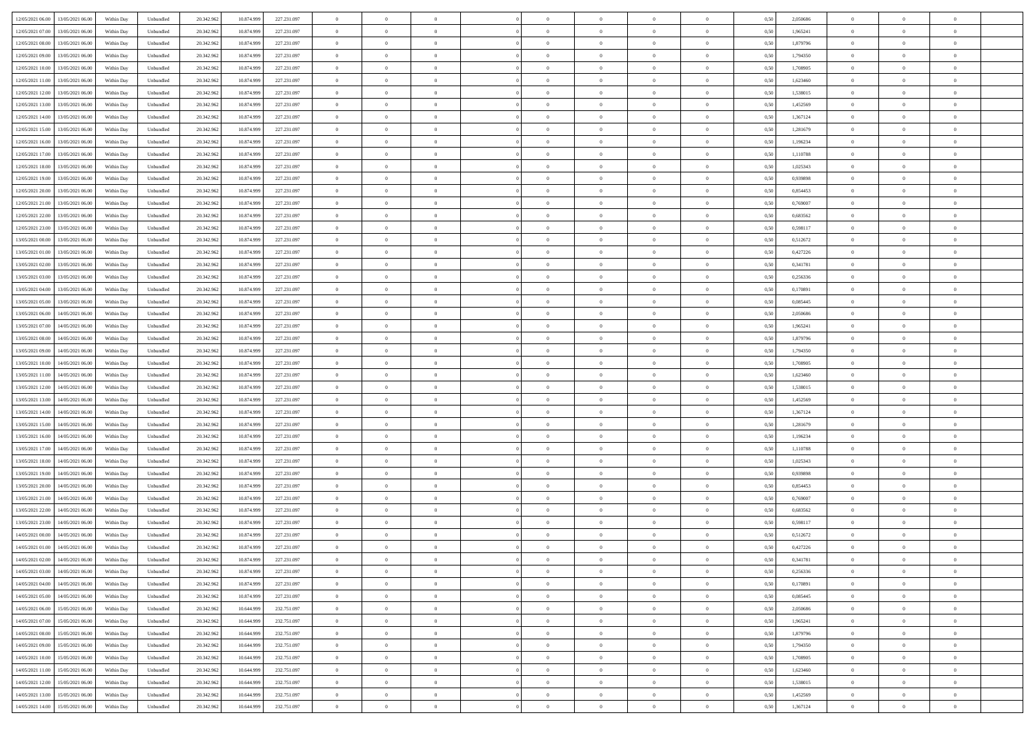| | | | | | | | | | | | | | | | | | | | | |
|---|---|---|---|---|---|---|---|---|---|---|---|---|---|---|---|---|---|---|---|---|
| 12/05/2021 06:00 | 13/05/2021 06:00 | Within Day | Unbundled | 20.342.962 | 10.874.999 | 227.231.097 | 0 | 0 | 0 | | 0 | 0 | 0 | 0 | 0,50 | 2,050686 | 0 | 0 | 0 | |
| 12/05/2021 07:00 | 13/05/2021 06:00 | Within Day | Unbundled | 20.342.962 | 10.874.999 | 227.231.097 | 0 | 0 | 0 | | 0 | 0 | 0 | 0 | 0,50 | 1,965241 | 0 | 0 | 0 | |
| 12/05/2021 08:00 | 13/05/2021 06:00 | Within Day | Unbundled | 20.342.962 | 10.874.999 | 227.231.097 | 0 | 0 | 0 | | 0 | 0 | 0 | 0 | 0,50 | 1,879796 | 0 | 0 | 0 | |
| 12/05/2021 09:00 | 13/05/2021 06:00 | Within Day | Unbundled | 20.342.962 | 10.874.999 | 227.231.097 | 0 | 0 | 0 | | 0 | 0 | 0 | 0 | 0,50 | 1,794350 | 0 | 0 | 0 | |
| 12/05/2021 10:00 | 13/05/2021 06:00 | Within Day | Unbundled | 20.342.962 | 10.874.999 | 227.231.097 | 0 | 0 | 0 | | 0 | 0 | 0 | 0 | 0,50 | 1,708905 | 0 | 0 | 0 | |
| 12/05/2021 11:00 | 13/05/2021 06:00 | Within Day | Unbundled | 20.342.962 | 10.874.999 | 227.231.097 | 0 | 0 | 0 | | 0 | 0 | 0 | 0 | 0,50 | 1,623460 | 0 | 0 | 0 | |
| 12/05/2021 12:00 | 13/05/2021 06:00 | Within Day | Unbundled | 20.342.962 | 10.874.999 | 227.231.097 | 0 | 0 | 0 | | 0 | 0 | 0 | 0 | 0,50 | 1,538015 | 0 | 0 | 0 | |
| 12/05/2021 13:00 | 13/05/2021 06:00 | Within Day | Unbundled | 20.342.962 | 10.874.999 | 227.231.097 | 0 | 0 | 0 | | 0 | 0 | 0 | 0 | 0,50 | 1,452569 | 0 | 0 | 0 | |
| 12/05/2021 14:00 | 13/05/2021 06:00 | Within Day | Unbundled | 20.342.962 | 10.874.999 | 227.231.097 | 0 | 0 | 0 | | 0 | 0 | 0 | 0 | 0,50 | 1,367124 | 0 | 0 | 0 | |
| 12/05/2021 15:00 | 13/05/2021 06:00 | Within Day | Unbundled | 20.342.962 | 10.874.999 | 227.231.097 | 0 | 0 | 0 | | 0 | 0 | 0 | 0 | 0,50 | 1,281679 | 0 | 0 | 0 | |
| 12/05/2021 16:00 | 13/05/2021 06:00 | Within Day | Unbundled | 20.342.962 | 10.874.999 | 227.231.097 | 0 | 0 | 0 | | 0 | 0 | 0 | 0 | 0,50 | 1,196234 | 0 | 0 | 0 | |
| 12/05/2021 17:00 | 13/05/2021 06:00 | Within Day | Unbundled | 20.342.962 | 10.874.999 | 227.231.097 | 0 | 0 | 0 | | 0 | 0 | 0 | 0 | 0,50 | 1,110788 | 0 | 0 | 0 | |
| 12/05/2021 18:00 | 13/05/2021 06:00 | Within Day | Unbundled | 20.342.962 | 10.874.999 | 227.231.097 | 0 | 0 | 0 | | 0 | 0 | 0 | 0 | 0,50 | 1,025343 | 0 | 0 | 0 | |
| 12/05/2021 19:00 | 13/05/2021 06:00 | Within Day | Unbundled | 20.342.962 | 10.874.999 | 227.231.097 | 0 | 0 | 0 | | 0 | 0 | 0 | 0 | 0,50 | 0,939898 | 0 | 0 | 0 | |
| 12/05/2021 20:00 | 13/05/2021 06:00 | Within Day | Unbundled | 20.342.962 | 10.874.999 | 227.231.097 | 0 | 0 | 0 | | 0 | 0 | 0 | 0 | 0,50 | 0,854453 | 0 | 0 | 0 | |
| 12/05/2021 21:00 | 13/05/2021 06:00 | Within Day | Unbundled | 20.342.962 | 10.874.999 | 227.231.097 | 0 | 0 | 0 | | 0 | 0 | 0 | 0 | 0,50 | 0,769007 | 0 | 0 | 0 | |
| 12/05/2021 22:00 | 13/05/2021 06:00 | Within Day | Unbundled | 20.342.962 | 10.874.999 | 227.231.097 | 0 | 0 | 0 | | 0 | 0 | 0 | 0 | 0,50 | 0,683562 | 0 | 0 | 0 | |
| 12/05/2021 23:00 | 13/05/2021 06:00 | Within Day | Unbundled | 20.342.962 | 10.874.999 | 227.231.097 | 0 | 0 | 0 | | 0 | 0 | 0 | 0 | 0,50 | 0,598117 | 0 | 0 | 0 | |
| 13/05/2021 00:00 | 13/05/2021 06:00 | Within Day | Unbundled | 20.342.962 | 10.874.999 | 227.231.097 | 0 | 0 | 0 | | 0 | 0 | 0 | 0 | 0,50 | 0,512672 | 0 | 0 | 0 | |
| 13/05/2021 01:00 | 13/05/2021 06:00 | Within Day | Unbundled | 20.342.962 | 10.874.999 | 227.231.097 | 0 | 0 | 0 | | 0 | 0 | 0 | 0 | 0,50 | 0,427226 | 0 | 0 | 0 | |
| 13/05/2021 02:00 | 13/05/2021 06:00 | Within Day | Unbundled | 20.342.962 | 10.874.999 | 227.231.097 | 0 | 0 | 0 | | 0 | 0 | 0 | 0 | 0,50 | 0,341781 | 0 | 0 | 0 | |
| 13/05/2021 03:00 | 13/05/2021 06:00 | Within Day | Unbundled | 20.342.962 | 10.874.999 | 227.231.097 | 0 | 0 | 0 | | 0 | 0 | 0 | 0 | 0,50 | 0,256336 | 0 | 0 | 0 | |
| 13/05/2021 04:00 | 13/05/2021 06:00 | Within Day | Unbundled | 20.342.962 | 10.874.999 | 227.231.097 | 0 | 0 | 0 | | 0 | 0 | 0 | 0 | 0,50 | 0,170891 | 0 | 0 | 0 | |
| 13/05/2021 05:00 | 13/05/2021 06:00 | Within Day | Unbundled | 20.342.962 | 10.874.999 | 227.231.097 | 0 | 0 | 0 | | 0 | 0 | 0 | 0 | 0,50 | 0,085445 | 0 | 0 | 0 | |
| 13/05/2021 06:00 | 14/05/2021 06:00 | Within Day | Unbundled | 20.342.962 | 10.874.999 | 227.231.097 | 0 | 0 | 0 | | 0 | 0 | 0 | 0 | 0,50 | 2,050686 | 0 | 0 | 0 | |
| 13/05/2021 07:00 | 14/05/2021 06:00 | Within Day | Unbundled | 20.342.962 | 10.874.999 | 227.231.097 | 0 | 0 | 0 | | 0 | 0 | 0 | 0 | 0,50 | 1,965241 | 0 | 0 | 0 | |
| 13/05/2021 08:00 | 14/05/2021 06:00 | Within Day | Unbundled | 20.342.962 | 10.874.999 | 227.231.097 | 0 | 0 | 0 | | 0 | 0 | 0 | 0 | 0,50 | 1,879796 | 0 | 0 | 0 | |
| 13/05/2021 09:00 | 14/05/2021 06:00 | Within Day | Unbundled | 20.342.962 | 10.874.999 | 227.231.097 | 0 | 0 | 0 | | 0 | 0 | 0 | 0 | 0,50 | 1,794350 | 0 | 0 | 0 | |
| 13/05/2021 10:00 | 14/05/2021 06:00 | Within Day | Unbundled | 20.342.962 | 10.874.999 | 227.231.097 | 0 | 0 | 0 | | 0 | 0 | 0 | 0 | 0,50 | 1,708905 | 0 | 0 | 0 | |
| 13/05/2021 11:00 | 14/05/2021 06:00 | Within Day | Unbundled | 20.342.962 | 10.874.999 | 227.231.097 | 0 | 0 | 0 | | 0 | 0 | 0 | 0 | 0,50 | 1,623460 | 0 | 0 | 0 | |
| 13/05/2021 12:00 | 14/05/2021 06:00 | Within Day | Unbundled | 20.342.962 | 10.874.999 | 227.231.097 | 0 | 0 | 0 | | 0 | 0 | 0 | 0 | 0,50 | 1,538015 | 0 | 0 | 0 | |
| 13/05/2021 13:00 | 14/05/2021 06:00 | Within Day | Unbundled | 20.342.962 | 10.874.999 | 227.231.097 | 0 | 0 | 0 | | 0 | 0 | 0 | 0 | 0,50 | 1,452569 | 0 | 0 | 0 | |
| 13/05/2021 14:00 | 14/05/2021 06:00 | Within Day | Unbundled | 20.342.962 | 10.874.999 | 227.231.097 | 0 | 0 | 0 | | 0 | 0 | 0 | 0 | 0,50 | 1,367124 | 0 | 0 | 0 | |
| 13/05/2021 15:00 | 14/05/2021 06:00 | Within Day | Unbundled | 20.342.962 | 10.874.999 | 227.231.097 | 0 | 0 | 0 | | 0 | 0 | 0 | 0 | 0,50 | 1,281679 | 0 | 0 | 0 | |
| 13/05/2021 16:00 | 14/05/2021 06:00 | Within Day | Unbundled | 20.342.962 | 10.874.999 | 227.231.097 | 0 | 0 | 0 | | 0 | 0 | 0 | 0 | 0,50 | 1,196234 | 0 | 0 | 0 | |
| 13/05/2021 17:00 | 14/05/2021 06:00 | Within Day | Unbundled | 20.342.962 | 10.874.999 | 227.231.097 | 0 | 0 | 0 | | 0 | 0 | 0 | 0 | 0,50 | 1,110788 | 0 | 0 | 0 | |
| 13/05/2021 18:00 | 14/05/2021 06:00 | Within Day | Unbundled | 20.342.962 | 10.874.999 | 227.231.097 | 0 | 0 | 0 | | 0 | 0 | 0 | 0 | 0,50 | 1,025343 | 0 | 0 | 0 | |
| 13/05/2021 19:00 | 14/05/2021 06:00 | Within Day | Unbundled | 20.342.962 | 10.874.999 | 227.231.097 | 0 | 0 | 0 | | 0 | 0 | 0 | 0 | 0,50 | 0,939898 | 0 | 0 | 0 | |
| 13/05/2021 20:00 | 14/05/2021 06:00 | Within Day | Unbundled | 20.342.962 | 10.874.999 | 227.231.097 | 0 | 0 | 0 | | 0 | 0 | 0 | 0 | 0,50 | 0,854453 | 0 | 0 | 0 | |
| 13/05/2021 21:00 | 14/05/2021 06:00 | Within Day | Unbundled | 20.342.962 | 10.874.999 | 227.231.097 | 0 | 0 | 0 | | 0 | 0 | 0 | 0 | 0,50 | 0,769007 | 0 | 0 | 0 | |
| 13/05/2021 22:00 | 14/05/2021 06:00 | Within Day | Unbundled | 20.342.962 | 10.874.999 | 227.231.097 | 0 | 0 | 0 | | 0 | 0 | 0 | 0 | 0,50 | 0,683562 | 0 | 0 | 0 | |
| 13/05/2021 23:00 | 14/05/2021 06:00 | Within Day | Unbundled | 20.342.962 | 10.874.999 | 227.231.097 | 0 | 0 | 0 | | 0 | 0 | 0 | 0 | 0,50 | 0,598117 | 0 | 0 | 0 | |
| 14/05/2021 00:00 | 14/05/2021 06:00 | Within Day | Unbundled | 20.342.962 | 10.874.999 | 227.231.097 | 0 | 0 | 0 | | 0 | 0 | 0 | 0 | 0,50 | 0,512672 | 0 | 0 | 0 | |
| 14/05/2021 01:00 | 14/05/2021 06:00 | Within Day | Unbundled | 20.342.962 | 10.874.999 | 227.231.097 | 0 | 0 | 0 | | 0 | 0 | 0 | 0 | 0,50 | 0,427226 | 0 | 0 | 0 | |
| 14/05/2021 02:00 | 14/05/2021 06:00 | Within Day | Unbundled | 20.342.962 | 10.874.999 | 227.231.097 | 0 | 0 | 0 | | 0 | 0 | 0 | 0 | 0,50 | 0,341781 | 0 | 0 | 0 | |
| 14/05/2021 03:00 | 14/05/2021 06:00 | Within Day | Unbundled | 20.342.962 | 10.874.999 | 227.231.097 | 0 | 0 | 0 | | 0 | 0 | 0 | 0 | 0,50 | 0,256336 | 0 | 0 | 0 | |
| 14/05/2021 04:00 | 14/05/2021 06:00 | Within Day | Unbundled | 20.342.962 | 10.874.999 | 227.231.097 | 0 | 0 | 0 | | 0 | 0 | 0 | 0 | 0,50 | 0,170891 | 0 | 0 | 0 | |
| 14/05/2021 05:00 | 14/05/2021 06:00 | Within Day | Unbundled | 20.342.962 | 10.874.999 | 227.231.097 | 0 | 0 | 0 | | 0 | 0 | 0 | 0 | 0,50 | 0,085445 | 0 | 0 | 0 | |
| 14/05/2021 06:00 | 15/05/2021 06:00 | Within Day | Unbundled | 20.342.962 | 10.644.999 | 232.751.097 | 0 | 0 | 0 | | 0 | 0 | 0 | 0 | 0,50 | 2,050686 | 0 | 0 | 0 | |
| 14/05/2021 07:00 | 15/05/2021 06:00 | Within Day | Unbundled | 20.342.962 | 10.644.999 | 232.751.097 | 0 | 0 | 0 | | 0 | 0 | 0 | 0 | 0,50 | 1,965241 | 0 | 0 | 0 | |
| 14/05/2021 08:00 | 15/05/2021 06:00 | Within Day | Unbundled | 20.342.962 | 10.644.999 | 232.751.097 | 0 | 0 | 0 | | 0 | 0 | 0 | 0 | 0,50 | 1,879796 | 0 | 0 | 0 | |
| 14/05/2021 09:00 | 15/05/2021 06:00 | Within Day | Unbundled | 20.342.962 | 10.644.999 | 232.751.097 | 0 | 0 | 0 | | 0 | 0 | 0 | 0 | 0,50 | 1,794350 | 0 | 0 | 0 | |
| 14/05/2021 10:00 | 15/05/2021 06:00 | Within Day | Unbundled | 20.342.962 | 10.644.999 | 232.751.097 | 0 | 0 | 0 | | 0 | 0 | 0 | 0 | 0,50 | 1,708905 | 0 | 0 | 0 | |
| 14/05/2021 11:00 | 15/05/2021 06:00 | Within Day | Unbundled | 20.342.962 | 10.644.999 | 232.751.097 | 0 | 0 | 0 | | 0 | 0 | 0 | 0 | 0,50 | 1,623460 | 0 | 0 | 0 | |
| 14/05/2021 12:00 | 15/05/2021 06:00 | Within Day | Unbundled | 20.342.962 | 10.644.999 | 232.751.097 | 0 | 0 | 0 | | 0 | 0 | 0 | 0 | 0,50 | 1,538015 | 0 | 0 | 0 | |
| 14/05/2021 13:00 | 15/05/2021 06:00 | Within Day | Unbundled | 20.342.962 | 10.644.999 | 232.751.097 | 0 | 0 | 0 | | 0 | 0 | 0 | 0 | 0,50 | 1,452569 | 0 | 0 | 0 | |
| 14/05/2021 14:00 | 15/05/2021 06:00 | Within Day | Unbundled | 20.342.962 | 10.644.999 | 232.751.097 | 0 | 0 | 0 | | 0 | 0 | 0 | 0 | 0,50 | 1,367124 | 0 | 0 | 0 | |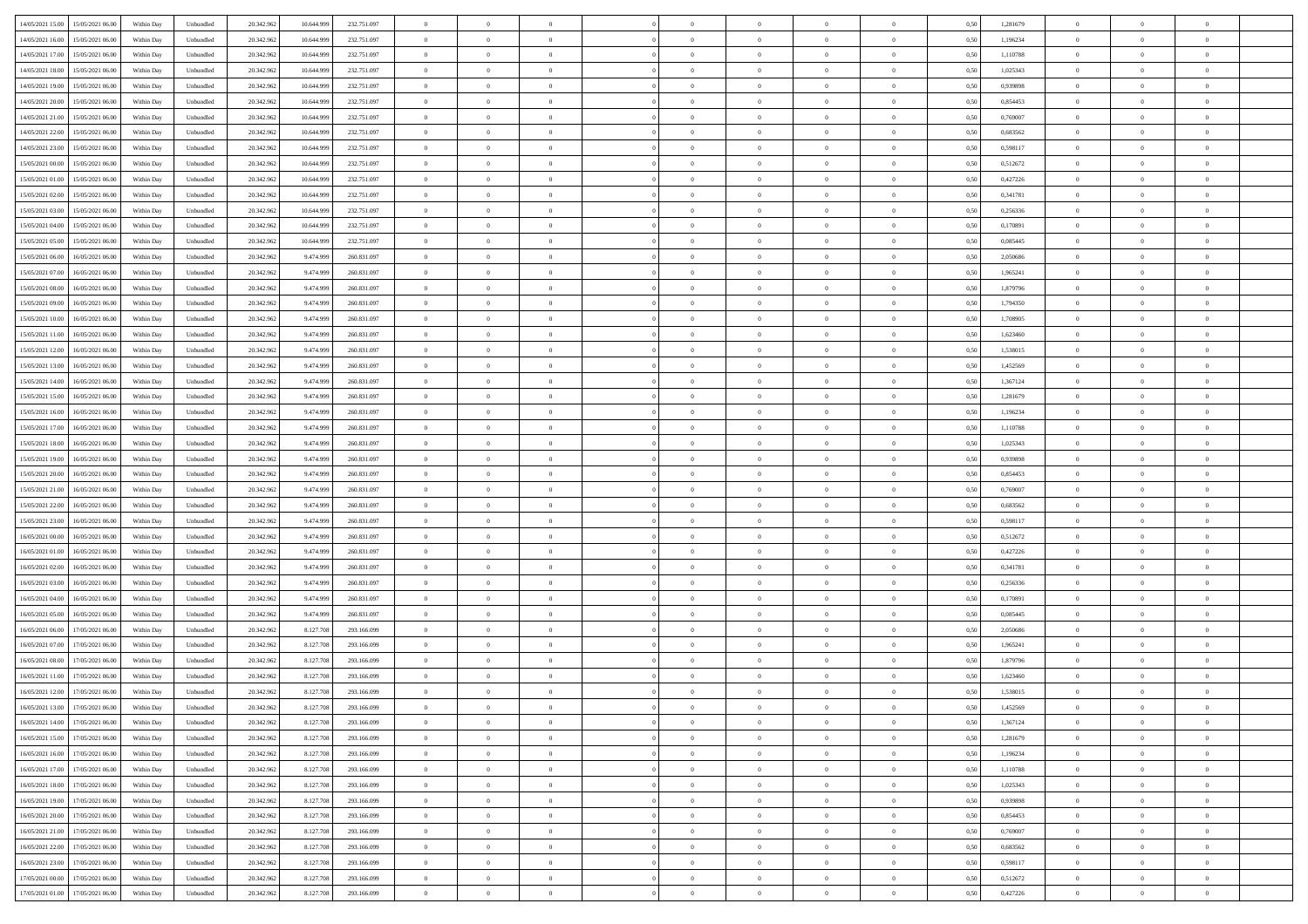| | | | | | | | | | | | | | | | | | | | | |
|---|---|---|---|---|---|---|---|---|---|---|---|---|---|---|---|---|---|---|---|---|
| 14/05/2021 15:00 | 15/05/2021 06:00 | Within Day | Unbundled | 20.342.962 | 10.644.999 | 232.751.097 | 0 | 0 | 0 | | 0 | 0 | 0 | 0 | 0,50 | 1,281679 | 0 | 0 | 0 | |
| 14/05/2021 16:00 | 15/05/2021 06:00 | Within Day | Unbundled | 20.342.962 | 10.644.999 | 232.751.097 | 0 | 0 | 0 | | 0 | 0 | 0 | 0 | 0,50 | 1,196234 | 0 | 0 | 0 | |
| 14/05/2021 17:00 | 15/05/2021 06:00 | Within Day | Unbundled | 20.342.962 | 10.644.999 | 232.751.097 | 0 | 0 | 0 | | 0 | 0 | 0 | 0 | 0,50 | 1,110788 | 0 | 0 | 0 | |
| 14/05/2021 18:00 | 15/05/2021 06:00 | Within Day | Unbundled | 20.342.962 | 10.644.999 | 232.751.097 | 0 | 0 | 0 | | 0 | 0 | 0 | 0 | 0,50 | 1,025343 | 0 | 0 | 0 | |
| 14/05/2021 19:00 | 15/05/2021 06:00 | Within Day | Unbundled | 20.342.962 | 10.644.999 | 232.751.097 | 0 | 0 | 0 | | 0 | 0 | 0 | 0 | 0,50 | 0,939898 | 0 | 0 | 0 | |
| 14/05/2021 20:00 | 15/05/2021 06:00 | Within Day | Unbundled | 20.342.962 | 10.644.999 | 232.751.097 | 0 | 0 | 0 | | 0 | 0 | 0 | 0 | 0,50 | 0,854453 | 0 | 0 | 0 | |
| 14/05/2021 21:00 | 15/05/2021 06:00 | Within Day | Unbundled | 20.342.962 | 10.644.999 | 232.751.097 | 0 | 0 | 0 | | 0 | 0 | 0 | 0 | 0,50 | 0,769007 | 0 | 0 | 0 | |
| 14/05/2021 22:00 | 15/05/2021 06:00 | Within Day | Unbundled | 20.342.962 | 10.644.999 | 232.751.097 | 0 | 0 | 0 | | 0 | 0 | 0 | 0 | 0,50 | 0,683562 | 0 | 0 | 0 | |
| 14/05/2021 23:00 | 15/05/2021 06:00 | Within Day | Unbundled | 20.342.962 | 10.644.999 | 232.751.097 | 0 | 0 | 0 | | 0 | 0 | 0 | 0 | 0,50 | 0,598117 | 0 | 0 | 0 | |
| 15/05/2021 00:00 | 15/05/2021 06:00 | Within Day | Unbundled | 20.342.962 | 10.644.999 | 232.751.097 | 0 | 0 | 0 | | 0 | 0 | 0 | 0 | 0,50 | 0,512672 | 0 | 0 | 0 | |
| 15/05/2021 01:00 | 15/05/2021 06:00 | Within Day | Unbundled | 20.342.962 | 10.644.999 | 232.751.097 | 0 | 0 | 0 | | 0 | 0 | 0 | 0 | 0,50 | 0,427226 | 0 | 0 | 0 | |
| 15/05/2021 02:00 | 15/05/2021 06:00 | Within Day | Unbundled | 20.342.962 | 10.644.999 | 232.751.097 | 0 | 0 | 0 | | 0 | 0 | 0 | 0 | 0,50 | 0,341781 | 0 | 0 | 0 | |
| 15/05/2021 03:00 | 15/05/2021 06:00 | Within Day | Unbundled | 20.342.962 | 10.644.999 | 232.751.097 | 0 | 0 | 0 | | 0 | 0 | 0 | 0 | 0,50 | 0,256336 | 0 | 0 | 0 | |
| 15/05/2021 04:00 | 15/05/2021 06:00 | Within Day | Unbundled | 20.342.962 | 10.644.999 | 232.751.097 | 0 | 0 | 0 | | 0 | 0 | 0 | 0 | 0,50 | 0,170891 | 0 | 0 | 0 | |
| 15/05/2021 05:00 | 15/05/2021 06:00 | Within Day | Unbundled | 20.342.962 | 10.644.999 | 232.751.097 | 0 | 0 | 0 | | 0 | 0 | 0 | 0 | 0,50 | 0,085445 | 0 | 0 | 0 | |
| 15/05/2021 06:00 | 16/05/2021 06:00 | Within Day | Unbundled | 20.342.962 | 9.474.999 | 260.831.097 | 0 | 0 | 0 | | 0 | 0 | 0 | 0 | 0,50 | 2,050686 | 0 | 0 | 0 | |
| 15/05/2021 07:00 | 16/05/2021 06:00 | Within Day | Unbundled | 20.342.962 | 9.474.999 | 260.831.097 | 0 | 0 | 0 | | 0 | 0 | 0 | 0 | 0,50 | 1,965241 | 0 | 0 | 0 | |
| 15/05/2021 08:00 | 16/05/2021 06:00 | Within Day | Unbundled | 20.342.962 | 9.474.999 | 260.831.097 | 0 | 0 | 0 | | 0 | 0 | 0 | 0 | 0,50 | 1,879796 | 0 | 0 | 0 | |
| 15/05/2021 09:00 | 16/05/2021 06:00 | Within Day | Unbundled | 20.342.962 | 9.474.999 | 260.831.097 | 0 | 0 | 0 | | 0 | 0 | 0 | 0 | 0,50 | 1,794350 | 0 | 0 | 0 | |
| 15/05/2021 10:00 | 16/05/2021 06:00 | Within Day | Unbundled | 20.342.962 | 9.474.999 | 260.831.097 | 0 | 0 | 0 | | 0 | 0 | 0 | 0 | 0,50 | 1,708905 | 0 | 0 | 0 | |
| 15/05/2021 11:00 | 16/05/2021 06:00 | Within Day | Unbundled | 20.342.962 | 9.474.999 | 260.831.097 | 0 | 0 | 0 | | 0 | 0 | 0 | 0 | 0,50 | 1,623460 | 0 | 0 | 0 | |
| 15/05/2021 12:00 | 16/05/2021 06:00 | Within Day | Unbundled | 20.342.962 | 9.474.999 | 260.831.097 | 0 | 0 | 0 | | 0 | 0 | 0 | 0 | 0,50 | 1,538015 | 0 | 0 | 0 | |
| 15/05/2021 13:00 | 16/05/2021 06:00 | Within Day | Unbundled | 20.342.962 | 9.474.999 | 260.831.097 | 0 | 0 | 0 | | 0 | 0 | 0 | 0 | 0,50 | 1,452569 | 0 | 0 | 0 | |
| 15/05/2021 14:00 | 16/05/2021 06:00 | Within Day | Unbundled | 20.342.962 | 9.474.999 | 260.831.097 | 0 | 0 | 0 | | 0 | 0 | 0 | 0 | 0,50 | 1,367124 | 0 | 0 | 0 | |
| 15/05/2021 15:00 | 16/05/2021 06:00 | Within Day | Unbundled | 20.342.962 | 9.474.999 | 260.831.097 | 0 | 0 | 0 | | 0 | 0 | 0 | 0 | 0,50 | 1,281679 | 0 | 0 | 0 | |
| 15/05/2021 16:00 | 16/05/2021 06:00 | Within Day | Unbundled | 20.342.962 | 9.474.999 | 260.831.097 | 0 | 0 | 0 | | 0 | 0 | 0 | 0 | 0,50 | 1,196234 | 0 | 0 | 0 | |
| 15/05/2021 17:00 | 16/05/2021 06:00 | Within Day | Unbundled | 20.342.962 | 9.474.999 | 260.831.097 | 0 | 0 | 0 | | 0 | 0 | 0 | 0 | 0,50 | 1,110788 | 0 | 0 | 0 | |
| 15/05/2021 18:00 | 16/05/2021 06:00 | Within Day | Unbundled | 20.342.962 | 9.474.999 | 260.831.097 | 0 | 0 | 0 | | 0 | 0 | 0 | 0 | 0,50 | 1,025343 | 0 | 0 | 0 | |
| 15/05/2021 19:00 | 16/05/2021 06:00 | Within Day | Unbundled | 20.342.962 | 9.474.999 | 260.831.097 | 0 | 0 | 0 | | 0 | 0 | 0 | 0 | 0,50 | 0,939898 | 0 | 0 | 0 | |
| 15/05/2021 20:00 | 16/05/2021 06:00 | Within Day | Unbundled | 20.342.962 | 9.474.999 | 260.831.097 | 0 | 0 | 0 | | 0 | 0 | 0 | 0 | 0,50 | 0,854453 | 0 | 0 | 0 | |
| 15/05/2021 21:00 | 16/05/2021 06:00 | Within Day | Unbundled | 20.342.962 | 9.474.999 | 260.831.097 | 0 | 0 | 0 | | 0 | 0 | 0 | 0 | 0,50 | 0,769007 | 0 | 0 | 0 | |
| 15/05/2021 22:00 | 16/05/2021 06:00 | Within Day | Unbundled | 20.342.962 | 9.474.999 | 260.831.097 | 0 | 0 | 0 | | 0 | 0 | 0 | 0 | 0,50 | 0,683562 | 0 | 0 | 0 | |
| 15/05/2021 23:00 | 16/05/2021 06:00 | Within Day | Unbundled | 20.342.962 | 9.474.999 | 260.831.097 | 0 | 0 | 0 | | 0 | 0 | 0 | 0 | 0,50 | 0,598117 | 0 | 0 | 0 | |
| 16/05/2021 00:00 | 16/05/2021 06:00 | Within Day | Unbundled | 20.342.962 | 9.474.999 | 260.831.097 | 0 | 0 | 0 | | 0 | 0 | 0 | 0 | 0,50 | 0,512672 | 0 | 0 | 0 | |
| 16/05/2021 01:00 | 16/05/2021 06:00 | Within Day | Unbundled | 20.342.962 | 9.474.999 | 260.831.097 | 0 | 0 | 0 | | 0 | 0 | 0 | 0 | 0,50 | 0,427226 | 0 | 0 | 0 | |
| 16/05/2021 02:00 | 16/05/2021 06:00 | Within Day | Unbundled | 20.342.962 | 9.474.999 | 260.831.097 | 0 | 0 | 0 | | 0 | 0 | 0 | 0 | 0,50 | 0,341781 | 0 | 0 | 0 | |
| 16/05/2021 03:00 | 16/05/2021 06:00 | Within Day | Unbundled | 20.342.962 | 9.474.999 | 260.831.097 | 0 | 0 | 0 | | 0 | 0 | 0 | 0 | 0,50 | 0,256336 | 0 | 0 | 0 | |
| 16/05/2021 04:00 | 16/05/2021 06:00 | Within Day | Unbundled | 20.342.962 | 9.474.999 | 260.831.097 | 0 | 0 | 0 | | 0 | 0 | 0 | 0 | 0,50 | 0,170891 | 0 | 0 | 0 | |
| 16/05/2021 05:00 | 16/05/2021 06:00 | Within Day | Unbundled | 20.342.962 | 9.474.999 | 260.831.097 | 0 | 0 | 0 | | 0 | 0 | 0 | 0 | 0,50 | 0,085445 | 0 | 0 | 0 | |
| 16/05/2021 06:00 | 17/05/2021 06:00 | Within Day | Unbundled | 20.342.962 | 8.127.708 | 293.166.099 | 0 | 0 | 0 | | 0 | 0 | 0 | 0 | 0,50 | 2,050686 | 0 | 0 | 0 | |
| 16/05/2021 07:00 | 17/05/2021 06:00 | Within Day | Unbundled | 20.342.962 | 8.127.708 | 293.166.099 | 0 | 0 | 0 | | 0 | 0 | 0 | 0 | 0,50 | 1,965241 | 0 | 0 | 0 | |
| 16/05/2021 08:00 | 17/05/2021 06:00 | Within Day | Unbundled | 20.342.962 | 8.127.708 | 293.166.099 | 0 | 0 | 0 | | 0 | 0 | 0 | 0 | 0,50 | 1,879796 | 0 | 0 | 0 | |
| 16/05/2021 11:00 | 17/05/2021 06:00 | Within Day | Unbundled | 20.342.962 | 8.127.708 | 293.166.099 | 0 | 0 | 0 | | 0 | 0 | 0 | 0 | 0,50 | 1,623460 | 0 | 0 | 0 | |
| 16/05/2021 12:00 | 17/05/2021 06:00 | Within Day | Unbundled | 20.342.962 | 8.127.708 | 293.166.099 | 0 | 0 | 0 | | 0 | 0 | 0 | 0 | 0,50 | 1,538015 | 0 | 0 | 0 | |
| 16/05/2021 13:00 | 17/05/2021 06:00 | Within Day | Unbundled | 20.342.962 | 8.127.708 | 293.166.099 | 0 | 0 | 0 | | 0 | 0 | 0 | 0 | 0,50 | 1,452569 | 0 | 0 | 0 | |
| 16/05/2021 14:00 | 17/05/2021 06:00 | Within Day | Unbundled | 20.342.962 | 8.127.708 | 293.166.099 | 0 | 0 | 0 | | 0 | 0 | 0 | 0 | 0,50 | 1,367124 | 0 | 0 | 0 | |
| 16/05/2021 15:00 | 17/05/2021 06:00 | Within Day | Unbundled | 20.342.962 | 8.127.708 | 293.166.099 | 0 | 0 | 0 | | 0 | 0 | 0 | 0 | 0,50 | 1,281679 | 0 | 0 | 0 | |
| 16/05/2021 16:00 | 17/05/2021 06:00 | Within Day | Unbundled | 20.342.962 | 8.127.708 | 293.166.099 | 0 | 0 | 0 | | 0 | 0 | 0 | 0 | 0,50 | 1,196234 | 0 | 0 | 0 | |
| 16/05/2021 17:00 | 17/05/2021 06:00 | Within Day | Unbundled | 20.342.962 | 8.127.708 | 293.166.099 | 0 | 0 | 0 | | 0 | 0 | 0 | 0 | 0,50 | 1,110788 | 0 | 0 | 0 | |
| 16/05/2021 18:00 | 17/05/2021 06:00 | Within Day | Unbundled | 20.342.962 | 8.127.708 | 293.166.099 | 0 | 0 | 0 | | 0 | 0 | 0 | 0 | 0,50 | 1,025343 | 0 | 0 | 0 | |
| 16/05/2021 19:00 | 17/05/2021 06:00 | Within Day | Unbundled | 20.342.962 | 8.127.708 | 293.166.099 | 0 | 0 | 0 | | 0 | 0 | 0 | 0 | 0,50 | 0,939898 | 0 | 0 | 0 | |
| 16/05/2021 20:00 | 17/05/2021 06:00 | Within Day | Unbundled | 20.342.962 | 8.127.708 | 293.166.099 | 0 | 0 | 0 | | 0 | 0 | 0 | 0 | 0,50 | 0,854453 | 0 | 0 | 0 | |
| 16/05/2021 21:00 | 17/05/2021 06:00 | Within Day | Unbundled | 20.342.962 | 8.127.708 | 293.166.099 | 0 | 0 | 0 | | 0 | 0 | 0 | 0 | 0,50 | 0,769007 | 0 | 0 | 0 | |
| 16/05/2021 22:00 | 17/05/2021 06:00 | Within Day | Unbundled | 20.342.962 | 8.127.708 | 293.166.099 | 0 | 0 | 0 | | 0 | 0 | 0 | 0 | 0,50 | 0,683562 | 0 | 0 | 0 | |
| 16/05/2021 23:00 | 17/05/2021 06:00 | Within Day | Unbundled | 20.342.962 | 8.127.708 | 293.166.099 | 0 | 0 | 0 | | 0 | 0 | 0 | 0 | 0,50 | 0,598117 | 0 | 0 | 0 | |
| 17/05/2021 00:00 | 17/05/2021 06:00 | Within Day | Unbundled | 20.342.962 | 8.127.708 | 293.166.099 | 0 | 0 | 0 | | 0 | 0 | 0 | 0 | 0,50 | 0,512672 | 0 | 0 | 0 | |
| 17/05/2021 01:00 | 17/05/2021 06:00 | Within Day | Unbundled | 20.342.962 | 8.127.708 | 293.166.099 | 0 | 0 | 0 | | 0 | 0 | 0 | 0 | 0,50 | 0,427226 | 0 | 0 | 0 | |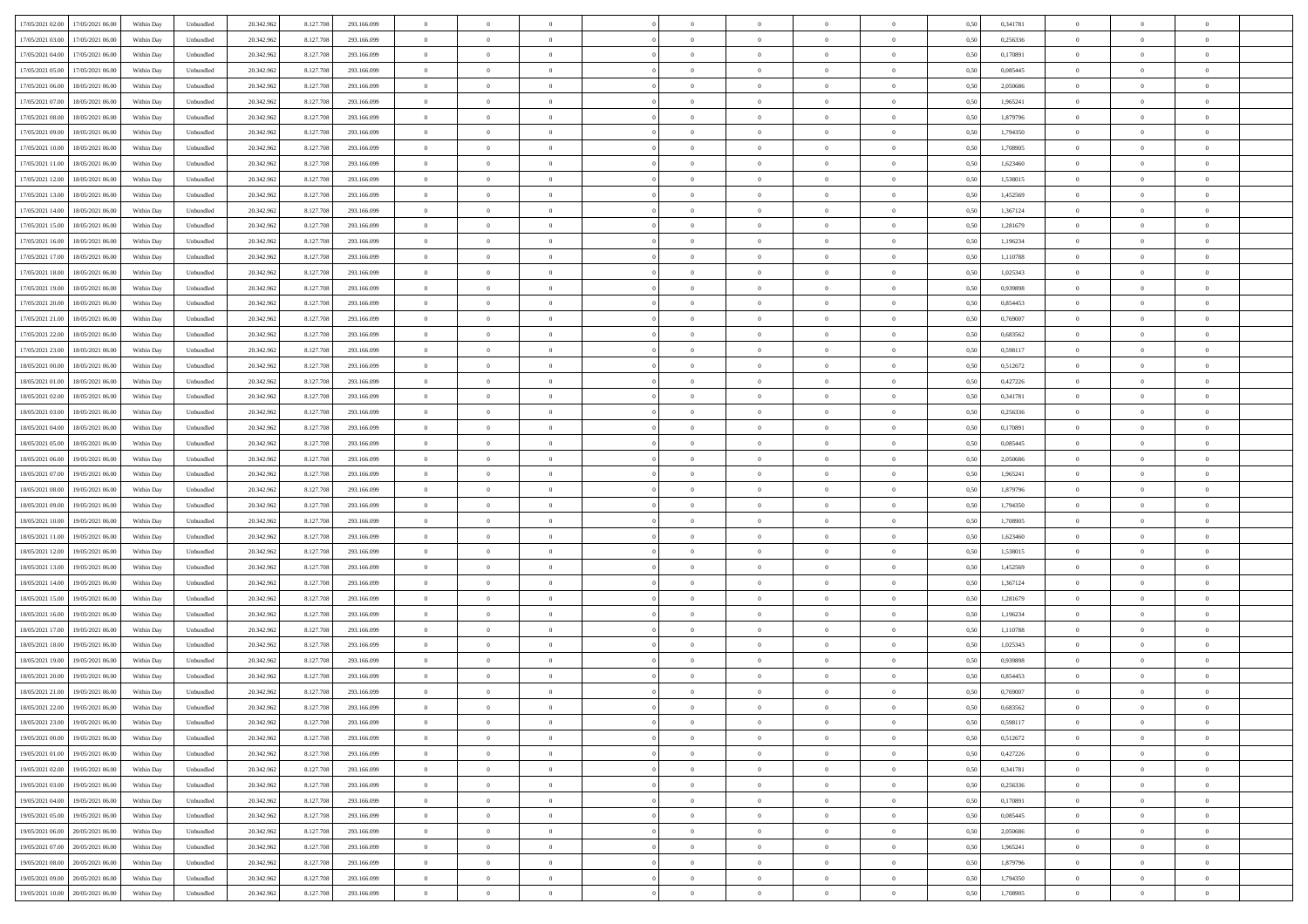| | | | | | | | | | | | | | | | | | | | | |
|---|---|---|---|---|---|---|---|---|---|---|---|---|---|---|---|---|---|---|---|---|
| 17/05/2021 02:00 | 17/05/2021 06:00 | Within Day | Unbundled | 20.342.962 | 8.127.708 | 293.166.099 | 0 | 0 | 0 | | 0 | 0 | 0 | 0 | 0,50 | 0,341781 | 0 | 0 | 0 | |
| 17/05/2021 03:00 | 17/05/2021 06:00 | Within Day | Unbundled | 20.342.962 | 8.127.708 | 293.166.099 | 0 | 0 | 0 | | 0 | 0 | 0 | 0 | 0,50 | 0,256336 | 0 | 0 | 0 | |
| 17/05/2021 04:00 | 17/05/2021 06:00 | Within Day | Unbundled | 20.342.962 | 8.127.708 | 293.166.099 | 0 | 0 | 0 | | 0 | 0 | 0 | 0 | 0,50 | 0,170891 | 0 | 0 | 0 | |
| 17/05/2021 05:00 | 17/05/2021 06:00 | Within Day | Unbundled | 20.342.962 | 8.127.708 | 293.166.099 | 0 | 0 | 0 | | 0 | 0 | 0 | 0 | 0,50 | 0,085445 | 0 | 0 | 0 | |
| 17/05/2021 06:00 | 18/05/2021 06:00 | Within Day | Unbundled | 20.342.962 | 8.127.708 | 293.166.099 | 0 | 0 | 0 | | 0 | 0 | 0 | 0 | 0,50 | 2,050686 | 0 | 0 | 0 | |
| 17/05/2021 07:00 | 18/05/2021 06:00 | Within Day | Unbundled | 20.342.962 | 8.127.708 | 293.166.099 | 0 | 0 | 0 | | 0 | 0 | 0 | 0 | 0,50 | 1,965241 | 0 | 0 | 0 | |
| 17/05/2021 08:00 | 18/05/2021 06:00 | Within Day | Unbundled | 20.342.962 | 8.127.708 | 293.166.099 | 0 | 0 | 0 | | 0 | 0 | 0 | 0 | 0,50 | 1,879796 | 0 | 0 | 0 | |
| 17/05/2021 09:00 | 18/05/2021 06:00 | Within Day | Unbundled | 20.342.962 | 8.127.708 | 293.166.099 | 0 | 0 | 0 | | 0 | 0 | 0 | 0 | 0,50 | 1,794350 | 0 | 0 | 0 | |
| 17/05/2021 10:00 | 18/05/2021 06:00 | Within Day | Unbundled | 20.342.962 | 8.127.708 | 293.166.099 | 0 | 0 | 0 | | 0 | 0 | 0 | 0 | 0,50 | 1,708905 | 0 | 0 | 0 | |
| 17/05/2021 11:00 | 18/05/2021 06:00 | Within Day | Unbundled | 20.342.962 | 8.127.708 | 293.166.099 | 0 | 0 | 0 | | 0 | 0 | 0 | 0 | 0,50 | 1,623460 | 0 | 0 | 0 | |
| 17/05/2021 12:00 | 18/05/2021 06:00 | Within Day | Unbundled | 20.342.962 | 8.127.708 | 293.166.099 | 0 | 0 | 0 | | 0 | 0 | 0 | 0 | 0,50 | 1,538015 | 0 | 0 | 0 | |
| 17/05/2021 13:00 | 18/05/2021 06:00 | Within Day | Unbundled | 20.342.962 | 8.127.708 | 293.166.099 | 0 | 0 | 0 | | 0 | 0 | 0 | 0 | 0,50 | 1,452569 | 0 | 0 | 0 | |
| 17/05/2021 14:00 | 18/05/2021 06:00 | Within Day | Unbundled | 20.342.962 | 8.127.708 | 293.166.099 | 0 | 0 | 0 | | 0 | 0 | 0 | 0 | 0,50 | 1,367124 | 0 | 0 | 0 | |
| 17/05/2021 15:00 | 18/05/2021 06:00 | Within Day | Unbundled | 20.342.962 | 8.127.708 | 293.166.099 | 0 | 0 | 0 | | 0 | 0 | 0 | 0 | 0,50 | 1,281679 | 0 | 0 | 0 | |
| 17/05/2021 16:00 | 18/05/2021 06:00 | Within Day | Unbundled | 20.342.962 | 8.127.708 | 293.166.099 | 0 | 0 | 0 | | 0 | 0 | 0 | 0 | 0,50 | 1,196234 | 0 | 0 | 0 | |
| 17/05/2021 17:00 | 18/05/2021 06:00 | Within Day | Unbundled | 20.342.962 | 8.127.708 | 293.166.099 | 0 | 0 | 0 | | 0 | 0 | 0 | 0 | 0,50 | 1,110788 | 0 | 0 | 0 | |
| 17/05/2021 18:00 | 18/05/2021 06:00 | Within Day | Unbundled | 20.342.962 | 8.127.708 | 293.166.099 | 0 | 0 | 0 | | 0 | 0 | 0 | 0 | 0,50 | 1,025343 | 0 | 0 | 0 | |
| 17/05/2021 19:00 | 18/05/2021 06:00 | Within Day | Unbundled | 20.342.962 | 8.127.708 | 293.166.099 | 0 | 0 | 0 | | 0 | 0 | 0 | 0 | 0,50 | 0,939898 | 0 | 0 | 0 | |
| 17/05/2021 20:00 | 18/05/2021 06:00 | Within Day | Unbundled | 20.342.962 | 8.127.708 | 293.166.099 | 0 | 0 | 0 | | 0 | 0 | 0 | 0 | 0,50 | 0,854453 | 0 | 0 | 0 | |
| 17/05/2021 21:00 | 18/05/2021 06:00 | Within Day | Unbundled | 20.342.962 | 8.127.708 | 293.166.099 | 0 | 0 | 0 | | 0 | 0 | 0 | 0 | 0,50 | 0,769007 | 0 | 0 | 0 | |
| 17/05/2021 22:00 | 18/05/2021 06:00 | Within Day | Unbundled | 20.342.962 | 8.127.708 | 293.166.099 | 0 | 0 | 0 | | 0 | 0 | 0 | 0 | 0,50 | 0,683562 | 0 | 0 | 0 | |
| 17/05/2021 23:00 | 18/05/2021 06:00 | Within Day | Unbundled | 20.342.962 | 8.127.708 | 293.166.099 | 0 | 0 | 0 | | 0 | 0 | 0 | 0 | 0,50 | 0,598117 | 0 | 0 | 0 | |
| 18/05/2021 00:00 | 18/05/2021 06:00 | Within Day | Unbundled | 20.342.962 | 8.127.708 | 293.166.099 | 0 | 0 | 0 | | 0 | 0 | 0 | 0 | 0,50 | 0,512672 | 0 | 0 | 0 | |
| 18/05/2021 01:00 | 18/05/2021 06:00 | Within Day | Unbundled | 20.342.962 | 8.127.708 | 293.166.099 | 0 | 0 | 0 | | 0 | 0 | 0 | 0 | 0,50 | 0,427226 | 0 | 0 | 0 | |
| 18/05/2021 02:00 | 18/05/2021 06:00 | Within Day | Unbundled | 20.342.962 | 8.127.708 | 293.166.099 | 0 | 0 | 0 | | 0 | 0 | 0 | 0 | 0,50 | 0,341781 | 0 | 0 | 0 | |
| 18/05/2021 03:00 | 18/05/2021 06:00 | Within Day | Unbundled | 20.342.962 | 8.127.708 | 293.166.099 | 0 | 0 | 0 | | 0 | 0 | 0 | 0 | 0,50 | 0,256336 | 0 | 0 | 0 | |
| 18/05/2021 04:00 | 18/05/2021 06:00 | Within Day | Unbundled | 20.342.962 | 8.127.708 | 293.166.099 | 0 | 0 | 0 | | 0 | 0 | 0 | 0 | 0,50 | 0,170891 | 0 | 0 | 0 | |
| 18/05/2021 05:00 | 18/05/2021 06:00 | Within Day | Unbundled | 20.342.962 | 8.127.708 | 293.166.099 | 0 | 0 | 0 | | 0 | 0 | 0 | 0 | 0,50 | 0,085445 | 0 | 0 | 0 | |
| 18/05/2021 06:00 | 19/05/2021 06:00 | Within Day | Unbundled | 20.342.962 | 8.127.708 | 293.166.099 | 0 | 0 | 0 | | 0 | 0 | 0 | 0 | 0,50 | 2,050686 | 0 | 0 | 0 | |
| 18/05/2021 07:00 | 19/05/2021 06:00 | Within Day | Unbundled | 20.342.962 | 8.127.708 | 293.166.099 | 0 | 0 | 0 | | 0 | 0 | 0 | 0 | 0,50 | 1,965241 | 0 | 0 | 0 | |
| 18/05/2021 08:00 | 19/05/2021 06:00 | Within Day | Unbundled | 20.342.962 | 8.127.708 | 293.166.099 | 0 | 0 | 0 | | 0 | 0 | 0 | 0 | 0,50 | 1,879796 | 0 | 0 | 0 | |
| 18/05/2021 09:00 | 19/05/2021 06:00 | Within Day | Unbundled | 20.342.962 | 8.127.708 | 293.166.099 | 0 | 0 | 0 | | 0 | 0 | 0 | 0 | 0,50 | 1,794350 | 0 | 0 | 0 | |
| 18/05/2021 10:00 | 19/05/2021 06:00 | Within Day | Unbundled | 20.342.962 | 8.127.708 | 293.166.099 | 0 | 0 | 0 | | 0 | 0 | 0 | 0 | 0,50 | 1,708905 | 0 | 0 | 0 | |
| 18/05/2021 11:00 | 19/05/2021 06:00 | Within Day | Unbundled | 20.342.962 | 8.127.708 | 293.166.099 | 0 | 0 | 0 | | 0 | 0 | 0 | 0 | 0,50 | 1,623460 | 0 | 0 | 0 | |
| 18/05/2021 12:00 | 19/05/2021 06:00 | Within Day | Unbundled | 20.342.962 | 8.127.708 | 293.166.099 | 0 | 0 | 0 | | 0 | 0 | 0 | 0 | 0,50 | 1,538015 | 0 | 0 | 0 | |
| 18/05/2021 13:00 | 19/05/2021 06:00 | Within Day | Unbundled | 20.342.962 | 8.127.708 | 293.166.099 | 0 | 0 | 0 | | 0 | 0 | 0 | 0 | 0,50 | 1,452569 | 0 | 0 | 0 | |
| 18/05/2021 14:00 | 19/05/2021 06:00 | Within Day | Unbundled | 20.342.962 | 8.127.708 | 293.166.099 | 0 | 0 | 0 | | 0 | 0 | 0 | 0 | 0,50 | 1,367124 | 0 | 0 | 0 | |
| 18/05/2021 15:00 | 19/05/2021 06:00 | Within Day | Unbundled | 20.342.962 | 8.127.708 | 293.166.099 | 0 | 0 | 0 | | 0 | 0 | 0 | 0 | 0,50 | 1,281679 | 0 | 0 | 0 | |
| 18/05/2021 16:00 | 19/05/2021 06:00 | Within Day | Unbundled | 20.342.962 | 8.127.708 | 293.166.099 | 0 | 0 | 0 | | 0 | 0 | 0 | 0 | 0,50 | 1,196234 | 0 | 0 | 0 | |
| 18/05/2021 17:00 | 19/05/2021 06:00 | Within Day | Unbundled | 20.342.962 | 8.127.708 | 293.166.099 | 0 | 0 | 0 | | 0 | 0 | 0 | 0 | 0,50 | 1,110788 | 0 | 0 | 0 | |
| 18/05/2021 18:00 | 19/05/2021 06:00 | Within Day | Unbundled | 20.342.962 | 8.127.708 | 293.166.099 | 0 | 0 | 0 | | 0 | 0 | 0 | 0 | 0,50 | 1,025343 | 0 | 0 | 0 | |
| 18/05/2021 19:00 | 19/05/2021 06:00 | Within Day | Unbundled | 20.342.962 | 8.127.708 | 293.166.099 | 0 | 0 | 0 | | 0 | 0 | 0 | 0 | 0,50 | 0,939898 | 0 | 0 | 0 | |
| 18/05/2021 20:00 | 19/05/2021 06:00 | Within Day | Unbundled | 20.342.962 | 8.127.708 | 293.166.099 | 0 | 0 | 0 | | 0 | 0 | 0 | 0 | 0,50 | 0,854453 | 0 | 0 | 0 | |
| 18/05/2021 21:00 | 19/05/2021 06:00 | Within Day | Unbundled | 20.342.962 | 8.127.708 | 293.166.099 | 0 | 0 | 0 | | 0 | 0 | 0 | 0 | 0,50 | 0,769007 | 0 | 0 | 0 | |
| 18/05/2021 22:00 | 19/05/2021 06:00 | Within Day | Unbundled | 20.342.962 | 8.127.708 | 293.166.099 | 0 | 0 | 0 | | 0 | 0 | 0 | 0 | 0,50 | 0,683562 | 0 | 0 | 0 | |
| 18/05/2021 23:00 | 19/05/2021 06:00 | Within Day | Unbundled | 20.342.962 | 8.127.708 | 293.166.099 | 0 | 0 | 0 | | 0 | 0 | 0 | 0 | 0,50 | 0,598117 | 0 | 0 | 0 | |
| 19/05/2021 00:00 | 19/05/2021 06:00 | Within Day | Unbundled | 20.342.962 | 8.127.708 | 293.166.099 | 0 | 0 | 0 | | 0 | 0 | 0 | 0 | 0,50 | 0,512672 | 0 | 0 | 0 | |
| 19/05/2021 01:00 | 19/05/2021 06:00 | Within Day | Unbundled | 20.342.962 | 8.127.708 | 293.166.099 | 0 | 0 | 0 | | 0 | 0 | 0 | 0 | 0,50 | 0,427226 | 0 | 0 | 0 | |
| 19/05/2021 02:00 | 19/05/2021 06:00 | Within Day | Unbundled | 20.342.962 | 8.127.708 | 293.166.099 | 0 | 0 | 0 | | 0 | 0 | 0 | 0 | 0,50 | 0,341781 | 0 | 0 | 0 | |
| 19/05/2021 03:00 | 19/05/2021 06:00 | Within Day | Unbundled | 20.342.962 | 8.127.708 | 293.166.099 | 0 | 0 | 0 | | 0 | 0 | 0 | 0 | 0,50 | 0,256336 | 0 | 0 | 0 | |
| 19/05/2021 04:00 | 19/05/2021 06:00 | Within Day | Unbundled | 20.342.962 | 8.127.708 | 293.166.099 | 0 | 0 | 0 | | 0 | 0 | 0 | 0 | 0,50 | 0,170891 | 0 | 0 | 0 | |
| 19/05/2021 05:00 | 19/05/2021 06:00 | Within Day | Unbundled | 20.342.962 | 8.127.708 | 293.166.099 | 0 | 0 | 0 | | 0 | 0 | 0 | 0 | 0,50 | 0,085445 | 0 | 0 | 0 | |
| 19/05/2021 06:00 | 20/05/2021 06:00 | Within Day | Unbundled | 20.342.962 | 8.127.708 | 293.166.099 | 0 | 0 | 0 | | 0 | 0 | 0 | 0 | 0,50 | 2,050686 | 0 | 0 | 0 | |
| 19/05/2021 07:00 | 20/05/2021 06:00 | Within Day | Unbundled | 20.342.962 | 8.127.708 | 293.166.099 | 0 | 0 | 0 | | 0 | 0 | 0 | 0 | 0,50 | 1,965241 | 0 | 0 | 0 | |
| 19/05/2021 08:00 | 20/05/2021 06:00 | Within Day | Unbundled | 20.342.962 | 8.127.708 | 293.166.099 | 0 | 0 | 0 | | 0 | 0 | 0 | 0 | 0,50 | 1,879796 | 0 | 0 | 0 | |
| 19/05/2021 09:00 | 20/05/2021 06:00 | Within Day | Unbundled | 20.342.962 | 8.127.708 | 293.166.099 | 0 | 0 | 0 | | 0 | 0 | 0 | 0 | 0,50 | 1,794350 | 0 | 0 | 0 | |
| 19/05/2021 10:00 | 20/05/2021 06:00 | Within Day | Unbundled | 20.342.962 | 8.127.708 | 293.166.099 | 0 | 0 | 0 | | 0 | 0 | 0 | 0 | 0,50 | 1,708905 | 0 | 0 | 0 | |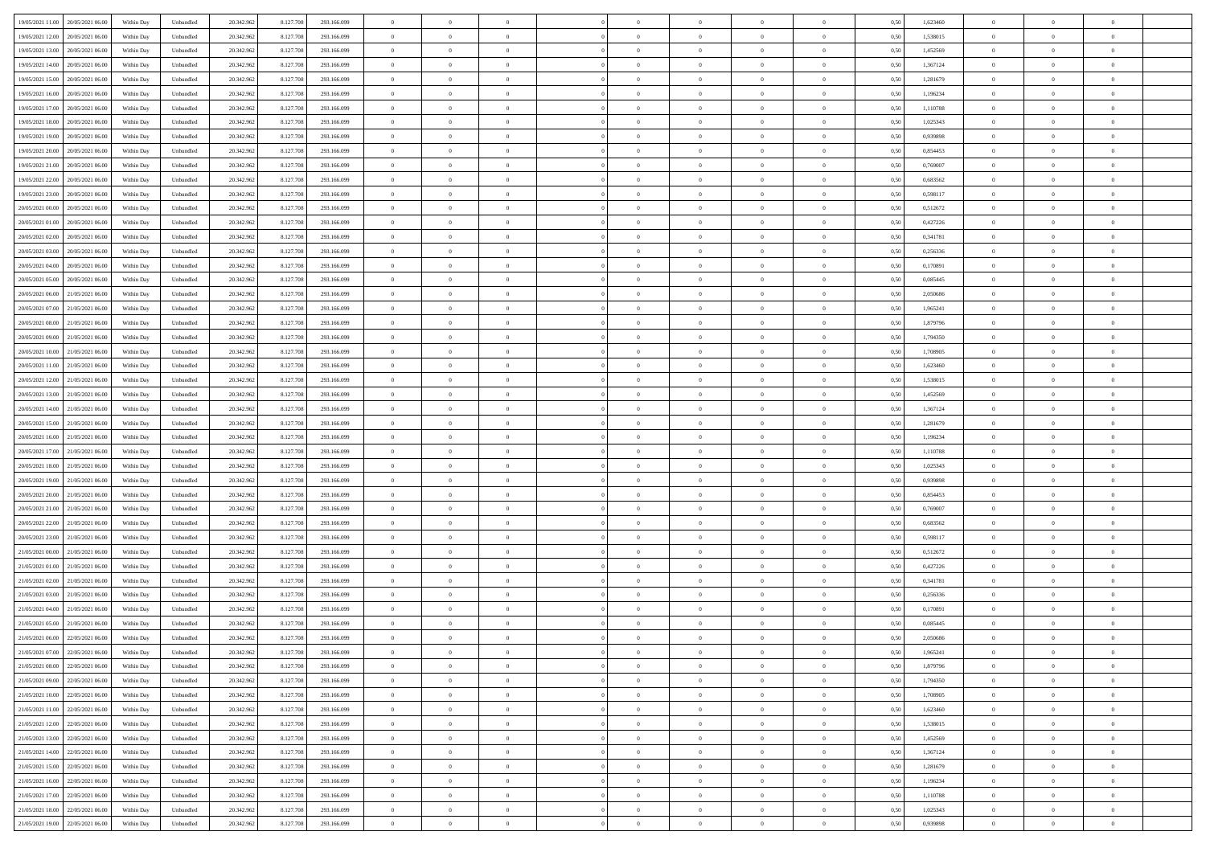| | | | | | | | | | | | | | | | | | | | | | |
|---|---|---|---|---|---|---|---|---|---|---|---|---|---|---|---|---|---|---|---|---|---|
| 19/05/2021 11:00 | 20/05/2021 06:00 | Within Day | Unbundled | 20.342.962 | 8.127.708 | 293.166.099 | 0 | 0 | 0 | | 0 | 0 | 0 | 0 | 0,50 | 1,623460 | 0 | 0 | 0 | |
| 19/05/2021 12:00 | 20/05/2021 06:00 | Within Day | Unbundled | 20.342.962 | 8.127.708 | 293.166.099 | 0 | 0 | 0 | | 0 | 0 | 0 | 0 | 0,50 | 1,538015 | 0 | 0 | 0 | |
| 19/05/2021 13:00 | 20/05/2021 06:00 | Within Day | Unbundled | 20.342.962 | 8.127.708 | 293.166.099 | 0 | 0 | 0 | | 0 | 0 | 0 | 0 | 0,50 | 1,452569 | 0 | 0 | 0 | |
| 19/05/2021 14:00 | 20/05/2021 06:00 | Within Day | Unbundled | 20.342.962 | 8.127.708 | 293.166.099 | 0 | 0 | 0 | | 0 | 0 | 0 | 0 | 0,50 | 1,367124 | 0 | 0 | 0 | |
| 19/05/2021 15:00 | 20/05/2021 06:00 | Within Day | Unbundled | 20.342.962 | 8.127.708 | 293.166.099 | 0 | 0 | 0 | | 0 | 0 | 0 | 0 | 0,50 | 1,281679 | 0 | 0 | 0 | |
| 19/05/2021 16:00 | 20/05/2021 06:00 | Within Day | Unbundled | 20.342.962 | 8.127.708 | 293.166.099 | 0 | 0 | 0 | | 0 | 0 | 0 | 0 | 0,50 | 1,196234 | 0 | 0 | 0 | |
| 19/05/2021 17:00 | 20/05/2021 06:00 | Within Day | Unbundled | 20.342.962 | 8.127.708 | 293.166.099 | 0 | 0 | 0 | | 0 | 0 | 0 | 0 | 0,50 | 1,110788 | 0 | 0 | 0 | |
| 19/05/2021 18:00 | 20/05/2021 06:00 | Within Day | Unbundled | 20.342.962 | 8.127.708 | 293.166.099 | 0 | 0 | 0 | | 0 | 0 | 0 | 0 | 0,50 | 1,025343 | 0 | 0 | 0 | |
| 19/05/2021 19:00 | 20/05/2021 06:00 | Within Day | Unbundled | 20.342.962 | 8.127.708 | 293.166.099 | 0 | 0 | 0 | | 0 | 0 | 0 | 0 | 0,50 | 0,939898 | 0 | 0 | 0 | |
| 19/05/2021 20:00 | 20/05/2021 06:00 | Within Day | Unbundled | 20.342.962 | 8.127.708 | 293.166.099 | 0 | 0 | 0 | | 0 | 0 | 0 | 0 | 0,50 | 0,854453 | 0 | 0 | 0 | |
| 19/05/2021 21:00 | 20/05/2021 06:00 | Within Day | Unbundled | 20.342.962 | 8.127.708 | 293.166.099 | 0 | 0 | 0 | | 0 | 0 | 0 | 0 | 0,50 | 0,769007 | 0 | 0 | 0 | |
| 19/05/2021 22:00 | 20/05/2021 06:00 | Within Day | Unbundled | 20.342.962 | 8.127.708 | 293.166.099 | 0 | 0 | 0 | | 0 | 0 | 0 | 0 | 0,50 | 0,683562 | 0 | 0 | 0 | |
| 19/05/2021 23:00 | 20/05/2021 06:00 | Within Day | Unbundled | 20.342.962 | 8.127.708 | 293.166.099 | 0 | 0 | 0 | | 0 | 0 | 0 | 0 | 0,50 | 0,598117 | 0 | 0 | 0 | |
| 20/05/2021 00:00 | 20/05/2021 06:00 | Within Day | Unbundled | 20.342.962 | 8.127.708 | 293.166.099 | 0 | 0 | 0 | | 0 | 0 | 0 | 0 | 0,50 | 0,512672 | 0 | 0 | 0 | |
| 20/05/2021 01:00 | 20/05/2021 06:00 | Within Day | Unbundled | 20.342.962 | 8.127.708 | 293.166.099 | 0 | 0 | 0 | | 0 | 0 | 0 | 0 | 0,50 | 0,427226 | 0 | 0 | 0 | |
| 20/05/2021 02:00 | 20/05/2021 06:00 | Within Day | Unbundled | 20.342.962 | 8.127.708 | 293.166.099 | 0 | 0 | 0 | | 0 | 0 | 0 | 0 | 0,50 | 0,341781 | 0 | 0 | 0 | |
| 20/05/2021 03:00 | 20/05/2021 06:00 | Within Day | Unbundled | 20.342.962 | 8.127.708 | 293.166.099 | 0 | 0 | 0 | | 0 | 0 | 0 | 0 | 0,50 | 0,256336 | 0 | 0 | 0 | |
| 20/05/2021 04:00 | 20/05/2021 06:00 | Within Day | Unbundled | 20.342.962 | 8.127.708 | 293.166.099 | 0 | 0 | 0 | | 0 | 0 | 0 | 0 | 0,50 | 0,170891 | 0 | 0 | 0 | |
| 20/05/2021 05:00 | 20/05/2021 06:00 | Within Day | Unbundled | 20.342.962 | 8.127.708 | 293.166.099 | 0 | 0 | 0 | | 0 | 0 | 0 | 0 | 0,50 | 0,085445 | 0 | 0 | 0 | |
| 20/05/2021 06:00 | 21/05/2021 06:00 | Within Day | Unbundled | 20.342.962 | 8.127.708 | 293.166.099 | 0 | 0 | 0 | | 0 | 0 | 0 | 0 | 0,50 | 2,050686 | 0 | 0 | 0 | |
| 20/05/2021 07:00 | 21/05/2021 06:00 | Within Day | Unbundled | 20.342.962 | 8.127.708 | 293.166.099 | 0 | 0 | 0 | | 0 | 0 | 0 | 0 | 0,50 | 1,965241 | 0 | 0 | 0 | |
| 20/05/2021 08:00 | 21/05/2021 06:00 | Within Day | Unbundled | 20.342.962 | 8.127.708 | 293.166.099 | 0 | 0 | 0 | | 0 | 0 | 0 | 0 | 0,50 | 1,879796 | 0 | 0 | 0 | |
| 20/05/2021 09:00 | 21/05/2021 06:00 | Within Day | Unbundled | 20.342.962 | 8.127.708 | 293.166.099 | 0 | 0 | 0 | | 0 | 0 | 0 | 0 | 0,50 | 1,794350 | 0 | 0 | 0 | |
| 20/05/2021 10:00 | 21/05/2021 06:00 | Within Day | Unbundled | 20.342.962 | 8.127.708 | 293.166.099 | 0 | 0 | 0 | | 0 | 0 | 0 | 0 | 0,50 | 1,708905 | 0 | 0 | 0 | |
| 20/05/2021 11:00 | 21/05/2021 06:00 | Within Day | Unbundled | 20.342.962 | 8.127.708 | 293.166.099 | 0 | 0 | 0 | | 0 | 0 | 0 | 0 | 0,50 | 1,623460 | 0 | 0 | 0 | |
| 20/05/2021 12:00 | 21/05/2021 06:00 | Within Day | Unbundled | 20.342.962 | 8.127.708 | 293.166.099 | 0 | 0 | 0 | | 0 | 0 | 0 | 0 | 0,50 | 1,538015 | 0 | 0 | 0 | |
| 20/05/2021 13:00 | 21/05/2021 06:00 | Within Day | Unbundled | 20.342.962 | 8.127.708 | 293.166.099 | 0 | 0 | 0 | | 0 | 0 | 0 | 0 | 0,50 | 1,452569 | 0 | 0 | 0 | |
| 20/05/2021 14:00 | 21/05/2021 06:00 | Within Day | Unbundled | 20.342.962 | 8.127.708 | 293.166.099 | 0 | 0 | 0 | | 0 | 0 | 0 | 0 | 0,50 | 1,367124 | 0 | 0 | 0 | |
| 20/05/2021 15:00 | 21/05/2021 06:00 | Within Day | Unbundled | 20.342.962 | 8.127.708 | 293.166.099 | 0 | 0 | 0 | | 0 | 0 | 0 | 0 | 0,50 | 1,281679 | 0 | 0 | 0 | |
| 20/05/2021 16:00 | 21/05/2021 06:00 | Within Day | Unbundled | 20.342.962 | 8.127.708 | 293.166.099 | 0 | 0 | 0 | | 0 | 0 | 0 | 0 | 0,50 | 1,196234 | 0 | 0 | 0 | |
| 20/05/2021 17:00 | 21/05/2021 06:00 | Within Day | Unbundled | 20.342.962 | 8.127.708 | 293.166.099 | 0 | 0 | 0 | | 0 | 0 | 0 | 0 | 0,50 | 1,110788 | 0 | 0 | 0 | |
| 20/05/2021 18:00 | 21/05/2021 06:00 | Within Day | Unbundled | 20.342.962 | 8.127.708 | 293.166.099 | 0 | 0 | 0 | | 0 | 0 | 0 | 0 | 0,50 | 1,025343 | 0 | 0 | 0 | |
| 20/05/2021 19:00 | 21/05/2021 06:00 | Within Day | Unbundled | 20.342.962 | 8.127.708 | 293.166.099 | 0 | 0 | 0 | | 0 | 0 | 0 | 0 | 0,50 | 0,939898 | 0 | 0 | 0 | |
| 20/05/2021 20:00 | 21/05/2021 06:00 | Within Day | Unbundled | 20.342.962 | 8.127.708 | 293.166.099 | 0 | 0 | 0 | | 0 | 0 | 0 | 0 | 0,50 | 0,854453 | 0 | 0 | 0 | |
| 20/05/2021 21:00 | 21/05/2021 06:00 | Within Day | Unbundled | 20.342.962 | 8.127.708 | 293.166.099 | 0 | 0 | 0 | | 0 | 0 | 0 | 0 | 0,50 | 0,769007 | 0 | 0 | 0 | |
| 20/05/2021 22:00 | 21/05/2021 06:00 | Within Day | Unbundled | 20.342.962 | 8.127.708 | 293.166.099 | 0 | 0 | 0 | | 0 | 0 | 0 | 0 | 0,50 | 0,683562 | 0 | 0 | 0 | |
| 20/05/2021 23:00 | 21/05/2021 06:00 | Within Day | Unbundled | 20.342.962 | 8.127.708 | 293.166.099 | 0 | 0 | 0 | | 0 | 0 | 0 | 0 | 0,50 | 0,598117 | 0 | 0 | 0 | |
| 21/05/2021 00:00 | 21/05/2021 06:00 | Within Day | Unbundled | 20.342.962 | 8.127.708 | 293.166.099 | 0 | 0 | 0 | | 0 | 0 | 0 | 0 | 0,50 | 0,512672 | 0 | 0 | 0 | |
| 21/05/2021 01:00 | 21/05/2021 06:00 | Within Day | Unbundled | 20.342.962 | 8.127.708 | 293.166.099 | 0 | 0 | 0 | | 0 | 0 | 0 | 0 | 0,50 | 0,427226 | 0 | 0 | 0 | |
| 21/05/2021 02:00 | 21/05/2021 06:00 | Within Day | Unbundled | 20.342.962 | 8.127.708 | 293.166.099 | 0 | 0 | 0 | | 0 | 0 | 0 | 0 | 0,50 | 0,341781 | 0 | 0 | 0 | |
| 21/05/2021 03:00 | 21/05/2021 06:00 | Within Day | Unbundled | 20.342.962 | 8.127.708 | 293.166.099 | 0 | 0 | 0 | | 0 | 0 | 0 | 0 | 0,50 | 0,256336 | 0 | 0 | 0 | |
| 21/05/2021 04:00 | 21/05/2021 06:00 | Within Day | Unbundled | 20.342.962 | 8.127.708 | 293.166.099 | 0 | 0 | 0 | | 0 | 0 | 0 | 0 | 0,50 | 0,170891 | 0 | 0 | 0 | |
| 21/05/2021 05:00 | 21/05/2021 06:00 | Within Day | Unbundled | 20.342.962 | 8.127.708 | 293.166.099 | 0 | 0 | 0 | | 0 | 0 | 0 | 0 | 0,50 | 0,085445 | 0 | 0 | 0 | |
| 21/05/2021 06:00 | 22/05/2021 06:00 | Within Day | Unbundled | 20.342.962 | 8.127.708 | 293.166.099 | 0 | 0 | 0 | | 0 | 0 | 0 | 0 | 0,50 | 2,050686 | 0 | 0 | 0 | |
| 21/05/2021 07:00 | 22/05/2021 06:00 | Within Day | Unbundled | 20.342.962 | 8.127.708 | 293.166.099 | 0 | 0 | 0 | | 0 | 0 | 0 | 0 | 0,50 | 1,965241 | 0 | 0 | 0 | |
| 21/05/2021 08:00 | 22/05/2021 06:00 | Within Day | Unbundled | 20.342.962 | 8.127.708 | 293.166.099 | 0 | 0 | 0 | | 0 | 0 | 0 | 0 | 0,50 | 1,879796 | 0 | 0 | 0 | |
| 21/05/2021 09:00 | 22/05/2021 06:00 | Within Day | Unbundled | 20.342.962 | 8.127.708 | 293.166.099 | 0 | 0 | 0 | | 0 | 0 | 0 | 0 | 0,50 | 1,794350 | 0 | 0 | 0 | |
| 21/05/2021 10:00 | 22/05/2021 06:00 | Within Day | Unbundled | 20.342.962 | 8.127.708 | 293.166.099 | 0 | 0 | 0 | | 0 | 0 | 0 | 0 | 0,50 | 1,708905 | 0 | 0 | 0 | |
| 21/05/2021 11:00 | 22/05/2021 06:00 | Within Day | Unbundled | 20.342.962 | 8.127.708 | 293.166.099 | 0 | 0 | 0 | | 0 | 0 | 0 | 0 | 0,50 | 1,623460 | 0 | 0 | 0 | |
| 21/05/2021 12:00 | 22/05/2021 06:00 | Within Day | Unbundled | 20.342.962 | 8.127.708 | 293.166.099 | 0 | 0 | 0 | | 0 | 0 | 0 | 0 | 0,50 | 1,538015 | 0 | 0 | 0 | |
| 21/05/2021 13:00 | 22/05/2021 06:00 | Within Day | Unbundled | 20.342.962 | 8.127.708 | 293.166.099 | 0 | 0 | 0 | | 0 | 0 | 0 | 0 | 0,50 | 1,452569 | 0 | 0 | 0 | |
| 21/05/2021 14:00 | 22/05/2021 06:00 | Within Day | Unbundled | 20.342.962 | 8.127.708 | 293.166.099 | 0 | 0 | 0 | | 0 | 0 | 0 | 0 | 0,50 | 1,367124 | 0 | 0 | 0 | |
| 21/05/2021 15:00 | 22/05/2021 06:00 | Within Day | Unbundled | 20.342.962 | 8.127.708 | 293.166.099 | 0 | 0 | 0 | | 0 | 0 | 0 | 0 | 0,50 | 1,281679 | 0 | 0 | 0 | |
| 21/05/2021 16:00 | 22/05/2021 06:00 | Within Day | Unbundled | 20.342.962 | 8.127.708 | 293.166.099 | 0 | 0 | 0 | | 0 | 0 | 0 | 0 | 0,50 | 1,196234 | 0 | 0 | 0 | |
| 21/05/2021 17:00 | 22/05/2021 06:00 | Within Day | Unbundled | 20.342.962 | 8.127.708 | 293.166.099 | 0 | 0 | 0 | | 0 | 0 | 0 | 0 | 0,50 | 1,110788 | 0 | 0 | 0 | |
| 21/05/2021 18:00 | 22/05/2021 06:00 | Within Day | Unbundled | 20.342.962 | 8.127.708 | 293.166.099 | 0 | 0 | 0 | | 0 | 0 | 0 | 0 | 0,50 | 1,025343 | 0 | 0 | 0 | |
| 21/05/2021 19:00 | 22/05/2021 06:00 | Within Day | Unbundled | 20.342.962 | 8.127.708 | 293.166.099 | 0 | 0 | 0 | | 0 | 0 | 0 | 0 | 0,50 | 0,939898 | 0 | 0 | 0 | |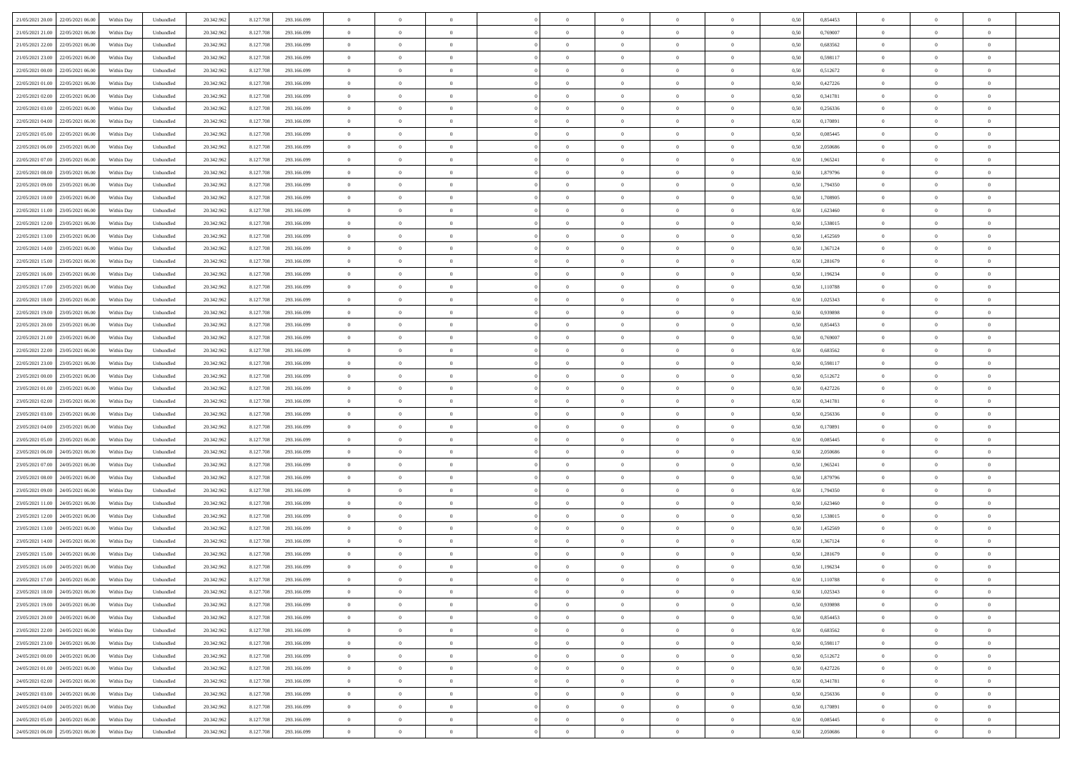| | | | | | | | | | | | | | | | | | | | | |
|---|---|---|---|---|---|---|---|---|---|---|---|---|---|---|---|---|---|---|---|---|
| 21/05/2021 20:00 | 22/05/2021 06:00 | Within Day | Unbundled | 20.342.962 | 8.127.708 | 293.166.099 | 0 | 0 | 0 | | 0 | 0 | 0 | 0 | 0,50 | 0,854453 | 0 | 0 | 0 | |
| 21/05/2021 21:00 | 22/05/2021 06:00 | Within Day | Unbundled | 20.342.962 | 8.127.708 | 293.166.099 | 0 | 0 | 0 | | 0 | 0 | 0 | 0 | 0,50 | 0,769007 | 0 | 0 | 0 | |
| 21/05/2021 22:00 | 22/05/2021 06:00 | Within Day | Unbundled | 20.342.962 | 8.127.708 | 293.166.099 | 0 | 0 | 0 | | 0 | 0 | 0 | 0 | 0,50 | 0,683562 | 0 | 0 | 0 | |
| 21/05/2021 23:00 | 22/05/2021 06:00 | Within Day | Unbundled | 20.342.962 | 8.127.708 | 293.166.099 | 0 | 0 | 0 | | 0 | 0 | 0 | 0 | 0,50 | 0,598117 | 0 | 0 | 0 | |
| 22/05/2021 00:00 | 22/05/2021 06:00 | Within Day | Unbundled | 20.342.962 | 8.127.708 | 293.166.099 | 0 | 0 | 0 | | 0 | 0 | 0 | 0 | 0,50 | 0,512672 | 0 | 0 | 0 | |
| 22/05/2021 01:00 | 22/05/2021 06:00 | Within Day | Unbundled | 20.342.962 | 8.127.708 | 293.166.099 | 0 | 0 | 0 | | 0 | 0 | 0 | 0 | 0,50 | 0,427226 | 0 | 0 | 0 | |
| 22/05/2021 02:00 | 22/05/2021 06:00 | Within Day | Unbundled | 20.342.962 | 8.127.708 | 293.166.099 | 0 | 0 | 0 | | 0 | 0 | 0 | 0 | 0,50 | 0,341781 | 0 | 0 | 0 | |
| 22/05/2021 03:00 | 22/05/2021 06:00 | Within Day | Unbundled | 20.342.962 | 8.127.708 | 293.166.099 | 0 | 0 | 0 | | 0 | 0 | 0 | 0 | 0,50 | 0,256336 | 0 | 0 | 0 | |
| 22/05/2021 04:00 | 22/05/2021 06:00 | Within Day | Unbundled | 20.342.962 | 8.127.708 | 293.166.099 | 0 | 0 | 0 | | 0 | 0 | 0 | 0 | 0,50 | 0,170891 | 0 | 0 | 0 | |
| 22/05/2021 05:00 | 22/05/2021 06:00 | Within Day | Unbundled | 20.342.962 | 8.127.708 | 293.166.099 | 0 | 0 | 0 | | 0 | 0 | 0 | 0 | 0,50 | 0,085445 | 0 | 0 | 0 | |
| 22/05/2021 06:00 | 23/05/2021 06:00 | Within Day | Unbundled | 20.342.962 | 8.127.708 | 293.166.099 | 0 | 0 | 0 | | 0 | 0 | 0 | 0 | 0,50 | 2,050686 | 0 | 0 | 0 | |
| 22/05/2021 07:00 | 23/05/2021 06:00 | Within Day | Unbundled | 20.342.962 | 8.127.708 | 293.166.099 | 0 | 0 | 0 | | 0 | 0 | 0 | 0 | 0,50 | 1,965241 | 0 | 0 | 0 | |
| 22/05/2021 08:00 | 23/05/2021 06:00 | Within Day | Unbundled | 20.342.962 | 8.127.708 | 293.166.099 | 0 | 0 | 0 | | 0 | 0 | 0 | 0 | 0,50 | 1,879796 | 0 | 0 | 0 | |
| 22/05/2021 09:00 | 23/05/2021 06:00 | Within Day | Unbundled | 20.342.962 | 8.127.708 | 293.166.099 | 0 | 0 | 0 | | 0 | 0 | 0 | 0 | 0,50 | 1,794350 | 0 | 0 | 0 | |
| 22/05/2021 10:00 | 23/05/2021 06:00 | Within Day | Unbundled | 20.342.962 | 8.127.708 | 293.166.099 | 0 | 0 | 0 | | 0 | 0 | 0 | 0 | 0,50 | 1,708905 | 0 | 0 | 0 | |
| 22/05/2021 11:00 | 23/05/2021 06:00 | Within Day | Unbundled | 20.342.962 | 8.127.708 | 293.166.099 | 0 | 0 | 0 | | 0 | 0 | 0 | 0 | 0,50 | 1,623460 | 0 | 0 | 0 | |
| 22/05/2021 12:00 | 23/05/2021 06:00 | Within Day | Unbundled | 20.342.962 | 8.127.708 | 293.166.099 | 0 | 0 | 0 | | 0 | 0 | 0 | 0 | 0,50 | 1,538015 | 0 | 0 | 0 | |
| 22/05/2021 13:00 | 23/05/2021 06:00 | Within Day | Unbundled | 20.342.962 | 8.127.708 | 293.166.099 | 0 | 0 | 0 | | 0 | 0 | 0 | 0 | 0,50 | 1,452569 | 0 | 0 | 0 | |
| 22/05/2021 14:00 | 23/05/2021 06:00 | Within Day | Unbundled | 20.342.962 | 8.127.708 | 293.166.099 | 0 | 0 | 0 | | 0 | 0 | 0 | 0 | 0,50 | 1,367124 | 0 | 0 | 0 | |
| 22/05/2021 15:00 | 23/05/2021 06:00 | Within Day | Unbundled | 20.342.962 | 8.127.708 | 293.166.099 | 0 | 0 | 0 | | 0 | 0 | 0 | 0 | 0,50 | 1,281679 | 0 | 0 | 0 | |
| 22/05/2021 16:00 | 23/05/2021 06:00 | Within Day | Unbundled | 20.342.962 | 8.127.708 | 293.166.099 | 0 | 0 | 0 | | 0 | 0 | 0 | 0 | 0,50 | 1,196234 | 0 | 0 | 0 | |
| 22/05/2021 17:00 | 23/05/2021 06:00 | Within Day | Unbundled | 20.342.962 | 8.127.708 | 293.166.099 | 0 | 0 | 0 | | 0 | 0 | 0 | 0 | 0,50 | 1,110788 | 0 | 0 | 0 | |
| 22/05/2021 18:00 | 23/05/2021 06:00 | Within Day | Unbundled | 20.342.962 | 8.127.708 | 293.166.099 | 0 | 0 | 0 | | 0 | 0 | 0 | 0 | 0,50 | 1,025343 | 0 | 0 | 0 | |
| 22/05/2021 19:00 | 23/05/2021 06:00 | Within Day | Unbundled | 20.342.962 | 8.127.708 | 293.166.099 | 0 | 0 | 0 | | 0 | 0 | 0 | 0 | 0,50 | 0,939898 | 0 | 0 | 0 | |
| 22/05/2021 20:00 | 23/05/2021 06:00 | Within Day | Unbundled | 20.342.962 | 8.127.708 | 293.166.099 | 0 | 0 | 0 | | 0 | 0 | 0 | 0 | 0,50 | 0,854453 | 0 | 0 | 0 | |
| 22/05/2021 21:00 | 23/05/2021 06:00 | Within Day | Unbundled | 20.342.962 | 8.127.708 | 293.166.099 | 0 | 0 | 0 | | 0 | 0 | 0 | 0 | 0,50 | 0,769007 | 0 | 0 | 0 | |
| 22/05/2021 22:00 | 23/05/2021 06:00 | Within Day | Unbundled | 20.342.962 | 8.127.708 | 293.166.099 | 0 | 0 | 0 | | 0 | 0 | 0 | 0 | 0,50 | 0,683562 | 0 | 0 | 0 | |
| 22/05/2021 23:00 | 23/05/2021 06:00 | Within Day | Unbundled | 20.342.962 | 8.127.708 | 293.166.099 | 0 | 0 | 0 | | 0 | 0 | 0 | 0 | 0,50 | 0,598117 | 0 | 0 | 0 | |
| 23/05/2021 00:00 | 23/05/2021 06:00 | Within Day | Unbundled | 20.342.962 | 8.127.708 | 293.166.099 | 0 | 0 | 0 | | 0 | 0 | 0 | 0 | 0,50 | 0,512672 | 0 | 0 | 0 | |
| 23/05/2021 01:00 | 23/05/2021 06:00 | Within Day | Unbundled | 20.342.962 | 8.127.708 | 293.166.099 | 0 | 0 | 0 | | 0 | 0 | 0 | 0 | 0,50 | 0,427226 | 0 | 0 | 0 | |
| 23/05/2021 02:00 | 23/05/2021 06:00 | Within Day | Unbundled | 20.342.962 | 8.127.708 | 293.166.099 | 0 | 0 | 0 | | 0 | 0 | 0 | 0 | 0,50 | 0,341781 | 0 | 0 | 0 | |
| 23/05/2021 03:00 | 23/05/2021 06:00 | Within Day | Unbundled | 20.342.962 | 8.127.708 | 293.166.099 | 0 | 0 | 0 | | 0 | 0 | 0 | 0 | 0,50 | 0,256336 | 0 | 0 | 0 | |
| 23/05/2021 04:00 | 23/05/2021 06:00 | Within Day | Unbundled | 20.342.962 | 8.127.708 | 293.166.099 | 0 | 0 | 0 | | 0 | 0 | 0 | 0 | 0,50 | 0,170891 | 0 | 0 | 0 | |
| 23/05/2021 05:00 | 23/05/2021 06:00 | Within Day | Unbundled | 20.342.962 | 8.127.708 | 293.166.099 | 0 | 0 | 0 | | 0 | 0 | 0 | 0 | 0,50 | 0,085445 | 0 | 0 | 0 | |
| 23/05/2021 06:00 | 24/05/2021 06:00 | Within Day | Unbundled | 20.342.962 | 8.127.708 | 293.166.099 | 0 | 0 | 0 | | 0 | 0 | 0 | 0 | 0,50 | 2,050686 | 0 | 0 | 0 | |
| 23/05/2021 07:00 | 24/05/2021 06:00 | Within Day | Unbundled | 20.342.962 | 8.127.708 | 293.166.099 | 0 | 0 | 0 | | 0 | 0 | 0 | 0 | 0,50 | 1,965241 | 0 | 0 | 0 | |
| 23/05/2021 08:00 | 24/05/2021 06:00 | Within Day | Unbundled | 20.342.962 | 8.127.708 | 293.166.099 | 0 | 0 | 0 | | 0 | 0 | 0 | 0 | 0,50 | 1,879796 | 0 | 0 | 0 | |
| 23/05/2021 09:00 | 24/05/2021 06:00 | Within Day | Unbundled | 20.342.962 | 8.127.708 | 293.166.099 | 0 | 0 | 0 | | 0 | 0 | 0 | 0 | 0,50 | 1,794350 | 0 | 0 | 0 | |
| 23/05/2021 11:00 | 24/05/2021 06:00 | Within Day | Unbundled | 20.342.962 | 8.127.708 | 293.166.099 | 0 | 0 | 0 | | 0 | 0 | 0 | 0 | 0,50 | 1,623460 | 0 | 0 | 0 | |
| 23/05/2021 12:00 | 24/05/2021 06:00 | Within Day | Unbundled | 20.342.962 | 8.127.708 | 293.166.099 | 0 | 0 | 0 | | 0 | 0 | 0 | 0 | 0,50 | 1,538015 | 0 | 0 | 0 | |
| 23/05/2021 13:00 | 24/05/2021 06:00 | Within Day | Unbundled | 20.342.962 | 8.127.708 | 293.166.099 | 0 | 0 | 0 | | 0 | 0 | 0 | 0 | 0,50 | 1,452569 | 0 | 0 | 0 | |
| 23/05/2021 14:00 | 24/05/2021 06:00 | Within Day | Unbundled | 20.342.962 | 8.127.708 | 293.166.099 | 0 | 0 | 0 | | 0 | 0 | 0 | 0 | 0,50 | 1,367124 | 0 | 0 | 0 | |
| 23/05/2021 15:00 | 24/05/2021 06:00 | Within Day | Unbundled | 20.342.962 | 8.127.708 | 293.166.099 | 0 | 0 | 0 | | 0 | 0 | 0 | 0 | 0,50 | 1,281679 | 0 | 0 | 0 | |
| 23/05/2021 16:00 | 24/05/2021 06:00 | Within Day | Unbundled | 20.342.962 | 8.127.708 | 293.166.099 | 0 | 0 | 0 | | 0 | 0 | 0 | 0 | 0,50 | 1,196234 | 0 | 0 | 0 | |
| 23/05/2021 17:00 | 24/05/2021 06:00 | Within Day | Unbundled | 20.342.962 | 8.127.708 | 293.166.099 | 0 | 0 | 0 | | 0 | 0 | 0 | 0 | 0,50 | 1,110788 | 0 | 0 | 0 | |
| 23/05/2021 18:00 | 24/05/2021 06:00 | Within Day | Unbundled | 20.342.962 | 8.127.708 | 293.166.099 | 0 | 0 | 0 | | 0 | 0 | 0 | 0 | 0,50 | 1,025343 | 0 | 0 | 0 | |
| 23/05/2021 19:00 | 24/05/2021 06:00 | Within Day | Unbundled | 20.342.962 | 8.127.708 | 293.166.099 | 0 | 0 | 0 | | 0 | 0 | 0 | 0 | 0,50 | 0,939898 | 0 | 0 | 0 | |
| 23/05/2021 20:00 | 24/05/2021 06:00 | Within Day | Unbundled | 20.342.962 | 8.127.708 | 293.166.099 | 0 | 0 | 0 | | 0 | 0 | 0 | 0 | 0,50 | 0,854453 | 0 | 0 | 0 | |
| 23/05/2021 22:00 | 24/05/2021 06:00 | Within Day | Unbundled | 20.342.962 | 8.127.708 | 293.166.099 | 0 | 0 | 0 | | 0 | 0 | 0 | 0 | 0,50 | 0,683562 | 0 | 0 | 0 | |
| 23/05/2021 23:00 | 24/05/2021 06:00 | Within Day | Unbundled | 20.342.962 | 8.127.708 | 293.166.099 | 0 | 0 | 0 | | 0 | 0 | 0 | 0 | 0,50 | 0,598117 | 0 | 0 | 0 | |
| 24/05/2021 00:00 | 24/05/2021 06:00 | Within Day | Unbundled | 20.342.962 | 8.127.708 | 293.166.099 | 0 | 0 | 0 | | 0 | 0 | 0 | 0 | 0,50 | 0,512672 | 0 | 0 | 0 | |
| 24/05/2021 01:00 | 24/05/2021 06:00 | Within Day | Unbundled | 20.342.962 | 8.127.708 | 293.166.099 | 0 | 0 | 0 | | 0 | 0 | 0 | 0 | 0,50 | 0,427226 | 0 | 0 | 0 | |
| 24/05/2021 02:00 | 24/05/2021 06:00 | Within Day | Unbundled | 20.342.962 | 8.127.708 | 293.166.099 | 0 | 0 | 0 | | 0 | 0 | 0 | 0 | 0,50 | 0,341781 | 0 | 0 | 0 | |
| 24/05/2021 03:00 | 24/05/2021 06:00 | Within Day | Unbundled | 20.342.962 | 8.127.708 | 293.166.099 | 0 | 0 | 0 | | 0 | 0 | 0 | 0 | 0,50 | 0,256336 | 0 | 0 | 0 | |
| 24/05/2021 04:00 | 24/05/2021 06:00 | Within Day | Unbundled | 20.342.962 | 8.127.708 | 293.166.099 | 0 | 0 | 0 | | 0 | 0 | 0 | 0 | 0,50 | 0,170891 | 0 | 0 | 0 | |
| 24/05/2021 05:00 | 24/05/2021 06:00 | Within Day | Unbundled | 20.342.962 | 8.127.708 | 293.166.099 | 0 | 0 | 0 | | 0 | 0 | 0 | 0 | 0,50 | 0,085445 | 0 | 0 | 0 | |
| 24/05/2021 06:00 | 25/05/2021 06:00 | Within Day | Unbundled | 20.342.962 | 8.127.708 | 293.166.099 | 0 | 0 | 0 | | 0 | 0 | 0 | 0 | 0,50 | 2,050686 | 0 | 0 | 0 | |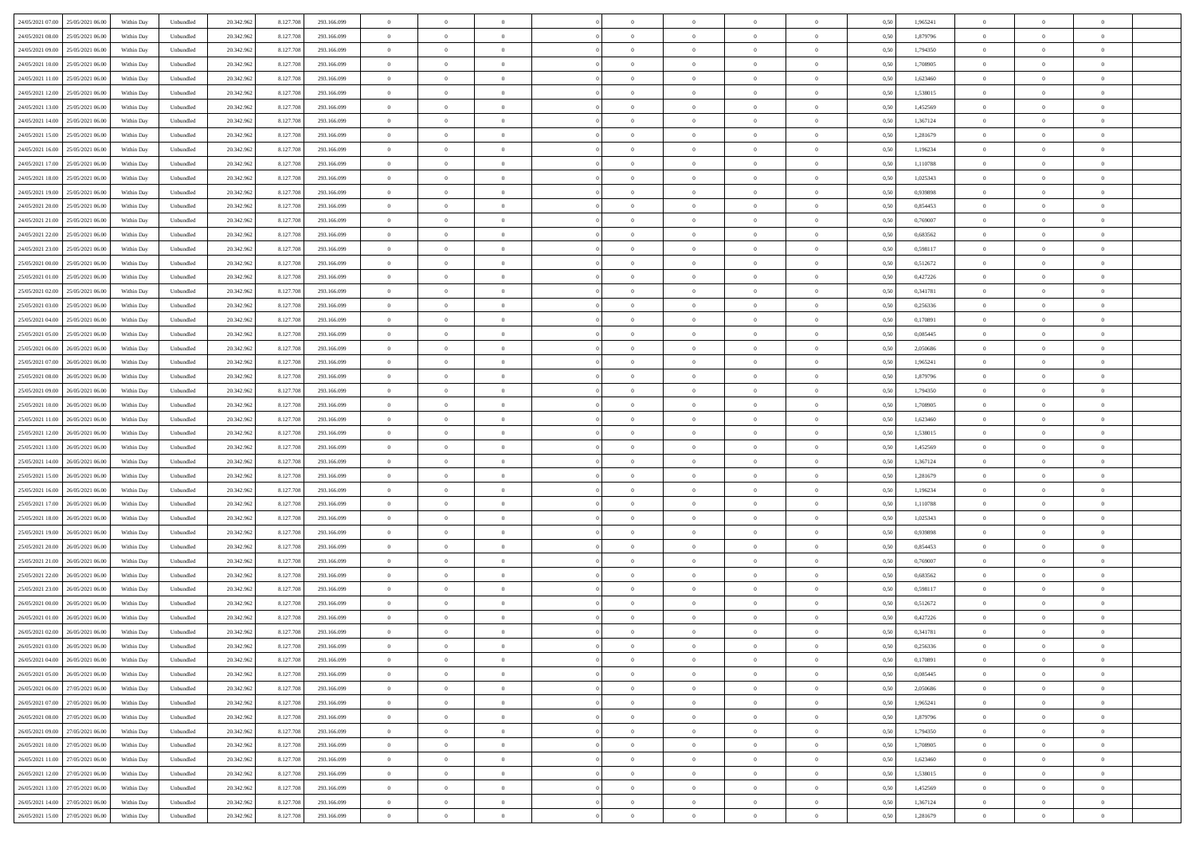| | | | | | | | | | | | | | | | | | | | | | |
|---|---|---|---|---|---|---|---|---|---|---|---|---|---|---|---|---|---|---|---|---|---|
| 24/05/2021 07:00 | 25/05/2021 06:00 | Within Day | Unbundled | 20.342.962 | 8.127.708 | 293.166.099 | 0 | 0 | 0 | | 0 | 0 | 0 | 0 | 0,50 | 1,965241 | 0 | 0 | 0 | |
| 24/05/2021 08:00 | 25/05/2021 06:00 | Within Day | Unbundled | 20.342.962 | 8.127.708 | 293.166.099 | 0 | 0 | 0 | | 0 | 0 | 0 | 0 | 0,50 | 1,879796 | 0 | 0 | 0 | |
| 24/05/2021 09:00 | 25/05/2021 06:00 | Within Day | Unbundled | 20.342.962 | 8.127.708 | 293.166.099 | 0 | 0 | 0 | | 0 | 0 | 0 | 0 | 0,50 | 1,794350 | 0 | 0 | 0 | |
| 24/05/2021 10:00 | 25/05/2021 06:00 | Within Day | Unbundled | 20.342.962 | 8.127.708 | 293.166.099 | 0 | 0 | 0 | | 0 | 0 | 0 | 0 | 0,50 | 1,708905 | 0 | 0 | 0 | |
| 24/05/2021 11:00 | 25/05/2021 06:00 | Within Day | Unbundled | 20.342.962 | 8.127.708 | 293.166.099 | 0 | 0 | 0 | | 0 | 0 | 0 | 0 | 0,50 | 1,623460 | 0 | 0 | 0 | |
| 24/05/2021 12:00 | 25/05/2021 06:00 | Within Day | Unbundled | 20.342.962 | 8.127.708 | 293.166.099 | 0 | 0 | 0 | | 0 | 0 | 0 | 0 | 0,50 | 1,538015 | 0 | 0 | 0 | |
| 24/05/2021 13:00 | 25/05/2021 06:00 | Within Day | Unbundled | 20.342.962 | 8.127.708 | 293.166.099 | 0 | 0 | 0 | | 0 | 0 | 0 | 0 | 0,50 | 1,452569 | 0 | 0 | 0 | |
| 24/05/2021 14:00 | 25/05/2021 06:00 | Within Day | Unbundled | 20.342.962 | 8.127.708 | 293.166.099 | 0 | 0 | 0 | | 0 | 0 | 0 | 0 | 0,50 | 1,367124 | 0 | 0 | 0 | |
| 24/05/2021 15:00 | 25/05/2021 06:00 | Within Day | Unbundled | 20.342.962 | 8.127.708 | 293.166.099 | 0 | 0 | 0 | | 0 | 0 | 0 | 0 | 0,50 | 1,281679 | 0 | 0 | 0 | |
| 24/05/2021 16:00 | 25/05/2021 06:00 | Within Day | Unbundled | 20.342.962 | 8.127.708 | 293.166.099 | 0 | 0 | 0 | | 0 | 0 | 0 | 0 | 0,50 | 1,196234 | 0 | 0 | 0 | |
| 24/05/2021 17:00 | 25/05/2021 06:00 | Within Day | Unbundled | 20.342.962 | 8.127.708 | 293.166.099 | 0 | 0 | 0 | | 0 | 0 | 0 | 0 | 0,50 | 1,110788 | 0 | 0 | 0 | |
| 24/05/2021 18:00 | 25/05/2021 06:00 | Within Day | Unbundled | 20.342.962 | 8.127.708 | 293.166.099 | 0 | 0 | 0 | | 0 | 0 | 0 | 0 | 0,50 | 1,025343 | 0 | 0 | 0 | |
| 24/05/2021 19:00 | 25/05/2021 06:00 | Within Day | Unbundled | 20.342.962 | 8.127.708 | 293.166.099 | 0 | 0 | 0 | | 0 | 0 | 0 | 0 | 0,50 | 0,939898 | 0 | 0 | 0 | |
| 24/05/2021 20:00 | 25/05/2021 06:00 | Within Day | Unbundled | 20.342.962 | 8.127.708 | 293.166.099 | 0 | 0 | 0 | | 0 | 0 | 0 | 0 | 0,50 | 0,854453 | 0 | 0 | 0 | |
| 24/05/2021 21:00 | 25/05/2021 06:00 | Within Day | Unbundled | 20.342.962 | 8.127.708 | 293.166.099 | 0 | 0 | 0 | | 0 | 0 | 0 | 0 | 0,50 | 0,769007 | 0 | 0 | 0 | |
| 24/05/2021 22:00 | 25/05/2021 06:00 | Within Day | Unbundled | 20.342.962 | 8.127.708 | 293.166.099 | 0 | 0 | 0 | | 0 | 0 | 0 | 0 | 0,50 | 0,683562 | 0 | 0 | 0 | |
| 24/05/2021 23:00 | 25/05/2021 06:00 | Within Day | Unbundled | 20.342.962 | 8.127.708 | 293.166.099 | 0 | 0 | 0 | | 0 | 0 | 0 | 0 | 0,50 | 0,598117 | 0 | 0 | 0 | |
| 25/05/2021 00:00 | 25/05/2021 06:00 | Within Day | Unbundled | 20.342.962 | 8.127.708 | 293.166.099 | 0 | 0 | 0 | | 0 | 0 | 0 | 0 | 0,50 | 0,512672 | 0 | 0 | 0 | |
| 25/05/2021 01:00 | 25/05/2021 06:00 | Within Day | Unbundled | 20.342.962 | 8.127.708 | 293.166.099 | 0 | 0 | 0 | | 0 | 0 | 0 | 0 | 0,50 | 0,427226 | 0 | 0 | 0 | |
| 25/05/2021 02:00 | 25/05/2021 06:00 | Within Day | Unbundled | 20.342.962 | 8.127.708 | 293.166.099 | 0 | 0 | 0 | | 0 | 0 | 0 | 0 | 0,50 | 0,341781 | 0 | 0 | 0 | |
| 25/05/2021 03:00 | 25/05/2021 06:00 | Within Day | Unbundled | 20.342.962 | 8.127.708 | 293.166.099 | 0 | 0 | 0 | | 0 | 0 | 0 | 0 | 0,50 | 0,256336 | 0 | 0 | 0 | |
| 25/05/2021 04:00 | 25/05/2021 06:00 | Within Day | Unbundled | 20.342.962 | 8.127.708 | 293.166.099 | 0 | 0 | 0 | | 0 | 0 | 0 | 0 | 0,50 | 0,170891 | 0 | 0 | 0 | |
| 25/05/2021 05:00 | 25/05/2021 06:00 | Within Day | Unbundled | 20.342.962 | 8.127.708 | 293.166.099 | 0 | 0 | 0 | | 0 | 0 | 0 | 0 | 0,50 | 0,085445 | 0 | 0 | 0 | |
| 25/05/2021 06:00 | 26/05/2021 06:00 | Within Day | Unbundled | 20.342.962 | 8.127.708 | 293.166.099 | 0 | 0 | 0 | | 0 | 0 | 0 | 0 | 0,50 | 2,050686 | 0 | 0 | 0 | |
| 25/05/2021 07:00 | 26/05/2021 06:00 | Within Day | Unbundled | 20.342.962 | 8.127.708 | 293.166.099 | 0 | 0 | 0 | | 0 | 0 | 0 | 0 | 0,50 | 1,965241 | 0 | 0 | 0 | |
| 25/05/2021 08:00 | 26/05/2021 06:00 | Within Day | Unbundled | 20.342.962 | 8.127.708 | 293.166.099 | 0 | 0 | 0 | | 0 | 0 | 0 | 0 | 0,50 | 1,879796 | 0 | 0 | 0 | |
| 25/05/2021 09:00 | 26/05/2021 06:00 | Within Day | Unbundled | 20.342.962 | 8.127.708 | 293.166.099 | 0 | 0 | 0 | | 0 | 0 | 0 | 0 | 0,50 | 1,794350 | 0 | 0 | 0 | |
| 25/05/2021 10:00 | 26/05/2021 06:00 | Within Day | Unbundled | 20.342.962 | 8.127.708 | 293.166.099 | 0 | 0 | 0 | | 0 | 0 | 0 | 0 | 0,50 | 1,708905 | 0 | 0 | 0 | |
| 25/05/2021 11:00 | 26/05/2021 06:00 | Within Day | Unbundled | 20.342.962 | 8.127.708 | 293.166.099 | 0 | 0 | 0 | | 0 | 0 | 0 | 0 | 0,50 | 1,623460 | 0 | 0 | 0 | |
| 25/05/2021 12:00 | 26/05/2021 06:00 | Within Day | Unbundled | 20.342.962 | 8.127.708 | 293.166.099 | 0 | 0 | 0 | | 0 | 0 | 0 | 0 | 0,50 | 1,538015 | 0 | 0 | 0 | |
| 25/05/2021 13:00 | 26/05/2021 06:00 | Within Day | Unbundled | 20.342.962 | 8.127.708 | 293.166.099 | 0 | 0 | 0 | | 0 | 0 | 0 | 0 | 0,50 | 1,452569 | 0 | 0 | 0 | |
| 25/05/2021 14:00 | 26/05/2021 06:00 | Within Day | Unbundled | 20.342.962 | 8.127.708 | 293.166.099 | 0 | 0 | 0 | | 0 | 0 | 0 | 0 | 0,50 | 1,367124 | 0 | 0 | 0 | |
| 25/05/2021 15:00 | 26/05/2021 06:00 | Within Day | Unbundled | 20.342.962 | 8.127.708 | 293.166.099 | 0 | 0 | 0 | | 0 | 0 | 0 | 0 | 0,50 | 1,281679 | 0 | 0 | 0 | |
| 25/05/2021 16:00 | 26/05/2021 06:00 | Within Day | Unbundled | 20.342.962 | 8.127.708 | 293.166.099 | 0 | 0 | 0 | | 0 | 0 | 0 | 0 | 0,50 | 1,196234 | 0 | 0 | 0 | |
| 25/05/2021 17:00 | 26/05/2021 06:00 | Within Day | Unbundled | 20.342.962 | 8.127.708 | 293.166.099 | 0 | 0 | 0 | | 0 | 0 | 0 | 0 | 0,50 | 1,110788 | 0 | 0 | 0 | |
| 25/05/2021 18:00 | 26/05/2021 06:00 | Within Day | Unbundled | 20.342.962 | 8.127.708 | 293.166.099 | 0 | 0 | 0 | | 0 | 0 | 0 | 0 | 0,50 | 1,025343 | 0 | 0 | 0 | |
| 25/05/2021 19:00 | 26/05/2021 06:00 | Within Day | Unbundled | 20.342.962 | 8.127.708 | 293.166.099 | 0 | 0 | 0 | | 0 | 0 | 0 | 0 | 0,50 | 0,939898 | 0 | 0 | 0 | |
| 25/05/2021 20:00 | 26/05/2021 06:00 | Within Day | Unbundled | 20.342.962 | 8.127.708 | 293.166.099 | 0 | 0 | 0 | | 0 | 0 | 0 | 0 | 0,50 | 0,854453 | 0 | 0 | 0 | |
| 25/05/2021 21:00 | 26/05/2021 06:00 | Within Day | Unbundled | 20.342.962 | 8.127.708 | 293.166.099 | 0 | 0 | 0 | | 0 | 0 | 0 | 0 | 0,50 | 0,769007 | 0 | 0 | 0 | |
| 25/05/2021 22:00 | 26/05/2021 06:00 | Within Day | Unbundled | 20.342.962 | 8.127.708 | 293.166.099 | 0 | 0 | 0 | | 0 | 0 | 0 | 0 | 0,50 | 0,683562 | 0 | 0 | 0 | |
| 25/05/2021 23:00 | 26/05/2021 06:00 | Within Day | Unbundled | 20.342.962 | 8.127.708 | 293.166.099 | 0 | 0 | 0 | | 0 | 0 | 0 | 0 | 0,50 | 0,598117 | 0 | 0 | 0 | |
| 26/05/2021 00:00 | 26/05/2021 06:00 | Within Day | Unbundled | 20.342.962 | 8.127.708 | 293.166.099 | 0 | 0 | 0 | | 0 | 0 | 0 | 0 | 0,50 | 0,512672 | 0 | 0 | 0 | |
| 26/05/2021 01:00 | 26/05/2021 06:00 | Within Day | Unbundled | 20.342.962 | 8.127.708 | 293.166.099 | 0 | 0 | 0 | | 0 | 0 | 0 | 0 | 0,50 | 0,427226 | 0 | 0 | 0 | |
| 26/05/2021 02:00 | 26/05/2021 06:00 | Within Day | Unbundled | 20.342.962 | 8.127.708 | 293.166.099 | 0 | 0 | 0 | | 0 | 0 | 0 | 0 | 0,50 | 0,341781 | 0 | 0 | 0 | |
| 26/05/2021 03:00 | 26/05/2021 06:00 | Within Day | Unbundled | 20.342.962 | 8.127.708 | 293.166.099 | 0 | 0 | 0 | | 0 | 0 | 0 | 0 | 0,50 | 0,256336 | 0 | 0 | 0 | |
| 26/05/2021 04:00 | 26/05/2021 06:00 | Within Day | Unbundled | 20.342.962 | 8.127.708 | 293.166.099 | 0 | 0 | 0 | | 0 | 0 | 0 | 0 | 0,50 | 0,170891 | 0 | 0 | 0 | |
| 26/05/2021 05:00 | 26/05/2021 06:00 | Within Day | Unbundled | 20.342.962 | 8.127.708 | 293.166.099 | 0 | 0 | 0 | | 0 | 0 | 0 | 0 | 0,50 | 0,085445 | 0 | 0 | 0 | |
| 26/05/2021 06:00 | 27/05/2021 06:00 | Within Day | Unbundled | 20.342.962 | 8.127.708 | 293.166.099 | 0 | 0 | 0 | | 0 | 0 | 0 | 0 | 0,50 | 2,050686 | 0 | 0 | 0 | |
| 26/05/2021 07:00 | 27/05/2021 06:00 | Within Day | Unbundled | 20.342.962 | 8.127.708 | 293.166.099 | 0 | 0 | 0 | | 0 | 0 | 0 | 0 | 0,50 | 1,965241 | 0 | 0 | 0 | |
| 26/05/2021 08:00 | 27/05/2021 06:00 | Within Day | Unbundled | 20.342.962 | 8.127.708 | 293.166.099 | 0 | 0 | 0 | | 0 | 0 | 0 | 0 | 0,50 | 1,879796 | 0 | 0 | 0 | |
| 26/05/2021 09:00 | 27/05/2021 06:00 | Within Day | Unbundled | 20.342.962 | 8.127.708 | 293.166.099 | 0 | 0 | 0 | | 0 | 0 | 0 | 0 | 0,50 | 1,794350 | 0 | 0 | 0 | |
| 26/05/2021 10:00 | 27/05/2021 06:00 | Within Day | Unbundled | 20.342.962 | 8.127.708 | 293.166.099 | 0 | 0 | 0 | | 0 | 0 | 0 | 0 | 0,50 | 1,708905 | 0 | 0 | 0 | |
| 26/05/2021 11:00 | 27/05/2021 06:00 | Within Day | Unbundled | 20.342.962 | 8.127.708 | 293.166.099 | 0 | 0 | 0 | | 0 | 0 | 0 | 0 | 0,50 | 1,623460 | 0 | 0 | 0 | |
| 26/05/2021 12:00 | 27/05/2021 06:00 | Within Day | Unbundled | 20.342.962 | 8.127.708 | 293.166.099 | 0 | 0 | 0 | | 0 | 0 | 0 | 0 | 0,50 | 1,538015 | 0 | 0 | 0 | |
| 26/05/2021 13:00 | 27/05/2021 06:00 | Within Day | Unbundled | 20.342.962 | 8.127.708 | 293.166.099 | 0 | 0 | 0 | | 0 | 0 | 0 | 0 | 0,50 | 1,452569 | 0 | 0 | 0 | |
| 26/05/2021 14:00 | 27/05/2021 06:00 | Within Day | Unbundled | 20.342.962 | 8.127.708 | 293.166.099 | 0 | 0 | 0 | | 0 | 0 | 0 | 0 | 0,50 | 1,367124 | 0 | 0 | 0 | |
| 26/05/2021 15:00 | 27/05/2021 06:00 | Within Day | Unbundled | 20.342.962 | 8.127.708 | 293.166.099 | 0 | 0 | 0 | | 0 | 0 | 0 | 0 | 0,50 | 1,281679 | 0 | 0 | 0 | |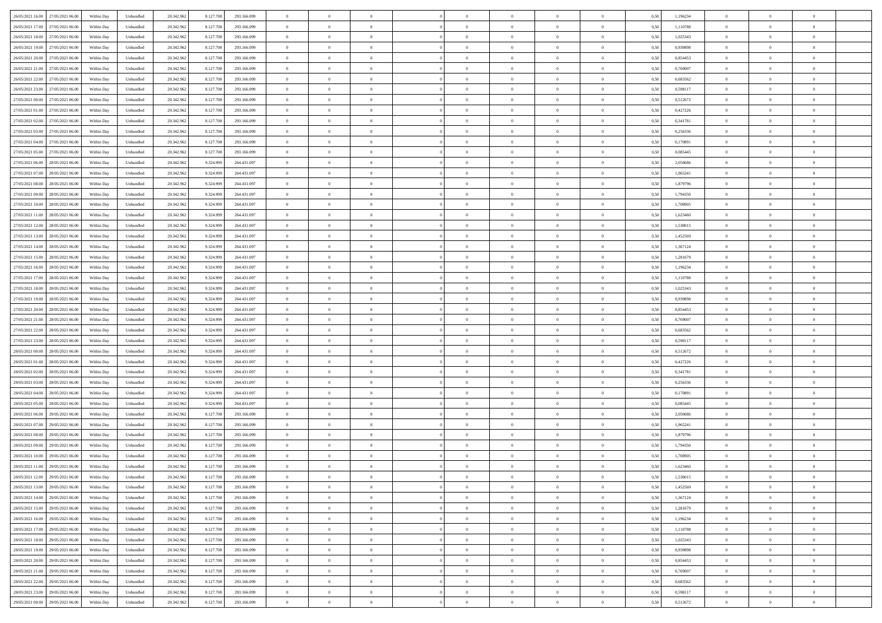| | | | | | | | | | | | | | | | | | | | | | |
|---|---|---|---|---|---|---|---|---|---|---|---|---|---|---|---|---|---|---|---|---|---|
| 26/05/2021 16:00 | 27/05/2021 06:00 | Within Day | Unbundled | 20.342.962 | 8.127.708 | 293.166.099 | 0 | 0 | 0 | | 0 | 0 | 0 | 0 | 0 | 0,50 | 1,196234 | 0 | 0 | 0 | |
| 26/05/2021 17:00 | 27/05/2021 06:00 | Within Day | Unbundled | 20.342.962 | 8.127.708 | 293.166.099 | 0 | 0 | 0 | | 0 | 0 | 0 | 0 | 0 | 0,50 | 1,110788 | 0 | 0 | 0 | |
| 26/05/2021 18:00 | 27/05/2021 06:00 | Within Day | Unbundled | 20.342.962 | 8.127.708 | 293.166.099 | 0 | 0 | 0 | | 0 | 0 | 0 | 0 | 0 | 0,50 | 1,025343 | 0 | 0 | 0 | |
| 26/05/2021 19:00 | 27/05/2021 06:00 | Within Day | Unbundled | 20.342.962 | 8.127.708 | 293.166.099 | 0 | 0 | 0 | | 0 | 0 | 0 | 0 | 0 | 0,50 | 0,939898 | 0 | 0 | 0 | |
| 26/05/2021 20:00 | 27/05/2021 06:00 | Within Day | Unbundled | 20.342.962 | 8.127.708 | 293.166.099 | 0 | 0 | 0 | | 0 | 0 | 0 | 0 | 0 | 0,50 | 0,854453 | 0 | 0 | 0 | |
| 26/05/2021 21:00 | 27/05/2021 06:00 | Within Day | Unbundled | 20.342.962 | 8.127.708 | 293.166.099 | 0 | 0 | 0 | | 0 | 0 | 0 | 0 | 0 | 0,50 | 0,769007 | 0 | 0 | 0 | |
| 26/05/2021 22:00 | 27/05/2021 06:00 | Within Day | Unbundled | 20.342.962 | 8.127.708 | 293.166.099 | 0 | 0 | 0 | | 0 | 0 | 0 | 0 | 0 | 0,50 | 0,683562 | 0 | 0 | 0 | |
| 26/05/2021 23:00 | 27/05/2021 06:00 | Within Day | Unbundled | 20.342.962 | 8.127.708 | 293.166.099 | 0 | 0 | 0 | | 0 | 0 | 0 | 0 | 0 | 0,50 | 0,598117 | 0 | 0 | 0 | |
| 27/05/2021 00:00 | 27/05/2021 06:00 | Within Day | Unbundled | 20.342.962 | 8.127.708 | 293.166.099 | 0 | 0 | 0 | | 0 | 0 | 0 | 0 | 0 | 0,50 | 0,512672 | 0 | 0 | 0 | |
| 27/05/2021 01:00 | 27/05/2021 06:00 | Within Day | Unbundled | 20.342.962 | 8.127.708 | 293.166.099 | 0 | 0 | 0 | | 0 | 0 | 0 | 0 | 0 | 0,50 | 0,427226 | 0 | 0 | 0 | |
| 27/05/2021 02:00 | 27/05/2021 06:00 | Within Day | Unbundled | 20.342.962 | 8.127.708 | 293.166.099 | 0 | 0 | 0 | | 0 | 0 | 0 | 0 | 0 | 0,50 | 0,341781 | 0 | 0 | 0 | |
| 27/05/2021 03:00 | 27/05/2021 06:00 | Within Day | Unbundled | 20.342.962 | 8.127.708 | 293.166.099 | 0 | 0 | 0 | | 0 | 0 | 0 | 0 | 0 | 0,50 | 0,256336 | 0 | 0 | 0 | |
| 27/05/2021 04:00 | 27/05/2021 06:00 | Within Day | Unbundled | 20.342.962 | 8.127.708 | 293.166.099 | 0 | 0 | 0 | | 0 | 0 | 0 | 0 | 0 | 0,50 | 0,170891 | 0 | 0 | 0 | |
| 27/05/2021 05:00 | 27/05/2021 06:00 | Within Day | Unbundled | 20.342.962 | 8.127.708 | 293.166.099 | 0 | 0 | 0 | | 0 | 0 | 0 | 0 | 0 | 0,50 | 0,085445 | 0 | 0 | 0 | |
| 27/05/2021 06:00 | 28/05/2021 06:00 | Within Day | Unbundled | 20.342.962 | 9.324.999 | 264.431.097 | 0 | 0 | 0 | | 0 | 0 | 0 | 0 | 0 | 0,50 | 2,050686 | 0 | 0 | 0 | |
| 27/05/2021 07:00 | 28/05/2021 06:00 | Within Day | Unbundled | 20.342.962 | 9.324.999 | 264.431.097 | 0 | 0 | 0 | | 0 | 0 | 0 | 0 | 0 | 0,50 | 1,965241 | 0 | 0 | 0 | |
| 27/05/2021 08:00 | 28/05/2021 06:00 | Within Day | Unbundled | 20.342.962 | 9.324.999 | 264.431.097 | 0 | 0 | 0 | | 0 | 0 | 0 | 0 | 0 | 0,50 | 1,879796 | 0 | 0 | 0 | |
| 27/05/2021 09:00 | 28/05/2021 06:00 | Within Day | Unbundled | 20.342.962 | 9.324.999 | 264.431.097 | 0 | 0 | 0 | | 0 | 0 | 0 | 0 | 0 | 0,50 | 1,794350 | 0 | 0 | 0 | |
| 27/05/2021 10:00 | 28/05/2021 06:00 | Within Day | Unbundled | 20.342.962 | 9.324.999 | 264.431.097 | 0 | 0 | 0 | | 0 | 0 | 0 | 0 | 0 | 0,50 | 1,708905 | 0 | 0 | 0 | |
| 27/05/2021 11:00 | 28/05/2021 06:00 | Within Day | Unbundled | 20.342.962 | 9.324.999 | 264.431.097 | 0 | 0 | 0 | | 0 | 0 | 0 | 0 | 0 | 0,50 | 1,623460 | 0 | 0 | 0 | |
| 27/05/2021 12:00 | 28/05/2021 06:00 | Within Day | Unbundled | 20.342.962 | 9.324.999 | 264.431.097 | 0 | 0 | 0 | | 0 | 0 | 0 | 0 | 0 | 0,50 | 1,538015 | 0 | 0 | 0 | |
| 27/05/2021 13:00 | 28/05/2021 06:00 | Within Day | Unbundled | 20.342.962 | 9.324.999 | 264.431.097 | 0 | 0 | 0 | | 0 | 0 | 0 | 0 | 0 | 0,50 | 1,452569 | 0 | 0 | 0 | |
| 27/05/2021 14:00 | 28/05/2021 06:00 | Within Day | Unbundled | 20.342.962 | 9.324.999 | 264.431.097 | 0 | 0 | 0 | | 0 | 0 | 0 | 0 | 0 | 0,50 | 1,367124 | 0 | 0 | 0 | |
| 27/05/2021 15:00 | 28/05/2021 06:00 | Within Day | Unbundled | 20.342.962 | 9.324.999 | 264.431.097 | 0 | 0 | 0 | | 0 | 0 | 0 | 0 | 0 | 0,50 | 1,281679 | 0 | 0 | 0 | |
| 27/05/2021 16:00 | 28/05/2021 06:00 | Within Day | Unbundled | 20.342.962 | 9.324.999 | 264.431.097 | 0 | 0 | 0 | | 0 | 0 | 0 | 0 | 0 | 0,50 | 1,196234 | 0 | 0 | 0 | |
| 27/05/2021 17:00 | 28/05/2021 06:00 | Within Day | Unbundled | 20.342.962 | 9.324.999 | 264.431.097 | 0 | 0 | 0 | | 0 | 0 | 0 | 0 | 0 | 0,50 | 1,110788 | 0 | 0 | 0 | |
| 27/05/2021 18:00 | 28/05/2021 06:00 | Within Day | Unbundled | 20.342.962 | 9.324.999 | 264.431.097 | 0 | 0 | 0 | | 0 | 0 | 0 | 0 | 0 | 0,50 | 1,025343 | 0 | 0 | 0 | |
| 27/05/2021 19:00 | 28/05/2021 06:00 | Within Day | Unbundled | 20.342.962 | 9.324.999 | 264.431.097 | 0 | 0 | 0 | | 0 | 0 | 0 | 0 | 0 | 0,50 | 0,939898 | 0 | 0 | 0 | |
| 27/05/2021 20:00 | 28/05/2021 06:00 | Within Day | Unbundled | 20.342.962 | 9.324.999 | 264.431.097 | 0 | 0 | 0 | | 0 | 0 | 0 | 0 | 0 | 0,50 | 0,854453 | 0 | 0 | 0 | |
| 27/05/2021 21:00 | 28/05/2021 06:00 | Within Day | Unbundled | 20.342.962 | 9.324.999 | 264.431.097 | 0 | 0 | 0 | | 0 | 0 | 0 | 0 | 0 | 0,50 | 0,769007 | 0 | 0 | 0 | |
| 27/05/2021 22:00 | 28/05/2021 06:00 | Within Day | Unbundled | 20.342.962 | 9.324.999 | 264.431.097 | 0 | 0 | 0 | | 0 | 0 | 0 | 0 | 0 | 0,50 | 0,683562 | 0 | 0 | 0 | |
| 27/05/2021 23:00 | 28/05/2021 06:00 | Within Day | Unbundled | 20.342.962 | 9.324.999 | 264.431.097 | 0 | 0 | 0 | | 0 | 0 | 0 | 0 | 0 | 0,50 | 0,598117 | 0 | 0 | 0 | |
| 28/05/2021 00:00 | 28/05/2021 06:00 | Within Day | Unbundled | 20.342.962 | 9.324.999 | 264.431.097 | 0 | 0 | 0 | | 0 | 0 | 0 | 0 | 0 | 0,50 | 0,512672 | 0 | 0 | 0 | |
| 28/05/2021 01:00 | 28/05/2021 06:00 | Within Day | Unbundled | 20.342.962 | 9.324.999 | 264.431.097 | 0 | 0 | 0 | | 0 | 0 | 0 | 0 | 0 | 0,50 | 0,427226 | 0 | 0 | 0 | |
| 28/05/2021 02:00 | 28/05/2021 06:00 | Within Day | Unbundled | 20.342.962 | 9.324.999 | 264.431.097 | 0 | 0 | 0 | | 0 | 0 | 0 | 0 | 0 | 0,50 | 0,341781 | 0 | 0 | 0 | |
| 28/05/2021 03:00 | 28/05/2021 06:00 | Within Day | Unbundled | 20.342.962 | 9.324.999 | 264.431.097 | 0 | 0 | 0 | | 0 | 0 | 0 | 0 | 0 | 0,50 | 0,256336 | 0 | 0 | 0 | |
| 28/05/2021 04:00 | 28/05/2021 06:00 | Within Day | Unbundled | 20.342.962 | 9.324.999 | 264.431.097 | 0 | 0 | 0 | | 0 | 0 | 0 | 0 | 0 | 0,50 | 0,170891 | 0 | 0 | 0 | |
| 28/05/2021 05:00 | 28/05/2021 06:00 | Within Day | Unbundled | 20.342.962 | 9.324.999 | 264.431.097 | 0 | 0 | 0 | | 0 | 0 | 0 | 0 | 0 | 0,50 | 0,085445 | 0 | 0 | 0 | |
| 28/05/2021 06:00 | 29/05/2021 06:00 | Within Day | Unbundled | 20.342.962 | 8.127.708 | 293.166.099 | 0 | 0 | 0 | | 0 | 0 | 0 | 0 | 0 | 0,50 | 2,050686 | 0 | 0 | 0 | |
| 28/05/2021 07:00 | 29/05/2021 06:00 | Within Day | Unbundled | 20.342.962 | 8.127.708 | 293.166.099 | 0 | 0 | 0 | | 0 | 0 | 0 | 0 | 0 | 0,50 | 1,965241 | 0 | 0 | 0 | |
| 28/05/2021 08:00 | 29/05/2021 06:00 | Within Day | Unbundled | 20.342.962 | 8.127.708 | 293.166.099 | 0 | 0 | 0 | | 0 | 0 | 0 | 0 | 0 | 0,50 | 1,879796 | 0 | 0 | 0 | |
| 28/05/2021 09:00 | 29/05/2021 06:00 | Within Day | Unbundled | 20.342.962 | 8.127.708 | 293.166.099 | 0 | 0 | 0 | | 0 | 0 | 0 | 0 | 0 | 0,50 | 1,794350 | 0 | 0 | 0 | |
| 28/05/2021 10:00 | 29/05/2021 06:00 | Within Day | Unbundled | 20.342.962 | 8.127.708 | 293.166.099 | 0 | 0 | 0 | | 0 | 0 | 0 | 0 | 0 | 0,50 | 1,708905 | 0 | 0 | 0 | |
| 28/05/2021 11:00 | 29/05/2021 06:00 | Within Day | Unbundled | 20.342.962 | 8.127.708 | 293.166.099 | 0 | 0 | 0 | | 0 | 0 | 0 | 0 | 0 | 0,50 | 1,623460 | 0 | 0 | 0 | |
| 28/05/2021 12:00 | 29/05/2021 06:00 | Within Day | Unbundled | 20.342.962 | 8.127.708 | 293.166.099 | 0 | 0 | 0 | | 0 | 0 | 0 | 0 | 0 | 0,50 | 1,538015 | 0 | 0 | 0 | |
| 28/05/2021 13:00 | 29/05/2021 06:00 | Within Day | Unbundled | 20.342.962 | 8.127.708 | 293.166.099 | 0 | 0 | 0 | | 0 | 0 | 0 | 0 | 0 | 0,50 | 1,452569 | 0 | 0 | 0 | |
| 28/05/2021 14:00 | 29/05/2021 06:00 | Within Day | Unbundled | 20.342.962 | 8.127.708 | 293.166.099 | 0 | 0 | 0 | | 0 | 0 | 0 | 0 | 0 | 0,50 | 1,367124 | 0 | 0 | 0 | |
| 28/05/2021 15:00 | 29/05/2021 06:00 | Within Day | Unbundled | 20.342.962 | 8.127.708 | 293.166.099 | 0 | 0 | 0 | | 0 | 0 | 0 | 0 | 0 | 0,50 | 1,281679 | 0 | 0 | 0 | |
| 28/05/2021 16:00 | 29/05/2021 06:00 | Within Day | Unbundled | 20.342.962 | 8.127.708 | 293.166.099 | 0 | 0 | 0 | | 0 | 0 | 0 | 0 | 0 | 0,50 | 1,196234 | 0 | 0 | 0 | |
| 28/05/2021 17:00 | 29/05/2021 06:00 | Within Day | Unbundled | 20.342.962 | 8.127.708 | 293.166.099 | 0 | 0 | 0 | | 0 | 0 | 0 | 0 | 0 | 0,50 | 1,110788 | 0 | 0 | 0 | |
| 28/05/2021 18:00 | 29/05/2021 06:00 | Within Day | Unbundled | 20.342.962 | 8.127.708 | 293.166.099 | 0 | 0 | 0 | | 0 | 0 | 0 | 0 | 0 | 0,50 | 1,025343 | 0 | 0 | 0 | |
| 28/05/2021 19:00 | 29/05/2021 06:00 | Within Day | Unbundled | 20.342.962 | 8.127.708 | 293.166.099 | 0 | 0 | 0 | | 0 | 0 | 0 | 0 | 0 | 0,50 | 0,939898 | 0 | 0 | 0 | |
| 28/05/2021 20:00 | 29/05/2021 06:00 | Within Day | Unbundled | 20.342.962 | 8.127.708 | 293.166.099 | 0 | 0 | 0 | | 0 | 0 | 0 | 0 | 0 | 0,50 | 0,854453 | 0 | 0 | 0 | |
| 28/05/2021 21:00 | 29/05/2021 06:00 | Within Day | Unbundled | 20.342.962 | 8.127.708 | 293.166.099 | 0 | 0 | 0 | | 0 | 0 | 0 | 0 | 0 | 0,50 | 0,769007 | 0 | 0 | 0 | |
| 28/05/2021 22:00 | 29/05/2021 06:00 | Within Day | Unbundled | 20.342.962 | 8.127.708 | 293.166.099 | 0 | 0 | 0 | | 0 | 0 | 0 | 0 | 0 | 0,50 | 0,683562 | 0 | 0 | 0 | |
| 28/05/2021 23:00 | 29/05/2021 06:00 | Within Day | Unbundled | 20.342.962 | 8.127.708 | 293.166.099 | 0 | 0 | 0 | | 0 | 0 | 0 | 0 | 0 | 0,50 | 0,598117 | 0 | 0 | 0 | |
| 29/05/2021 00:00 | 29/05/2021 06:00 | Within Day | Unbundled | 20.342.962 | 8.127.708 | 293.166.099 | 0 | 0 | 0 | | 0 | 0 | 0 | 0 | 0 | 0,50 | 0,512672 | 0 | 0 | 0 | |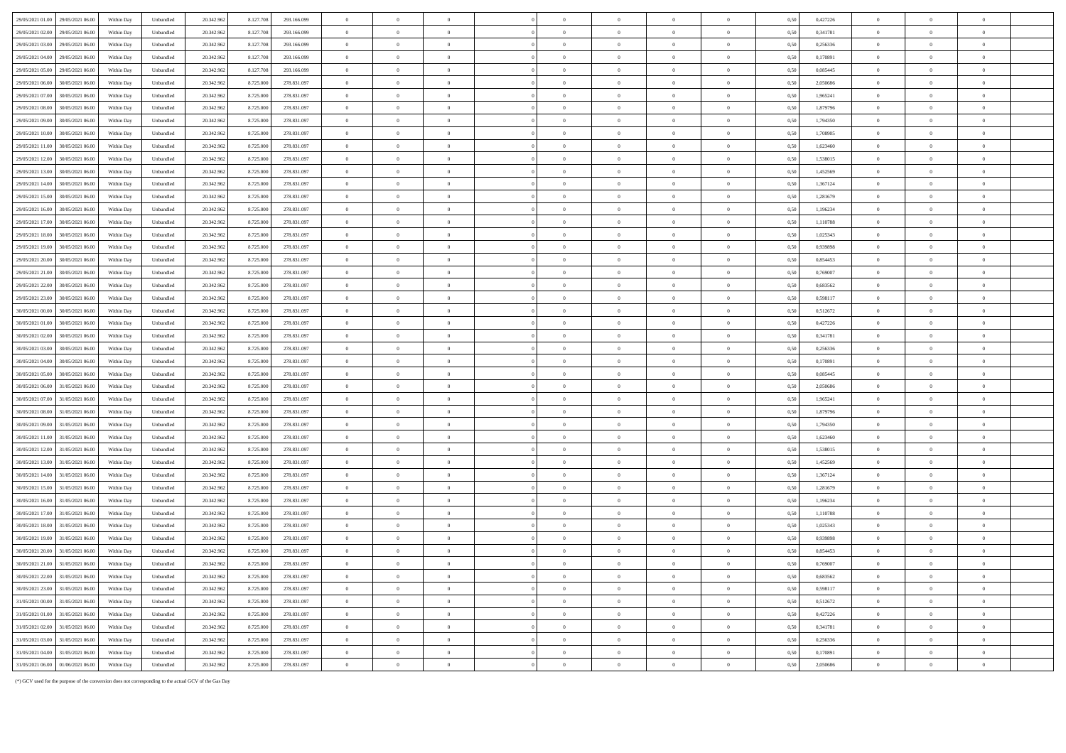| | | | | | | | | | | | | | | | | | | | | | |
|---|---|---|---|---|---|---|---|---|---|---|---|---|---|---|---|---|---|---|---|---|---|
| 29/05/2021 01:00 | 29/05/2021 06:00 | Within Day | Unbundled | 20.342.962 | 8.127.708 | 293.166.099 | 0 | 0 | 0 | | 0 | 0 | 0 | 0 | 0,50 | 0,427226 | 0 | 0 | 0 | |
| 29/05/2021 02:00 | 29/05/2021 06:00 | Within Day | Unbundled | 20.342.962 | 8.127.708 | 293.166.099 | 0 | 0 | 0 | | 0 | 0 | 0 | 0 | 0,50 | 0,341781 | 0 | 0 | 0 | |
| 29/05/2021 03:00 | 29/05/2021 06:00 | Within Day | Unbundled | 20.342.962 | 8.127.708 | 293.166.099 | 0 | 0 | 0 | | 0 | 0 | 0 | 0 | 0,50 | 0,256336 | 0 | 0 | 0 | |
| 29/05/2021 04:00 | 29/05/2021 06:00 | Within Day | Unbundled | 20.342.962 | 8.127.708 | 293.166.099 | 0 | 0 | 0 | | 0 | 0 | 0 | 0 | 0,50 | 0,170891 | 0 | 0 | 0 | |
| 29/05/2021 05:00 | 29/05/2021 06:00 | Within Day | Unbundled | 20.342.962 | 8.127.708 | 293.166.099 | 0 | 0 | 0 | | 0 | 0 | 0 | 0 | 0,50 | 0,085445 | 0 | 0 | 0 | |
| 29/05/2021 06:00 | 30/05/2021 06:00 | Within Day | Unbundled | 20.342.962 | 8.725.000 | 278.831.097 | 0 | 0 | 0 | | 0 | 0 | 0 | 0 | 0,50 | 2,050686 | 0 | 0 | 0 | |
| 29/05/2021 07:00 | 30/05/2021 06:00 | Within Day | Unbundled | 20.342.962 | 8.725.000 | 278.831.097 | 0 | 0 | 0 | | 0 | 0 | 0 | 0 | 0,50 | 1,965241 | 0 | 0 | 0 | |
| 29/05/2021 08:00 | 30/05/2021 06:00 | Within Day | Unbundled | 20.342.962 | 8.725.000 | 278.831.097 | 0 | 0 | 0 | | 0 | 0 | 0 | 0 | 0,50 | 1,879796 | 0 | 0 | 0 | |
| 29/05/2021 09:00 | 30/05/2021 06:00 | Within Day | Unbundled | 20.342.962 | 8.725.000 | 278.831.097 | 0 | 0 | 0 | | 0 | 0 | 0 | 0 | 0,50 | 1,794350 | 0 | 0 | 0 | |
| 29/05/2021 10:00 | 30/05/2021 06:00 | Within Day | Unbundled | 20.342.962 | 8.725.000 | 278.831.097 | 0 | 0 | 0 | | 0 | 0 | 0 | 0 | 0,50 | 1,708905 | 0 | 0 | 0 | |
| 29/05/2021 11:00 | 30/05/2021 06:00 | Within Day | Unbundled | 20.342.962 | 8.725.000 | 278.831.097 | 0 | 0 | 0 | | 0 | 0 | 0 | 0 | 0,50 | 1,623460 | 0 | 0 | 0 | |
| 29/05/2021 12:00 | 30/05/2021 06:00 | Within Day | Unbundled | 20.342.962 | 8.725.000 | 278.831.097 | 0 | 0 | 0 | | 0 | 0 | 0 | 0 | 0,50 | 1,538015 | 0 | 0 | 0 | |
| 29/05/2021 13:00 | 30/05/2021 06:00 | Within Day | Unbundled | 20.342.962 | 8.725.000 | 278.831.097 | 0 | 0 | 0 | | 0 | 0 | 0 | 0 | 0,50 | 1,452569 | 0 | 0 | 0 | |
| 29/05/2021 14:00 | 30/05/2021 06:00 | Within Day | Unbundled | 20.342.962 | 8.725.000 | 278.831.097 | 0 | 0 | 0 | | 0 | 0 | 0 | 0 | 0,50 | 1,367124 | 0 | 0 | 0 | |
| 29/05/2021 15:00 | 30/05/2021 06:00 | Within Day | Unbundled | 20.342.962 | 8.725.000 | 278.831.097 | 0 | 0 | 0 | | 0 | 0 | 0 | 0 | 0,50 | 1,281679 | 0 | 0 | 0 | |
| 29/05/2021 16:00 | 30/05/2021 06:00 | Within Day | Unbundled | 20.342.962 | 8.725.000 | 278.831.097 | 0 | 0 | 0 | | 0 | 0 | 0 | 0 | 0,50 | 1,196234 | 0 | 0 | 0 | |
| 29/05/2021 17:00 | 30/05/2021 06:00 | Within Day | Unbundled | 20.342.962 | 8.725.000 | 278.831.097 | 0 | 0 | 0 | | 0 | 0 | 0 | 0 | 0,50 | 1,110788 | 0 | 0 | 0 | |
| 29/05/2021 18:00 | 30/05/2021 06:00 | Within Day | Unbundled | 20.342.962 | 8.725.000 | 278.831.097 | 0 | 0 | 0 | | 0 | 0 | 0 | 0 | 0,50 | 1,025343 | 0 | 0 | 0 | |
| 29/05/2021 19:00 | 30/05/2021 06:00 | Within Day | Unbundled | 20.342.962 | 8.725.000 | 278.831.097 | 0 | 0 | 0 | | 0 | 0 | 0 | 0 | 0,50 | 0,939898 | 0 | 0 | 0 | |
| 29/05/2021 20:00 | 30/05/2021 06:00 | Within Day | Unbundled | 20.342.962 | 8.725.000 | 278.831.097 | 0 | 0 | 0 | | 0 | 0 | 0 | 0 | 0,50 | 0,854453 | 0 | 0 | 0 | |
| 29/05/2021 21:00 | 30/05/2021 06:00 | Within Day | Unbundled | 20.342.962 | 8.725.000 | 278.831.097 | 0 | 0 | 0 | | 0 | 0 | 0 | 0 | 0,50 | 0,769007 | 0 | 0 | 0 | |
| 29/05/2021 22:00 | 30/05/2021 06:00 | Within Day | Unbundled | 20.342.962 | 8.725.000 | 278.831.097 | 0 | 0 | 0 | | 0 | 0 | 0 | 0 | 0,50 | 0,683562 | 0 | 0 | 0 | |
| 29/05/2021 23:00 | 30/05/2021 06:00 | Within Day | Unbundled | 20.342.962 | 8.725.000 | 278.831.097 | 0 | 0 | 0 | | 0 | 0 | 0 | 0 | 0,50 | 0,598117 | 0 | 0 | 0 | |
| 30/05/2021 00:00 | 30/05/2021 06:00 | Within Day | Unbundled | 20.342.962 | 8.725.000 | 278.831.097 | 0 | 0 | 0 | | 0 | 0 | 0 | 0 | 0,50 | 0,512672 | 0 | 0 | 0 | |
| 30/05/2021 01:00 | 30/05/2021 06:00 | Within Day | Unbundled | 20.342.962 | 8.725.000 | 278.831.097 | 0 | 0 | 0 | | 0 | 0 | 0 | 0 | 0,50 | 0,427226 | 0 | 0 | 0 | |
| 30/05/2021 02:00 | 30/05/2021 06:00 | Within Day | Unbundled | 20.342.962 | 8.725.000 | 278.831.097 | 0 | 0 | 0 | | 0 | 0 | 0 | 0 | 0,50 | 0,341781 | 0 | 0 | 0 | |
| 30/05/2021 03:00 | 30/05/2021 06:00 | Within Day | Unbundled | 20.342.962 | 8.725.000 | 278.831.097 | 0 | 0 | 0 | | 0 | 0 | 0 | 0 | 0,50 | 0,256336 | 0 | 0 | 0 | |
| 30/05/2021 04:00 | 30/05/2021 06:00 | Within Day | Unbundled | 20.342.962 | 8.725.000 | 278.831.097 | 0 | 0 | 0 | | 0 | 0 | 0 | 0 | 0,50 | 0,170891 | 0 | 0 | 0 | |
| 30/05/2021 05:00 | 30/05/2021 06:00 | Within Day | Unbundled | 20.342.962 | 8.725.000 | 278.831.097 | 0 | 0 | 0 | | 0 | 0 | 0 | 0 | 0,50 | 0,085445 | 0 | 0 | 0 | |
| 30/05/2021 06:00 | 31/05/2021 06:00 | Within Day | Unbundled | 20.342.962 | 8.725.000 | 278.831.097 | 0 | 0 | 0 | | 0 | 0 | 0 | 0 | 0,50 | 2,050686 | 0 | 0 | 0 | |
| 30/05/2021 07:00 | 31/05/2021 06:00 | Within Day | Unbundled | 20.342.962 | 8.725.000 | 278.831.097 | 0 | 0 | 0 | | 0 | 0 | 0 | 0 | 0,50 | 1,965241 | 0 | 0 | 0 | |
| 30/05/2021 08:00 | 31/05/2021 06:00 | Within Day | Unbundled | 20.342.962 | 8.725.000 | 278.831.097 | 0 | 0 | 0 | | 0 | 0 | 0 | 0 | 0,50 | 1,879796 | 0 | 0 | 0 | |
| 30/05/2021 09:00 | 31/05/2021 06:00 | Within Day | Unbundled | 20.342.962 | 8.725.000 | 278.831.097 | 0 | 0 | 0 | | 0 | 0 | 0 | 0 | 0,50 | 1,794350 | 0 | 0 | 0 | |
| 30/05/2021 11:00 | 31/05/2021 06:00 | Within Day | Unbundled | 20.342.962 | 8.725.000 | 278.831.097 | 0 | 0 | 0 | | 0 | 0 | 0 | 0 | 0,50 | 1,623460 | 0 | 0 | 0 | |
| 30/05/2021 12:00 | 31/05/2021 06:00 | Within Day | Unbundled | 20.342.962 | 8.725.000 | 278.831.097 | 0 | 0 | 0 | | 0 | 0 | 0 | 0 | 0,50 | 1,538015 | 0 | 0 | 0 | |
| 30/05/2021 13:00 | 31/05/2021 06:00 | Within Day | Unbundled | 20.342.962 | 8.725.000 | 278.831.097 | 0 | 0 | 0 | | 0 | 0 | 0 | 0 | 0,50 | 1,452569 | 0 | 0 | 0 | |
| 30/05/2021 14:00 | 31/05/2021 06:00 | Within Day | Unbundled | 20.342.962 | 8.725.000 | 278.831.097 | 0 | 0 | 0 | | 0 | 0 | 0 | 0 | 0,50 | 1,367124 | 0 | 0 | 0 | |
| 30/05/2021 15:00 | 31/05/2021 06:00 | Within Day | Unbundled | 20.342.962 | 8.725.000 | 278.831.097 | 0 | 0 | 0 | | 0 | 0 | 0 | 0 | 0,50 | 1,281679 | 0 | 0 | 0 | |
| 30/05/2021 16:00 | 31/05/2021 06:00 | Within Day | Unbundled | 20.342.962 | 8.725.000 | 278.831.097 | 0 | 0 | 0 | | 0 | 0 | 0 | 0 | 0,50 | 1,196234 | 0 | 0 | 0 | |
| 30/05/2021 17:00 | 31/05/2021 06:00 | Within Day | Unbundled | 20.342.962 | 8.725.000 | 278.831.097 | 0 | 0 | 0 | | 0 | 0 | 0 | 0 | 0,50 | 1,110788 | 0 | 0 | 0 | |
| 30/05/2021 18:00 | 31/05/2021 06:00 | Within Day | Unbundled | 20.342.962 | 8.725.000 | 278.831.097 | 0 | 0 | 0 | | 0 | 0 | 0 | 0 | 0,50 | 1,025343 | 0 | 0 | 0 | |
| 30/05/2021 19:00 | 31/05/2021 06:00 | Within Day | Unbundled | 20.342.962 | 8.725.000 | 278.831.097 | 0 | 0 | 0 | | 0 | 0 | 0 | 0 | 0,50 | 0,939898 | 0 | 0 | 0 | |
| 30/05/2021 20:00 | 31/05/2021 06:00 | Within Day | Unbundled | 20.342.962 | 8.725.000 | 278.831.097 | 0 | 0 | 0 | | 0 | 0 | 0 | 0 | 0,50 | 0,854453 | 0 | 0 | 0 | |
| 30/05/2021 21:00 | 31/05/2021 06:00 | Within Day | Unbundled | 20.342.962 | 8.725.000 | 278.831.097 | 0 | 0 | 0 | | 0 | 0 | 0 | 0 | 0,50 | 0,769007 | 0 | 0 | 0 | |
| 30/05/2021 22:00 | 31/05/2021 06:00 | Within Day | Unbundled | 20.342.962 | 8.725.000 | 278.831.097 | 0 | 0 | 0 | | 0 | 0 | 0 | 0 | 0,50 | 0,683562 | 0 | 0 | 0 | |
| 30/05/2021 23:00 | 31/05/2021 06:00 | Within Day | Unbundled | 20.342.962 | 8.725.000 | 278.831.097 | 0 | 0 | 0 | | 0 | 0 | 0 | 0 | 0,50 | 0,598117 | 0 | 0 | 0 | |
| 31/05/2021 00:00 | 31/05/2021 06:00 | Within Day | Unbundled | 20.342.962 | 8.725.000 | 278.831.097 | 0 | 0 | 0 | | 0 | 0 | 0 | 0 | 0,50 | 0,512672 | 0 | 0 | 0 | |
| 31/05/2021 01:00 | 31/05/2021 06:00 | Within Day | Unbundled | 20.342.962 | 8.725.000 | 278.831.097 | 0 | 0 | 0 | | 0 | 0 | 0 | 0 | 0,50 | 0,427226 | 0 | 0 | 0 | |
| 31/05/2021 02:00 | 31/05/2021 06:00 | Within Day | Unbundled | 20.342.962 | 8.725.000 | 278.831.097 | 0 | 0 | 0 | | 0 | 0 | 0 | 0 | 0,50 | 0,341781 | 0 | 0 | 0 | |
| 31/05/2021 03:00 | 31/05/2021 06:00 | Within Day | Unbundled | 20.342.962 | 8.725.000 | 278.831.097 | 0 | 0 | 0 | | 0 | 0 | 0 | 0 | 0,50 | 0,256336 | 0 | 0 | 0 | |
| 31/05/2021 04:00 | 31/05/2021 06:00 | Within Day | Unbundled | 20.342.962 | 8.725.000 | 278.831.097 | 0 | 0 | 0 | | 0 | 0 | 0 | 0 | 0,50 | 0,170891 | 0 | 0 | 0 | |
| 31/05/2021 06:00 | 01/06/2021 06:00 | Within Day | Unbundled | 20.342.962 | 8.725.000 | 278.831.097 | 0 | 0 | 0 | | 0 | 0 | 0 | 0 | 0,50 | 2,050686 | 0 | 0 | 0 | |

(*) GCV used for the purpose of the conversion does not corresponding to the actual GCV of the Gas Day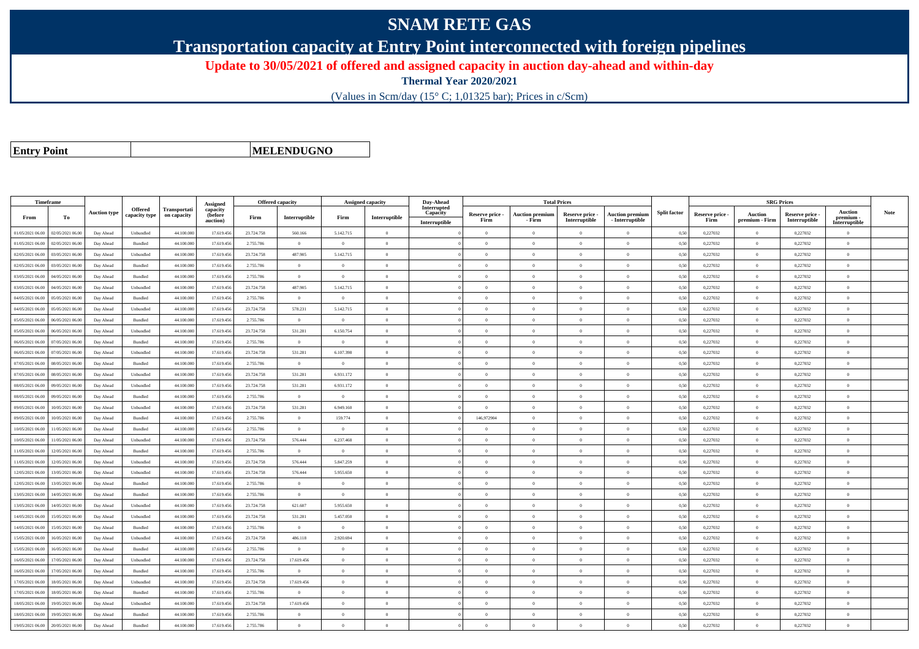# SNAM RETE GAS

## Transportation capacity at Entry Point interconnected with foreign pipelines

**Update to 30/05/2021 of offered and assigned capacity in auction day-ahead and within-day**

**Thermal Year 2020/2021**

(Values in Scm/day (15° C; 1,01325 bar); Prices in c/Scm)

| **Entry Point** | **MELENDUGNO** |
|---|---|

| Timeframe | | Auction type | Offered capacity type | Transportation capacity | Assigned capacity (before auction) | Offered capacity | | Assigned capacity | | Day-Ahead Interrupted Capacity | Total Prices | | | | Split factor | SRG Prices | | | | Note |
|---|---|---|---|---|---|---|---|---|---|---|---|---|---|---|---|---|---|---|---|---|
| From | To | | | | | Firm | Interruptible | Firm | Interruptible | Interruptible | Reserve price - Firm | Auction premium - Firm | Reserve price - Interruptible | Auction premium - Interruptible | | Reserve price - Firm | Auction premium - Firm | Reserve price - Interruptible | Auction premium - Interruptible | |
| 01/05/2021 06.00 | 02/05/2021 06.00 | Day Ahead | Unbundled | 44.100.000 | 17.619.456 | 23.724.758 | 560.166 | 5.142.715 | 0 | 0 | 0 | 0 | 0 | 0 | 0,50 | 0,227032 | 0 | 0,227032 | 0 | |
| 01/05/2021 06.00 | 02/05/2021 06.00 | Day Ahead | Bundled | 44.100.000 | 17.619.456 | 2.755.786 | 0 | 0 | 0 | 0 | 0 | 0 | 0 | 0 | 0,50 | 0,227032 | 0 | 0,227032 | 0 | |
| 02/05/2021 06.00 | 03/05/2021 06.00 | Day Ahead | Unbundled | 44.100.000 | 17.619.456 | 23.724.758 | 487.905 | 5.142.715 | 0 | 0 | 0 | 0 | 0 | 0 | 0,50 | 0,227032 | 0 | 0,227032 | 0 | |
| 02/05/2021 06.00 | 03/05/2021 06.00 | Day Ahead | Bundled | 44.100.000 | 17.619.456 | 2.755.786 | 0 | 0 | 0 | 0 | 0 | 0 | 0 | 0 | 0,50 | 0,227032 | 0 | 0,227032 | 0 | |
| 03/05/2021 06.00 | 04/05/2021 06.00 | Day Ahead | Bundled | 44.100.000 | 17.619.456 | 2.755.786 | 0 | 0 | 0 | 0 | 0 | 0 | 0 | 0 | 0,50 | 0,227032 | 0 | 0,227032 | 0 | |
| 03/05/2021 06.00 | 04/05/2021 06.00 | Day Ahead | Unbundled | 44.100.000 | 17.619.456 | 23.724.758 | 487.905 | 5.142.715 | 0 | 0 | 0 | 0 | 0 | 0 | 0,50 | 0,227032 | 0 | 0,227032 | 0 | |
| 04/05/2021 06.00 | 05/05/2021 06.00 | Day Ahead | Bundled | 44.100.000 | 17.619.456 | 2.755.786 | 0 | 0 | 0 | 0 | 0 | 0 | 0 | 0 | 0,50 | 0,227032 | 0 | 0,227032 | 0 | |
| 04/05/2021 06.00 | 05/05/2021 06.00 | Day Ahead | Unbundled | 44.100.000 | 17.619.456 | 23.724.758 | 578.231 | 5.142.715 | 0 | 0 | 0 | 0 | 0 | 0 | 0,50 | 0,227032 | 0 | 0,227032 | 0 | |
| 05/05/2021 06.00 | 06/05/2021 06.00 | Day Ahead | Bundled | 44.100.000 | 17.619.456 | 2.755.786 | 0 | 0 | 0 | 0 | 0 | 0 | 0 | 0 | 0,50 | 0,227032 | 0 | 0,227032 | 0 | |
| 05/05/2021 06.00 | 06/05/2021 06.00 | Day Ahead | Unbundled | 44.100.000 | 17.619.456 | 23.724.758 | 531.281 | 6.150.754 | 0 | 0 | 0 | 0 | 0 | 0 | 0,50 | 0,227032 | 0 | 0,227032 | 0 | |
| 06/05/2021 06.00 | 07/05/2021 06.00 | Day Ahead | Bundled | 44.100.000 | 17.619.456 | 2.755.786 | 0 | 0 | 0 | 0 | 0 | 0 | 0 | 0 | 0,50 | 0,227032 | 0 | 0,227032 | 0 | |
| 06/05/2021 06.00 | 07/05/2021 06.00 | Day Ahead | Unbundled | 44.100.000 | 17.619.456 | 23.724.758 | 531.281 | 6.107.398 | 0 | 0 | 0 | 0 | 0 | 0 | 0,50 | 0,227032 | 0 | 0,227032 | 0 | |
| 07/05/2021 06.00 | 08/05/2021 06.00 | Day Ahead | Bundled | 44.100.000 | 17.619.456 | 2.755.786 | 0 | 0 | 0 | 0 | 0 | 0 | 0 | 0 | 0,50 | 0,227032 | 0 | 0,227032 | 0 | |
| 07/05/2021 06.00 | 08/05/2021 06.00 | Day Ahead | Unbundled | 44.100.000 | 17.619.456 | 23.724.758 | 531.281 | 6.931.172 | 0 | 0 | 0 | 0 | 0 | 0 | 0,50 | 0,227032 | 0 | 0,227032 | 0 | |
| 08/05/2021 06.00 | 09/05/2021 06.00 | Day Ahead | Unbundled | 44.100.000 | 17.619.456 | 23.724.758 | 531.281 | 6.931.172 | 0 | 0 | 0 | 0 | 0 | 0 | 0,50 | 0,227032 | 0 | 0,227032 | 0 | |
| 08/05/2021 06.00 | 09/05/2021 06.00 | Day Ahead | Bundled | 44.100.000 | 17.619.456 | 2.755.786 | 0 | 0 | 0 | 0 | 0 | 0 | 0 | 0 | 0,50 | 0,227032 | 0 | 0,227032 | 0 | |
| 09/05/2021 06.00 | 10/05/2021 06.00 | Day Ahead | Unbundled | 44.100.000 | 17.619.456 | 23.724.758 | 531.281 | 6.949.160 | 0 | 0 | 0 | 0 | 0 | 0 | 0,50 | 0,227032 | 0 | 0,227032 | 0 | |
| 09/05/2021 06.00 | 10/05/2021 06.00 | Day Ahead | Bundled | 44.100.000 | 17.619.456 | 2.755.786 | 0 | 159.774 | 0 | 0 | 146,972904 | 0 | 0 | 0 | 0,50 | 0,227032 | 0 | 0,227032 | 0 | |
| 10/05/2021 06.00 | 11/05/2021 06.00 | Day Ahead | Bundled | 44.100.000 | 17.619.456 | 2.755.786 | 0 | 0 | 0 | 0 | 0 | 0 | 0 | 0 | 0,50 | 0,227032 | 0 | 0,227032 | 0 | |
| 10/05/2021 06.00 | 11/05/2021 06.00 | Day Ahead | Unbundled | 44.100.000 | 17.619.456 | 23.724.758 | 576.444 | 6.237.468 | 0 | 0 | 0 | 0 | 0 | 0 | 0,50 | 0,227032 | 0 | 0,227032 | 0 | |
| 11/05/2021 06.00 | 12/05/2021 06.00 | Day Ahead | Bundled | 44.100.000 | 17.619.456 | 2.755.786 | 0 | 0 | 0 | 0 | 0 | 0 | 0 | 0 | 0,50 | 0,227032 | 0 | 0,227032 | 0 | |
| 11/05/2021 06.00 | 12/05/2021 06.00 | Day Ahead | Unbundled | 44.100.000 | 17.619.456 | 23.724.758 | 576.444 | 5.847.259 | 0 | 0 | 0 | 0 | 0 | 0 | 0,50 | 0,227032 | 0 | 0,227032 | 0 | |
| 12/05/2021 06.00 | 13/05/2021 06.00 | Day Ahead | Unbundled | 44.100.000 | 17.619.456 | 23.724.758 | 576.444 | 5.955.650 | 0 | 0 | 0 | 0 | 0 | 0 | 0,50 | 0,227032 | 0 | 0,227032 | 0 | |
| 12/05/2021 06.00 | 13/05/2021 06.00 | Day Ahead | Bundled | 44.100.000 | 17.619.456 | 2.755.786 | 0 | 0 | 0 | 0 | 0 | 0 | 0 | 0 | 0,50 | 0,227032 | 0 | 0,227032 | 0 | |
| 13/05/2021 06.00 | 14/05/2021 06.00 | Day Ahead | Bundled | 44.100.000 | 17.619.456 | 2.755.786 | 0 | 0 | 0 | 0 | 0 | 0 | 0 | 0 | 0,50 | 0,227032 | 0 | 0,227032 | 0 | |
| 13/05/2021 06.00 | 14/05/2021 06.00 | Day Ahead | Unbundled | 44.100.000 | 17.619.456 | 23.724.758 | 621.607 | 5.955.650 | 0 | 0 | 0 | 0 | 0 | 0 | 0,50 | 0,227032 | 0 | 0,227032 | 0 | |
| 14/05/2021 06.00 | 15/05/2021 06.00 | Day Ahead | Unbundled | 44.100.000 | 17.619.456 | 23.724.758 | 531.281 | 5.457.050 | 0 | 0 | 0 | 0 | 0 | 0 | 0,50 | 0,227032 | 0 | 0,227032 | 0 | |
| 14/05/2021 06.00 | 15/05/2021 06.00 | Day Ahead | Bundled | 44.100.000 | 17.619.456 | 2.755.786 | 0 | 0 | 0 | 0 | 0 | 0 | 0 | 0 | 0,50 | 0,227032 | 0 | 0,227032 | 0 | |
| 15/05/2021 06.00 | 16/05/2021 06.00 | Day Ahead | Unbundled | 44.100.000 | 17.619.456 | 23.724.758 | 486.118 | 2.920.694 | 0 | 0 | 0 | 0 | 0 | 0 | 0,50 | 0,227032 | 0 | 0,227032 | 0 | |
| 15/05/2021 06.00 | 16/05/2021 06.00 | Day Ahead | Bundled | 44.100.000 | 17.619.456 | 2.755.786 | 0 | 0 | 0 | 0 | 0 | 0 | 0 | 0 | 0,50 | 0,227032 | 0 | 0,227032 | 0 | |
| 16/05/2021 06.00 | 17/05/2021 06.00 | Day Ahead | Unbundled | 44.100.000 | 17.619.456 | 23.724.758 | 17.619.456 | 0 | 0 | 0 | 0 | 0 | 0 | 0 | 0,50 | 0,227032 | 0 | 0,227032 | 0 | |
| 16/05/2021 06.00 | 17/05/2021 06.00 | Day Ahead | Bundled | 44.100.000 | 17.619.456 | 2.755.786 | 0 | 0 | 0 | 0 | 0 | 0 | 0 | 0 | 0,50 | 0,227032 | 0 | 0,227032 | 0 | |
| 17/05/2021 06.00 | 18/05/2021 06.00 | Day Ahead | Unbundled | 44.100.000 | 17.619.456 | 23.724.758 | 17.619.456 | 0 | 0 | 0 | 0 | 0 | 0 | 0 | 0,50 | 0,227032 | 0 | 0,227032 | 0 | |
| 17/05/2021 06.00 | 18/05/2021 06.00 | Day Ahead | Bundled | 44.100.000 | 17.619.456 | 2.755.786 | 0 | 0 | 0 | 0 | 0 | 0 | 0 | 0 | 0,50 | 0,227032 | 0 | 0,227032 | 0 | |
| 18/05/2021 06.00 | 19/05/2021 06.00 | Day Ahead | Unbundled | 44.100.000 | 17.619.456 | 23.724.758 | 17.619.456 | 0 | 0 | 0 | 0 | 0 | 0 | 0 | 0,50 | 0,227032 | 0 | 0,227032 | 0 | |
| 18/05/2021 06.00 | 19/05/2021 06.00 | Day Ahead | Bundled | 44.100.000 | 17.619.456 | 2.755.786 | 0 | 0 | 0 | 0 | 0 | 0 | 0 | 0 | 0,50 | 0,227032 | 0 | 0,227032 | 0 | |
| 19/05/2021 06.00 | 20/05/2021 06.00 | Day Ahead | Bundled | 44.100.000 | 17.619.456 | 2.755.786 | 0 | 0 | 0 | 0 | 0 | 0 | 0 | 0 | 0,50 | 0,227032 | 0 | 0,227032 | 0 | |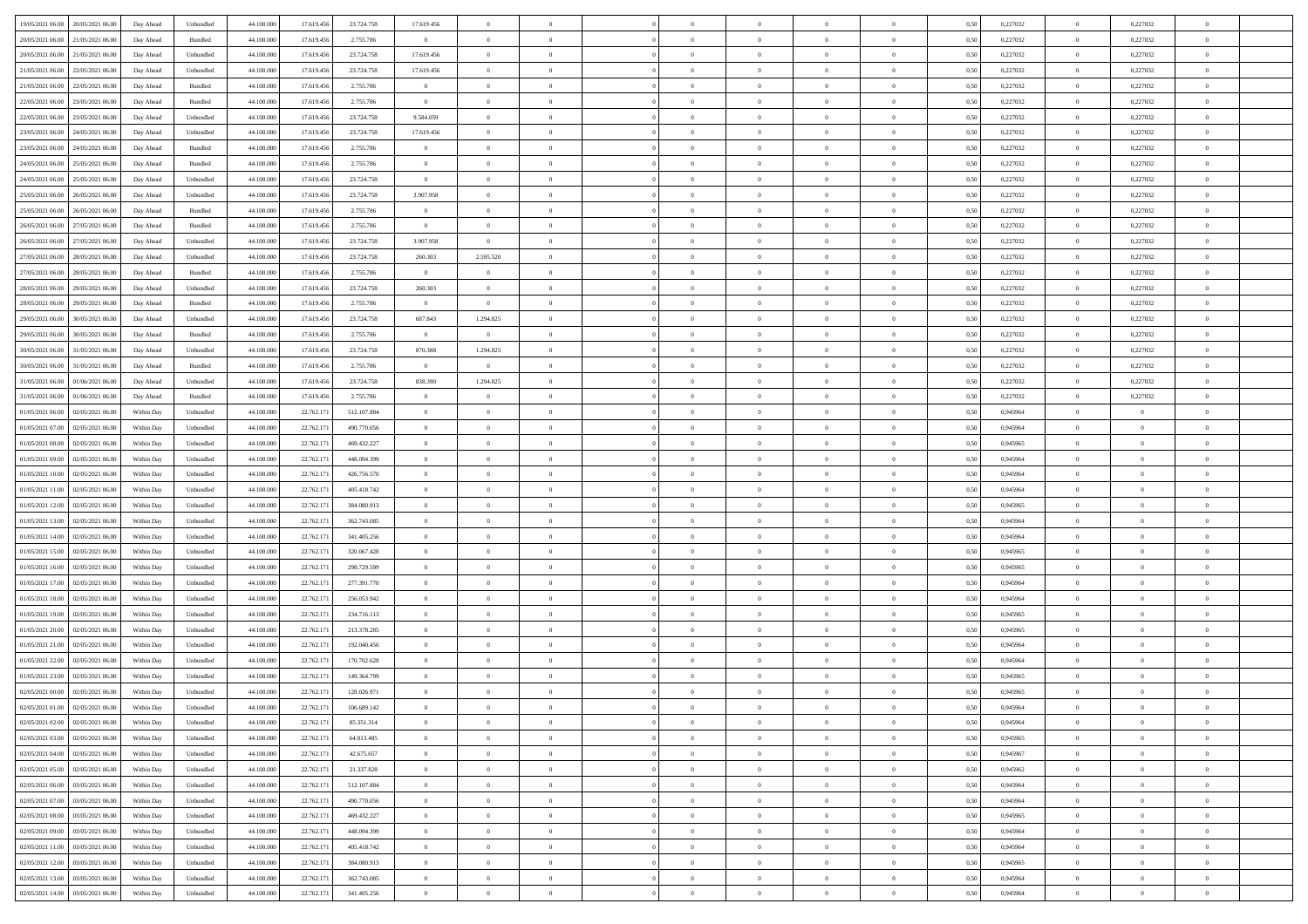| | | | | | | | | | | | | | | | | | | | | | |
|---|---|---|---|---|---|---|---|---|---|---|---|---|---|---|---|---|---|---|---|---|---|
| 19/05/2021 06:00 | 20/05/2021 06:00 | Day Ahead | Unbundled | 44.100.000 | 17.619.456 | 23.724.758 | 17.619.456 | 0 | 0 | | 0 | 0 | 0 | 0 | 0,50 | 0,227032 | 0 | 0,227032 | 0 | |
| 20/05/2021 06:00 | 21/05/2021 06:00 | Day Ahead | Bundled | 44.100.000 | 17.619.456 | 2.755.786 | 0 | 0 | 0 | | 0 | 0 | 0 | 0 | 0,50 | 0,227032 | 0 | 0,227032 | 0 | |
| 20/05/2021 06:00 | 21/05/2021 06:00 | Day Ahead | Unbundled | 44.100.000 | 17.619.456 | 23.724.758 | 17.619.456 | 0 | 0 | | 0 | 0 | 0 | 0 | 0,50 | 0,227032 | 0 | 0,227032 | 0 | |
| 21/05/2021 06:00 | 22/05/2021 06:00 | Day Ahead | Unbundled | 44.100.000 | 17.619.456 | 23.724.758 | 17.619.456 | 0 | 0 | | 0 | 0 | 0 | 0 | 0,50 | 0,227032 | 0 | 0,227032 | 0 | |
| 21/05/2021 06:00 | 22/05/2021 06:00 | Day Ahead | Bundled | 44.100.000 | 17.619.456 | 2.755.786 | 0 | 0 | 0 | | 0 | 0 | 0 | 0 | 0,50 | 0,227032 | 0 | 0,227032 | 0 | |
| 22/05/2021 06:00 | 23/05/2021 06:00 | Day Ahead | Bundled | 44.100.000 | 17.619.456 | 2.755.786 | 0 | 0 | 0 | | 0 | 0 | 0 | 0 | 0,50 | 0,227032 | 0 | 0,227032 | 0 | |
| 22/05/2021 06:00 | 23/05/2021 06:00 | Day Ahead | Unbundled | 44.100.000 | 17.619.456 | 23.724.758 | 9.584.059 | 0 | 0 | | 0 | 0 | 0 | 0 | 0,50 | 0,227032 | 0 | 0,227032 | 0 | |
| 23/05/2021 06:00 | 24/05/2021 06:00 | Day Ahead | Unbundled | 44.100.000 | 17.619.456 | 23.724.758 | 17.619.456 | 0 | 0 | | 0 | 0 | 0 | 0 | 0,50 | 0,227032 | 0 | 0,227032 | 0 | |
| 23/05/2021 06:00 | 24/05/2021 06:00 | Day Ahead | Bundled | 44.100.000 | 17.619.456 | 2.755.786 | 0 | 0 | 0 | | 0 | 0 | 0 | 0 | 0,50 | 0,227032 | 0 | 0,227032 | 0 | |
| 24/05/2021 06:00 | 25/05/2021 06:00 | Day Ahead | Bundled | 44.100.000 | 17.619.456 | 2.755.786 | 0 | 0 | 0 | | 0 | 0 | 0 | 0 | 0,50 | 0,227032 | 0 | 0,227032 | 0 | |
| 24/05/2021 06:00 | 25/05/2021 06:00 | Day Ahead | Unbundled | 44.100.000 | 17.619.456 | 23.724.758 | 0 | 0 | 0 | | 0 | 0 | 0 | 0 | 0,50 | 0,227032 | 0 | 0,227032 | 0 | |
| 25/05/2021 06:00 | 26/05/2021 06:00 | Day Ahead | Unbundled | 44.100.000 | 17.619.456 | 23.724.758 | 3.907.958 | 0 | 0 | | 0 | 0 | 0 | 0 | 0,50 | 0,227032 | 0 | 0,227032 | 0 | |
| 25/05/2021 06:00 | 26/05/2021 06:00 | Day Ahead | Bundled | 44.100.000 | 17.619.456 | 2.755.786 | 0 | 0 | 0 | | 0 | 0 | 0 | 0 | 0,50 | 0,227032 | 0 | 0,227032 | 0 | |
| 26/05/2021 06:00 | 27/05/2021 06:00 | Day Ahead | Bundled | 44.100.000 | 17.619.456 | 2.755.786 | 0 | 0 | 0 | | 0 | 0 | 0 | 0 | 0,50 | 0,227032 | 0 | 0,227032 | 0 | |
| 26/05/2021 06:00 | 27/05/2021 06:00 | Day Ahead | Unbundled | 44.100.000 | 17.619.456 | 23.724.758 | 3.907.958 | 0 | 0 | | 0 | 0 | 0 | 0 | 0,50 | 0,227032 | 0 | 0,227032 | 0 | |
| 27/05/2021 06:00 | 28/05/2021 06:00 | Day Ahead | Unbundled | 44.100.000 | 17.619.456 | 23.724.758 | 260.303 | 2.595.520 | 0 | | 0 | 0 | 0 | 0 | 0,50 | 0,227032 | 0 | 0,227032 | 0 | |
| 27/05/2021 06:00 | 28/05/2021 06:00 | Day Ahead | Bundled | 44.100.000 | 17.619.456 | 2.755.786 | 0 | 0 | 0 | | 0 | 0 | 0 | 0 | 0,50 | 0,227032 | 0 | 0,227032 | 0 | |
| 28/05/2021 06:00 | 29/05/2021 06:00 | Day Ahead | Unbundled | 44.100.000 | 17.619.456 | 23.724.758 | 260.303 | 0 | 0 | | 0 | 0 | 0 | 0 | 0,50 | 0,227032 | 0 | 0,227032 | 0 | |
| 28/05/2021 06:00 | 29/05/2021 06:00 | Day Ahead | Bundled | 44.100.000 | 17.619.456 | 2.755.786 | 0 | 0 | 0 | | 0 | 0 | 0 | 0 | 0,50 | 0,227032 | 0 | 0,227032 | 0 | |
| 29/05/2021 06:00 | 30/05/2021 06:00 | Day Ahead | Unbundled | 44.100.000 | 17.619.456 | 23.724.758 | 687.843 | 1.294.825 | 0 | | 0 | 0 | 0 | 0 | 0,50 | 0,227032 | 0 | 0,227032 | 0 | |
| 29/05/2021 06:00 | 30/05/2021 06:00 | Day Ahead | Bundled | 44.100.000 | 17.619.456 | 2.755.786 | 0 | 0 | 0 | | 0 | 0 | 0 | 0 | 0,50 | 0,227032 | 0 | 0,227032 | 0 | |
| 30/05/2021 06:00 | 31/05/2021 06:00 | Day Ahead | Unbundled | 44.100.000 | 17.619.456 | 23.724.758 | 870.388 | 1.294.825 | 0 | | 0 | 0 | 0 | 0 | 0,50 | 0,227032 | 0 | 0,227032 | 0 | |
| 30/05/2021 06:00 | 31/05/2021 06:00 | Day Ahead | Bundled | 44.100.000 | 17.619.456 | 2.755.786 | 0 | 0 | 0 | | 0 | 0 | 0 | 0 | 0,50 | 0,227032 | 0 | 0,227032 | 0 | |
| 31/05/2021 06:00 | 01/06/2021 06:00 | Day Ahead | Unbundled | 44.100.000 | 17.619.456 | 23.724.758 | 838.390 | 1.294.825 | 0 | | 0 | 0 | 0 | 0 | 0,50 | 0,227032 | 0 | 0,227032 | 0 | |
| 31/05/2021 06:00 | 01/06/2021 06:00 | Day Ahead | Bundled | 44.100.000 | 17.619.456 | 2.755.786 | 0 | 0 | 0 | | 0 | 0 | 0 | 0 | 0,50 | 0,227032 | 0 | 0,227032 | 0 | |
| 01/05/2021 06:00 | 02/05/2021 06:00 | Within Day | Unbundled | 44.100.000 | 22.762.171 | 512.107.884 | 0 | 0 | 0 | | 0 | 0 | 0 | 0 | 0,50 | 0,945964 | 0 | 0 | 0 | |
| 01/05/2021 07:00 | 02/05/2021 06:00 | Within Day | Unbundled | 44.100.000 | 22.762.171 | 490.770.056 | 0 | 0 | 0 | | 0 | 0 | 0 | 0 | 0,50 | 0,945964 | 0 | 0 | 0 | |
| 01/05/2021 08:00 | 02/05/2021 06:00 | Within Day | Unbundled | 44.100.000 | 22.762.171 | 469.432.227 | 0 | 0 | 0 | | 0 | 0 | 0 | 0 | 0,50 | 0,945965 | 0 | 0 | 0 | |
| 01/05/2021 09:00 | 02/05/2021 06:00 | Within Day | Unbundled | 44.100.000 | 22.762.171 | 448.094.399 | 0 | 0 | 0 | | 0 | 0 | 0 | 0 | 0,50 | 0,945964 | 0 | 0 | 0 | |
| 01/05/2021 10:00 | 02/05/2021 06:00 | Within Day | Unbundled | 44.100.000 | 22.762.171 | 426.756.570 | 0 | 0 | 0 | | 0 | 0 | 0 | 0 | 0,50 | 0,945964 | 0 | 0 | 0 | |
| 01/05/2021 11:00 | 02/05/2021 06:00 | Within Day | Unbundled | 44.100.000 | 22.762.171 | 405.418.742 | 0 | 0 | 0 | | 0 | 0 | 0 | 0 | 0,50 | 0,945964 | 0 | 0 | 0 | |
| 01/05/2021 12:00 | 02/05/2021 06:00 | Within Day | Unbundled | 44.100.000 | 22.762.171 | 384.080.913 | 0 | 0 | 0 | | 0 | 0 | 0 | 0 | 0,50 | 0,945965 | 0 | 0 | 0 | |
| 01/05/2021 13:00 | 02/05/2021 06:00 | Within Day | Unbundled | 44.100.000 | 22.762.171 | 362.743.085 | 0 | 0 | 0 | | 0 | 0 | 0 | 0 | 0,50 | 0,945964 | 0 | 0 | 0 | |
| 01/05/2021 14:00 | 02/05/2021 06:00 | Within Day | Unbundled | 44.100.000 | 22.762.171 | 341.405.256 | 0 | 0 | 0 | | 0 | 0 | 0 | 0 | 0,50 | 0,945964 | 0 | 0 | 0 | |
| 01/05/2021 15:00 | 02/05/2021 06:00 | Within Day | Unbundled | 44.100.000 | 22.762.171 | 320.067.428 | 0 | 0 | 0 | | 0 | 0 | 0 | 0 | 0,50 | 0,945965 | 0 | 0 | 0 | |
| 01/05/2021 16:00 | 02/05/2021 06:00 | Within Day | Unbundled | 44.100.000 | 22.762.171 | 298.729.599 | 0 | 0 | 0 | | 0 | 0 | 0 | 0 | 0,50 | 0,945965 | 0 | 0 | 0 | |
| 01/05/2021 17:00 | 02/05/2021 06:00 | Within Day | Unbundled | 44.100.000 | 22.762.171 | 277.391.770 | 0 | 0 | 0 | | 0 | 0 | 0 | 0 | 0,50 | 0,945964 | 0 | 0 | 0 | |
| 01/05/2021 18:00 | 02/05/2021 06:00 | Within Day | Unbundled | 44.100.000 | 22.762.171 | 256.053.942 | 0 | 0 | 0 | | 0 | 0 | 0 | 0 | 0,50 | 0,945964 | 0 | 0 | 0 | |
| 01/05/2021 19:00 | 02/05/2021 06:00 | Within Day | Unbundled | 44.100.000 | 22.762.171 | 234.716.113 | 0 | 0 | 0 | | 0 | 0 | 0 | 0 | 0,50 | 0,945965 | 0 | 0 | 0 | |
| 01/05/2021 20:00 | 02/05/2021 06:00 | Within Day | Unbundled | 44.100.000 | 22.762.171 | 213.378.285 | 0 | 0 | 0 | | 0 | 0 | 0 | 0 | 0,50 | 0,945965 | 0 | 0 | 0 | |
| 01/05/2021 21:00 | 02/05/2021 06:00 | Within Day | Unbundled | 44.100.000 | 22.762.171 | 192.040.456 | 0 | 0 | 0 | | 0 | 0 | 0 | 0 | 0,50 | 0,945964 | 0 | 0 | 0 | |
| 01/05/2021 22:00 | 02/05/2021 06:00 | Within Day | Unbundled | 44.100.000 | 22.762.171 | 170.702.628 | 0 | 0 | 0 | | 0 | 0 | 0 | 0 | 0,50 | 0,945964 | 0 | 0 | 0 | |
| 01/05/2021 23:00 | 02/05/2021 06:00 | Within Day | Unbundled | 44.100.000 | 22.762.171 | 149.364.799 | 0 | 0 | 0 | | 0 | 0 | 0 | 0 | 0,50 | 0,945965 | 0 | 0 | 0 | |
| 02/05/2021 00:00 | 02/05/2021 06:00 | Within Day | Unbundled | 44.100.000 | 22.762.171 | 128.026.971 | 0 | 0 | 0 | | 0 | 0 | 0 | 0 | 0,50 | 0,945965 | 0 | 0 | 0 | |
| 02/05/2021 01:00 | 02/05/2021 06:00 | Within Day | Unbundled | 44.100.000 | 22.762.171 | 106.689.142 | 0 | 0 | 0 | | 0 | 0 | 0 | 0 | 0,50 | 0,945964 | 0 | 0 | 0 | |
| 02/05/2021 02:00 | 02/05/2021 06:00 | Within Day | Unbundled | 44.100.000 | 22.762.171 | 85.351.314 | 0 | 0 | 0 | | 0 | 0 | 0 | 0 | 0,50 | 0,945964 | 0 | 0 | 0 | |
| 02/05/2021 03:00 | 02/05/2021 06:00 | Within Day | Unbundled | 44.100.000 | 22.762.171 | 64.013.485 | 0 | 0 | 0 | | 0 | 0 | 0 | 0 | 0,50 | 0,945965 | 0 | 0 | 0 | |
| 02/05/2021 04:00 | 02/05/2021 06:00 | Within Day | Unbundled | 44.100.000 | 22.762.171 | 42.675.657 | 0 | 0 | 0 | | 0 | 0 | 0 | 0 | 0,50 | 0,945967 | 0 | 0 | 0 | |
| 02/05/2021 05:00 | 02/05/2021 06:00 | Within Day | Unbundled | 44.100.000 | 22.762.171 | 21.337.828 | 0 | 0 | 0 | | 0 | 0 | 0 | 0 | 0,50 | 0,945962 | 0 | 0 | 0 | |
| 02/05/2021 06:00 | 03/05/2021 06:00 | Within Day | Unbundled | 44.100.000 | 22.762.171 | 512.107.884 | 0 | 0 | 0 | | 0 | 0 | 0 | 0 | 0,50 | 0,945964 | 0 | 0 | 0 | |
| 02/05/2021 07:00 | 03/05/2021 06:00 | Within Day | Unbundled | 44.100.000 | 22.762.171 | 490.770.056 | 0 | 0 | 0 | | 0 | 0 | 0 | 0 | 0,50 | 0,945964 | 0 | 0 | 0 | |
| 02/05/2021 08:00 | 03/05/2021 06:00 | Within Day | Unbundled | 44.100.000 | 22.762.171 | 469.432.227 | 0 | 0 | 0 | | 0 | 0 | 0 | 0 | 0,50 | 0,945965 | 0 | 0 | 0 | |
| 02/05/2021 09:00 | 03/05/2021 06:00 | Within Day | Unbundled | 44.100.000 | 22.762.171 | 448.094.399 | 0 | 0 | 0 | | 0 | 0 | 0 | 0 | 0,50 | 0,945964 | 0 | 0 | 0 | |
| 02/05/2021 11:00 | 03/05/2021 06:00 | Within Day | Unbundled | 44.100.000 | 22.762.171 | 405.418.742 | 0 | 0 | 0 | | 0 | 0 | 0 | 0 | 0,50 | 0,945964 | 0 | 0 | 0 | |
| 02/05/2021 12:00 | 03/05/2021 06:00 | Within Day | Unbundled | 44.100.000 | 22.762.171 | 384.080.913 | 0 | 0 | 0 | | 0 | 0 | 0 | 0 | 0,50 | 0,945965 | 0 | 0 | 0 | |
| 02/05/2021 13:00 | 03/05/2021 06:00 | Within Day | Unbundled | 44.100.000 | 22.762.171 | 362.743.085 | 0 | 0 | 0 | | 0 | 0 | 0 | 0 | 0,50 | 0,945964 | 0 | 0 | 0 | |
| 02/05/2021 14:00 | 03/05/2021 06:00 | Within Day | Unbundled | 44.100.000 | 22.762.171 | 341.405.256 | 0 | 0 | 0 | | 0 | 0 | 0 | 0 | 0,50 | 0,945964 | 0 | 0 | 0 | |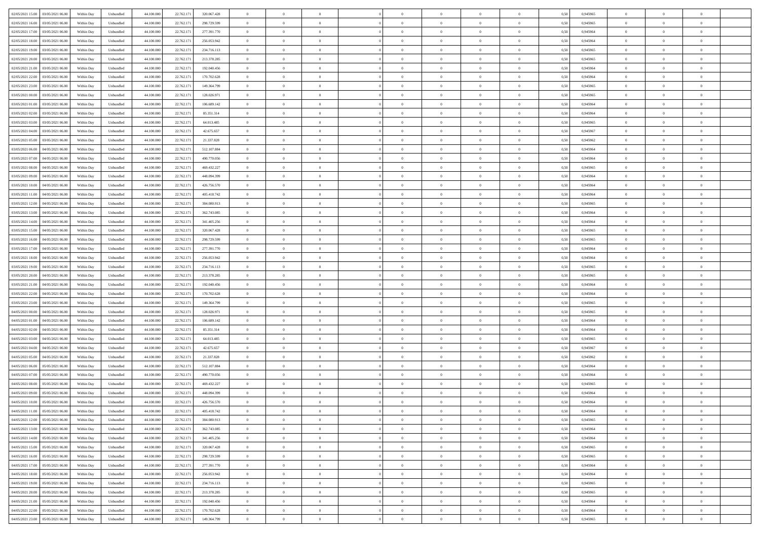| | | | | | | | | | | | | | | | | | | | | | |
|---|---|---|---|---|---|---|---|---|---|---|---|---|---|---|---|---|---|---|---|---|---|
| 02/05/2021 15:00 | 03/05/2021 06:00 | Within Day | Unbundled | 44.100.000 | 22.762.171 | 320.067.428 | 0 | 0 | 0 | | 0 | 0 | 0 | 0 | 0 | 0,50 | 0,945965 | 0 | 0 | 0 | |
| 02/05/2021 16:00 | 03/05/2021 06:00 | Within Day | Unbundled | 44.100.000 | 22.762.171 | 298.729.599 | 0 | 0 | 0 | | 0 | 0 | 0 | 0 | 0 | 0,50 | 0,945965 | 0 | 0 | 0 | |
| 02/05/2021 17:00 | 03/05/2021 06:00 | Within Day | Unbundled | 44.100.000 | 22.762.171 | 277.391.770 | 0 | 0 | 0 | | 0 | 0 | 0 | 0 | 0 | 0,50 | 0,945964 | 0 | 0 | 0 | |
| 02/05/2021 18:00 | 03/05/2021 06:00 | Within Day | Unbundled | 44.100.000 | 22.762.171 | 256.053.942 | 0 | 0 | 0 | | 0 | 0 | 0 | 0 | 0 | 0,50 | 0,945964 | 0 | 0 | 0 | |
| 02/05/2021 19:00 | 03/05/2021 06:00 | Within Day | Unbundled | 44.100.000 | 22.762.171 | 234.716.113 | 0 | 0 | 0 | | 0 | 0 | 0 | 0 | 0 | 0,50 | 0,945965 | 0 | 0 | 0 | |
| 02/05/2021 20:00 | 03/05/2021 06:00 | Within Day | Unbundled | 44.100.000 | 22.762.171 | 213.378.285 | 0 | 0 | 0 | | 0 | 0 | 0 | 0 | 0 | 0,50 | 0,945965 | 0 | 0 | 0 | |
| 02/05/2021 21:00 | 03/05/2021 06:00 | Within Day | Unbundled | 44.100.000 | 22.762.171 | 192.040.456 | 0 | 0 | 0 | | 0 | 0 | 0 | 0 | 0 | 0,50 | 0,945964 | 0 | 0 | 0 | |
| 02/05/2021 22:00 | 03/05/2021 06:00 | Within Day | Unbundled | 44.100.000 | 22.762.171 | 170.702.628 | 0 | 0 | 0 | | 0 | 0 | 0 | 0 | 0 | 0,50 | 0,945964 | 0 | 0 | 0 | |
| 02/05/2021 23:00 | 03/05/2021 06:00 | Within Day | Unbundled | 44.100.000 | 22.762.171 | 149.364.799 | 0 | 0 | 0 | | 0 | 0 | 0 | 0 | 0 | 0,50 | 0,945965 | 0 | 0 | 0 | |
| 03/05/2021 00:00 | 03/05/2021 06:00 | Within Day | Unbundled | 44.100.000 | 22.762.171 | 128.026.971 | 0 | 0 | 0 | | 0 | 0 | 0 | 0 | 0 | 0,50 | 0,945965 | 0 | 0 | 0 | |
| 03/05/2021 01:00 | 03/05/2021 06:00 | Within Day | Unbundled | 44.100.000 | 22.762.171 | 106.689.142 | 0 | 0 | 0 | | 0 | 0 | 0 | 0 | 0 | 0,50 | 0,945964 | 0 | 0 | 0 | |
| 03/05/2021 02:00 | 03/05/2021 06:00 | Within Day | Unbundled | 44.100.000 | 22.762.171 | 85.351.314 | 0 | 0 | 0 | | 0 | 0 | 0 | 0 | 0 | 0,50 | 0,945964 | 0 | 0 | 0 | |
| 03/05/2021 03:00 | 03/05/2021 06:00 | Within Day | Unbundled | 44.100.000 | 22.762.171 | 64.013.485 | 0 | 0 | 0 | | 0 | 0 | 0 | 0 | 0 | 0,50 | 0,945965 | 0 | 0 | 0 | |
| 03/05/2021 04:00 | 03/05/2021 06:00 | Within Day | Unbundled | 44.100.000 | 22.762.171 | 42.675.657 | 0 | 0 | 0 | | 0 | 0 | 0 | 0 | 0 | 0,50 | 0,945967 | 0 | 0 | 0 | |
| 03/05/2021 05:00 | 03/05/2021 06:00 | Within Day | Unbundled | 44.100.000 | 22.762.171 | 21.337.828 | 0 | 0 | 0 | | 0 | 0 | 0 | 0 | 0 | 0,50 | 0,945962 | 0 | 0 | 0 | |
| 03/05/2021 06:00 | 04/05/2021 06:00 | Within Day | Unbundled | 44.100.000 | 22.762.171 | 512.107.884 | 0 | 0 | 0 | | 0 | 0 | 0 | 0 | 0 | 0,50 | 0,945964 | 0 | 0 | 0 | |
| 03/05/2021 07:00 | 04/05/2021 06:00 | Within Day | Unbundled | 44.100.000 | 22.762.171 | 490.770.056 | 0 | 0 | 0 | | 0 | 0 | 0 | 0 | 0 | 0,50 | 0,945964 | 0 | 0 | 0 | |
| 03/05/2021 08:00 | 04/05/2021 06:00 | Within Day | Unbundled | 44.100.000 | 22.762.171 | 469.432.227 | 0 | 0 | 0 | | 0 | 0 | 0 | 0 | 0 | 0,50 | 0,945965 | 0 | 0 | 0 | |
| 03/05/2021 09:00 | 04/05/2021 06:00 | Within Day | Unbundled | 44.100.000 | 22.762.171 | 448.094.399 | 0 | 0 | 0 | | 0 | 0 | 0 | 0 | 0 | 0,50 | 0,945964 | 0 | 0 | 0 | |
| 03/05/2021 10:00 | 04/05/2021 06:00 | Within Day | Unbundled | 44.100.000 | 22.762.171 | 426.756.570 | 0 | 0 | 0 | | 0 | 0 | 0 | 0 | 0 | 0,50 | 0,945964 | 0 | 0 | 0 | |
| 03/05/2021 11:00 | 04/05/2021 06:00 | Within Day | Unbundled | 44.100.000 | 22.762.171 | 405.418.742 | 0 | 0 | 0 | | 0 | 0 | 0 | 0 | 0 | 0,50 | 0,945964 | 0 | 0 | 0 | |
| 03/05/2021 12:00 | 04/05/2021 06:00 | Within Day | Unbundled | 44.100.000 | 22.762.171 | 384.080.913 | 0 | 0 | 0 | | 0 | 0 | 0 | 0 | 0 | 0,50 | 0,945965 | 0 | 0 | 0 | |
| 03/05/2021 13:00 | 04/05/2021 06:00 | Within Day | Unbundled | 44.100.000 | 22.762.171 | 362.743.085 | 0 | 0 | 0 | | 0 | 0 | 0 | 0 | 0 | 0,50 | 0,945964 | 0 | 0 | 0 | |
| 03/05/2021 14:00 | 04/05/2021 06:00 | Within Day | Unbundled | 44.100.000 | 22.762.171 | 341.405.256 | 0 | 0 | 0 | | 0 | 0 | 0 | 0 | 0 | 0,50 | 0,945964 | 0 | 0 | 0 | |
| 03/05/2021 15:00 | 04/05/2021 06:00 | Within Day | Unbundled | 44.100.000 | 22.762.171 | 320.067.428 | 0 | 0 | 0 | | 0 | 0 | 0 | 0 | 0 | 0,50 | 0,945965 | 0 | 0 | 0 | |
| 03/05/2021 16:00 | 04/05/2021 06:00 | Within Day | Unbundled | 44.100.000 | 22.762.171 | 298.729.599 | 0 | 0 | 0 | | 0 | 0 | 0 | 0 | 0 | 0,50 | 0,945965 | 0 | 0 | 0 | |
| 03/05/2021 17:00 | 04/05/2021 06:00 | Within Day | Unbundled | 44.100.000 | 22.762.171 | 277.391.770 | 0 | 0 | 0 | | 0 | 0 | 0 | 0 | 0 | 0,50 | 0,945964 | 0 | 0 | 0 | |
| 03/05/2021 18:00 | 04/05/2021 06:00 | Within Day | Unbundled | 44.100.000 | 22.762.171 | 256.053.942 | 0 | 0 | 0 | | 0 | 0 | 0 | 0 | 0 | 0,50 | 0,945964 | 0 | 0 | 0 | |
| 03/05/2021 19:00 | 04/05/2021 06:00 | Within Day | Unbundled | 44.100.000 | 22.762.171 | 234.716.113 | 0 | 0 | 0 | | 0 | 0 | 0 | 0 | 0 | 0,50 | 0,945965 | 0 | 0 | 0 | |
| 03/05/2021 20:00 | 04/05/2021 06:00 | Within Day | Unbundled | 44.100.000 | 22.762.171 | 213.378.285 | 0 | 0 | 0 | | 0 | 0 | 0 | 0 | 0 | 0,50 | 0,945965 | 0 | 0 | 0 | |
| 03/05/2021 21:00 | 04/05/2021 06:00 | Within Day | Unbundled | 44.100.000 | 22.762.171 | 192.040.456 | 0 | 0 | 0 | | 0 | 0 | 0 | 0 | 0 | 0,50 | 0,945964 | 0 | 0 | 0 | |
| 03/05/2021 22:00 | 04/05/2021 06:00 | Within Day | Unbundled | 44.100.000 | 22.762.171 | 170.702.628 | 0 | 0 | 0 | | 0 | 0 | 0 | 0 | 0 | 0,50 | 0,945964 | 0 | 0 | 0 | |
| 03/05/2021 23:00 | 04/05/2021 06:00 | Within Day | Unbundled | 44.100.000 | 22.762.171 | 149.364.799 | 0 | 0 | 0 | | 0 | 0 | 0 | 0 | 0 | 0,50 | 0,945965 | 0 | 0 | 0 | |
| 04/05/2021 00:00 | 04/05/2021 06:00 | Within Day | Unbundled | 44.100.000 | 22.762.171 | 128.026.971 | 0 | 0 | 0 | | 0 | 0 | 0 | 0 | 0 | 0,50 | 0,945965 | 0 | 0 | 0 | |
| 04/05/2021 01:00 | 04/05/2021 06:00 | Within Day | Unbundled | 44.100.000 | 22.762.171 | 106.689.142 | 0 | 0 | 0 | | 0 | 0 | 0 | 0 | 0 | 0,50 | 0,945964 | 0 | 0 | 0 | |
| 04/05/2021 02:00 | 04/05/2021 06:00 | Within Day | Unbundled | 44.100.000 | 22.762.171 | 85.351.314 | 0 | 0 | 0 | | 0 | 0 | 0 | 0 | 0 | 0,50 | 0,945964 | 0 | 0 | 0 | |
| 04/05/2021 03:00 | 04/05/2021 06:00 | Within Day | Unbundled | 44.100.000 | 22.762.171 | 64.013.485 | 0 | 0 | 0 | | 0 | 0 | 0 | 0 | 0 | 0,50 | 0,945965 | 0 | 0 | 0 | |
| 04/05/2021 04:00 | 04/05/2021 06:00 | Within Day | Unbundled | 44.100.000 | 22.762.171 | 42.675.657 | 0 | 0 | 0 | | 0 | 0 | 0 | 0 | 0 | 0,50 | 0,945967 | 0 | 0 | 0 | |
| 04/05/2021 05:00 | 04/05/2021 06:00 | Within Day | Unbundled | 44.100.000 | 22.762.171 | 21.337.828 | 0 | 0 | 0 | | 0 | 0 | 0 | 0 | 0 | 0,50 | 0,945962 | 0 | 0 | 0 | |
| 04/05/2021 06:00 | 05/05/2021 06:00 | Within Day | Unbundled | 44.100.000 | 22.762.171 | 512.107.884 | 0 | 0 | 0 | | 0 | 0 | 0 | 0 | 0 | 0,50 | 0,945964 | 0 | 0 | 0 | |
| 04/05/2021 07:00 | 05/05/2021 06:00 | Within Day | Unbundled | 44.100.000 | 22.762.171 | 490.770.056 | 0 | 0 | 0 | | 0 | 0 | 0 | 0 | 0 | 0,50 | 0,945964 | 0 | 0 | 0 | |
| 04/05/2021 08:00 | 05/05/2021 06:00 | Within Day | Unbundled | 44.100.000 | 22.762.171 | 469.432.227 | 0 | 0 | 0 | | 0 | 0 | 0 | 0 | 0 | 0,50 | 0,945965 | 0 | 0 | 0 | |
| 04/05/2021 09:00 | 05/05/2021 06:00 | Within Day | Unbundled | 44.100.000 | 22.762.171 | 448.094.399 | 0 | 0 | 0 | | 0 | 0 | 0 | 0 | 0 | 0,50 | 0,945964 | 0 | 0 | 0 | |
| 04/05/2021 10:00 | 05/05/2021 06:00 | Within Day | Unbundled | 44.100.000 | 22.762.171 | 426.756.570 | 0 | 0 | 0 | | 0 | 0 | 0 | 0 | 0 | 0,50 | 0,945964 | 0 | 0 | 0 | |
| 04/05/2021 11:00 | 05/05/2021 06:00 | Within Day | Unbundled | 44.100.000 | 22.762.171 | 405.418.742 | 0 | 0 | 0 | | 0 | 0 | 0 | 0 | 0 | 0,50 | 0,945964 | 0 | 0 | 0 | |
| 04/05/2021 12:00 | 05/05/2021 06:00 | Within Day | Unbundled | 44.100.000 | 22.762.171 | 384.080.913 | 0 | 0 | 0 | | 0 | 0 | 0 | 0 | 0 | 0,50 | 0,945965 | 0 | 0 | 0 | |
| 04/05/2021 13:00 | 05/05/2021 06:00 | Within Day | Unbundled | 44.100.000 | 22.762.171 | 362.743.085 | 0 | 0 | 0 | | 0 | 0 | 0 | 0 | 0 | 0,50 | 0,945964 | 0 | 0 | 0 | |
| 04/05/2021 14:00 | 05/05/2021 06:00 | Within Day | Unbundled | 44.100.000 | 22.762.171 | 341.405.256 | 0 | 0 | 0 | | 0 | 0 | 0 | 0 | 0 | 0,50 | 0,945964 | 0 | 0 | 0 | |
| 04/05/2021 15:00 | 05/05/2021 06:00 | Within Day | Unbundled | 44.100.000 | 22.762.171 | 320.067.428 | 0 | 0 | 0 | | 0 | 0 | 0 | 0 | 0 | 0,50 | 0,945965 | 0 | 0 | 0 | |
| 04/05/2021 16:00 | 05/05/2021 06:00 | Within Day | Unbundled | 44.100.000 | 22.762.171 | 298.729.599 | 0 | 0 | 0 | | 0 | 0 | 0 | 0 | 0 | 0,50 | 0,945965 | 0 | 0 | 0 | |
| 04/05/2021 17:00 | 05/05/2021 06:00 | Within Day | Unbundled | 44.100.000 | 22.762.171 | 277.391.770 | 0 | 0 | 0 | | 0 | 0 | 0 | 0 | 0 | 0,50 | 0,945964 | 0 | 0 | 0 | |
| 04/05/2021 18:00 | 05/05/2021 06:00 | Within Day | Unbundled | 44.100.000 | 22.762.171 | 256.053.942 | 0 | 0 | 0 | | 0 | 0 | 0 | 0 | 0 | 0,50 | 0,945964 | 0 | 0 | 0 | |
| 04/05/2021 19:00 | 05/05/2021 06:00 | Within Day | Unbundled | 44.100.000 | 22.762.171 | 234.716.113 | 0 | 0 | 0 | | 0 | 0 | 0 | 0 | 0 | 0,50 | 0,945965 | 0 | 0 | 0 | |
| 04/05/2021 20:00 | 05/05/2021 06:00 | Within Day | Unbundled | 44.100.000 | 22.762.171 | 213.378.285 | 0 | 0 | 0 | | 0 | 0 | 0 | 0 | 0 | 0,50 | 0,945965 | 0 | 0 | 0 | |
| 04/05/2021 21:00 | 05/05/2021 06:00 | Within Day | Unbundled | 44.100.000 | 22.762.171 | 192.040.456 | 0 | 0 | 0 | | 0 | 0 | 0 | 0 | 0 | 0,50 | 0,945964 | 0 | 0 | 0 | |
| 04/05/2021 22:00 | 05/05/2021 06:00 | Within Day | Unbundled | 44.100.000 | 22.762.171 | 170.702.628 | 0 | 0 | 0 | | 0 | 0 | 0 | 0 | 0 | 0,50 | 0,945964 | 0 | 0 | 0 | |
| 04/05/2021 23:00 | 05/05/2021 06:00 | Within Day | Unbundled | 44.100.000 | 22.762.171 | 149.364.799 | 0 | 0 | 0 | | 0 | 0 | 0 | 0 | 0 | 0,50 | 0,945965 | 0 | 0 | 0 | |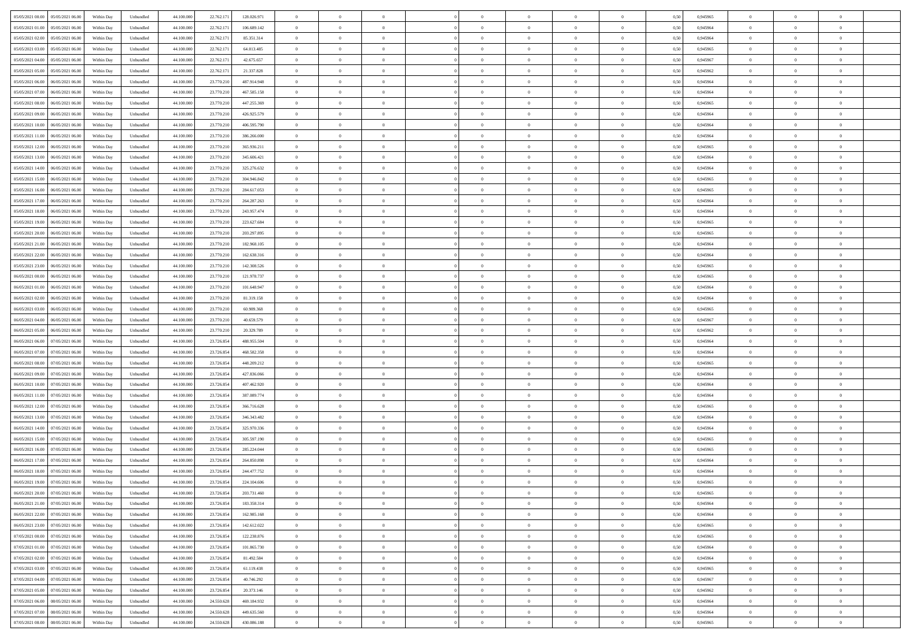| | | | | | | | | | | | | | | | | | | | | |
|---|---|---|---|---|---|---|---|---|---|---|---|---|---|---|---|---|---|---|---|---|
| 05/05/2021 00:00 | 05/05/2021 06:00 | Within Day | Unbundled | 44.100.000 | 22.762.171 | 128.026.971 | 0 | 0 | 0 | | 0 | 0 | 0 | 0 | 0,50 | 0,945965 | 0 | 0 | 0 | |
| 05/05/2021 01:00 | 05/05/2021 06:00 | Within Day | Unbundled | 44.100.000 | 22.762.171 | 106.689.142 | 0 | 0 | 0 | | 0 | 0 | 0 | 0 | 0,50 | 0,945964 | 0 | 0 | 0 | |
| 05/05/2021 02:00 | 05/05/2021 06:00 | Within Day | Unbundled | 44.100.000 | 22.762.171 | 85.351.314 | 0 | 0 | 0 | | 0 | 0 | 0 | 0 | 0,50 | 0,945964 | 0 | 0 | 0 | |
| 05/05/2021 03:00 | 05/05/2021 06:00 | Within Day | Unbundled | 44.100.000 | 22.762.171 | 64.013.485 | 0 | 0 | 0 | | 0 | 0 | 0 | 0 | 0,50 | 0,945965 | 0 | 0 | 0 | |
| 05/05/2021 04:00 | 05/05/2021 06:00 | Within Day | Unbundled | 44.100.000 | 22.762.171 | 42.675.657 | 0 | 0 | 0 | | 0 | 0 | 0 | 0 | 0,50 | 0,945967 | 0 | 0 | 0 | |
| 05/05/2021 05:00 | 05/05/2021 06:00 | Within Day | Unbundled | 44.100.000 | 22.762.171 | 21.337.828 | 0 | 0 | 0 | | 0 | 0 | 0 | 0 | 0,50 | 0,945962 | 0 | 0 | 0 | |
| 05/05/2021 06:00 | 06/05/2021 06:00 | Within Day | Unbundled | 44.100.000 | 23.770.210 | 487.914.948 | 0 | 0 | 0 | | 0 | 0 | 0 | 0 | 0,50 | 0,945964 | 0 | 0 | 0 | |
| 05/05/2021 07:00 | 06/05/2021 06:00 | Within Day | Unbundled | 44.100.000 | 23.770.210 | 467.585.158 | 0 | 0 | 0 | | 0 | 0 | 0 | 0 | 0,50 | 0,945964 | 0 | 0 | 0 | |
| 05/05/2021 08:00 | 06/05/2021 06:00 | Within Day | Unbundled | 44.100.000 | 23.770.210 | 447.255.369 | 0 | 0 | 0 | | 0 | 0 | 0 | 0 | 0,50 | 0,945965 | 0 | 0 | 0 | |
| 05/05/2021 09:00 | 06/05/2021 06:00 | Within Day | Unbundled | 44.100.000 | 23.770.210 | 426.925.579 | 0 | 0 | 0 | | 0 | 0 | 0 | 0 | 0,50 | 0,945964 | 0 | 0 | 0 | |
| 05/05/2021 10:00 | 06/05/2021 06:00 | Within Day | Unbundled | 44.100.000 | 23.770.210 | 406.595.790 | 0 | 0 | 0 | | 0 | 0 | 0 | 0 | 0,50 | 0,945964 | 0 | 0 | 0 | |
| 05/05/2021 11:00 | 06/05/2021 06:00 | Within Day | Unbundled | 44.100.000 | 23.770.210 | 386.266.000 | 0 | 0 | 0 | | 0 | 0 | 0 | 0 | 0,50 | 0,945964 | 0 | 0 | 0 | |
| 05/05/2021 12:00 | 06/05/2021 06:00 | Within Day | Unbundled | 44.100.000 | 23.770.210 | 365.936.211 | 0 | 0 | 0 | | 0 | 0 | 0 | 0 | 0,50 | 0,945965 | 0 | 0 | 0 | |
| 05/05/2021 13:00 | 06/05/2021 06:00 | Within Day | Unbundled | 44.100.000 | 23.770.210 | 345.606.421 | 0 | 0 | 0 | | 0 | 0 | 0 | 0 | 0,50 | 0,945964 | 0 | 0 | 0 | |
| 05/05/2021 14:00 | 06/05/2021 06:00 | Within Day | Unbundled | 44.100.000 | 23.770.210 | 325.276.632 | 0 | 0 | 0 | | 0 | 0 | 0 | 0 | 0,50 | 0,945964 | 0 | 0 | 0 | |
| 05/05/2021 15:00 | 06/05/2021 06:00 | Within Day | Unbundled | 44.100.000 | 23.770.210 | 304.946.842 | 0 | 0 | 0 | | 0 | 0 | 0 | 0 | 0,50 | 0,945965 | 0 | 0 | 0 | |
| 05/05/2021 16:00 | 06/05/2021 06:00 | Within Day | Unbundled | 44.100.000 | 23.770.210 | 284.617.053 | 0 | 0 | 0 | | 0 | 0 | 0 | 0 | 0,50 | 0,945965 | 0 | 0 | 0 | |
| 05/05/2021 17:00 | 06/05/2021 06:00 | Within Day | Unbundled | 44.100.000 | 23.770.210 | 264.287.263 | 0 | 0 | 0 | | 0 | 0 | 0 | 0 | 0,50 | 0,945964 | 0 | 0 | 0 | |
| 05/05/2021 18:00 | 06/05/2021 06:00 | Within Day | Unbundled | 44.100.000 | 23.770.210 | 243.957.474 | 0 | 0 | 0 | | 0 | 0 | 0 | 0 | 0,50 | 0,945964 | 0 | 0 | 0 | |
| 05/05/2021 19:00 | 06/05/2021 06:00 | Within Day | Unbundled | 44.100.000 | 23.770.210 | 223.627.684 | 0 | 0 | 0 | | 0 | 0 | 0 | 0 | 0,50 | 0,945965 | 0 | 0 | 0 | |
| 05/05/2021 20:00 | 06/05/2021 06:00 | Within Day | Unbundled | 44.100.000 | 23.770.210 | 203.297.895 | 0 | 0 | 0 | | 0 | 0 | 0 | 0 | 0,50 | 0,945965 | 0 | 0 | 0 | |
| 05/05/2021 21:00 | 06/05/2021 06:00 | Within Day | Unbundled | 44.100.000 | 23.770.210 | 182.968.105 | 0 | 0 | 0 | | 0 | 0 | 0 | 0 | 0,50 | 0,945964 | 0 | 0 | 0 | |
| 05/05/2021 22:00 | 06/05/2021 06:00 | Within Day | Unbundled | 44.100.000 | 23.770.210 | 162.638.316 | 0 | 0 | 0 | | 0 | 0 | 0 | 0 | 0,50 | 0,945964 | 0 | 0 | 0 | |
| 05/05/2021 23:00 | 06/05/2021 06:00 | Within Day | Unbundled | 44.100.000 | 23.770.210 | 142.308.526 | 0 | 0 | 0 | | 0 | 0 | 0 | 0 | 0,50 | 0,945965 | 0 | 0 | 0 | |
| 06/05/2021 00:00 | 06/05/2021 06:00 | Within Day | Unbundled | 44.100.000 | 23.770.210 | 121.978.737 | 0 | 0 | 0 | | 0 | 0 | 0 | 0 | 0,50 | 0,945965 | 0 | 0 | 0 | |
| 06/05/2021 01:00 | 06/05/2021 06:00 | Within Day | Unbundled | 44.100.000 | 23.770.210 | 101.648.947 | 0 | 0 | 0 | | 0 | 0 | 0 | 0 | 0,50 | 0,945964 | 0 | 0 | 0 | |
| 06/05/2021 02:00 | 06/05/2021 06:00 | Within Day | Unbundled | 44.100.000 | 23.770.210 | 81.319.158 | 0 | 0 | 0 | | 0 | 0 | 0 | 0 | 0,50 | 0,945964 | 0 | 0 | 0 | |
| 06/05/2021 03:00 | 06/05/2021 06:00 | Within Day | Unbundled | 44.100.000 | 23.770.210 | 60.989.368 | 0 | 0 | 0 | | 0 | 0 | 0 | 0 | 0,50 | 0,945965 | 0 | 0 | 0 | |
| 06/05/2021 04:00 | 06/05/2021 06:00 | Within Day | Unbundled | 44.100.000 | 23.770.210 | 40.659.579 | 0 | 0 | 0 | | 0 | 0 | 0 | 0 | 0,50 | 0,945967 | 0 | 0 | 0 | |
| 06/05/2021 05:00 | 06/05/2021 06:00 | Within Day | Unbundled | 44.100.000 | 23.770.210 | 20.329.789 | 0 | 0 | 0 | | 0 | 0 | 0 | 0 | 0,50 | 0,945962 | 0 | 0 | 0 | |
| 06/05/2021 06:00 | 07/05/2021 06:00 | Within Day | Unbundled | 44.100.000 | 23.726.854 | 488.955.504 | 0 | 0 | 0 | | 0 | 0 | 0 | 0 | 0,50 | 0,945964 | 0 | 0 | 0 | |
| 06/05/2021 07:00 | 07/05/2021 06:00 | Within Day | Unbundled | 44.100.000 | 23.726.854 | 468.582.358 | 0 | 0 | 0 | | 0 | 0 | 0 | 0 | 0,50 | 0,945964 | 0 | 0 | 0 | |
| 06/05/2021 08:00 | 07/05/2021 06:00 | Within Day | Unbundled | 44.100.000 | 23.726.854 | 448.209.212 | 0 | 0 | 0 | | 0 | 0 | 0 | 0 | 0,50 | 0,945965 | 0 | 0 | 0 | |
| 06/05/2021 09:00 | 07/05/2021 06:00 | Within Day | Unbundled | 44.100.000 | 23.726.854 | 427.836.066 | 0 | 0 | 0 | | 0 | 0 | 0 | 0 | 0,50 | 0,945964 | 0 | 0 | 0 | |
| 06/05/2021 10:00 | 07/05/2021 06:00 | Within Day | Unbundled | 44.100.000 | 23.726.854 | 407.462.920 | 0 | 0 | 0 | | 0 | 0 | 0 | 0 | 0,50 | 0,945964 | 0 | 0 | 0 | |
| 06/05/2021 11:00 | 07/05/2021 06:00 | Within Day | Unbundled | 44.100.000 | 23.726.854 | 387.089.774 | 0 | 0 | 0 | | 0 | 0 | 0 | 0 | 0,50 | 0,945964 | 0 | 0 | 0 | |
| 06/05/2021 12:00 | 07/05/2021 06:00 | Within Day | Unbundled | 44.100.000 | 23.726.854 | 366.716.628 | 0 | 0 | 0 | | 0 | 0 | 0 | 0 | 0,50 | 0,945965 | 0 | 0 | 0 | |
| 06/05/2021 13:00 | 07/05/2021 06:00 | Within Day | Unbundled | 44.100.000 | 23.726.854 | 346.343.482 | 0 | 0 | 0 | | 0 | 0 | 0 | 0 | 0,50 | 0,945964 | 0 | 0 | 0 | |
| 06/05/2021 14:00 | 07/05/2021 06:00 | Within Day | Unbundled | 44.100.000 | 23.726.854 | 325.970.336 | 0 | 0 | 0 | | 0 | 0 | 0 | 0 | 0,50 | 0,945964 | 0 | 0 | 0 | |
| 06/05/2021 15:00 | 07/05/2021 06:00 | Within Day | Unbundled | 44.100.000 | 23.726.854 | 305.597.190 | 0 | 0 | 0 | | 0 | 0 | 0 | 0 | 0,50 | 0,945965 | 0 | 0 | 0 | |
| 06/05/2021 16:00 | 07/05/2021 06:00 | Within Day | Unbundled | 44.100.000 | 23.726.854 | 285.224.044 | 0 | 0 | 0 | | 0 | 0 | 0 | 0 | 0,50 | 0,945965 | 0 | 0 | 0 | |
| 06/05/2021 17:00 | 07/05/2021 06:00 | Within Day | Unbundled | 44.100.000 | 23.726.854 | 264.850.898 | 0 | 0 | 0 | | 0 | 0 | 0 | 0 | 0,50 | 0,945964 | 0 | 0 | 0 | |
| 06/05/2021 18:00 | 07/05/2021 06:00 | Within Day | Unbundled | 44.100.000 | 23.726.854 | 244.477.752 | 0 | 0 | 0 | | 0 | 0 | 0 | 0 | 0,50 | 0,945964 | 0 | 0 | 0 | |
| 06/05/2021 19:00 | 07/05/2021 06:00 | Within Day | Unbundled | 44.100.000 | 23.726.854 | 224.104.606 | 0 | 0 | 0 | | 0 | 0 | 0 | 0 | 0,50 | 0,945965 | 0 | 0 | 0 | |
| 06/05/2021 20:00 | 07/05/2021 06:00 | Within Day | Unbundled | 44.100.000 | 23.726.854 | 203.731.460 | 0 | 0 | 0 | | 0 | 0 | 0 | 0 | 0,50 | 0,945965 | 0 | 0 | 0 | |
| 06/05/2021 21:00 | 07/05/2021 06:00 | Within Day | Unbundled | 44.100.000 | 23.726.854 | 183.358.314 | 0 | 0 | 0 | | 0 | 0 | 0 | 0 | 0,50 | 0,945964 | 0 | 0 | 0 | |
| 06/05/2021 22:00 | 07/05/2021 06:00 | Within Day | Unbundled | 44.100.000 | 23.726.854 | 162.985.168 | 0 | 0 | 0 | | 0 | 0 | 0 | 0 | 0,50 | 0,945964 | 0 | 0 | 0 | |
| 06/05/2021 23:00 | 07/05/2021 06:00 | Within Day | Unbundled | 44.100.000 | 23.726.854 | 142.612.022 | 0 | 0 | 0 | | 0 | 0 | 0 | 0 | 0,50 | 0,945965 | 0 | 0 | 0 | |
| 07/05/2021 00:00 | 07/05/2021 06:00 | Within Day | Unbundled | 44.100.000 | 23.726.854 | 122.238.876 | 0 | 0 | 0 | | 0 | 0 | 0 | 0 | 0,50 | 0,945965 | 0 | 0 | 0 | |
| 07/05/2021 01:00 | 07/05/2021 06:00 | Within Day | Unbundled | 44.100.000 | 23.726.854 | 101.865.730 | 0 | 0 | 0 | | 0 | 0 | 0 | 0 | 0,50 | 0,945964 | 0 | 0 | 0 | |
| 07/05/2021 02:00 | 07/05/2021 06:00 | Within Day | Unbundled | 44.100.000 | 23.726.854 | 81.492.584 | 0 | 0 | 0 | | 0 | 0 | 0 | 0 | 0,50 | 0,945964 | 0 | 0 | 0 | |
| 07/05/2021 03:00 | 07/05/2021 06:00 | Within Day | Unbundled | 44.100.000 | 23.726.854 | 61.119.438 | 0 | 0 | 0 | | 0 | 0 | 0 | 0 | 0,50 | 0,945965 | 0 | 0 | 0 | |
| 07/05/2021 04:00 | 07/05/2021 06:00 | Within Day | Unbundled | 44.100.000 | 23.726.854 | 40.746.292 | 0 | 0 | 0 | | 0 | 0 | 0 | 0 | 0,50 | 0,945967 | 0 | 0 | 0 | |
| 07/05/2021 05:00 | 07/05/2021 06:00 | Within Day | Unbundled | 44.100.000 | 23.726.854 | 20.373.146 | 0 | 0 | 0 | | 0 | 0 | 0 | 0 | 0,50 | 0,945962 | 0 | 0 | 0 | |
| 07/05/2021 06:00 | 08/05/2021 06:00 | Within Day | Unbundled | 44.100.000 | 24.550.628 | 469.184.932 | 0 | 0 | 0 | | 0 | 0 | 0 | 0 | 0,50 | 0,945964 | 0 | 0 | 0 | |
| 07/05/2021 07:00 | 08/05/2021 06:00 | Within Day | Unbundled | 44.100.000 | 24.550.628 | 449.635.560 | 0 | 0 | 0 | | 0 | 0 | 0 | 0 | 0,50 | 0,945964 | 0 | 0 | 0 | |
| 07/05/2021 08:00 | 08/05/2021 06:00 | Within Day | Unbundled | 44.100.000 | 24.550.628 | 430.086.188 | 0 | 0 | 0 | | 0 | 0 | 0 | 0 | 0,50 | 0,945965 | 0 | 0 | 0 | |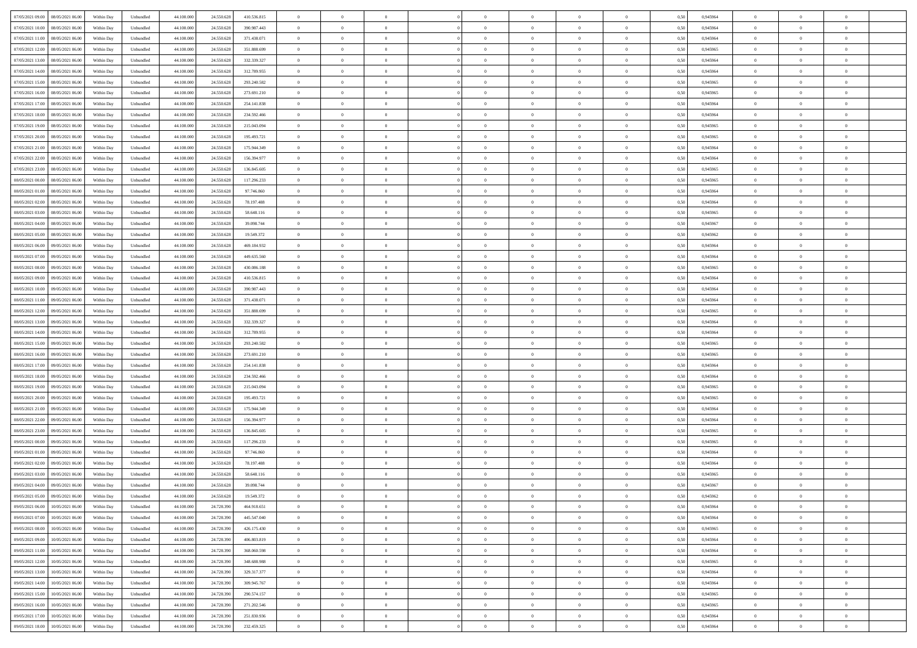| | | | | | | | | | | | | | | | | | | | | | |
|---|---|---|---|---|---|---|---|---|---|---|---|---|---|---|---|---|---|---|---|---|---|
| 07/05/2021 09:00 | 08/05/2021 06:00 | Within Day | Unbundled | 44.100.000 | 24.550.628 | 410.536.815 | 0 | 0 | 0 | | 0 | 0 | 0 | 0 | 0 | 0,50 | 0,945964 | 0 | 0 | 0 | |
| 07/05/2021 10:00 | 08/05/2021 06:00 | Within Day | Unbundled | 44.100.000 | 24.550.628 | 390.987.443 | 0 | 0 | 0 | | 0 | 0 | 0 | 0 | 0 | 0,50 | 0,945964 | 0 | 0 | 0 | |
| 07/05/2021 11:00 | 08/05/2021 06:00 | Within Day | Unbundled | 44.100.000 | 24.550.628 | 371.438.071 | 0 | 0 | 0 | | 0 | 0 | 0 | 0 | 0 | 0,50 | 0,945964 | 0 | 0 | 0 | |
| 07/05/2021 12:00 | 08/05/2021 06:00 | Within Day | Unbundled | 44.100.000 | 24.550.628 | 351.888.699 | 0 | 0 | 0 | | 0 | 0 | 0 | 0 | 0 | 0,50 | 0,945965 | 0 | 0 | 0 | |
| 07/05/2021 13:00 | 08/05/2021 06:00 | Within Day | Unbundled | 44.100.000 | 24.550.628 | 332.339.327 | 0 | 0 | 0 | | 0 | 0 | 0 | 0 | 0 | 0,50 | 0,945964 | 0 | 0 | 0 | |
| 07/05/2021 14:00 | 08/05/2021 06:00 | Within Day | Unbundled | 44.100.000 | 24.550.628 | 312.789.955 | 0 | 0 | 0 | | 0 | 0 | 0 | 0 | 0 | 0,50 | 0,945964 | 0 | 0 | 0 | |
| 07/05/2021 15:00 | 08/05/2021 06:00 | Within Day | Unbundled | 44.100.000 | 24.550.628 | 293.240.582 | 0 | 0 | 0 | | 0 | 0 | 0 | 0 | 0 | 0,50 | 0,945965 | 0 | 0 | 0 | |
| 07/05/2021 16:00 | 08/05/2021 06:00 | Within Day | Unbundled | 44.100.000 | 24.550.628 | 273.691.210 | 0 | 0 | 0 | | 0 | 0 | 0 | 0 | 0 | 0,50 | 0,945965 | 0 | 0 | 0 | |
| 07/05/2021 17:00 | 08/05/2021 06:00 | Within Day | Unbundled | 44.100.000 | 24.550.628 | 254.141.838 | 0 | 0 | 0 | | 0 | 0 | 0 | 0 | 0 | 0,50 | 0,945964 | 0 | 0 | 0 | |
| 07/05/2021 18:00 | 08/05/2021 06:00 | Within Day | Unbundled | 44.100.000 | 24.550.628 | 234.592.466 | 0 | 0 | 0 | | 0 | 0 | 0 | 0 | 0 | 0,50 | 0,945964 | 0 | 0 | 0 | |
| 07/05/2021 19:00 | 08/05/2021 06:00 | Within Day | Unbundled | 44.100.000 | 24.550.628 | 215.043.094 | 0 | 0 | 0 | | 0 | 0 | 0 | 0 | 0 | 0,50 | 0,945965 | 0 | 0 | 0 | |
| 07/05/2021 20:00 | 08/05/2021 06:00 | Within Day | Unbundled | 44.100.000 | 24.550.628 | 195.493.721 | 0 | 0 | 0 | | 0 | 0 | 0 | 0 | 0 | 0,50 | 0,945965 | 0 | 0 | 0 | |
| 07/05/2021 21:00 | 08/05/2021 06:00 | Within Day | Unbundled | 44.100.000 | 24.550.628 | 175.944.349 | 0 | 0 | 0 | | 0 | 0 | 0 | 0 | 0 | 0,50 | 0,945964 | 0 | 0 | 0 | |
| 07/05/2021 22:00 | 08/05/2021 06:00 | Within Day | Unbundled | 44.100.000 | 24.550.628 | 156.394.977 | 0 | 0 | 0 | | 0 | 0 | 0 | 0 | 0 | 0,50 | 0,945964 | 0 | 0 | 0 | |
| 07/05/2021 23:00 | 08/05/2021 06:00 | Within Day | Unbundled | 44.100.000 | 24.550.628 | 136.845.605 | 0 | 0 | 0 | | 0 | 0 | 0 | 0 | 0 | 0,50 | 0,945965 | 0 | 0 | 0 | |
| 08/05/2021 00:00 | 08/05/2021 06:00 | Within Day | Unbundled | 44.100.000 | 24.550.628 | 117.296.233 | 0 | 0 | 0 | | 0 | 0 | 0 | 0 | 0 | 0,50 | 0,945965 | 0 | 0 | 0 | |
| 08/05/2021 01:00 | 08/05/2021 06:00 | Within Day | Unbundled | 44.100.000 | 24.550.628 | 97.746.860 | 0 | 0 | 0 | | 0 | 0 | 0 | 0 | 0 | 0,50 | 0,945964 | 0 | 0 | 0 | |
| 08/05/2021 02:00 | 08/05/2021 06:00 | Within Day | Unbundled | 44.100.000 | 24.550.628 | 78.197.488 | 0 | 0 | 0 | | 0 | 0 | 0 | 0 | 0 | 0,50 | 0,945964 | 0 | 0 | 0 | |
| 08/05/2021 03:00 | 08/05/2021 06:00 | Within Day | Unbundled | 44.100.000 | 24.550.628 | 58.648.116 | 0 | 0 | 0 | | 0 | 0 | 0 | 0 | 0 | 0,50 | 0,945965 | 0 | 0 | 0 | |
| 08/05/2021 04:00 | 08/05/2021 06:00 | Within Day | Unbundled | 44.100.000 | 24.550.628 | 39.098.744 | 0 | 0 | 0 | | 0 | 0 | 0 | 0 | 0 | 0,50 | 0,945967 | 0 | 0 | 0 | |
| 08/05/2021 05:00 | 08/05/2021 06:00 | Within Day | Unbundled | 44.100.000 | 24.550.628 | 19.549.372 | 0 | 0 | 0 | | 0 | 0 | 0 | 0 | 0 | 0,50 | 0,945962 | 0 | 0 | 0 | |
| 08/05/2021 06:00 | 09/05/2021 06:00 | Within Day | Unbundled | 44.100.000 | 24.550.628 | 469.184.932 | 0 | 0 | 0 | | 0 | 0 | 0 | 0 | 0 | 0,50 | 0,945964 | 0 | 0 | 0 | |
| 08/05/2021 07:00 | 09/05/2021 06:00 | Within Day | Unbundled | 44.100.000 | 24.550.628 | 449.635.560 | 0 | 0 | 0 | | 0 | 0 | 0 | 0 | 0 | 0,50 | 0,945964 | 0 | 0 | 0 | |
| 08/05/2021 08:00 | 09/05/2021 06:00 | Within Day | Unbundled | 44.100.000 | 24.550.628 | 430.086.188 | 0 | 0 | 0 | | 0 | 0 | 0 | 0 | 0 | 0,50 | 0,945965 | 0 | 0 | 0 | |
| 08/05/2021 09:00 | 09/05/2021 06:00 | Within Day | Unbundled | 44.100.000 | 24.550.628 | 410.536.815 | 0 | 0 | 0 | | 0 | 0 | 0 | 0 | 0 | 0,50 | 0,945964 | 0 | 0 | 0 | |
| 08/05/2021 10:00 | 09/05/2021 06:00 | Within Day | Unbundled | 44.100.000 | 24.550.628 | 390.987.443 | 0 | 0 | 0 | | 0 | 0 | 0 | 0 | 0 | 0,50 | 0,945964 | 0 | 0 | 0 | |
| 08/05/2021 11:00 | 09/05/2021 06:00 | Within Day | Unbundled | 44.100.000 | 24.550.628 | 371.438.071 | 0 | 0 | 0 | | 0 | 0 | 0 | 0 | 0 | 0,50 | 0,945964 | 0 | 0 | 0 | |
| 08/05/2021 12:00 | 09/05/2021 06:00 | Within Day | Unbundled | 44.100.000 | 24.550.628 | 351.888.699 | 0 | 0 | 0 | | 0 | 0 | 0 | 0 | 0 | 0,50 | 0,945965 | 0 | 0 | 0 | |
| 08/05/2021 13:00 | 09/05/2021 06:00 | Within Day | Unbundled | 44.100.000 | 24.550.628 | 332.339.327 | 0 | 0 | 0 | | 0 | 0 | 0 | 0 | 0 | 0,50 | 0,945964 | 0 | 0 | 0 | |
| 08/05/2021 14:00 | 09/05/2021 06:00 | Within Day | Unbundled | 44.100.000 | 24.550.628 | 312.789.955 | 0 | 0 | 0 | | 0 | 0 | 0 | 0 | 0 | 0,50 | 0,945964 | 0 | 0 | 0 | |
| 08/05/2021 15:00 | 09/05/2021 06:00 | Within Day | Unbundled | 44.100.000 | 24.550.628 | 293.240.582 | 0 | 0 | 0 | | 0 | 0 | 0 | 0 | 0 | 0,50 | 0,945965 | 0 | 0 | 0 | |
| 08/05/2021 16:00 | 09/05/2021 06:00 | Within Day | Unbundled | 44.100.000 | 24.550.628 | 273.691.210 | 0 | 0 | 0 | | 0 | 0 | 0 | 0 | 0 | 0,50 | 0,945965 | 0 | 0 | 0 | |
| 08/05/2021 17:00 | 09/05/2021 06:00 | Within Day | Unbundled | 44.100.000 | 24.550.628 | 254.141.838 | 0 | 0 | 0 | | 0 | 0 | 0 | 0 | 0 | 0,50 | 0,945964 | 0 | 0 | 0 | |
| 08/05/2021 18:00 | 09/05/2021 06:00 | Within Day | Unbundled | 44.100.000 | 24.550.628 | 234.592.466 | 0 | 0 | 0 | | 0 | 0 | 0 | 0 | 0 | 0,50 | 0,945964 | 0 | 0 | 0 | |
| 08/05/2021 19:00 | 09/05/2021 06:00 | Within Day | Unbundled | 44.100.000 | 24.550.628 | 215.043.094 | 0 | 0 | 0 | | 0 | 0 | 0 | 0 | 0 | 0,50 | 0,945965 | 0 | 0 | 0 | |
| 08/05/2021 20:00 | 09/05/2021 06:00 | Within Day | Unbundled | 44.100.000 | 24.550.628 | 195.493.721 | 0 | 0 | 0 | | 0 | 0 | 0 | 0 | 0 | 0,50 | 0,945965 | 0 | 0 | 0 | |
| 08/05/2021 21:00 | 09/05/2021 06:00 | Within Day | Unbundled | 44.100.000 | 24.550.628 | 175.944.349 | 0 | 0 | 0 | | 0 | 0 | 0 | 0 | 0 | 0,50 | 0,945964 | 0 | 0 | 0 | |
| 08/05/2021 22:00 | 09/05/2021 06:00 | Within Day | Unbundled | 44.100.000 | 24.550.628 | 156.394.977 | 0 | 0 | 0 | | 0 | 0 | 0 | 0 | 0 | 0,50 | 0,945964 | 0 | 0 | 0 | |
| 08/05/2021 23:00 | 09/05/2021 06:00 | Within Day | Unbundled | 44.100.000 | 24.550.628 | 136.845.605 | 0 | 0 | 0 | | 0 | 0 | 0 | 0 | 0 | 0,50 | 0,945965 | 0 | 0 | 0 | |
| 09/05/2021 00:00 | 09/05/2021 06:00 | Within Day | Unbundled | 44.100.000 | 24.550.628 | 117.296.233 | 0 | 0 | 0 | | 0 | 0 | 0 | 0 | 0 | 0,50 | 0,945965 | 0 | 0 | 0 | |
| 09/05/2021 01:00 | 09/05/2021 06:00 | Within Day | Unbundled | 44.100.000 | 24.550.628 | 97.746.860 | 0 | 0 | 0 | | 0 | 0 | 0 | 0 | 0 | 0,50 | 0,945964 | 0 | 0 | 0 | |
| 09/05/2021 02:00 | 09/05/2021 06:00 | Within Day | Unbundled | 44.100.000 | 24.550.628 | 78.197.488 | 0 | 0 | 0 | | 0 | 0 | 0 | 0 | 0 | 0,50 | 0,945964 | 0 | 0 | 0 | |
| 09/05/2021 03:00 | 09/05/2021 06:00 | Within Day | Unbundled | 44.100.000 | 24.550.628 | 58.648.116 | 0 | 0 | 0 | | 0 | 0 | 0 | 0 | 0 | 0,50 | 0,945965 | 0 | 0 | 0 | |
| 09/05/2021 04:00 | 09/05/2021 06:00 | Within Day | Unbundled | 44.100.000 | 24.550.628 | 39.098.744 | 0 | 0 | 0 | | 0 | 0 | 0 | 0 | 0 | 0,50 | 0,945967 | 0 | 0 | 0 | |
| 09/05/2021 05:00 | 09/05/2021 06:00 | Within Day | Unbundled | 44.100.000 | 24.550.628 | 19.549.372 | 0 | 0 | 0 | | 0 | 0 | 0 | 0 | 0 | 0,50 | 0,945962 | 0 | 0 | 0 | |
| 09/05/2021 06:00 | 10/05/2021 06:00 | Within Day | Unbundled | 44.100.000 | 24.728.390 | 464.918.651 | 0 | 0 | 0 | | 0 | 0 | 0 | 0 | 0 | 0,50 | 0,945964 | 0 | 0 | 0 | |
| 09/05/2021 07:00 | 10/05/2021 06:00 | Within Day | Unbundled | 44.100.000 | 24.728.390 | 445.547.040 | 0 | 0 | 0 | | 0 | 0 | 0 | 0 | 0 | 0,50 | 0,945964 | 0 | 0 | 0 | |
| 09/05/2021 08:00 | 10/05/2021 06:00 | Within Day | Unbundled | 44.100.000 | 24.728.390 | 426.175.430 | 0 | 0 | 0 | | 0 | 0 | 0 | 0 | 0 | 0,50 | 0,945965 | 0 | 0 | 0 | |
| 09/05/2021 09:00 | 10/05/2021 06:00 | Within Day | Unbundled | 44.100.000 | 24.728.390 | 406.803.819 | 0 | 0 | 0 | | 0 | 0 | 0 | 0 | 0 | 0,50 | 0,945964 | 0 | 0 | 0 | |
| 09/05/2021 11:00 | 10/05/2021 06:00 | Within Day | Unbundled | 44.100.000 | 24.728.390 | 368.060.598 | 0 | 0 | 0 | | 0 | 0 | 0 | 0 | 0 | 0,50 | 0,945964 | 0 | 0 | 0 | |
| 09/05/2021 12:00 | 10/05/2021 06:00 | Within Day | Unbundled | 44.100.000 | 24.728.390 | 348.688.988 | 0 | 0 | 0 | | 0 | 0 | 0 | 0 | 0 | 0,50 | 0,945965 | 0 | 0 | 0 | |
| 09/05/2021 13:00 | 10/05/2021 06:00 | Within Day | Unbundled | 44.100.000 | 24.728.390 | 329.317.377 | 0 | 0 | 0 | | 0 | 0 | 0 | 0 | 0 | 0,50 | 0,945964 | 0 | 0 | 0 | |
| 09/05/2021 14:00 | 10/05/2021 06:00 | Within Day | Unbundled | 44.100.000 | 24.728.390 | 309.945.767 | 0 | 0 | 0 | | 0 | 0 | 0 | 0 | 0 | 0,50 | 0,945964 | 0 | 0 | 0 | |
| 09/05/2021 15:00 | 10/05/2021 06:00 | Within Day | Unbundled | 44.100.000 | 24.728.390 | 290.574.157 | 0 | 0 | 0 | | 0 | 0 | 0 | 0 | 0 | 0,50 | 0,945965 | 0 | 0 | 0 | |
| 09/05/2021 16:00 | 10/05/2021 06:00 | Within Day | Unbundled | 44.100.000 | 24.728.390 | 271.202.546 | 0 | 0 | 0 | | 0 | 0 | 0 | 0 | 0 | 0,50 | 0,945965 | 0 | 0 | 0 | |
| 09/05/2021 17:00 | 10/05/2021 06:00 | Within Day | Unbundled | 44.100.000 | 24.728.390 | 251.830.936 | 0 | 0 | 0 | | 0 | 0 | 0 | 0 | 0 | 0,50 | 0,945964 | 0 | 0 | 0 | |
| 09/05/2021 18:00 | 10/05/2021 06:00 | Within Day | Unbundled | 44.100.000 | 24.728.390 | 232.459.325 | 0 | 0 | 0 | | 0 | 0 | 0 | 0 | 0 | 0,50 | 0,945964 | 0 | 0 | 0 | |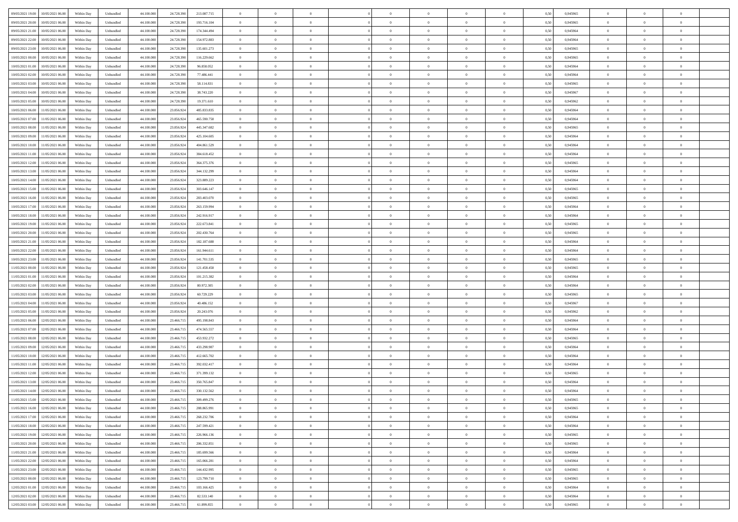| | | | | | | | | | | | | | | | | | | | | | |
|---|---|---|---|---|---|---|---|---|---|---|---|---|---|---|---|---|---|---|---|---|---|
| 09/05/2021 19:00 | 10/05/2021 06:00 | Within Day | Unbundled | 44.100.000 | 24.728.390 | 213.087.715 | 0 | 0 | 0 | | 0 | 0 | 0 | 0 | 0,50 | 0,945965 | 0 | 0 | 0 | |
| 09/05/2021 20:00 | 10/05/2021 06:00 | Within Day | Unbundled | 44.100.000 | 24.728.390 | 193.716.104 | 0 | 0 | 0 | | 0 | 0 | 0 | 0 | 0,50 | 0,945965 | 0 | 0 | 0 | |
| 09/05/2021 21:00 | 10/05/2021 06:00 | Within Day | Unbundled | 44.100.000 | 24.728.390 | 174.344.494 | 0 | 0 | 0 | | 0 | 0 | 0 | 0 | 0,50 | 0,945964 | 0 | 0 | 0 | |
| 09/05/2021 22:00 | 10/05/2021 06:00 | Within Day | Unbundled | 44.100.000 | 24.728.390 | 154.972.883 | 0 | 0 | 0 | | 0 | 0 | 0 | 0 | 0,50 | 0,945964 | 0 | 0 | 0 | |
| 09/05/2021 23:00 | 10/05/2021 06:00 | Within Day | Unbundled | 44.100.000 | 24.728.390 | 135.601.273 | 0 | 0 | 0 | | 0 | 0 | 0 | 0 | 0,50 | 0,945965 | 0 | 0 | 0 | |
| 10/05/2021 00:00 | 10/05/2021 06:00 | Within Day | Unbundled | 44.100.000 | 24.728.390 | 116.229.662 | 0 | 0 | 0 | | 0 | 0 | 0 | 0 | 0,50 | 0,945965 | 0 | 0 | 0 | |
| 10/05/2021 01:00 | 10/05/2021 06:00 | Within Day | Unbundled | 44.100.000 | 24.728.390 | 96.858.052 | 0 | 0 | 0 | | 0 | 0 | 0 | 0 | 0,50 | 0,945964 | 0 | 0 | 0 | |
| 10/05/2021 02:00 | 10/05/2021 06:00 | Within Day | Unbundled | 44.100.000 | 24.728.390 | 77.486.441 | 0 | 0 | 0 | | 0 | 0 | 0 | 0 | 0,50 | 0,945964 | 0 | 0 | 0 | |
| 10/05/2021 03:00 | 10/05/2021 06:00 | Within Day | Unbundled | 44.100.000 | 24.728.390 | 58.114.831 | 0 | 0 | 0 | | 0 | 0 | 0 | 0 | 0,50 | 0,945965 | 0 | 0 | 0 | |
| 10/05/2021 04:00 | 10/05/2021 06:00 | Within Day | Unbundled | 44.100.000 | 24.728.390 | 38.743.220 | 0 | 0 | 0 | | 0 | 0 | 0 | 0 | 0,50 | 0,945967 | 0 | 0 | 0 | |
| 10/05/2021 05:00 | 10/05/2021 06:00 | Within Day | Unbundled | 44.100.000 | 24.728.390 | 19.371.610 | 0 | 0 | 0 | | 0 | 0 | 0 | 0 | 0,50 | 0,945962 | 0 | 0 | 0 | |
| 10/05/2021 06:00 | 11/05/2021 06:00 | Within Day | Unbundled | 44.100.000 | 23.856.924 | 485.833.835 | 0 | 0 | 0 | | 0 | 0 | 0 | 0 | 0,50 | 0,945964 | 0 | 0 | 0 | |
| 10/05/2021 07:00 | 11/05/2021 06:00 | Within Day | Unbundled | 44.100.000 | 23.856.924 | 465.590.758 | 0 | 0 | 0 | | 0 | 0 | 0 | 0 | 0,50 | 0,945964 | 0 | 0 | 0 | |
| 10/05/2021 08:00 | 11/05/2021 06:00 | Within Day | Unbundled | 44.100.000 | 23.856.924 | 445.347.682 | 0 | 0 | 0 | | 0 | 0 | 0 | 0 | 0,50 | 0,945965 | 0 | 0 | 0 | |
| 10/05/2021 09:00 | 11/05/2021 06:00 | Within Day | Unbundled | 44.100.000 | 23.856.924 | 425.104.605 | 0 | 0 | 0 | | 0 | 0 | 0 | 0 | 0,50 | 0,945964 | 0 | 0 | 0 | |
| 10/05/2021 10:00 | 11/05/2021 06:00 | Within Day | Unbundled | 44.100.000 | 23.856.924 | 404.861.529 | 0 | 0 | 0 | | 0 | 0 | 0 | 0 | 0,50 | 0,945964 | 0 | 0 | 0 | |
| 10/05/2021 11:00 | 11/05/2021 06:00 | Within Day | Unbundled | 44.100.000 | 23.856.924 | 384.618.452 | 0 | 0 | 0 | | 0 | 0 | 0 | 0 | 0,50 | 0,945964 | 0 | 0 | 0 | |
| 10/05/2021 12:00 | 11/05/2021 06:00 | Within Day | Unbundled | 44.100.000 | 23.856.924 | 364.375.376 | 0 | 0 | 0 | | 0 | 0 | 0 | 0 | 0,50 | 0,945965 | 0 | 0 | 0 | |
| 10/05/2021 13:00 | 11/05/2021 06:00 | Within Day | Unbundled | 44.100.000 | 23.856.924 | 344.132.299 | 0 | 0 | 0 | | 0 | 0 | 0 | 0 | 0,50 | 0,945964 | 0 | 0 | 0 | |
| 10/05/2021 14:00 | 11/05/2021 06:00 | Within Day | Unbundled | 44.100.000 | 23.856.924 | 323.889.223 | 0 | 0 | 0 | | 0 | 0 | 0 | 0 | 0,50 | 0,945964 | 0 | 0 | 0 | |
| 10/05/2021 15:00 | 11/05/2021 06:00 | Within Day | Unbundled | 44.100.000 | 23.856.924 | 303.646.147 | 0 | 0 | 0 | | 0 | 0 | 0 | 0 | 0,50 | 0,945965 | 0 | 0 | 0 | |
| 10/05/2021 16:00 | 11/05/2021 06:00 | Within Day | Unbundled | 44.100.000 | 23.856.924 | 283.403.070 | 0 | 0 | 0 | | 0 | 0 | 0 | 0 | 0,50 | 0,945965 | 0 | 0 | 0 | |
| 10/05/2021 17:00 | 11/05/2021 06:00 | Within Day | Unbundled | 44.100.000 | 23.856.924 | 263.159.994 | 0 | 0 | 0 | | 0 | 0 | 0 | 0 | 0,50 | 0,945964 | 0 | 0 | 0 | |
| 10/05/2021 18:00 | 11/05/2021 06:00 | Within Day | Unbundled | 44.100.000 | 23.856.924 | 242.916.917 | 0 | 0 | 0 | | 0 | 0 | 0 | 0 | 0,50 | 0,945964 | 0 | 0 | 0 | |
| 10/05/2021 19:00 | 11/05/2021 06:00 | Within Day | Unbundled | 44.100.000 | 23.856.924 | 222.673.841 | 0 | 0 | 0 | | 0 | 0 | 0 | 0 | 0,50 | 0,945965 | 0 | 0 | 0 | |
| 10/05/2021 20:00 | 11/05/2021 06:00 | Within Day | Unbundled | 44.100.000 | 23.856.924 | 202.430.764 | 0 | 0 | 0 | | 0 | 0 | 0 | 0 | 0,50 | 0,945965 | 0 | 0 | 0 | |
| 10/05/2021 21:00 | 11/05/2021 06:00 | Within Day | Unbundled | 44.100.000 | 23.856.924 | 182.187.688 | 0 | 0 | 0 | | 0 | 0 | 0 | 0 | 0,50 | 0,945964 | 0 | 0 | 0 | |
| 10/05/2021 22:00 | 11/05/2021 06:00 | Within Day | Unbundled | 44.100.000 | 23.856.924 | 161.944.611 | 0 | 0 | 0 | | 0 | 0 | 0 | 0 | 0,50 | 0,945964 | 0 | 0 | 0 | |
| 10/05/2021 23:00 | 11/05/2021 06:00 | Within Day | Unbundled | 44.100.000 | 23.856.924 | 141.701.535 | 0 | 0 | 0 | | 0 | 0 | 0 | 0 | 0,50 | 0,945965 | 0 | 0 | 0 | |
| 11/05/2021 00:00 | 11/05/2021 06:00 | Within Day | Unbundled | 44.100.000 | 23.856.924 | 121.458.458 | 0 | 0 | 0 | | 0 | 0 | 0 | 0 | 0,50 | 0,945965 | 0 | 0 | 0 | |
| 11/05/2021 01:00 | 11/05/2021 06:00 | Within Day | Unbundled | 44.100.000 | 23.856.924 | 101.215.382 | 0 | 0 | 0 | | 0 | 0 | 0 | 0 | 0,50 | 0,945964 | 0 | 0 | 0 | |
| 11/05/2021 02:00 | 11/05/2021 06:00 | Within Day | Unbundled | 44.100.000 | 23.856.924 | 80.972.305 | 0 | 0 | 0 | | 0 | 0 | 0 | 0 | 0,50 | 0,945964 | 0 | 0 | 0 | |
| 11/05/2021 03:00 | 11/05/2021 06:00 | Within Day | Unbundled | 44.100.000 | 23.856.924 | 60.729.229 | 0 | 0 | 0 | | 0 | 0 | 0 | 0 | 0,50 | 0,945965 | 0 | 0 | 0 | |
| 11/05/2021 04:00 | 11/05/2021 06:00 | Within Day | Unbundled | 44.100.000 | 23.856.924 | 40.486.152 | 0 | 0 | 0 | | 0 | 0 | 0 | 0 | 0,50 | 0,945967 | 0 | 0 | 0 | |
| 11/05/2021 05:00 | 11/05/2021 06:00 | Within Day | Unbundled | 44.100.000 | 23.856.924 | 20.243.076 | 0 | 0 | 0 | | 0 | 0 | 0 | 0 | 0,50 | 0,945962 | 0 | 0 | 0 | |
| 11/05/2021 06:00 | 12/05/2021 06:00 | Within Day | Unbundled | 44.100.000 | 23.466.715 | 495.198.843 | 0 | 0 | 0 | | 0 | 0 | 0 | 0 | 0,50 | 0,945964 | 0 | 0 | 0 | |
| 11/05/2021 07:00 | 12/05/2021 06:00 | Within Day | Unbundled | 44.100.000 | 23.466.715 | 474.565.557 | 0 | 0 | 0 | | 0 | 0 | 0 | 0 | 0,50 | 0,945964 | 0 | 0 | 0 | |
| 11/05/2021 08:00 | 12/05/2021 06:00 | Within Day | Unbundled | 44.100.000 | 23.466.715 | 453.932.272 | 0 | 0 | 0 | | 0 | 0 | 0 | 0 | 0,50 | 0,945965 | 0 | 0 | 0 | |
| 11/05/2021 09:00 | 12/05/2021 06:00 | Within Day | Unbundled | 44.100.000 | 23.466.715 | 433.298.987 | 0 | 0 | 0 | | 0 | 0 | 0 | 0 | 0,50 | 0,945964 | 0 | 0 | 0 | |
| 11/05/2021 10:00 | 12/05/2021 06:00 | Within Day | Unbundled | 44.100.000 | 23.466.715 | 412.665.702 | 0 | 0 | 0 | | 0 | 0 | 0 | 0 | 0,50 | 0,945964 | 0 | 0 | 0 | |
| 11/05/2021 11:00 | 12/05/2021 06:00 | Within Day | Unbundled | 44.100.000 | 23.466.715 | 392.032.417 | 0 | 0 | 0 | | 0 | 0 | 0 | 0 | 0,50 | 0,945964 | 0 | 0 | 0 | |
| 11/05/2021 12:00 | 12/05/2021 06:00 | Within Day | Unbundled | 44.100.000 | 23.466.715 | 371.399.132 | 0 | 0 | 0 | | 0 | 0 | 0 | 0 | 0,50 | 0,945965 | 0 | 0 | 0 | |
| 11/05/2021 13:00 | 12/05/2021 06:00 | Within Day | Unbundled | 44.100.000 | 23.466.715 | 350.765.847 | 0 | 0 | 0 | | 0 | 0 | 0 | 0 | 0,50 | 0,945964 | 0 | 0 | 0 | |
| 11/05/2021 14:00 | 12/05/2021 06:00 | Within Day | Unbundled | 44.100.000 | 23.466.715 | 330.132.562 | 0 | 0 | 0 | | 0 | 0 | 0 | 0 | 0,50 | 0,945964 | 0 | 0 | 0 | |
| 11/05/2021 15:00 | 12/05/2021 06:00 | Within Day | Unbundled | 44.100.000 | 23.466.715 | 309.499.276 | 0 | 0 | 0 | | 0 | 0 | 0 | 0 | 0,50 | 0,945965 | 0 | 0 | 0 | |
| 11/05/2021 16:00 | 12/05/2021 06:00 | Within Day | Unbundled | 44.100.000 | 23.466.715 | 288.865.991 | 0 | 0 | 0 | | 0 | 0 | 0 | 0 | 0,50 | 0,945965 | 0 | 0 | 0 | |
| 11/05/2021 17:00 | 12/05/2021 06:00 | Within Day | Unbundled | 44.100.000 | 23.466.715 | 268.232.706 | 0 | 0 | 0 | | 0 | 0 | 0 | 0 | 0,50 | 0,945964 | 0 | 0 | 0 | |
| 11/05/2021 18:00 | 12/05/2021 06:00 | Within Day | Unbundled | 44.100.000 | 23.466.715 | 247.599.421 | 0 | 0 | 0 | | 0 | 0 | 0 | 0 | 0,50 | 0,945964 | 0 | 0 | 0 | |
| 11/05/2021 19:00 | 12/05/2021 06:00 | Within Day | Unbundled | 44.100.000 | 23.466.715 | 226.966.136 | 0 | 0 | 0 | | 0 | 0 | 0 | 0 | 0,50 | 0,945965 | 0 | 0 | 0 | |
| 11/05/2021 20:00 | 12/05/2021 06:00 | Within Day | Unbundled | 44.100.000 | 23.466.715 | 206.332.851 | 0 | 0 | 0 | | 0 | 0 | 0 | 0 | 0,50 | 0,945965 | 0 | 0 | 0 | |
| 11/05/2021 21:00 | 12/05/2021 06:00 | Within Day | Unbundled | 44.100.000 | 23.466.715 | 185.699.566 | 0 | 0 | 0 | | 0 | 0 | 0 | 0 | 0,50 | 0,945964 | 0 | 0 | 0 | |
| 11/05/2021 22:00 | 12/05/2021 06:00 | Within Day | Unbundled | 44.100.000 | 23.466.715 | 165.066.281 | 0 | 0 | 0 | | 0 | 0 | 0 | 0 | 0,50 | 0,945964 | 0 | 0 | 0 | |
| 11/05/2021 23:00 | 12/05/2021 06:00 | Within Day | Unbundled | 44.100.000 | 23.466.715 | 144.432.995 | 0 | 0 | 0 | | 0 | 0 | 0 | 0 | 0,50 | 0,945965 | 0 | 0 | 0 | |
| 12/05/2021 00:00 | 12/05/2021 06:00 | Within Day | Unbundled | 44.100.000 | 23.466.715 | 123.799.710 | 0 | 0 | 0 | | 0 | 0 | 0 | 0 | 0,50 | 0,945965 | 0 | 0 | 0 | |
| 12/05/2021 01:00 | 12/05/2021 06:00 | Within Day | Unbundled | 44.100.000 | 23.466.715 | 103.166.425 | 0 | 0 | 0 | | 0 | 0 | 0 | 0 | 0,50 | 0,945964 | 0 | 0 | 0 | |
| 12/05/2021 02:00 | 12/05/2021 06:00 | Within Day | Unbundled | 44.100.000 | 23.466.715 | 82.533.140 | 0 | 0 | 0 | | 0 | 0 | 0 | 0 | 0,50 | 0,945964 | 0 | 0 | 0 | |
| 12/05/2021 03:00 | 12/05/2021 06:00 | Within Day | Unbundled | 44.100.000 | 23.466.715 | 61.899.855 | 0 | 0 | 0 | | 0 | 0 | 0 | 0 | 0,50 | 0,945965 | 0 | 0 | 0 | |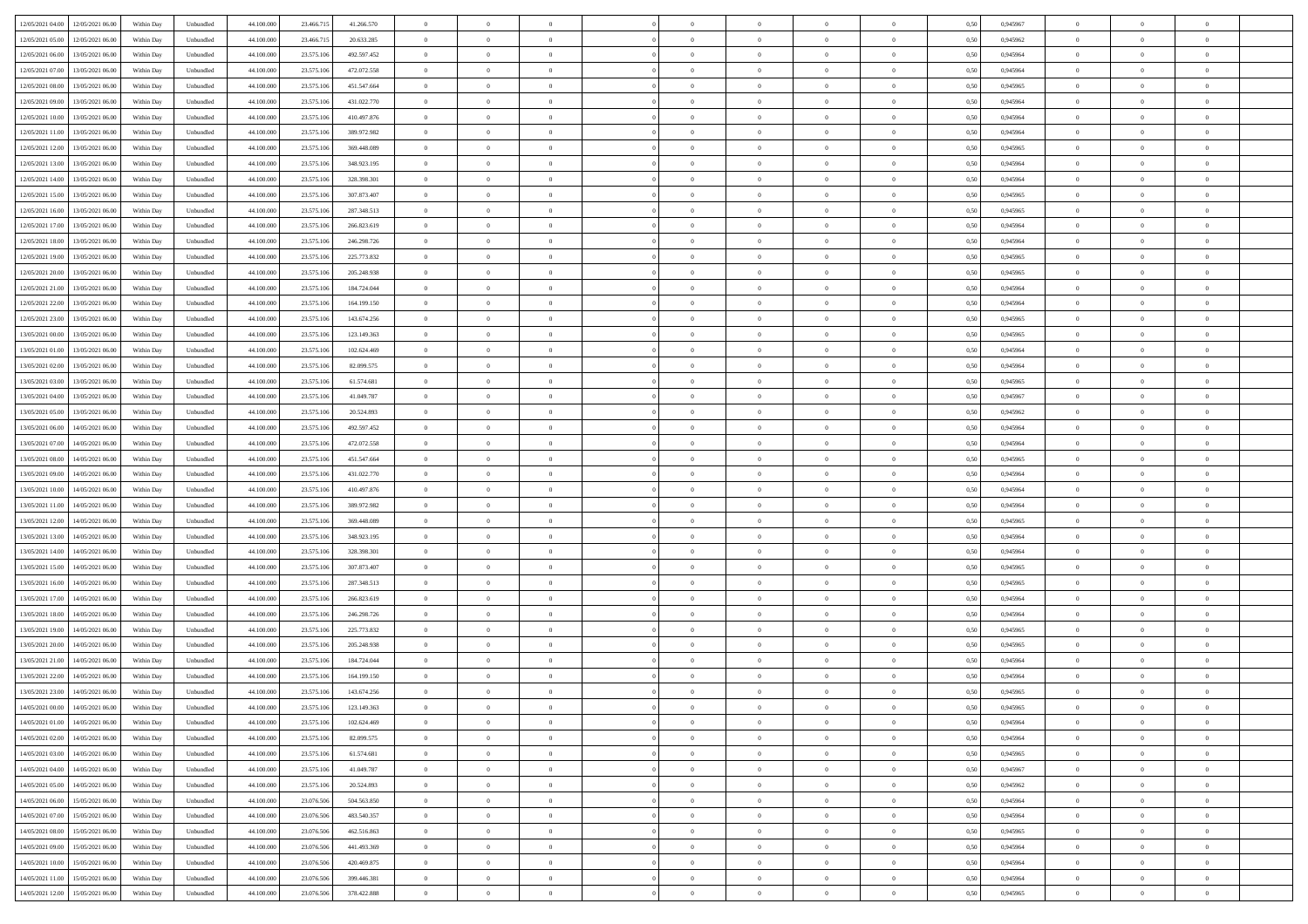| | | | | | | | | | | | | | | | | | | | | | |
|---|---|---|---|---|---|---|---|---|---|---|---|---|---|---|---|---|---|---|---|---|---|
| 12/05/2021 04:00 | 12/05/2021 06:00 | Within Day | Unbundled | 44.100.000 | 23.466.715 | 41.266.570 | 0 | 0 | 0 | | 0 | 0 | 0 | 0 | 0 | 0,50 | 0,945967 | 0 | 0 | 0 | |
| 12/05/2021 05:00 | 12/05/2021 06:00 | Within Day | Unbundled | 44.100.000 | 23.466.715 | 20.633.285 | 0 | 0 | 0 | | 0 | 0 | 0 | 0 | 0 | 0,50 | 0,945962 | 0 | 0 | 0 | |
| 12/05/2021 06:00 | 13/05/2021 06:00 | Within Day | Unbundled | 44.100.000 | 23.575.106 | 492.597.452 | 0 | 0 | 0 | | 0 | 0 | 0 | 0 | 0 | 0,50 | 0,945964 | 0 | 0 | 0 | |
| 12/05/2021 07:00 | 13/05/2021 06:00 | Within Day | Unbundled | 44.100.000 | 23.575.106 | 472.072.558 | 0 | 0 | 0 | | 0 | 0 | 0 | 0 | 0 | 0,50 | 0,945964 | 0 | 0 | 0 | |
| 12/05/2021 08:00 | 13/05/2021 06:00 | Within Day | Unbundled | 44.100.000 | 23.575.106 | 451.547.664 | 0 | 0 | 0 | | 0 | 0 | 0 | 0 | 0 | 0,50 | 0,945965 | 0 | 0 | 0 | |
| 12/05/2021 09:00 | 13/05/2021 06:00 | Within Day | Unbundled | 44.100.000 | 23.575.106 | 431.022.770 | 0 | 0 | 0 | | 0 | 0 | 0 | 0 | 0 | 0,50 | 0,945964 | 0 | 0 | 0 | |
| 12/05/2021 10:00 | 13/05/2021 06:00 | Within Day | Unbundled | 44.100.000 | 23.575.106 | 410.497.876 | 0 | 0 | 0 | | 0 | 0 | 0 | 0 | 0 | 0,50 | 0,945964 | 0 | 0 | 0 | |
| 12/05/2021 11:00 | 13/05/2021 06:00 | Within Day | Unbundled | 44.100.000 | 23.575.106 | 389.972.982 | 0 | 0 | 0 | | 0 | 0 | 0 | 0 | 0 | 0,50 | 0,945964 | 0 | 0 | 0 | |
| 12/05/2021 12:00 | 13/05/2021 06:00 | Within Day | Unbundled | 44.100.000 | 23.575.106 | 369.448.089 | 0 | 0 | 0 | | 0 | 0 | 0 | 0 | 0 | 0,50 | 0,945965 | 0 | 0 | 0 | |
| 12/05/2021 13:00 | 13/05/2021 06:00 | Within Day | Unbundled | 44.100.000 | 23.575.106 | 348.923.195 | 0 | 0 | 0 | | 0 | 0 | 0 | 0 | 0 | 0,50 | 0,945964 | 0 | 0 | 0 | |
| 12/05/2021 14:00 | 13/05/2021 06:00 | Within Day | Unbundled | 44.100.000 | 23.575.106 | 328.398.301 | 0 | 0 | 0 | | 0 | 0 | 0 | 0 | 0 | 0,50 | 0,945964 | 0 | 0 | 0 | |
| 12/05/2021 15:00 | 13/05/2021 06:00 | Within Day | Unbundled | 44.100.000 | 23.575.106 | 307.873.407 | 0 | 0 | 0 | | 0 | 0 | 0 | 0 | 0 | 0,50 | 0,945965 | 0 | 0 | 0 | |
| 12/05/2021 16:00 | 13/05/2021 06:00 | Within Day | Unbundled | 44.100.000 | 23.575.106 | 287.348.513 | 0 | 0 | 0 | | 0 | 0 | 0 | 0 | 0 | 0,50 | 0,945965 | 0 | 0 | 0 | |
| 12/05/2021 17:00 | 13/05/2021 06:00 | Within Day | Unbundled | 44.100.000 | 23.575.106 | 266.823.619 | 0 | 0 | 0 | | 0 | 0 | 0 | 0 | 0 | 0,50 | 0,945964 | 0 | 0 | 0 | |
| 12/05/2021 18:00 | 13/05/2021 06:00 | Within Day | Unbundled | 44.100.000 | 23.575.106 | 246.298.726 | 0 | 0 | 0 | | 0 | 0 | 0 | 0 | 0 | 0,50 | 0,945964 | 0 | 0 | 0 | |
| 12/05/2021 19:00 | 13/05/2021 06:00 | Within Day | Unbundled | 44.100.000 | 23.575.106 | 225.773.832 | 0 | 0 | 0 | | 0 | 0 | 0 | 0 | 0 | 0,50 | 0,945965 | 0 | 0 | 0 | |
| 12/05/2021 20:00 | 13/05/2021 06:00 | Within Day | Unbundled | 44.100.000 | 23.575.106 | 205.248.938 | 0 | 0 | 0 | | 0 | 0 | 0 | 0 | 0 | 0,50 | 0,945965 | 0 | 0 | 0 | |
| 12/05/2021 21:00 | 13/05/2021 06:00 | Within Day | Unbundled | 44.100.000 | 23.575.106 | 184.724.044 | 0 | 0 | 0 | | 0 | 0 | 0 | 0 | 0 | 0,50 | 0,945964 | 0 | 0 | 0 | |
| 12/05/2021 22:00 | 13/05/2021 06:00 | Within Day | Unbundled | 44.100.000 | 23.575.106 | 164.199.150 | 0 | 0 | 0 | | 0 | 0 | 0 | 0 | 0 | 0,50 | 0,945964 | 0 | 0 | 0 | |
| 12/05/2021 23:00 | 13/05/2021 06:00 | Within Day | Unbundled | 44.100.000 | 23.575.106 | 143.674.256 | 0 | 0 | 0 | | 0 | 0 | 0 | 0 | 0 | 0,50 | 0,945965 | 0 | 0 | 0 | |
| 13/05/2021 00:00 | 13/05/2021 06:00 | Within Day | Unbundled | 44.100.000 | 23.575.106 | 123.149.363 | 0 | 0 | 0 | | 0 | 0 | 0 | 0 | 0 | 0,50 | 0,945965 | 0 | 0 | 0 | |
| 13/05/2021 01:00 | 13/05/2021 06:00 | Within Day | Unbundled | 44.100.000 | 23.575.106 | 102.624.469 | 0 | 0 | 0 | | 0 | 0 | 0 | 0 | 0 | 0,50 | 0,945964 | 0 | 0 | 0 | |
| 13/05/2021 02:00 | 13/05/2021 06:00 | Within Day | Unbundled | 44.100.000 | 23.575.106 | 82.099.575 | 0 | 0 | 0 | | 0 | 0 | 0 | 0 | 0 | 0,50 | 0,945964 | 0 | 0 | 0 | |
| 13/05/2021 03:00 | 13/05/2021 06:00 | Within Day | Unbundled | 44.100.000 | 23.575.106 | 61.574.681 | 0 | 0 | 0 | | 0 | 0 | 0 | 0 | 0 | 0,50 | 0,945965 | 0 | 0 | 0 | |
| 13/05/2021 04:00 | 13/05/2021 06:00 | Within Day | Unbundled | 44.100.000 | 23.575.106 | 41.049.787 | 0 | 0 | 0 | | 0 | 0 | 0 | 0 | 0 | 0,50 | 0,945967 | 0 | 0 | 0 | |
| 13/05/2021 05:00 | 13/05/2021 06:00 | Within Day | Unbundled | 44.100.000 | 23.575.106 | 20.524.893 | 0 | 0 | 0 | | 0 | 0 | 0 | 0 | 0 | 0,50 | 0,945962 | 0 | 0 | 0 | |
| 13/05/2021 06:00 | 14/05/2021 06:00 | Within Day | Unbundled | 44.100.000 | 23.575.106 | 492.597.452 | 0 | 0 | 0 | | 0 | 0 | 0 | 0 | 0 | 0,50 | 0,945964 | 0 | 0 | 0 | |
| 13/05/2021 07:00 | 14/05/2021 06:00 | Within Day | Unbundled | 44.100.000 | 23.575.106 | 472.072.558 | 0 | 0 | 0 | | 0 | 0 | 0 | 0 | 0 | 0,50 | 0,945964 | 0 | 0 | 0 | |
| 13/05/2021 08:00 | 14/05/2021 06:00 | Within Day | Unbundled | 44.100.000 | 23.575.106 | 451.547.664 | 0 | 0 | 0 | | 0 | 0 | 0 | 0 | 0 | 0,50 | 0,945965 | 0 | 0 | 0 | |
| 13/05/2021 09:00 | 14/05/2021 06:00 | Within Day | Unbundled | 44.100.000 | 23.575.106 | 431.022.770 | 0 | 0 | 0 | | 0 | 0 | 0 | 0 | 0 | 0,50 | 0,945964 | 0 | 0 | 0 | |
| 13/05/2021 10:00 | 14/05/2021 06:00 | Within Day | Unbundled | 44.100.000 | 23.575.106 | 410.497.876 | 0 | 0 | 0 | | 0 | 0 | 0 | 0 | 0 | 0,50 | 0,945964 | 0 | 0 | 0 | |
| 13/05/2021 11:00 | 14/05/2021 06:00 | Within Day | Unbundled | 44.100.000 | 23.575.106 | 389.972.982 | 0 | 0 | 0 | | 0 | 0 | 0 | 0 | 0 | 0,50 | 0,945964 | 0 | 0 | 0 | |
| 13/05/2021 12:00 | 14/05/2021 06:00 | Within Day | Unbundled | 44.100.000 | 23.575.106 | 369.448.089 | 0 | 0 | 0 | | 0 | 0 | 0 | 0 | 0 | 0,50 | 0,945965 | 0 | 0 | 0 | |
| 13/05/2021 13:00 | 14/05/2021 06:00 | Within Day | Unbundled | 44.100.000 | 23.575.106 | 348.923.195 | 0 | 0 | 0 | | 0 | 0 | 0 | 0 | 0 | 0,50 | 0,945964 | 0 | 0 | 0 | |
| 13/05/2021 14:00 | 14/05/2021 06:00 | Within Day | Unbundled | 44.100.000 | 23.575.106 | 328.398.301 | 0 | 0 | 0 | | 0 | 0 | 0 | 0 | 0 | 0,50 | 0,945964 | 0 | 0 | 0 | |
| 13/05/2021 15:00 | 14/05/2021 06:00 | Within Day | Unbundled | 44.100.000 | 23.575.106 | 307.873.407 | 0 | 0 | 0 | | 0 | 0 | 0 | 0 | 0 | 0,50 | 0,945965 | 0 | 0 | 0 | |
| 13/05/2021 16:00 | 14/05/2021 06:00 | Within Day | Unbundled | 44.100.000 | 23.575.106 | 287.348.513 | 0 | 0 | 0 | | 0 | 0 | 0 | 0 | 0 | 0,50 | 0,945965 | 0 | 0 | 0 | |
| 13/05/2021 17:00 | 14/05/2021 06:00 | Within Day | Unbundled | 44.100.000 | 23.575.106 | 266.823.619 | 0 | 0 | 0 | | 0 | 0 | 0 | 0 | 0 | 0,50 | 0,945964 | 0 | 0 | 0 | |
| 13/05/2021 18:00 | 14/05/2021 06:00 | Within Day | Unbundled | 44.100.000 | 23.575.106 | 246.298.726 | 0 | 0 | 0 | | 0 | 0 | 0 | 0 | 0 | 0,50 | 0,945964 | 0 | 0 | 0 | |
| 13/05/2021 19:00 | 14/05/2021 06:00 | Within Day | Unbundled | 44.100.000 | 23.575.106 | 225.773.832 | 0 | 0 | 0 | | 0 | 0 | 0 | 0 | 0 | 0,50 | 0,945965 | 0 | 0 | 0 | |
| 13/05/2021 20:00 | 14/05/2021 06:00 | Within Day | Unbundled | 44.100.000 | 23.575.106 | 205.248.938 | 0 | 0 | 0 | | 0 | 0 | 0 | 0 | 0 | 0,50 | 0,945965 | 0 | 0 | 0 | |
| 13/05/2021 21:00 | 14/05/2021 06:00 | Within Day | Unbundled | 44.100.000 | 23.575.106 | 184.724.044 | 0 | 0 | 0 | | 0 | 0 | 0 | 0 | 0 | 0,50 | 0,945964 | 0 | 0 | 0 | |
| 13/05/2021 22:00 | 14/05/2021 06:00 | Within Day | Unbundled | 44.100.000 | 23.575.106 | 164.199.150 | 0 | 0 | 0 | | 0 | 0 | 0 | 0 | 0 | 0,50 | 0,945964 | 0 | 0 | 0 | |
| 13/05/2021 23:00 | 14/05/2021 06:00 | Within Day | Unbundled | 44.100.000 | 23.575.106 | 143.674.256 | 0 | 0 | 0 | | 0 | 0 | 0 | 0 | 0 | 0,50 | 0,945965 | 0 | 0 | 0 | |
| 14/05/2021 00:00 | 14/05/2021 06:00 | Within Day | Unbundled | 44.100.000 | 23.575.106 | 123.149.363 | 0 | 0 | 0 | | 0 | 0 | 0 | 0 | 0 | 0,50 | 0,945965 | 0 | 0 | 0 | |
| 14/05/2021 01:00 | 14/05/2021 06:00 | Within Day | Unbundled | 44.100.000 | 23.575.106 | 102.624.469 | 0 | 0 | 0 | | 0 | 0 | 0 | 0 | 0 | 0,50 | 0,945964 | 0 | 0 | 0 | |
| 14/05/2021 02:00 | 14/05/2021 06:00 | Within Day | Unbundled | 44.100.000 | 23.575.106 | 82.099.575 | 0 | 0 | 0 | | 0 | 0 | 0 | 0 | 0 | 0,50 | 0,945964 | 0 | 0 | 0 | |
| 14/05/2021 03:00 | 14/05/2021 06:00 | Within Day | Unbundled | 44.100.000 | 23.575.106 | 61.574.681 | 0 | 0 | 0 | | 0 | 0 | 0 | 0 | 0 | 0,50 | 0,945965 | 0 | 0 | 0 | |
| 14/05/2021 04:00 | 14/05/2021 06:00 | Within Day | Unbundled | 44.100.000 | 23.575.106 | 41.049.787 | 0 | 0 | 0 | | 0 | 0 | 0 | 0 | 0 | 0,50 | 0,945967 | 0 | 0 | 0 | |
| 14/05/2021 05:00 | 14/05/2021 06:00 | Within Day | Unbundled | 44.100.000 | 23.575.106 | 20.524.893 | 0 | 0 | 0 | | 0 | 0 | 0 | 0 | 0 | 0,50 | 0,945962 | 0 | 0 | 0 | |
| 14/05/2021 06:00 | 15/05/2021 06:00 | Within Day | Unbundled | 44.100.000 | 23.076.506 | 504.563.850 | 0 | 0 | 0 | | 0 | 0 | 0 | 0 | 0 | 0,50 | 0,945964 | 0 | 0 | 0 | |
| 14/05/2021 07:00 | 15/05/2021 06:00 | Within Day | Unbundled | 44.100.000 | 23.076.506 | 483.540.357 | 0 | 0 | 0 | | 0 | 0 | 0 | 0 | 0 | 0,50 | 0,945964 | 0 | 0 | 0 | |
| 14/05/2021 08:00 | 15/05/2021 06:00 | Within Day | Unbundled | 44.100.000 | 23.076.506 | 462.516.863 | 0 | 0 | 0 | | 0 | 0 | 0 | 0 | 0 | 0,50 | 0,945965 | 0 | 0 | 0 | |
| 14/05/2021 09:00 | 15/05/2021 06:00 | Within Day | Unbundled | 44.100.000 | 23.076.506 | 441.493.369 | 0 | 0 | 0 | | 0 | 0 | 0 | 0 | 0 | 0,50 | 0,945964 | 0 | 0 | 0 | |
| 14/05/2021 10:00 | 15/05/2021 06:00 | Within Day | Unbundled | 44.100.000 | 23.076.506 | 420.469.875 | 0 | 0 | 0 | | 0 | 0 | 0 | 0 | 0 | 0,50 | 0,945964 | 0 | 0 | 0 | |
| 14/05/2021 11:00 | 15/05/2021 06:00 | Within Day | Unbundled | 44.100.000 | 23.076.506 | 399.446.381 | 0 | 0 | 0 | | 0 | 0 | 0 | 0 | 0 | 0,50 | 0,945964 | 0 | 0 | 0 | |
| 14/05/2021 12:00 | 15/05/2021 06:00 | Within Day | Unbundled | 44.100.000 | 23.076.506 | 378.422.888 | 0 | 0 | 0 | | 0 | 0 | 0 | 0 | 0 | 0,50 | 0,945965 | 0 | 0 | 0 | |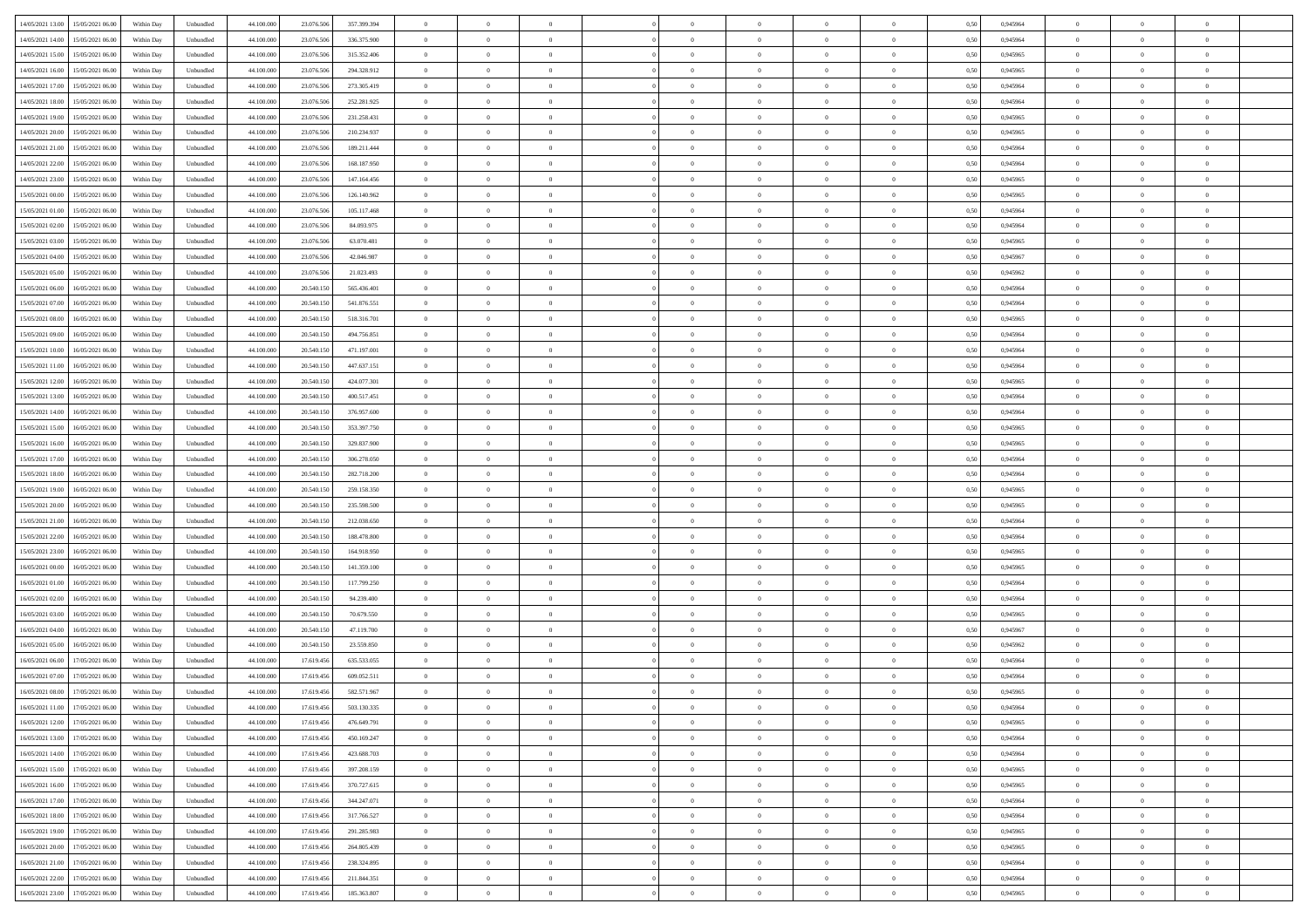| | | | | | | | | | | | | | | | | | | | | | |
|---|---|---|---|---|---|---|---|---|---|---|---|---|---|---|---|---|---|---|---|---|---|
| 14/05/2021 13:00 | 15/05/2021 06:00 | Within Day | Unbundled | 44.100.000 | 23.076.506 | 357.399.394 | 0 | 0 | 0 | | 0 | 0 | 0 | 0 | 0 | 0,50 | 0,945964 | 0 | 0 | 0 | |
| 14/05/2021 14:00 | 15/05/2021 06:00 | Within Day | Unbundled | 44.100.000 | 23.076.506 | 336.375.900 | 0 | 0 | 0 | | 0 | 0 | 0 | 0 | 0 | 0,50 | 0,945964 | 0 | 0 | 0 | |
| 14/05/2021 15:00 | 15/05/2021 06:00 | Within Day | Unbundled | 44.100.000 | 23.076.506 | 315.352.406 | 0 | 0 | 0 | | 0 | 0 | 0 | 0 | 0 | 0,50 | 0,945965 | 0 | 0 | 0 | |
| 14/05/2021 16:00 | 15/05/2021 06:00 | Within Day | Unbundled | 44.100.000 | 23.076.506 | 294.328.912 | 0 | 0 | 0 | | 0 | 0 | 0 | 0 | 0 | 0,50 | 0,945965 | 0 | 0 | 0 | |
| 14/05/2021 17:00 | 15/05/2021 06:00 | Within Day | Unbundled | 44.100.000 | 23.076.506 | 273.305.419 | 0 | 0 | 0 | | 0 | 0 | 0 | 0 | 0 | 0,50 | 0,945964 | 0 | 0 | 0 | |
| 14/05/2021 18:00 | 15/05/2021 06:00 | Within Day | Unbundled | 44.100.000 | 23.076.506 | 252.281.925 | 0 | 0 | 0 | | 0 | 0 | 0 | 0 | 0 | 0,50 | 0,945964 | 0 | 0 | 0 | |
| 14/05/2021 19:00 | 15/05/2021 06:00 | Within Day | Unbundled | 44.100.000 | 23.076.506 | 231.258.431 | 0 | 0 | 0 | | 0 | 0 | 0 | 0 | 0 | 0,50 | 0,945965 | 0 | 0 | 0 | |
| 14/05/2021 20:00 | 15/05/2021 06:00 | Within Day | Unbundled | 44.100.000 | 23.076.506 | 210.234.937 | 0 | 0 | 0 | | 0 | 0 | 0 | 0 | 0 | 0,50 | 0,945965 | 0 | 0 | 0 | |
| 14/05/2021 21:00 | 15/05/2021 06:00 | Within Day | Unbundled | 44.100.000 | 23.076.506 | 189.211.444 | 0 | 0 | 0 | | 0 | 0 | 0 | 0 | 0 | 0,50 | 0,945964 | 0 | 0 | 0 | |
| 14/05/2021 22:00 | 15/05/2021 06:00 | Within Day | Unbundled | 44.100.000 | 23.076.506 | 168.187.950 | 0 | 0 | 0 | | 0 | 0 | 0 | 0 | 0 | 0,50 | 0,945964 | 0 | 0 | 0 | |
| 14/05/2021 23:00 | 15/05/2021 06:00 | Within Day | Unbundled | 44.100.000 | 23.076.506 | 147.164.456 | 0 | 0 | 0 | | 0 | 0 | 0 | 0 | 0 | 0,50 | 0,945965 | 0 | 0 | 0 | |
| 15/05/2021 00:00 | 15/05/2021 06:00 | Within Day | Unbundled | 44.100.000 | 23.076.506 | 126.140.962 | 0 | 0 | 0 | | 0 | 0 | 0 | 0 | 0 | 0,50 | 0,945965 | 0 | 0 | 0 | |
| 15/05/2021 01:00 | 15/05/2021 06:00 | Within Day | Unbundled | 44.100.000 | 23.076.506 | 105.117.468 | 0 | 0 | 0 | | 0 | 0 | 0 | 0 | 0 | 0,50 | 0,945964 | 0 | 0 | 0 | |
| 15/05/2021 02:00 | 15/05/2021 06:00 | Within Day | Unbundled | 44.100.000 | 23.076.506 | 84.093.975 | 0 | 0 | 0 | | 0 | 0 | 0 | 0 | 0 | 0,50 | 0,945964 | 0 | 0 | 0 | |
| 15/05/2021 03:00 | 15/05/2021 06:00 | Within Day | Unbundled | 44.100.000 | 23.076.506 | 63.070.481 | 0 | 0 | 0 | | 0 | 0 | 0 | 0 | 0 | 0,50 | 0,945965 | 0 | 0 | 0 | |
| 15/05/2021 04:00 | 15/05/2021 06:00 | Within Day | Unbundled | 44.100.000 | 23.076.506 | 42.046.987 | 0 | 0 | 0 | | 0 | 0 | 0 | 0 | 0 | 0,50 | 0,945967 | 0 | 0 | 0 | |
| 15/05/2021 05:00 | 15/05/2021 06:00 | Within Day | Unbundled | 44.100.000 | 23.076.506 | 21.023.493 | 0 | 0 | 0 | | 0 | 0 | 0 | 0 | 0 | 0,50 | 0,945962 | 0 | 0 | 0 | |
| 15/05/2021 06:00 | 16/05/2021 06:00 | Within Day | Unbundled | 44.100.000 | 20.540.150 | 565.436.401 | 0 | 0 | 0 | | 0 | 0 | 0 | 0 | 0 | 0,50 | 0,945964 | 0 | 0 | 0 | |
| 15/05/2021 07:00 | 16/05/2021 06:00 | Within Day | Unbundled | 44.100.000 | 20.540.150 | 541.876.551 | 0 | 0 | 0 | | 0 | 0 | 0 | 0 | 0 | 0,50 | 0,945964 | 0 | 0 | 0 | |
| 15/05/2021 08:00 | 16/05/2021 06:00 | Within Day | Unbundled | 44.100.000 | 20.540.150 | 518.316.701 | 0 | 0 | 0 | | 0 | 0 | 0 | 0 | 0 | 0,50 | 0,945965 | 0 | 0 | 0 | |
| 15/05/2021 09:00 | 16/05/2021 06:00 | Within Day | Unbundled | 44.100.000 | 20.540.150 | 494.756.851 | 0 | 0 | 0 | | 0 | 0 | 0 | 0 | 0 | 0,50 | 0,945964 | 0 | 0 | 0 | |
| 15/05/2021 10:00 | 16/05/2021 06:00 | Within Day | Unbundled | 44.100.000 | 20.540.150 | 471.197.001 | 0 | 0 | 0 | | 0 | 0 | 0 | 0 | 0 | 0,50 | 0,945964 | 0 | 0 | 0 | |
| 15/05/2021 11:00 | 16/05/2021 06:00 | Within Day | Unbundled | 44.100.000 | 20.540.150 | 447.637.151 | 0 | 0 | 0 | | 0 | 0 | 0 | 0 | 0 | 0,50 | 0,945964 | 0 | 0 | 0 | |
| 15/05/2021 12:00 | 16/05/2021 06:00 | Within Day | Unbundled | 44.100.000 | 20.540.150 | 424.077.301 | 0 | 0 | 0 | | 0 | 0 | 0 | 0 | 0 | 0,50 | 0,945965 | 0 | 0 | 0 | |
| 15/05/2021 13:00 | 16/05/2021 06:00 | Within Day | Unbundled | 44.100.000 | 20.540.150 | 400.517.451 | 0 | 0 | 0 | | 0 | 0 | 0 | 0 | 0 | 0,50 | 0,945964 | 0 | 0 | 0 | |
| 15/05/2021 14:00 | 16/05/2021 06:00 | Within Day | Unbundled | 44.100.000 | 20.540.150 | 376.957.600 | 0 | 0 | 0 | | 0 | 0 | 0 | 0 | 0 | 0,50 | 0,945964 | 0 | 0 | 0 | |
| 15/05/2021 15:00 | 16/05/2021 06:00 | Within Day | Unbundled | 44.100.000 | 20.540.150 | 353.397.750 | 0 | 0 | 0 | | 0 | 0 | 0 | 0 | 0 | 0,50 | 0,945965 | 0 | 0 | 0 | |
| 15/05/2021 16:00 | 16/05/2021 06:00 | Within Day | Unbundled | 44.100.000 | 20.540.150 | 329.837.900 | 0 | 0 | 0 | | 0 | 0 | 0 | 0 | 0 | 0,50 | 0,945965 | 0 | 0 | 0 | |
| 15/05/2021 17:00 | 16/05/2021 06:00 | Within Day | Unbundled | 44.100.000 | 20.540.150 | 306.278.050 | 0 | 0 | 0 | | 0 | 0 | 0 | 0 | 0 | 0,50 | 0,945964 | 0 | 0 | 0 | |
| 15/05/2021 18:00 | 16/05/2021 06:00 | Within Day | Unbundled | 44.100.000 | 20.540.150 | 282.718.200 | 0 | 0 | 0 | | 0 | 0 | 0 | 0 | 0 | 0,50 | 0,945964 | 0 | 0 | 0 | |
| 15/05/2021 19:00 | 16/05/2021 06:00 | Within Day | Unbundled | 44.100.000 | 20.540.150 | 259.158.350 | 0 | 0 | 0 | | 0 | 0 | 0 | 0 | 0 | 0,50 | 0,945965 | 0 | 0 | 0 | |
| 15/05/2021 20:00 | 16/05/2021 06:00 | Within Day | Unbundled | 44.100.000 | 20.540.150 | 235.598.500 | 0 | 0 | 0 | | 0 | 0 | 0 | 0 | 0 | 0,50 | 0,945965 | 0 | 0 | 0 | |
| 15/05/2021 21:00 | 16/05/2021 06:00 | Within Day | Unbundled | 44.100.000 | 20.540.150 | 212.038.650 | 0 | 0 | 0 | | 0 | 0 | 0 | 0 | 0 | 0,50 | 0,945964 | 0 | 0 | 0 | |
| 15/05/2021 22:00 | 16/05/2021 06:00 | Within Day | Unbundled | 44.100.000 | 20.540.150 | 188.478.800 | 0 | 0 | 0 | | 0 | 0 | 0 | 0 | 0 | 0,50 | 0,945964 | 0 | 0 | 0 | |
| 15/05/2021 23:00 | 16/05/2021 06:00 | Within Day | Unbundled | 44.100.000 | 20.540.150 | 164.918.950 | 0 | 0 | 0 | | 0 | 0 | 0 | 0 | 0 | 0,50 | 0,945965 | 0 | 0 | 0 | |
| 16/05/2021 00:00 | 16/05/2021 06:00 | Within Day | Unbundled | 44.100.000 | 20.540.150 | 141.359.100 | 0 | 0 | 0 | | 0 | 0 | 0 | 0 | 0 | 0,50 | 0,945965 | 0 | 0 | 0 | |
| 16/05/2021 01:00 | 16/05/2021 06:00 | Within Day | Unbundled | 44.100.000 | 20.540.150 | 117.799.250 | 0 | 0 | 0 | | 0 | 0 | 0 | 0 | 0 | 0,50 | 0,945964 | 0 | 0 | 0 | |
| 16/05/2021 02:00 | 16/05/2021 06:00 | Within Day | Unbundled | 44.100.000 | 20.540.150 | 94.239.400 | 0 | 0 | 0 | | 0 | 0 | 0 | 0 | 0 | 0,50 | 0,945964 | 0 | 0 | 0 | |
| 16/05/2021 03:00 | 16/05/2021 06:00 | Within Day | Unbundled | 44.100.000 | 20.540.150 | 70.679.550 | 0 | 0 | 0 | | 0 | 0 | 0 | 0 | 0 | 0,50 | 0,945965 | 0 | 0 | 0 | |
| 16/05/2021 04:00 | 16/05/2021 06:00 | Within Day | Unbundled | 44.100.000 | 20.540.150 | 47.119.700 | 0 | 0 | 0 | | 0 | 0 | 0 | 0 | 0 | 0,50 | 0,945967 | 0 | 0 | 0 | |
| 16/05/2021 05:00 | 16/05/2021 06:00 | Within Day | Unbundled | 44.100.000 | 20.540.150 | 23.559.850 | 0 | 0 | 0 | | 0 | 0 | 0 | 0 | 0 | 0,50 | 0,945962 | 0 | 0 | 0 | |
| 16/05/2021 06:00 | 17/05/2021 06:00 | Within Day | Unbundled | 44.100.000 | 17.619.456 | 635.533.055 | 0 | 0 | 0 | | 0 | 0 | 0 | 0 | 0 | 0,50 | 0,945964 | 0 | 0 | 0 | |
| 16/05/2021 07:00 | 17/05/2021 06:00 | Within Day | Unbundled | 44.100.000 | 17.619.456 | 609.052.511 | 0 | 0 | 0 | | 0 | 0 | 0 | 0 | 0 | 0,50 | 0,945964 | 0 | 0 | 0 | |
| 16/05/2021 08:00 | 17/05/2021 06:00 | Within Day | Unbundled | 44.100.000 | 17.619.456 | 582.571.967 | 0 | 0 | 0 | | 0 | 0 | 0 | 0 | 0 | 0,50 | 0,945965 | 0 | 0 | 0 | |
| 16/05/2021 11:00 | 17/05/2021 06:00 | Within Day | Unbundled | 44.100.000 | 17.619.456 | 503.130.335 | 0 | 0 | 0 | | 0 | 0 | 0 | 0 | 0 | 0,50 | 0,945964 | 0 | 0 | 0 | |
| 16/05/2021 12:00 | 17/05/2021 06:00 | Within Day | Unbundled | 44.100.000 | 17.619.456 | 476.649.791 | 0 | 0 | 0 | | 0 | 0 | 0 | 0 | 0 | 0,50 | 0,945965 | 0 | 0 | 0 | |
| 16/05/2021 13:00 | 17/05/2021 06:00 | Within Day | Unbundled | 44.100.000 | 17.619.456 | 450.169.247 | 0 | 0 | 0 | | 0 | 0 | 0 | 0 | 0 | 0,50 | 0,945964 | 0 | 0 | 0 | |
| 16/05/2021 14:00 | 17/05/2021 06:00 | Within Day | Unbundled | 44.100.000 | 17.619.456 | 423.688.703 | 0 | 0 | 0 | | 0 | 0 | 0 | 0 | 0 | 0,50 | 0,945964 | 0 | 0 | 0 | |
| 16/05/2021 15:00 | 17/05/2021 06:00 | Within Day | Unbundled | 44.100.000 | 17.619.456 | 397.208.159 | 0 | 0 | 0 | | 0 | 0 | 0 | 0 | 0 | 0,50 | 0,945965 | 0 | 0 | 0 | |
| 16/05/2021 16:00 | 17/05/2021 06:00 | Within Day | Unbundled | 44.100.000 | 17.619.456 | 370.727.615 | 0 | 0 | 0 | | 0 | 0 | 0 | 0 | 0 | 0,50 | 0,945965 | 0 | 0 | 0 | |
| 16/05/2021 17:00 | 17/05/2021 06:00 | Within Day | Unbundled | 44.100.000 | 17.619.456 | 344.247.071 | 0 | 0 | 0 | | 0 | 0 | 0 | 0 | 0 | 0,50 | 0,945964 | 0 | 0 | 0 | |
| 16/05/2021 18:00 | 17/05/2021 06:00 | Within Day | Unbundled | 44.100.000 | 17.619.456 | 317.766.527 | 0 | 0 | 0 | | 0 | 0 | 0 | 0 | 0 | 0,50 | 0,945964 | 0 | 0 | 0 | |
| 16/05/2021 19:00 | 17/05/2021 06:00 | Within Day | Unbundled | 44.100.000 | 17.619.456 | 291.285.983 | 0 | 0 | 0 | | 0 | 0 | 0 | 0 | 0 | 0,50 | 0,945965 | 0 | 0 | 0 | |
| 16/05/2021 20:00 | 17/05/2021 06:00 | Within Day | Unbundled | 44.100.000 | 17.619.456 | 264.805.439 | 0 | 0 | 0 | | 0 | 0 | 0 | 0 | 0 | 0,50 | 0,945965 | 0 | 0 | 0 | |
| 16/05/2021 21:00 | 17/05/2021 06:00 | Within Day | Unbundled | 44.100.000 | 17.619.456 | 238.324.895 | 0 | 0 | 0 | | 0 | 0 | 0 | 0 | 0 | 0,50 | 0,945964 | 0 | 0 | 0 | |
| 16/05/2021 22:00 | 17/05/2021 06:00 | Within Day | Unbundled | 44.100.000 | 17.619.456 | 211.844.351 | 0 | 0 | 0 | | 0 | 0 | 0 | 0 | 0 | 0,50 | 0,945964 | 0 | 0 | 0 | |
| 16/05/2021 23:00 | 17/05/2021 06:00 | Within Day | Unbundled | 44.100.000 | 17.619.456 | 185.363.807 | 0 | 0 | 0 | | 0 | 0 | 0 | 0 | 0 | 0,50 | 0,945965 | 0 | 0 | 0 | |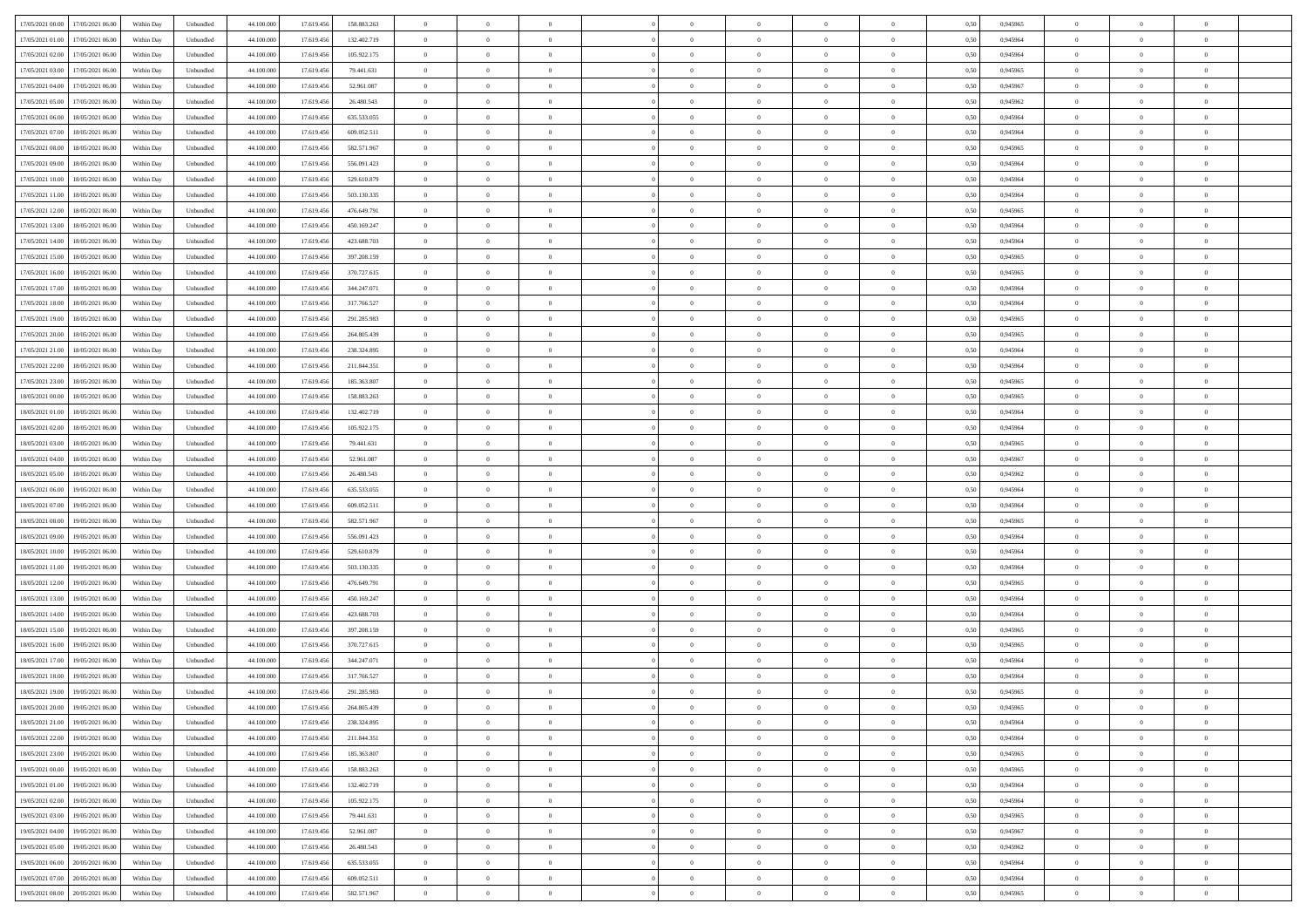| | | | | | | | | | | | | | | | | | | | | | |
|---|---|---|---|---|---|---|---|---|---|---|---|---|---|---|---|---|---|---|---|---|---|
| 17/05/2021 00:00 | 17/05/2021 06:00 | Within Day | Unbundled | 44.100.000 | 17.619.456 | 158.883.263 | 0 | 0 | 0 | | 0 | 0 | 0 | 0 | 0,50 | 0,945965 | 0 | 0 | 0 | |
| 17/05/2021 01:00 | 17/05/2021 06:00 | Within Day | Unbundled | 44.100.000 | 17.619.456 | 132.402.719 | 0 | 0 | 0 | | 0 | 0 | 0 | 0 | 0,50 | 0,945964 | 0 | 0 | 0 | |
| 17/05/2021 02:00 | 17/05/2021 06:00 | Within Day | Unbundled | 44.100.000 | 17.619.456 | 105.922.175 | 0 | 0 | 0 | | 0 | 0 | 0 | 0 | 0,50 | 0,945964 | 0 | 0 | 0 | |
| 17/05/2021 03:00 | 17/05/2021 06:00 | Within Day | Unbundled | 44.100.000 | 17.619.456 | 79.441.631 | 0 | 0 | 0 | | 0 | 0 | 0 | 0 | 0,50 | 0,945965 | 0 | 0 | 0 | |
| 17/05/2021 04:00 | 17/05/2021 06:00 | Within Day | Unbundled | 44.100.000 | 17.619.456 | 52.961.087 | 0 | 0 | 0 | | 0 | 0 | 0 | 0 | 0,50 | 0,945967 | 0 | 0 | 0 | |
| 17/05/2021 05:00 | 17/05/2021 06:00 | Within Day | Unbundled | 44.100.000 | 17.619.456 | 26.480.543 | 0 | 0 | 0 | | 0 | 0 | 0 | 0 | 0,50 | 0,945962 | 0 | 0 | 0 | |
| 17/05/2021 06:00 | 18/05/2021 06:00 | Within Day | Unbundled | 44.100.000 | 17.619.456 | 635.533.055 | 0 | 0 | 0 | | 0 | 0 | 0 | 0 | 0,50 | 0,945964 | 0 | 0 | 0 | |
| 17/05/2021 07:00 | 18/05/2021 06:00 | Within Day | Unbundled | 44.100.000 | 17.619.456 | 609.052.511 | 0 | 0 | 0 | | 0 | 0 | 0 | 0 | 0,50 | 0,945964 | 0 | 0 | 0 | |
| 17/05/2021 08:00 | 18/05/2021 06:00 | Within Day | Unbundled | 44.100.000 | 17.619.456 | 582.571.967 | 0 | 0 | 0 | | 0 | 0 | 0 | 0 | 0,50 | 0,945965 | 0 | 0 | 0 | |
| 17/05/2021 09:00 | 18/05/2021 06:00 | Within Day | Unbundled | 44.100.000 | 17.619.456 | 556.091.423 | 0 | 0 | 0 | | 0 | 0 | 0 | 0 | 0,50 | 0,945964 | 0 | 0 | 0 | |
| 17/05/2021 10:00 | 18/05/2021 06:00 | Within Day | Unbundled | 44.100.000 | 17.619.456 | 529.610.879 | 0 | 0 | 0 | | 0 | 0 | 0 | 0 | 0,50 | 0,945964 | 0 | 0 | 0 | |
| 17/05/2021 11:00 | 18/05/2021 06:00 | Within Day | Unbundled | 44.100.000 | 17.619.456 | 503.130.335 | 0 | 0 | 0 | | 0 | 0 | 0 | 0 | 0,50 | 0,945964 | 0 | 0 | 0 | |
| 17/05/2021 12:00 | 18/05/2021 06:00 | Within Day | Unbundled | 44.100.000 | 17.619.456 | 476.649.791 | 0 | 0 | 0 | | 0 | 0 | 0 | 0 | 0,50 | 0,945965 | 0 | 0 | 0 | |
| 17/05/2021 13:00 | 18/05/2021 06:00 | Within Day | Unbundled | 44.100.000 | 17.619.456 | 450.169.247 | 0 | 0 | 0 | | 0 | 0 | 0 | 0 | 0,50 | 0,945964 | 0 | 0 | 0 | |
| 17/05/2021 14:00 | 18/05/2021 06:00 | Within Day | Unbundled | 44.100.000 | 17.619.456 | 423.688.703 | 0 | 0 | 0 | | 0 | 0 | 0 | 0 | 0,50 | 0,945964 | 0 | 0 | 0 | |
| 17/05/2021 15:00 | 18/05/2021 06:00 | Within Day | Unbundled | 44.100.000 | 17.619.456 | 397.208.159 | 0 | 0 | 0 | | 0 | 0 | 0 | 0 | 0,50 | 0,945965 | 0 | 0 | 0 | |
| 17/05/2021 16:00 | 18/05/2021 06:00 | Within Day | Unbundled | 44.100.000 | 17.619.456 | 370.727.615 | 0 | 0 | 0 | | 0 | 0 | 0 | 0 | 0,50 | 0,945965 | 0 | 0 | 0 | |
| 17/05/2021 17:00 | 18/05/2021 06:00 | Within Day | Unbundled | 44.100.000 | 17.619.456 | 344.247.071 | 0 | 0 | 0 | | 0 | 0 | 0 | 0 | 0,50 | 0,945964 | 0 | 0 | 0 | |
| 17/05/2021 18:00 | 18/05/2021 06:00 | Within Day | Unbundled | 44.100.000 | 17.619.456 | 317.766.527 | 0 | 0 | 0 | | 0 | 0 | 0 | 0 | 0,50 | 0,945964 | 0 | 0 | 0 | |
| 17/05/2021 19:00 | 18/05/2021 06:00 | Within Day | Unbundled | 44.100.000 | 17.619.456 | 291.285.983 | 0 | 0 | 0 | | 0 | 0 | 0 | 0 | 0,50 | 0,945965 | 0 | 0 | 0 | |
| 17/05/2021 20:00 | 18/05/2021 06:00 | Within Day | Unbundled | 44.100.000 | 17.619.456 | 264.805.439 | 0 | 0 | 0 | | 0 | 0 | 0 | 0 | 0,50 | 0,945965 | 0 | 0 | 0 | |
| 17/05/2021 21:00 | 18/05/2021 06:00 | Within Day | Unbundled | 44.100.000 | 17.619.456 | 238.324.895 | 0 | 0 | 0 | | 0 | 0 | 0 | 0 | 0,50 | 0,945964 | 0 | 0 | 0 | |
| 17/05/2021 22:00 | 18/05/2021 06:00 | Within Day | Unbundled | 44.100.000 | 17.619.456 | 211.844.351 | 0 | 0 | 0 | | 0 | 0 | 0 | 0 | 0,50 | 0,945964 | 0 | 0 | 0 | |
| 17/05/2021 23:00 | 18/05/2021 06:00 | Within Day | Unbundled | 44.100.000 | 17.619.456 | 185.363.807 | 0 | 0 | 0 | | 0 | 0 | 0 | 0 | 0,50 | 0,945965 | 0 | 0 | 0 | |
| 18/05/2021 00:00 | 18/05/2021 06:00 | Within Day | Unbundled | 44.100.000 | 17.619.456 | 158.883.263 | 0 | 0 | 0 | | 0 | 0 | 0 | 0 | 0,50 | 0,945965 | 0 | 0 | 0 | |
| 18/05/2021 01:00 | 18/05/2021 06:00 | Within Day | Unbundled | 44.100.000 | 17.619.456 | 132.402.719 | 0 | 0 | 0 | | 0 | 0 | 0 | 0 | 0,50 | 0,945964 | 0 | 0 | 0 | |
| 18/05/2021 02:00 | 18/05/2021 06:00 | Within Day | Unbundled | 44.100.000 | 17.619.456 | 105.922.175 | 0 | 0 | 0 | | 0 | 0 | 0 | 0 | 0,50 | 0,945964 | 0 | 0 | 0 | |
| 18/05/2021 03:00 | 18/05/2021 06:00 | Within Day | Unbundled | 44.100.000 | 17.619.456 | 79.441.631 | 0 | 0 | 0 | | 0 | 0 | 0 | 0 | 0,50 | 0,945965 | 0 | 0 | 0 | |
| 18/05/2021 04:00 | 18/05/2021 06:00 | Within Day | Unbundled | 44.100.000 | 17.619.456 | 52.961.087 | 0 | 0 | 0 | | 0 | 0 | 0 | 0 | 0,50 | 0,945967 | 0 | 0 | 0 | |
| 18/05/2021 05:00 | 18/05/2021 06:00 | Within Day | Unbundled | 44.100.000 | 17.619.456 | 26.480.543 | 0 | 0 | 0 | | 0 | 0 | 0 | 0 | 0,50 | 0,945962 | 0 | 0 | 0 | |
| 18/05/2021 06:00 | 19/05/2021 06:00 | Within Day | Unbundled | 44.100.000 | 17.619.456 | 635.533.055 | 0 | 0 | 0 | | 0 | 0 | 0 | 0 | 0,50 | 0,945964 | 0 | 0 | 0 | |
| 18/05/2021 07:00 | 19/05/2021 06:00 | Within Day | Unbundled | 44.100.000 | 17.619.456 | 609.052.511 | 0 | 0 | 0 | | 0 | 0 | 0 | 0 | 0,50 | 0,945964 | 0 | 0 | 0 | |
| 18/05/2021 08:00 | 19/05/2021 06:00 | Within Day | Unbundled | 44.100.000 | 17.619.456 | 582.571.967 | 0 | 0 | 0 | | 0 | 0 | 0 | 0 | 0,50 | 0,945965 | 0 | 0 | 0 | |
| 18/05/2021 09:00 | 19/05/2021 06:00 | Within Day | Unbundled | 44.100.000 | 17.619.456 | 556.091.423 | 0 | 0 | 0 | | 0 | 0 | 0 | 0 | 0,50 | 0,945964 | 0 | 0 | 0 | |
| 18/05/2021 10:00 | 19/05/2021 06:00 | Within Day | Unbundled | 44.100.000 | 17.619.456 | 529.610.879 | 0 | 0 | 0 | | 0 | 0 | 0 | 0 | 0,50 | 0,945964 | 0 | 0 | 0 | |
| 18/05/2021 11:00 | 19/05/2021 06:00 | Within Day | Unbundled | 44.100.000 | 17.619.456 | 503.130.335 | 0 | 0 | 0 | | 0 | 0 | 0 | 0 | 0,50 | 0,945964 | 0 | 0 | 0 | |
| 18/05/2021 12:00 | 19/05/2021 06:00 | Within Day | Unbundled | 44.100.000 | 17.619.456 | 476.649.791 | 0 | 0 | 0 | | 0 | 0 | 0 | 0 | 0,50 | 0,945965 | 0 | 0 | 0 | |
| 18/05/2021 13:00 | 19/05/2021 06:00 | Within Day | Unbundled | 44.100.000 | 17.619.456 | 450.169.247 | 0 | 0 | 0 | | 0 | 0 | 0 | 0 | 0,50 | 0,945964 | 0 | 0 | 0 | |
| 18/05/2021 14:00 | 19/05/2021 06:00 | Within Day | Unbundled | 44.100.000 | 17.619.456 | 423.688.703 | 0 | 0 | 0 | | 0 | 0 | 0 | 0 | 0,50 | 0,945964 | 0 | 0 | 0 | |
| 18/05/2021 15:00 | 19/05/2021 06:00 | Within Day | Unbundled | 44.100.000 | 17.619.456 | 397.208.159 | 0 | 0 | 0 | | 0 | 0 | 0 | 0 | 0,50 | 0,945965 | 0 | 0 | 0 | |
| 18/05/2021 16:00 | 19/05/2021 06:00 | Within Day | Unbundled | 44.100.000 | 17.619.456 | 370.727.615 | 0 | 0 | 0 | | 0 | 0 | 0 | 0 | 0,50 | 0,945965 | 0 | 0 | 0 | |
| 18/05/2021 17:00 | 19/05/2021 06:00 | Within Day | Unbundled | 44.100.000 | 17.619.456 | 344.247.071 | 0 | 0 | 0 | | 0 | 0 | 0 | 0 | 0,50 | 0,945964 | 0 | 0 | 0 | |
| 18/05/2021 18:00 | 19/05/2021 06:00 | Within Day | Unbundled | 44.100.000 | 17.619.456 | 317.766.527 | 0 | 0 | 0 | | 0 | 0 | 0 | 0 | 0,50 | 0,945964 | 0 | 0 | 0 | |
| 18/05/2021 19:00 | 19/05/2021 06:00 | Within Day | Unbundled | 44.100.000 | 17.619.456 | 291.285.983 | 0 | 0 | 0 | | 0 | 0 | 0 | 0 | 0,50 | 0,945965 | 0 | 0 | 0 | |
| 18/05/2021 20:00 | 19/05/2021 06:00 | Within Day | Unbundled | 44.100.000 | 17.619.456 | 264.805.439 | 0 | 0 | 0 | | 0 | 0 | 0 | 0 | 0,50 | 0,945965 | 0 | 0 | 0 | |
| 18/05/2021 21:00 | 19/05/2021 06:00 | Within Day | Unbundled | 44.100.000 | 17.619.456 | 238.324.895 | 0 | 0 | 0 | | 0 | 0 | 0 | 0 | 0,50 | 0,945964 | 0 | 0 | 0 | |
| 18/05/2021 22:00 | 19/05/2021 06:00 | Within Day | Unbundled | 44.100.000 | 17.619.456 | 211.844.351 | 0 | 0 | 0 | | 0 | 0 | 0 | 0 | 0,50 | 0,945964 | 0 | 0 | 0 | |
| 18/05/2021 23:00 | 19/05/2021 06:00 | Within Day | Unbundled | 44.100.000 | 17.619.456 | 185.363.807 | 0 | 0 | 0 | | 0 | 0 | 0 | 0 | 0,50 | 0,945965 | 0 | 0 | 0 | |
| 19/05/2021 00:00 | 19/05/2021 06:00 | Within Day | Unbundled | 44.100.000 | 17.619.456 | 158.883.263 | 0 | 0 | 0 | | 0 | 0 | 0 | 0 | 0,50 | 0,945965 | 0 | 0 | 0 | |
| 19/05/2021 01:00 | 19/05/2021 06:00 | Within Day | Unbundled | 44.100.000 | 17.619.456 | 132.402.719 | 0 | 0 | 0 | | 0 | 0 | 0 | 0 | 0,50 | 0,945964 | 0 | 0 | 0 | |
| 19/05/2021 02:00 | 19/05/2021 06:00 | Within Day | Unbundled | 44.100.000 | 17.619.456 | 105.922.175 | 0 | 0 | 0 | | 0 | 0 | 0 | 0 | 0,50 | 0,945964 | 0 | 0 | 0 | |
| 19/05/2021 03:00 | 19/05/2021 06:00 | Within Day | Unbundled | 44.100.000 | 17.619.456 | 79.441.631 | 0 | 0 | 0 | | 0 | 0 | 0 | 0 | 0,50 | 0,945965 | 0 | 0 | 0 | |
| 19/05/2021 04:00 | 19/05/2021 06:00 | Within Day | Unbundled | 44.100.000 | 17.619.456 | 52.961.087 | 0 | 0 | 0 | | 0 | 0 | 0 | 0 | 0,50 | 0,945967 | 0 | 0 | 0 | |
| 19/05/2021 05:00 | 19/05/2021 06:00 | Within Day | Unbundled | 44.100.000 | 17.619.456 | 26.480.543 | 0 | 0 | 0 | | 0 | 0 | 0 | 0 | 0,50 | 0,945962 | 0 | 0 | 0 | |
| 19/05/2021 06:00 | 20/05/2021 06:00 | Within Day | Unbundled | 44.100.000 | 17.619.456 | 635.533.055 | 0 | 0 | 0 | | 0 | 0 | 0 | 0 | 0,50 | 0,945964 | 0 | 0 | 0 | |
| 19/05/2021 07:00 | 20/05/2021 06:00 | Within Day | Unbundled | 44.100.000 | 17.619.456 | 609.052.511 | 0 | 0 | 0 | | 0 | 0 | 0 | 0 | 0,50 | 0,945964 | 0 | 0 | 0 | |
| 19/05/2021 08:00 | 20/05/2021 06:00 | Within Day | Unbundled | 44.100.000 | 17.619.456 | 582.571.967 | 0 | 0 | 0 | | 0 | 0 | 0 | 0 | 0,50 | 0,945965 | 0 | 0 | 0 | |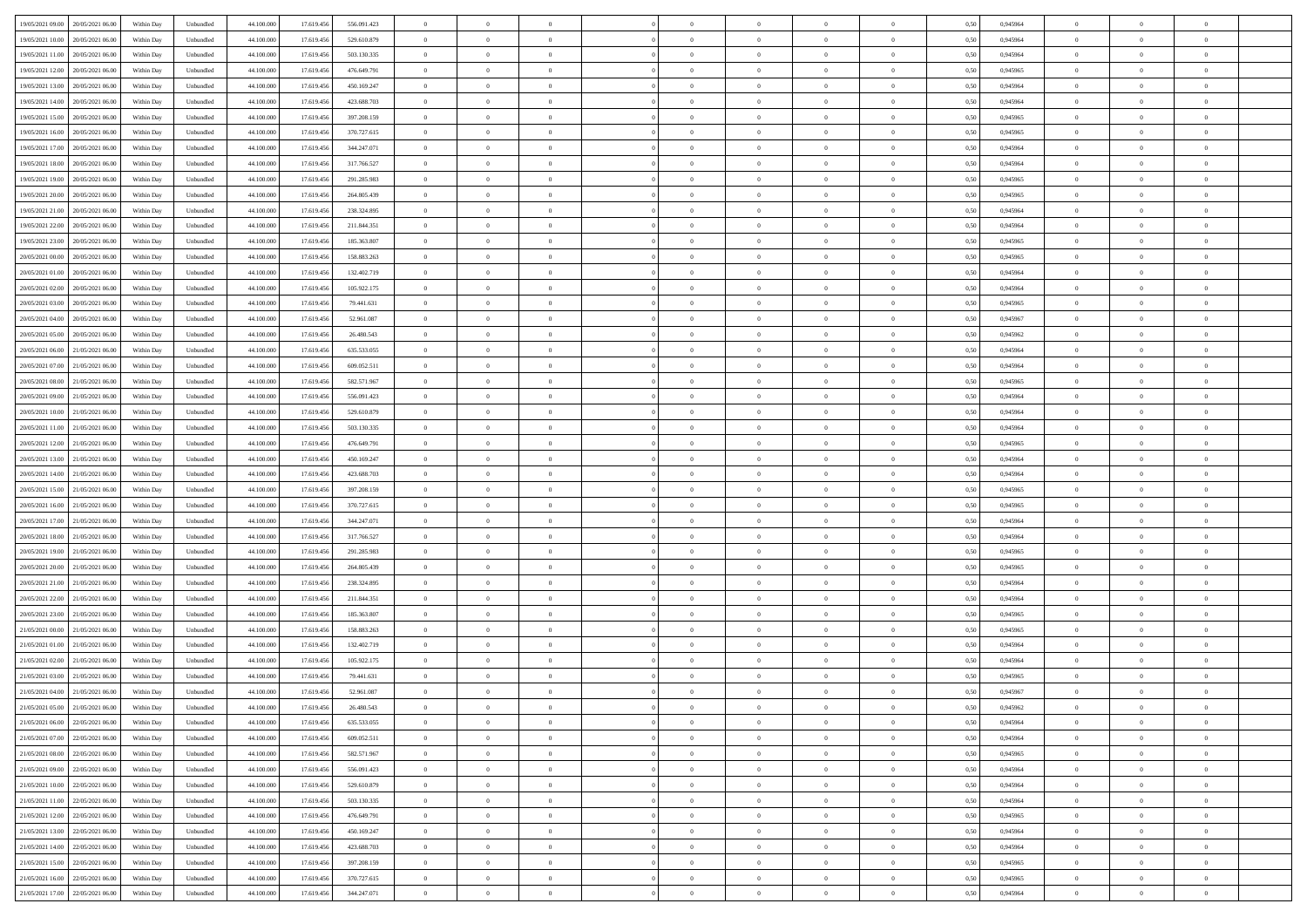| | | | | | | | | | | | | | | | | | | | | | |
|---|---|---|---|---|---|---|---|---|---|---|---|---|---|---|---|---|---|---|---|---|---|
| 19/05/2021 09:00 | 20/05/2021 06:00 | Within Day | Unbundled | 44.100.000 | 17.619.456 | 556.091.423 | 0 | 0 | 0 | | 0 | 0 | 0 | 0 | 0,50 | 0,945964 | 0 | 0 | 0 | |
| 19/05/2021 10:00 | 20/05/2021 06:00 | Within Day | Unbundled | 44.100.000 | 17.619.456 | 529.610.879 | 0 | 0 | 0 | | 0 | 0 | 0 | 0 | 0,50 | 0,945964 | 0 | 0 | 0 | |
| 19/05/2021 11:00 | 20/05/2021 06:00 | Within Day | Unbundled | 44.100.000 | 17.619.456 | 503.130.335 | 0 | 0 | 0 | | 0 | 0 | 0 | 0 | 0,50 | 0,945964 | 0 | 0 | 0 | |
| 19/05/2021 12:00 | 20/05/2021 06:00 | Within Day | Unbundled | 44.100.000 | 17.619.456 | 476.649.791 | 0 | 0 | 0 | | 0 | 0 | 0 | 0 | 0,50 | 0,945965 | 0 | 0 | 0 | |
| 19/05/2021 13:00 | 20/05/2021 06:00 | Within Day | Unbundled | 44.100.000 | 17.619.456 | 450.169.247 | 0 | 0 | 0 | | 0 | 0 | 0 | 0 | 0,50 | 0,945964 | 0 | 0 | 0 | |
| 19/05/2021 14:00 | 20/05/2021 06:00 | Within Day | Unbundled | 44.100.000 | 17.619.456 | 423.688.703 | 0 | 0 | 0 | | 0 | 0 | 0 | 0 | 0,50 | 0,945964 | 0 | 0 | 0 | |
| 19/05/2021 15:00 | 20/05/2021 06:00 | Within Day | Unbundled | 44.100.000 | 17.619.456 | 397.208.159 | 0 | 0 | 0 | | 0 | 0 | 0 | 0 | 0,50 | 0,945965 | 0 | 0 | 0 | |
| 19/05/2021 16:00 | 20/05/2021 06:00 | Within Day | Unbundled | 44.100.000 | 17.619.456 | 370.727.615 | 0 | 0 | 0 | | 0 | 0 | 0 | 0 | 0,50 | 0,945965 | 0 | 0 | 0 | |
| 19/05/2021 17:00 | 20/05/2021 06:00 | Within Day | Unbundled | 44.100.000 | 17.619.456 | 344.247.071 | 0 | 0 | 0 | | 0 | 0 | 0 | 0 | 0,50 | 0,945964 | 0 | 0 | 0 | |
| 19/05/2021 18:00 | 20/05/2021 06:00 | Within Day | Unbundled | 44.100.000 | 17.619.456 | 317.766.527 | 0 | 0 | 0 | | 0 | 0 | 0 | 0 | 0,50 | 0,945964 | 0 | 0 | 0 | |
| 19/05/2021 19:00 | 20/05/2021 06:00 | Within Day | Unbundled | 44.100.000 | 17.619.456 | 291.285.983 | 0 | 0 | 0 | | 0 | 0 | 0 | 0 | 0,50 | 0,945965 | 0 | 0 | 0 | |
| 19/05/2021 20:00 | 20/05/2021 06:00 | Within Day | Unbundled | 44.100.000 | 17.619.456 | 264.805.439 | 0 | 0 | 0 | | 0 | 0 | 0 | 0 | 0,50 | 0,945965 | 0 | 0 | 0 | |
| 19/05/2021 21:00 | 20/05/2021 06:00 | Within Day | Unbundled | 44.100.000 | 17.619.456 | 238.324.895 | 0 | 0 | 0 | | 0 | 0 | 0 | 0 | 0,50 | 0,945964 | 0 | 0 | 0 | |
| 19/05/2021 22:00 | 20/05/2021 06:00 | Within Day | Unbundled | 44.100.000 | 17.619.456 | 211.844.351 | 0 | 0 | 0 | | 0 | 0 | 0 | 0 | 0,50 | 0,945964 | 0 | 0 | 0 | |
| 19/05/2021 23:00 | 20/05/2021 06:00 | Within Day | Unbundled | 44.100.000 | 17.619.456 | 185.363.807 | 0 | 0 | 0 | | 0 | 0 | 0 | 0 | 0,50 | 0,945965 | 0 | 0 | 0 | |
| 20/05/2021 00:00 | 20/05/2021 06:00 | Within Day | Unbundled | 44.100.000 | 17.619.456 | 158.883.263 | 0 | 0 | 0 | | 0 | 0 | 0 | 0 | 0,50 | 0,945965 | 0 | 0 | 0 | |
| 20/05/2021 01:00 | 20/05/2021 06:00 | Within Day | Unbundled | 44.100.000 | 17.619.456 | 132.402.719 | 0 | 0 | 0 | | 0 | 0 | 0 | 0 | 0,50 | 0,945964 | 0 | 0 | 0 | |
| 20/05/2021 02:00 | 20/05/2021 06:00 | Within Day | Unbundled | 44.100.000 | 17.619.456 | 105.922.175 | 0 | 0 | 0 | | 0 | 0 | 0 | 0 | 0,50 | 0,945964 | 0 | 0 | 0 | |
| 20/05/2021 03:00 | 20/05/2021 06:00 | Within Day | Unbundled | 44.100.000 | 17.619.456 | 79.441.631 | 0 | 0 | 0 | | 0 | 0 | 0 | 0 | 0,50 | 0,945965 | 0 | 0 | 0 | |
| 20/05/2021 04:00 | 20/05/2021 06:00 | Within Day | Unbundled | 44.100.000 | 17.619.456 | 52.961.087 | 0 | 0 | 0 | | 0 | 0 | 0 | 0 | 0,50 | 0,945967 | 0 | 0 | 0 | |
| 20/05/2021 05:00 | 20/05/2021 06:00 | Within Day | Unbundled | 44.100.000 | 17.619.456 | 26.480.543 | 0 | 0 | 0 | | 0 | 0 | 0 | 0 | 0,50 | 0,945962 | 0 | 0 | 0 | |
| 20/05/2021 06:00 | 21/05/2021 06:00 | Within Day | Unbundled | 44.100.000 | 17.619.456 | 635.533.055 | 0 | 0 | 0 | | 0 | 0 | 0 | 0 | 0,50 | 0,945964 | 0 | 0 | 0 | |
| 20/05/2021 07:00 | 21/05/2021 06:00 | Within Day | Unbundled | 44.100.000 | 17.619.456 | 609.052.511 | 0 | 0 | 0 | | 0 | 0 | 0 | 0 | 0,50 | 0,945964 | 0 | 0 | 0 | |
| 20/05/2021 08:00 | 21/05/2021 06:00 | Within Day | Unbundled | 44.100.000 | 17.619.456 | 582.571.967 | 0 | 0 | 0 | | 0 | 0 | 0 | 0 | 0,50 | 0,945965 | 0 | 0 | 0 | |
| 20/05/2021 09:00 | 21/05/2021 06:00 | Within Day | Unbundled | 44.100.000 | 17.619.456 | 556.091.423 | 0 | 0 | 0 | | 0 | 0 | 0 | 0 | 0,50 | 0,945964 | 0 | 0 | 0 | |
| 20/05/2021 10:00 | 21/05/2021 06:00 | Within Day | Unbundled | 44.100.000 | 17.619.456 | 529.610.879 | 0 | 0 | 0 | | 0 | 0 | 0 | 0 | 0,50 | 0,945964 | 0 | 0 | 0 | |
| 20/05/2021 11:00 | 21/05/2021 06:00 | Within Day | Unbundled | 44.100.000 | 17.619.456 | 503.130.335 | 0 | 0 | 0 | | 0 | 0 | 0 | 0 | 0,50 | 0,945964 | 0 | 0 | 0 | |
| 20/05/2021 12:00 | 21/05/2021 06:00 | Within Day | Unbundled | 44.100.000 | 17.619.456 | 476.649.791 | 0 | 0 | 0 | | 0 | 0 | 0 | 0 | 0,50 | 0,945965 | 0 | 0 | 0 | |
| 20/05/2021 13:00 | 21/05/2021 06:00 | Within Day | Unbundled | 44.100.000 | 17.619.456 | 450.169.247 | 0 | 0 | 0 | | 0 | 0 | 0 | 0 | 0,50 | 0,945964 | 0 | 0 | 0 | |
| 20/05/2021 14:00 | 21/05/2021 06:00 | Within Day | Unbundled | 44.100.000 | 17.619.456 | 423.688.703 | 0 | 0 | 0 | | 0 | 0 | 0 | 0 | 0,50 | 0,945964 | 0 | 0 | 0 | |
| 20/05/2021 15:00 | 21/05/2021 06:00 | Within Day | Unbundled | 44.100.000 | 17.619.456 | 397.208.159 | 0 | 0 | 0 | | 0 | 0 | 0 | 0 | 0,50 | 0,945965 | 0 | 0 | 0 | |
| 20/05/2021 16:00 | 21/05/2021 06:00 | Within Day | Unbundled | 44.100.000 | 17.619.456 | 370.727.615 | 0 | 0 | 0 | | 0 | 0 | 0 | 0 | 0,50 | 0,945965 | 0 | 0 | 0 | |
| 20/05/2021 17:00 | 21/05/2021 06:00 | Within Day | Unbundled | 44.100.000 | 17.619.456 | 344.247.071 | 0 | 0 | 0 | | 0 | 0 | 0 | 0 | 0,50 | 0,945964 | 0 | 0 | 0 | |
| 20/05/2021 18:00 | 21/05/2021 06:00 | Within Day | Unbundled | 44.100.000 | 17.619.456 | 317.766.527 | 0 | 0 | 0 | | 0 | 0 | 0 | 0 | 0,50 | 0,945964 | 0 | 0 | 0 | |
| 20/05/2021 19:00 | 21/05/2021 06:00 | Within Day | Unbundled | 44.100.000 | 17.619.456 | 291.285.983 | 0 | 0 | 0 | | 0 | 0 | 0 | 0 | 0,50 | 0,945965 | 0 | 0 | 0 | |
| 20/05/2021 20:00 | 21/05/2021 06:00 | Within Day | Unbundled | 44.100.000 | 17.619.456 | 264.805.439 | 0 | 0 | 0 | | 0 | 0 | 0 | 0 | 0,50 | 0,945965 | 0 | 0 | 0 | |
| 20/05/2021 21:00 | 21/05/2021 06:00 | Within Day | Unbundled | 44.100.000 | 17.619.456 | 238.324.895 | 0 | 0 | 0 | | 0 | 0 | 0 | 0 | 0,50 | 0,945964 | 0 | 0 | 0 | |
| 20/05/2021 22:00 | 21/05/2021 06:00 | Within Day | Unbundled | 44.100.000 | 17.619.456 | 211.844.351 | 0 | 0 | 0 | | 0 | 0 | 0 | 0 | 0,50 | 0,945964 | 0 | 0 | 0 | |
| 20/05/2021 23:00 | 21/05/2021 06:00 | Within Day | Unbundled | 44.100.000 | 17.619.456 | 185.363.807 | 0 | 0 | 0 | | 0 | 0 | 0 | 0 | 0,50 | 0,945965 | 0 | 0 | 0 | |
| 21/05/2021 00:00 | 21/05/2021 06:00 | Within Day | Unbundled | 44.100.000 | 17.619.456 | 158.883.263 | 0 | 0 | 0 | | 0 | 0 | 0 | 0 | 0,50 | 0,945965 | 0 | 0 | 0 | |
| 21/05/2021 01:00 | 21/05/2021 06:00 | Within Day | Unbundled | 44.100.000 | 17.619.456 | 132.402.719 | 0 | 0 | 0 | | 0 | 0 | 0 | 0 | 0,50 | 0,945964 | 0 | 0 | 0 | |
| 21/05/2021 02:00 | 21/05/2021 06:00 | Within Day | Unbundled | 44.100.000 | 17.619.456 | 105.922.175 | 0 | 0 | 0 | | 0 | 0 | 0 | 0 | 0,50 | 0,945964 | 0 | 0 | 0 | |
| 21/05/2021 03:00 | 21/05/2021 06:00 | Within Day | Unbundled | 44.100.000 | 17.619.456 | 79.441.631 | 0 | 0 | 0 | | 0 | 0 | 0 | 0 | 0,50 | 0,945965 | 0 | 0 | 0 | |
| 21/05/2021 04:00 | 21/05/2021 06:00 | Within Day | Unbundled | 44.100.000 | 17.619.456 | 52.961.087 | 0 | 0 | 0 | | 0 | 0 | 0 | 0 | 0,50 | 0,945967 | 0 | 0 | 0 | |
| 21/05/2021 05:00 | 21/05/2021 06:00 | Within Day | Unbundled | 44.100.000 | 17.619.456 | 26.480.543 | 0 | 0 | 0 | | 0 | 0 | 0 | 0 | 0,50 | 0,945962 | 0 | 0 | 0 | |
| 21/05/2021 06:00 | 22/05/2021 06:00 | Within Day | Unbundled | 44.100.000 | 17.619.456 | 635.533.055 | 0 | 0 | 0 | | 0 | 0 | 0 | 0 | 0,50 | 0,945964 | 0 | 0 | 0 | |
| 21/05/2021 07:00 | 22/05/2021 06:00 | Within Day | Unbundled | 44.100.000 | 17.619.456 | 609.052.511 | 0 | 0 | 0 | | 0 | 0 | 0 | 0 | 0,50 | 0,945964 | 0 | 0 | 0 | |
| 21/05/2021 08:00 | 22/05/2021 06:00 | Within Day | Unbundled | 44.100.000 | 17.619.456 | 582.571.967 | 0 | 0 | 0 | | 0 | 0 | 0 | 0 | 0,50 | 0,945965 | 0 | 0 | 0 | |
| 21/05/2021 09:00 | 22/05/2021 06:00 | Within Day | Unbundled | 44.100.000 | 17.619.456 | 556.091.423 | 0 | 0 | 0 | | 0 | 0 | 0 | 0 | 0,50 | 0,945964 | 0 | 0 | 0 | |
| 21/05/2021 10:00 | 22/05/2021 06:00 | Within Day | Unbundled | 44.100.000 | 17.619.456 | 529.610.879 | 0 | 0 | 0 | | 0 | 0 | 0 | 0 | 0,50 | 0,945964 | 0 | 0 | 0 | |
| 21/05/2021 11:00 | 22/05/2021 06:00 | Within Day | Unbundled | 44.100.000 | 17.619.456 | 503.130.335 | 0 | 0 | 0 | | 0 | 0 | 0 | 0 | 0,50 | 0,945964 | 0 | 0 | 0 | |
| 21/05/2021 12:00 | 22/05/2021 06:00 | Within Day | Unbundled | 44.100.000 | 17.619.456 | 476.649.791 | 0 | 0 | 0 | | 0 | 0 | 0 | 0 | 0,50 | 0,945965 | 0 | 0 | 0 | |
| 21/05/2021 13:00 | 22/05/2021 06:00 | Within Day | Unbundled | 44.100.000 | 17.619.456 | 450.169.247 | 0 | 0 | 0 | | 0 | 0 | 0 | 0 | 0,50 | 0,945964 | 0 | 0 | 0 | |
| 21/05/2021 14:00 | 22/05/2021 06:00 | Within Day | Unbundled | 44.100.000 | 17.619.456 | 423.688.703 | 0 | 0 | 0 | | 0 | 0 | 0 | 0 | 0,50 | 0,945964 | 0 | 0 | 0 | |
| 21/05/2021 15:00 | 22/05/2021 06:00 | Within Day | Unbundled | 44.100.000 | 17.619.456 | 397.208.159 | 0 | 0 | 0 | | 0 | 0 | 0 | 0 | 0,50 | 0,945965 | 0 | 0 | 0 | |
| 21/05/2021 16:00 | 22/05/2021 06:00 | Within Day | Unbundled | 44.100.000 | 17.619.456 | 370.727.615 | 0 | 0 | 0 | | 0 | 0 | 0 | 0 | 0,50 | 0,945965 | 0 | 0 | 0 | |
| 21/05/2021 17:00 | 22/05/2021 06:00 | Within Day | Unbundled | 44.100.000 | 17.619.456 | 344.247.071 | 0 | 0 | 0 | | 0 | 0 | 0 | 0 | 0,50 | 0,945964 | 0 | 0 | 0 | |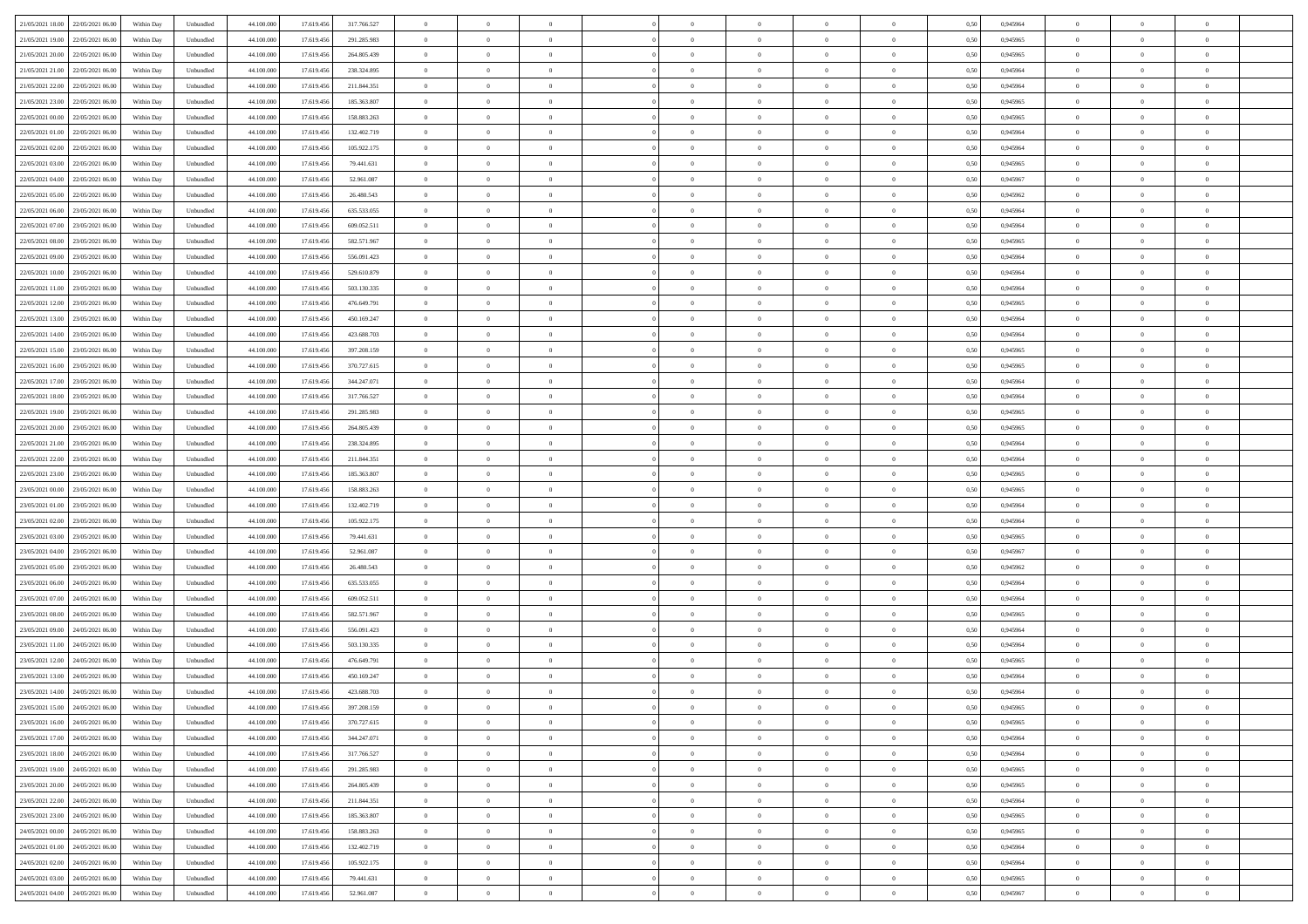| | | | | | | | | | | | | | | | | | | | | |
|---|---|---|---|---|---|---|---|---|---|---|---|---|---|---|---|---|---|---|---|---|
| 21/05/2021 18:00 | 22/05/2021 06:00 | Within Day | Unbundled | 44.100.000 | 17.619.456 | 317.766.527 | 0 | 0 | 0 | | 0 | 0 | 0 | 0 | 0,50 | 0,945964 | 0 | 0 | 0 | |
| 21/05/2021 19:00 | 22/05/2021 06:00 | Within Day | Unbundled | 44.100.000 | 17.619.456 | 291.285.983 | 0 | 0 | 0 | | 0 | 0 | 0 | 0 | 0,50 | 0,945965 | 0 | 0 | 0 | |
| 21/05/2021 20:00 | 22/05/2021 06:00 | Within Day | Unbundled | 44.100.000 | 17.619.456 | 264.805.439 | 0 | 0 | 0 | | 0 | 0 | 0 | 0 | 0,50 | 0,945965 | 0 | 0 | 0 | |
| 21/05/2021 21:00 | 22/05/2021 06:00 | Within Day | Unbundled | 44.100.000 | 17.619.456 | 238.324.895 | 0 | 0 | 0 | | 0 | 0 | 0 | 0 | 0,50 | 0,945964 | 0 | 0 | 0 | |
| 21/05/2021 22:00 | 22/05/2021 06:00 | Within Day | Unbundled | 44.100.000 | 17.619.456 | 211.844.351 | 0 | 0 | 0 | | 0 | 0 | 0 | 0 | 0,50 | 0,945964 | 0 | 0 | 0 | |
| 21/05/2021 23:00 | 22/05/2021 06:00 | Within Day | Unbundled | 44.100.000 | 17.619.456 | 185.363.807 | 0 | 0 | 0 | | 0 | 0 | 0 | 0 | 0,50 | 0,945965 | 0 | 0 | 0 | |
| 22/05/2021 00:00 | 22/05/2021 06:00 | Within Day | Unbundled | 44.100.000 | 17.619.456 | 158.883.263 | 0 | 0 | 0 | | 0 | 0 | 0 | 0 | 0,50 | 0,945965 | 0 | 0 | 0 | |
| 22/05/2021 01:00 | 22/05/2021 06:00 | Within Day | Unbundled | 44.100.000 | 17.619.456 | 132.402.719 | 0 | 0 | 0 | | 0 | 0 | 0 | 0 | 0,50 | 0,945964 | 0 | 0 | 0 | |
| 22/05/2021 02:00 | 22/05/2021 06:00 | Within Day | Unbundled | 44.100.000 | 17.619.456 | 105.922.175 | 0 | 0 | 0 | | 0 | 0 | 0 | 0 | 0,50 | 0,945964 | 0 | 0 | 0 | |
| 22/05/2021 03:00 | 22/05/2021 06:00 | Within Day | Unbundled | 44.100.000 | 17.619.456 | 79.441.631 | 0 | 0 | 0 | | 0 | 0 | 0 | 0 | 0,50 | 0,945965 | 0 | 0 | 0 | |
| 22/05/2021 04:00 | 22/05/2021 06:00 | Within Day | Unbundled | 44.100.000 | 17.619.456 | 52.961.087 | 0 | 0 | 0 | | 0 | 0 | 0 | 0 | 0,50 | 0,945967 | 0 | 0 | 0 | |
| 22/05/2021 05:00 | 22/05/2021 06:00 | Within Day | Unbundled | 44.100.000 | 17.619.456 | 26.480.543 | 0 | 0 | 0 | | 0 | 0 | 0 | 0 | 0,50 | 0,945962 | 0 | 0 | 0 | |
| 22/05/2021 06:00 | 23/05/2021 06:00 | Within Day | Unbundled | 44.100.000 | 17.619.456 | 635.533.055 | 0 | 0 | 0 | | 0 | 0 | 0 | 0 | 0,50 | 0,945964 | 0 | 0 | 0 | |
| 22/05/2021 07:00 | 23/05/2021 06:00 | Within Day | Unbundled | 44.100.000 | 17.619.456 | 609.052.511 | 0 | 0 | 0 | | 0 | 0 | 0 | 0 | 0,50 | 0,945964 | 0 | 0 | 0 | |
| 22/05/2021 08:00 | 23/05/2021 06:00 | Within Day | Unbundled | 44.100.000 | 17.619.456 | 582.571.967 | 0 | 0 | 0 | | 0 | 0 | 0 | 0 | 0,50 | 0,945965 | 0 | 0 | 0 | |
| 22/05/2021 09:00 | 23/05/2021 06:00 | Within Day | Unbundled | 44.100.000 | 17.619.456 | 556.091.423 | 0 | 0 | 0 | | 0 | 0 | 0 | 0 | 0,50 | 0,945964 | 0 | 0 | 0 | |
| 22/05/2021 10:00 | 23/05/2021 06:00 | Within Day | Unbundled | 44.100.000 | 17.619.456 | 529.610.879 | 0 | 0 | 0 | | 0 | 0 | 0 | 0 | 0,50 | 0,945964 | 0 | 0 | 0 | |
| 22/05/2021 11:00 | 23/05/2021 06:00 | Within Day | Unbundled | 44.100.000 | 17.619.456 | 503.130.335 | 0 | 0 | 0 | | 0 | 0 | 0 | 0 | 0,50 | 0,945964 | 0 | 0 | 0 | |
| 22/05/2021 12:00 | 23/05/2021 06:00 | Within Day | Unbundled | 44.100.000 | 17.619.456 | 476.649.791 | 0 | 0 | 0 | | 0 | 0 | 0 | 0 | 0,50 | 0,945965 | 0 | 0 | 0 | |
| 22/05/2021 13:00 | 23/05/2021 06:00 | Within Day | Unbundled | 44.100.000 | 17.619.456 | 450.169.247 | 0 | 0 | 0 | | 0 | 0 | 0 | 0 | 0,50 | 0,945964 | 0 | 0 | 0 | |
| 22/05/2021 14:00 | 23/05/2021 06:00 | Within Day | Unbundled | 44.100.000 | 17.619.456 | 423.688.703 | 0 | 0 | 0 | | 0 | 0 | 0 | 0 | 0,50 | 0,945964 | 0 | 0 | 0 | |
| 22/05/2021 15:00 | 23/05/2021 06:00 | Within Day | Unbundled | 44.100.000 | 17.619.456 | 397.208.159 | 0 | 0 | 0 | | 0 | 0 | 0 | 0 | 0,50 | 0,945965 | 0 | 0 | 0 | |
| 22/05/2021 16:00 | 23/05/2021 06:00 | Within Day | Unbundled | 44.100.000 | 17.619.456 | 370.727.615 | 0 | 0 | 0 | | 0 | 0 | 0 | 0 | 0,50 | 0,945965 | 0 | 0 | 0 | |
| 22/05/2021 17:00 | 23/05/2021 06:00 | Within Day | Unbundled | 44.100.000 | 17.619.456 | 344.247.071 | 0 | 0 | 0 | | 0 | 0 | 0 | 0 | 0,50 | 0,945964 | 0 | 0 | 0 | |
| 22/05/2021 18:00 | 23/05/2021 06:00 | Within Day | Unbundled | 44.100.000 | 17.619.456 | 317.766.527 | 0 | 0 | 0 | | 0 | 0 | 0 | 0 | 0,50 | 0,945964 | 0 | 0 | 0 | |
| 22/05/2021 19:00 | 23/05/2021 06:00 | Within Day | Unbundled | 44.100.000 | 17.619.456 | 291.285.983 | 0 | 0 | 0 | | 0 | 0 | 0 | 0 | 0,50 | 0,945965 | 0 | 0 | 0 | |
| 22/05/2021 20:00 | 23/05/2021 06:00 | Within Day | Unbundled | 44.100.000 | 17.619.456 | 264.805.439 | 0 | 0 | 0 | | 0 | 0 | 0 | 0 | 0,50 | 0,945965 | 0 | 0 | 0 | |
| 22/05/2021 21:00 | 23/05/2021 06:00 | Within Day | Unbundled | 44.100.000 | 17.619.456 | 238.324.895 | 0 | 0 | 0 | | 0 | 0 | 0 | 0 | 0,50 | 0,945964 | 0 | 0 | 0 | |
| 22/05/2021 22:00 | 23/05/2021 06:00 | Within Day | Unbundled | 44.100.000 | 17.619.456 | 211.844.351 | 0 | 0 | 0 | | 0 | 0 | 0 | 0 | 0,50 | 0,945964 | 0 | 0 | 0 | |
| 22/05/2021 23:00 | 23/05/2021 06:00 | Within Day | Unbundled | 44.100.000 | 17.619.456 | 185.363.807 | 0 | 0 | 0 | | 0 | 0 | 0 | 0 | 0,50 | 0,945965 | 0 | 0 | 0 | |
| 23/05/2021 00:00 | 23/05/2021 06:00 | Within Day | Unbundled | 44.100.000 | 17.619.456 | 158.883.263 | 0 | 0 | 0 | | 0 | 0 | 0 | 0 | 0,50 | 0,945965 | 0 | 0 | 0 | |
| 23/05/2021 01:00 | 23/05/2021 06:00 | Within Day | Unbundled | 44.100.000 | 17.619.456 | 132.402.719 | 0 | 0 | 0 | | 0 | 0 | 0 | 0 | 0,50 | 0,945964 | 0 | 0 | 0 | |
| 23/05/2021 02:00 | 23/05/2021 06:00 | Within Day | Unbundled | 44.100.000 | 17.619.456 | 105.922.175 | 0 | 0 | 0 | | 0 | 0 | 0 | 0 | 0,50 | 0,945964 | 0 | 0 | 0 | |
| 23/05/2021 03:00 | 23/05/2021 06:00 | Within Day | Unbundled | 44.100.000 | 17.619.456 | 79.441.631 | 0 | 0 | 0 | | 0 | 0 | 0 | 0 | 0,50 | 0,945965 | 0 | 0 | 0 | |
| 23/05/2021 04:00 | 23/05/2021 06:00 | Within Day | Unbundled | 44.100.000 | 17.619.456 | 52.961.087 | 0 | 0 | 0 | | 0 | 0 | 0 | 0 | 0,50 | 0,945967 | 0 | 0 | 0 | |
| 23/05/2021 05:00 | 23/05/2021 06:00 | Within Day | Unbundled | 44.100.000 | 17.619.456 | 26.480.543 | 0 | 0 | 0 | | 0 | 0 | 0 | 0 | 0,50 | 0,945962 | 0 | 0 | 0 | |
| 23/05/2021 06:00 | 24/05/2021 06:00 | Within Day | Unbundled | 44.100.000 | 17.619.456 | 635.533.055 | 0 | 0 | 0 | | 0 | 0 | 0 | 0 | 0,50 | 0,945964 | 0 | 0 | 0 | |
| 23/05/2021 07:00 | 24/05/2021 06:00 | Within Day | Unbundled | 44.100.000 | 17.619.456 | 609.052.511 | 0 | 0 | 0 | | 0 | 0 | 0 | 0 | 0,50 | 0,945964 | 0 | 0 | 0 | |
| 23/05/2021 08:00 | 24/05/2021 06:00 | Within Day | Unbundled | 44.100.000 | 17.619.456 | 582.571.967 | 0 | 0 | 0 | | 0 | 0 | 0 | 0 | 0,50 | 0,945965 | 0 | 0 | 0 | |
| 23/05/2021 09:00 | 24/05/2021 06:00 | Within Day | Unbundled | 44.100.000 | 17.619.456 | 556.091.423 | 0 | 0 | 0 | | 0 | 0 | 0 | 0 | 0,50 | 0,945964 | 0 | 0 | 0 | |
| 23/05/2021 11:00 | 24/05/2021 06:00 | Within Day | Unbundled | 44.100.000 | 17.619.456 | 503.130.335 | 0 | 0 | 0 | | 0 | 0 | 0 | 0 | 0,50 | 0,945964 | 0 | 0 | 0 | |
| 23/05/2021 12:00 | 24/05/2021 06:00 | Within Day | Unbundled | 44.100.000 | 17.619.456 | 476.649.791 | 0 | 0 | 0 | | 0 | 0 | 0 | 0 | 0,50 | 0,945965 | 0 | 0 | 0 | |
| 23/05/2021 13:00 | 24/05/2021 06:00 | Within Day | Unbundled | 44.100.000 | 17.619.456 | 450.169.247 | 0 | 0 | 0 | | 0 | 0 | 0 | 0 | 0,50 | 0,945964 | 0 | 0 | 0 | |
| 23/05/2021 14:00 | 24/05/2021 06:00 | Within Day | Unbundled | 44.100.000 | 17.619.456 | 423.688.703 | 0 | 0 | 0 | | 0 | 0 | 0 | 0 | 0,50 | 0,945964 | 0 | 0 | 0 | |
| 23/05/2021 15:00 | 24/05/2021 06:00 | Within Day | Unbundled | 44.100.000 | 17.619.456 | 397.208.159 | 0 | 0 | 0 | | 0 | 0 | 0 | 0 | 0,50 | 0,945965 | 0 | 0 | 0 | |
| 23/05/2021 16:00 | 24/05/2021 06:00 | Within Day | Unbundled | 44.100.000 | 17.619.456 | 370.727.615 | 0 | 0 | 0 | | 0 | 0 | 0 | 0 | 0,50 | 0,945965 | 0 | 0 | 0 | |
| 23/05/2021 17:00 | 24/05/2021 06:00 | Within Day | Unbundled | 44.100.000 | 17.619.456 | 344.247.071 | 0 | 0 | 0 | | 0 | 0 | 0 | 0 | 0,50 | 0,945964 | 0 | 0 | 0 | |
| 23/05/2021 18:00 | 24/05/2021 06:00 | Within Day | Unbundled | 44.100.000 | 17.619.456 | 317.766.527 | 0 | 0 | 0 | | 0 | 0 | 0 | 0 | 0,50 | 0,945964 | 0 | 0 | 0 | |
| 23/05/2021 19:00 | 24/05/2021 06:00 | Within Day | Unbundled | 44.100.000 | 17.619.456 | 291.285.983 | 0 | 0 | 0 | | 0 | 0 | 0 | 0 | 0,50 | 0,945965 | 0 | 0 | 0 | |
| 23/05/2021 20:00 | 24/05/2021 06:00 | Within Day | Unbundled | 44.100.000 | 17.619.456 | 264.805.439 | 0 | 0 | 0 | | 0 | 0 | 0 | 0 | 0,50 | 0,945965 | 0 | 0 | 0 | |
| 23/05/2021 22:00 | 24/05/2021 06:00 | Within Day | Unbundled | 44.100.000 | 17.619.456 | 211.844.351 | 0 | 0 | 0 | | 0 | 0 | 0 | 0 | 0,50 | 0,945964 | 0 | 0 | 0 | |
| 23/05/2021 23:00 | 24/05/2021 06:00 | Within Day | Unbundled | 44.100.000 | 17.619.456 | 185.363.807 | 0 | 0 | 0 | | 0 | 0 | 0 | 0 | 0,50 | 0,945965 | 0 | 0 | 0 | |
| 24/05/2021 00:00 | 24/05/2021 06:00 | Within Day | Unbundled | 44.100.000 | 17.619.456 | 158.883.263 | 0 | 0 | 0 | | 0 | 0 | 0 | 0 | 0,50 | 0,945965 | 0 | 0 | 0 | |
| 24/05/2021 01:00 | 24/05/2021 06:00 | Within Day | Unbundled | 44.100.000 | 17.619.456 | 132.402.719 | 0 | 0 | 0 | | 0 | 0 | 0 | 0 | 0,50 | 0,945964 | 0 | 0 | 0 | |
| 24/05/2021 02:00 | 24/05/2021 06:00 | Within Day | Unbundled | 44.100.000 | 17.619.456 | 105.922.175 | 0 | 0 | 0 | | 0 | 0 | 0 | 0 | 0,50 | 0,945964 | 0 | 0 | 0 | |
| 24/05/2021 03:00 | 24/05/2021 06:00 | Within Day | Unbundled | 44.100.000 | 17.619.456 | 79.441.631 | 0 | 0 | 0 | | 0 | 0 | 0 | 0 | 0,50 | 0,945965 | 0 | 0 | 0 | |
| 24/05/2021 04:00 | 24/05/2021 06:00 | Within Day | Unbundled | 44.100.000 | 17.619.456 | 52.961.087 | 0 | 0 | 0 | | 0 | 0 | 0 | 0 | 0,50 | 0,945967 | 0 | 0 | 0 | |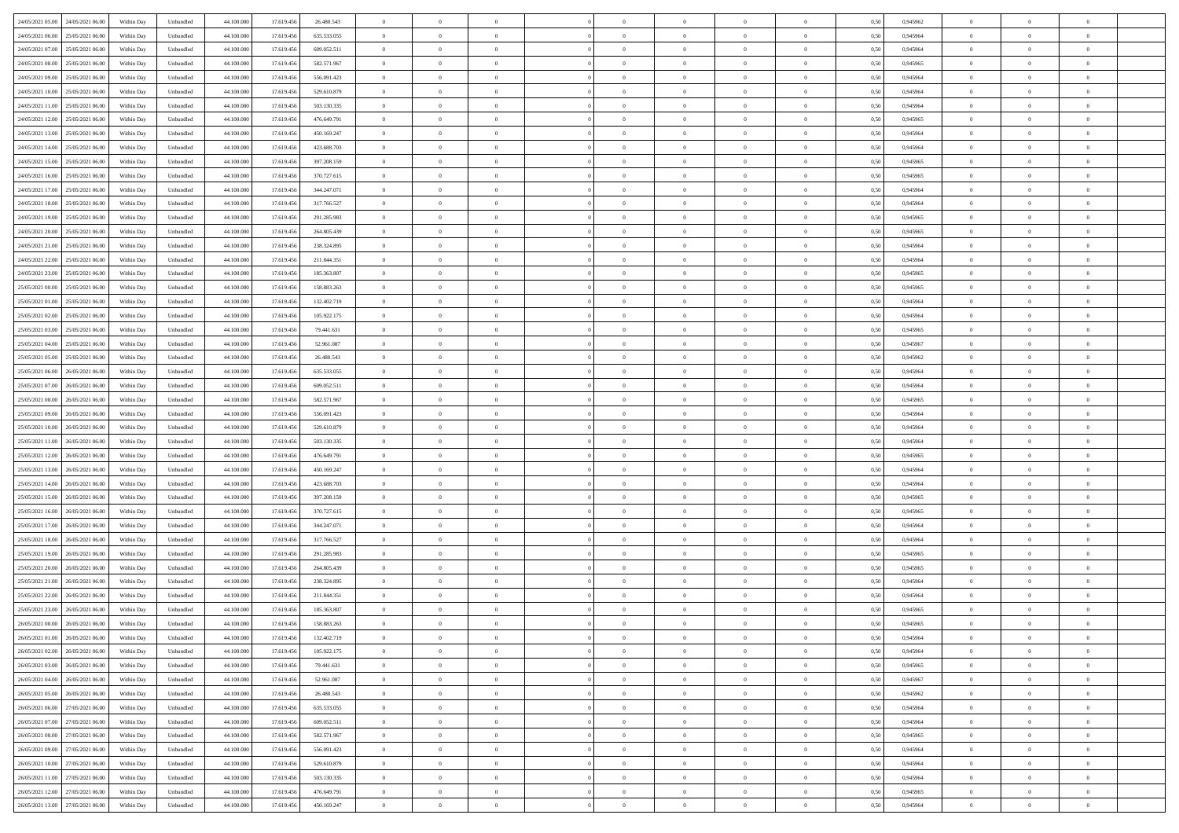| | | | | | | | | | | | | | | | | | | | | | |
|---|---|---|---|---|---|---|---|---|---|---|---|---|---|---|---|---|---|---|---|---|---|
| 24/05/2021 05:00 | 24/05/2021 06:00 | Within Day | Unbundled | 44.100.000 | 17.619.456 | 26.480.543 | 0 | 0 | 0 | | 0 | 0 | 0 | 0 | 0,50 | 0,945962 | 0 | 0 | 0 | |
| 24/05/2021 06:00 | 25/05/2021 06:00 | Within Day | Unbundled | 44.100.000 | 17.619.456 | 635.533.055 | 0 | 0 | 0 | | 0 | 0 | 0 | 0 | 0,50 | 0,945964 | 0 | 0 | 0 | |
| 24/05/2021 07:00 | 25/05/2021 06:00 | Within Day | Unbundled | 44.100.000 | 17.619.456 | 609.052.511 | 0 | 0 | 0 | | 0 | 0 | 0 | 0 | 0,50 | 0,945964 | 0 | 0 | 0 | |
| 24/05/2021 08:00 | 25/05/2021 06:00 | Within Day | Unbundled | 44.100.000 | 17.619.456 | 582.571.967 | 0 | 0 | 0 | | 0 | 0 | 0 | 0 | 0,50 | 0,945965 | 0 | 0 | 0 | |
| 24/05/2021 09:00 | 25/05/2021 06:00 | Within Day | Unbundled | 44.100.000 | 17.619.456 | 556.091.423 | 0 | 0 | 0 | | 0 | 0 | 0 | 0 | 0,50 | 0,945964 | 0 | 0 | 0 | |
| 24/05/2021 10:00 | 25/05/2021 06:00 | Within Day | Unbundled | 44.100.000 | 17.619.456 | 529.610.879 | 0 | 0 | 0 | | 0 | 0 | 0 | 0 | 0,50 | 0,945964 | 0 | 0 | 0 | |
| 24/05/2021 11:00 | 25/05/2021 06:00 | Within Day | Unbundled | 44.100.000 | 17.619.456 | 503.130.335 | 0 | 0 | 0 | | 0 | 0 | 0 | 0 | 0,50 | 0,945964 | 0 | 0 | 0 | |
| 24/05/2021 12:00 | 25/05/2021 06:00 | Within Day | Unbundled | 44.100.000 | 17.619.456 | 476.649.791 | 0 | 0 | 0 | | 0 | 0 | 0 | 0 | 0,50 | 0,945965 | 0 | 0 | 0 | |
| 24/05/2021 13:00 | 25/05/2021 06:00 | Within Day | Unbundled | 44.100.000 | 17.619.456 | 450.169.247 | 0 | 0 | 0 | | 0 | 0 | 0 | 0 | 0,50 | 0,945964 | 0 | 0 | 0 | |
| 24/05/2021 14:00 | 25/05/2021 06:00 | Within Day | Unbundled | 44.100.000 | 17.619.456 | 423.688.703 | 0 | 0 | 0 | | 0 | 0 | 0 | 0 | 0,50 | 0,945964 | 0 | 0 | 0 | |
| 24/05/2021 15:00 | 25/05/2021 06:00 | Within Day | Unbundled | 44.100.000 | 17.619.456 | 397.208.159 | 0 | 0 | 0 | | 0 | 0 | 0 | 0 | 0,50 | 0,945965 | 0 | 0 | 0 | |
| 24/05/2021 16:00 | 25/05/2021 06:00 | Within Day | Unbundled | 44.100.000 | 17.619.456 | 370.727.615 | 0 | 0 | 0 | | 0 | 0 | 0 | 0 | 0,50 | 0,945965 | 0 | 0 | 0 | |
| 24/05/2021 17:00 | 25/05/2021 06:00 | Within Day | Unbundled | 44.100.000 | 17.619.456 | 344.247.071 | 0 | 0 | 0 | | 0 | 0 | 0 | 0 | 0,50 | 0,945964 | 0 | 0 | 0 | |
| 24/05/2021 18:00 | 25/05/2021 06:00 | Within Day | Unbundled | 44.100.000 | 17.619.456 | 317.766.527 | 0 | 0 | 0 | | 0 | 0 | 0 | 0 | 0,50 | 0,945964 | 0 | 0 | 0 | |
| 24/05/2021 19:00 | 25/05/2021 06:00 | Within Day | Unbundled | 44.100.000 | 17.619.456 | 291.285.983 | 0 | 0 | 0 | | 0 | 0 | 0 | 0 | 0,50 | 0,945965 | 0 | 0 | 0 | |
| 24/05/2021 20:00 | 25/05/2021 06:00 | Within Day | Unbundled | 44.100.000 | 17.619.456 | 264.805.439 | 0 | 0 | 0 | | 0 | 0 | 0 | 0 | 0,50 | 0,945965 | 0 | 0 | 0 | |
| 24/05/2021 21:00 | 25/05/2021 06:00 | Within Day | Unbundled | 44.100.000 | 17.619.456 | 238.324.895 | 0 | 0 | 0 | | 0 | 0 | 0 | 0 | 0,50 | 0,945964 | 0 | 0 | 0 | |
| 24/05/2021 22:00 | 25/05/2021 06:00 | Within Day | Unbundled | 44.100.000 | 17.619.456 | 211.844.351 | 0 | 0 | 0 | | 0 | 0 | 0 | 0 | 0,50 | 0,945964 | 0 | 0 | 0 | |
| 24/05/2021 23:00 | 25/05/2021 06:00 | Within Day | Unbundled | 44.100.000 | 17.619.456 | 185.363.807 | 0 | 0 | 0 | | 0 | 0 | 0 | 0 | 0,50 | 0,945965 | 0 | 0 | 0 | |
| 25/05/2021 00:00 | 25/05/2021 06:00 | Within Day | Unbundled | 44.100.000 | 17.619.456 | 158.883.263 | 0 | 0 | 0 | | 0 | 0 | 0 | 0 | 0,50 | 0,945965 | 0 | 0 | 0 | |
| 25/05/2021 01:00 | 25/05/2021 06:00 | Within Day | Unbundled | 44.100.000 | 17.619.456 | 132.402.719 | 0 | 0 | 0 | | 0 | 0 | 0 | 0 | 0,50 | 0,945964 | 0 | 0 | 0 | |
| 25/05/2021 02:00 | 25/05/2021 06:00 | Within Day | Unbundled | 44.100.000 | 17.619.456 | 105.922.175 | 0 | 0 | 0 | | 0 | 0 | 0 | 0 | 0,50 | 0,945964 | 0 | 0 | 0 | |
| 25/05/2021 03:00 | 25/05/2021 06:00 | Within Day | Unbundled | 44.100.000 | 17.619.456 | 79.441.631 | 0 | 0 | 0 | | 0 | 0 | 0 | 0 | 0,50 | 0,945965 | 0 | 0 | 0 | |
| 25/05/2021 04:00 | 25/05/2021 06:00 | Within Day | Unbundled | 44.100.000 | 17.619.456 | 52.961.087 | 0 | 0 | 0 | | 0 | 0 | 0 | 0 | 0,50 | 0,945967 | 0 | 0 | 0 | |
| 25/05/2021 05:00 | 25/05/2021 06:00 | Within Day | Unbundled | 44.100.000 | 17.619.456 | 26.480.543 | 0 | 0 | 0 | | 0 | 0 | 0 | 0 | 0,50 | 0,945962 | 0 | 0 | 0 | |
| 25/05/2021 06:00 | 26/05/2021 06:00 | Within Day | Unbundled | 44.100.000 | 17.619.456 | 635.533.055 | 0 | 0 | 0 | | 0 | 0 | 0 | 0 | 0,50 | 0,945964 | 0 | 0 | 0 | |
| 25/05/2021 07:00 | 26/05/2021 06:00 | Within Day | Unbundled | 44.100.000 | 17.619.456 | 609.052.511 | 0 | 0 | 0 | | 0 | 0 | 0 | 0 | 0,50 | 0,945964 | 0 | 0 | 0 | |
| 25/05/2021 08:00 | 26/05/2021 06:00 | Within Day | Unbundled | 44.100.000 | 17.619.456 | 582.571.967 | 0 | 0 | 0 | | 0 | 0 | 0 | 0 | 0,50 | 0,945965 | 0 | 0 | 0 | |
| 25/05/2021 09:00 | 26/05/2021 06:00 | Within Day | Unbundled | 44.100.000 | 17.619.456 | 556.091.423 | 0 | 0 | 0 | | 0 | 0 | 0 | 0 | 0,50 | 0,945964 | 0 | 0 | 0 | |
| 25/05/2021 10:00 | 26/05/2021 06:00 | Within Day | Unbundled | 44.100.000 | 17.619.456 | 529.610.879 | 0 | 0 | 0 | | 0 | 0 | 0 | 0 | 0,50 | 0,945964 | 0 | 0 | 0 | |
| 25/05/2021 11:00 | 26/05/2021 06:00 | Within Day | Unbundled | 44.100.000 | 17.619.456 | 503.130.335 | 0 | 0 | 0 | | 0 | 0 | 0 | 0 | 0,50 | 0,945964 | 0 | 0 | 0 | |
| 25/05/2021 12:00 | 26/05/2021 06:00 | Within Day | Unbundled | 44.100.000 | 17.619.456 | 476.649.791 | 0 | 0 | 0 | | 0 | 0 | 0 | 0 | 0,50 | 0,945965 | 0 | 0 | 0 | |
| 25/05/2021 13:00 | 26/05/2021 06:00 | Within Day | Unbundled | 44.100.000 | 17.619.456 | 450.169.247 | 0 | 0 | 0 | | 0 | 0 | 0 | 0 | 0,50 | 0,945964 | 0 | 0 | 0 | |
| 25/05/2021 14:00 | 26/05/2021 06:00 | Within Day | Unbundled | 44.100.000 | 17.619.456 | 423.688.703 | 0 | 0 | 0 | | 0 | 0 | 0 | 0 | 0,50 | 0,945964 | 0 | 0 | 0 | |
| 25/05/2021 15:00 | 26/05/2021 06:00 | Within Day | Unbundled | 44.100.000 | 17.619.456 | 397.208.159 | 0 | 0 | 0 | | 0 | 0 | 0 | 0 | 0,50 | 0,945965 | 0 | 0 | 0 | |
| 25/05/2021 16:00 | 26/05/2021 06:00 | Within Day | Unbundled | 44.100.000 | 17.619.456 | 370.727.615 | 0 | 0 | 0 | | 0 | 0 | 0 | 0 | 0,50 | 0,945965 | 0 | 0 | 0 | |
| 25/05/2021 17:00 | 26/05/2021 06:00 | Within Day | Unbundled | 44.100.000 | 17.619.456 | 344.247.071 | 0 | 0 | 0 | | 0 | 0 | 0 | 0 | 0,50 | 0,945964 | 0 | 0 | 0 | |
| 25/05/2021 18:00 | 26/05/2021 06:00 | Within Day | Unbundled | 44.100.000 | 17.619.456 | 317.766.527 | 0 | 0 | 0 | | 0 | 0 | 0 | 0 | 0,50 | 0,945964 | 0 | 0 | 0 | |
| 25/05/2021 19:00 | 26/05/2021 06:00 | Within Day | Unbundled | 44.100.000 | 17.619.456 | 291.285.983 | 0 | 0 | 0 | | 0 | 0 | 0 | 0 | 0,50 | 0,945965 | 0 | 0 | 0 | |
| 25/05/2021 20:00 | 26/05/2021 06:00 | Within Day | Unbundled | 44.100.000 | 17.619.456 | 264.805.439 | 0 | 0 | 0 | | 0 | 0 | 0 | 0 | 0,50 | 0,945965 | 0 | 0 | 0 | |
| 25/05/2021 21:00 | 26/05/2021 06:00 | Within Day | Unbundled | 44.100.000 | 17.619.456 | 238.324.895 | 0 | 0 | 0 | | 0 | 0 | 0 | 0 | 0,50 | 0,945964 | 0 | 0 | 0 | |
| 25/05/2021 22:00 | 26/05/2021 06:00 | Within Day | Unbundled | 44.100.000 | 17.619.456 | 211.844.351 | 0 | 0 | 0 | | 0 | 0 | 0 | 0 | 0,50 | 0,945964 | 0 | 0 | 0 | |
| 25/05/2021 23:00 | 26/05/2021 06:00 | Within Day | Unbundled | 44.100.000 | 17.619.456 | 185.363.807 | 0 | 0 | 0 | | 0 | 0 | 0 | 0 | 0,50 | 0,945965 | 0 | 0 | 0 | |
| 26/05/2021 00:00 | 26/05/2021 06:00 | Within Day | Unbundled | 44.100.000 | 17.619.456 | 158.883.263 | 0 | 0 | 0 | | 0 | 0 | 0 | 0 | 0,50 | 0,945965 | 0 | 0 | 0 | |
| 26/05/2021 01:00 | 26/05/2021 06:00 | Within Day | Unbundled | 44.100.000 | 17.619.456 | 132.402.719 | 0 | 0 | 0 | | 0 | 0 | 0 | 0 | 0,50 | 0,945964 | 0 | 0 | 0 | |
| 26/05/2021 02:00 | 26/05/2021 06:00 | Within Day | Unbundled | 44.100.000 | 17.619.456 | 105.922.175 | 0 | 0 | 0 | | 0 | 0 | 0 | 0 | 0,50 | 0,945964 | 0 | 0 | 0 | |
| 26/05/2021 03:00 | 26/05/2021 06:00 | Within Day | Unbundled | 44.100.000 | 17.619.456 | 79.441.631 | 0 | 0 | 0 | | 0 | 0 | 0 | 0 | 0,50 | 0,945965 | 0 | 0 | 0 | |
| 26/05/2021 04:00 | 26/05/2021 06:00 | Within Day | Unbundled | 44.100.000 | 17.619.456 | 52.961.087 | 0 | 0 | 0 | | 0 | 0 | 0 | 0 | 0,50 | 0,945967 | 0 | 0 | 0 | |
| 26/05/2021 05:00 | 26/05/2021 06:00 | Within Day | Unbundled | 44.100.000 | 17.619.456 | 26.480.543 | 0 | 0 | 0 | | 0 | 0 | 0 | 0 | 0,50 | 0,945962 | 0 | 0 | 0 | |
| 26/05/2021 06:00 | 27/05/2021 06:00 | Within Day | Unbundled | 44.100.000 | 17.619.456 | 635.533.055 | 0 | 0 | 0 | | 0 | 0 | 0 | 0 | 0,50 | 0,945964 | 0 | 0 | 0 | |
| 26/05/2021 07:00 | 27/05/2021 06:00 | Within Day | Unbundled | 44.100.000 | 17.619.456 | 609.052.511 | 0 | 0 | 0 | | 0 | 0 | 0 | 0 | 0,50 | 0,945964 | 0 | 0 | 0 | |
| 26/05/2021 08:00 | 27/05/2021 06:00 | Within Day | Unbundled | 44.100.000 | 17.619.456 | 582.571.967 | 0 | 0 | 0 | | 0 | 0 | 0 | 0 | 0,50 | 0,945965 | 0 | 0 | 0 | |
| 26/05/2021 09:00 | 27/05/2021 06:00 | Within Day | Unbundled | 44.100.000 | 17.619.456 | 556.091.423 | 0 | 0 | 0 | | 0 | 0 | 0 | 0 | 0,50 | 0,945964 | 0 | 0 | 0 | |
| 26/05/2021 10:00 | 27/05/2021 06:00 | Within Day | Unbundled | 44.100.000 | 17.619.456 | 529.610.879 | 0 | 0 | 0 | | 0 | 0 | 0 | 0 | 0,50 | 0,945964 | 0 | 0 | 0 | |
| 26/05/2021 11:00 | 27/05/2021 06:00 | Within Day | Unbundled | 44.100.000 | 17.619.456 | 503.130.335 | 0 | 0 | 0 | | 0 | 0 | 0 | 0 | 0,50 | 0,945964 | 0 | 0 | 0 | |
| 26/05/2021 12:00 | 27/05/2021 06:00 | Within Day | Unbundled | 44.100.000 | 17.619.456 | 476.649.791 | 0 | 0 | 0 | | 0 | 0 | 0 | 0 | 0,50 | 0,945965 | 0 | 0 | 0 | |
| 26/05/2021 13:00 | 27/05/2021 06:00 | Within Day | Unbundled | 44.100.000 | 17.619.456 | 450.169.247 | 0 | 0 | 0 | | 0 | 0 | 0 | 0 | 0,50 | 0,945964 | 0 | 0 | 0 | |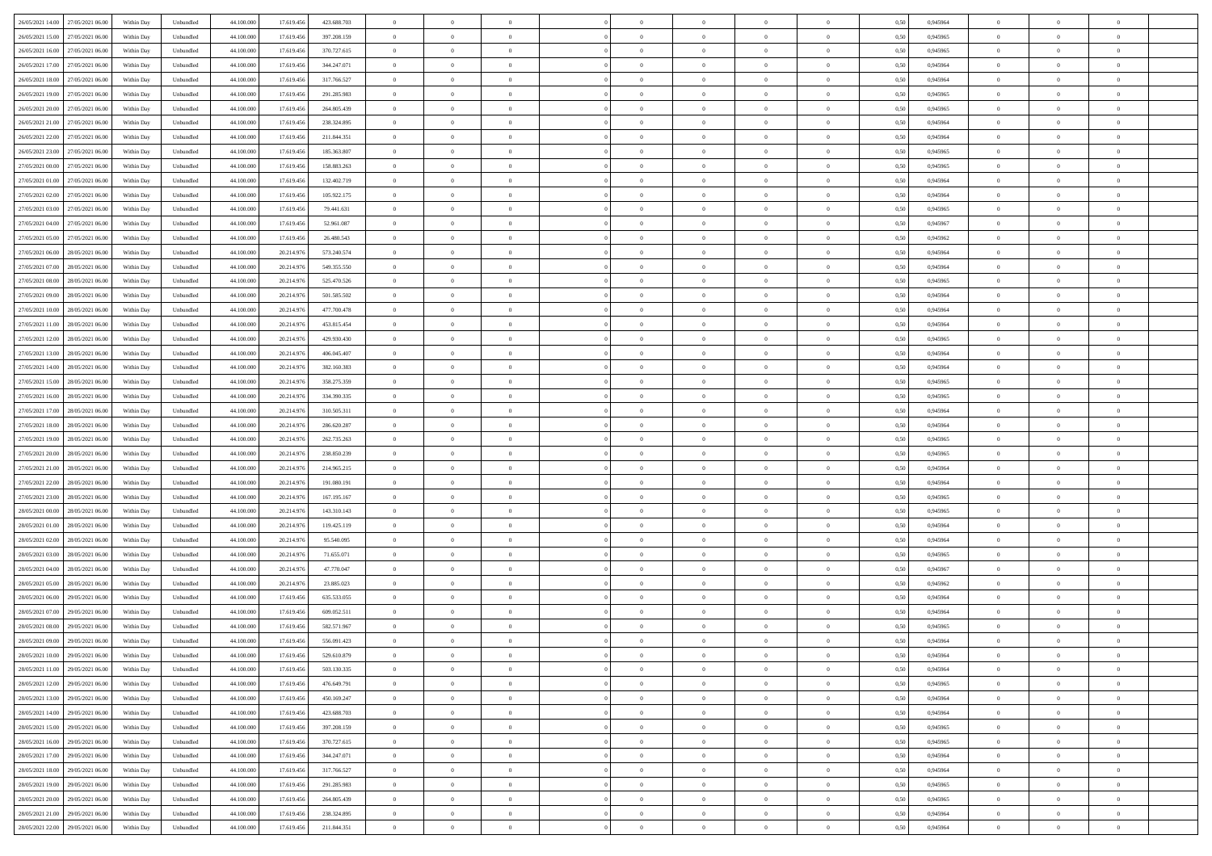| | | | | | | | | | | | | | | | | | | | | | | |
|---|---|---|---|---|---|---|---|---|---|---|---|---|---|---|---|---|---|---|---|---|---|---|
| 26/05/2021 14:00 | 27/05/2021 06:00 | Within Day | Unbundled | 44.100.000 | 17.619.456 | 423.688.703 | 0 | 0 | 0 | | 0 | 0 | 0 | 0 | 0 | 0,50 | 0,945964 | 0 | 0 | 0 | |
| 26/05/2021 15:00 | 27/05/2021 06:00 | Within Day | Unbundled | 44.100.000 | 17.619.456 | 397.208.159 | 0 | 0 | 0 | | 0 | 0 | 0 | 0 | 0 | 0,50 | 0,945965 | 0 | 0 | 0 | |
| 26/05/2021 16:00 | 27/05/2021 06:00 | Within Day | Unbundled | 44.100.000 | 17.619.456 | 370.727.615 | 0 | 0 | 0 | | 0 | 0 | 0 | 0 | 0 | 0,50 | 0,945965 | 0 | 0 | 0 | |
| 26/05/2021 17:00 | 27/05/2021 06:00 | Within Day | Unbundled | 44.100.000 | 17.619.456 | 344.247.071 | 0 | 0 | 0 | | 0 | 0 | 0 | 0 | 0 | 0,50 | 0,945964 | 0 | 0 | 0 | |
| 26/05/2021 18:00 | 27/05/2021 06:00 | Within Day | Unbundled | 44.100.000 | 17.619.456 | 317.766.527 | 0 | 0 | 0 | | 0 | 0 | 0 | 0 | 0 | 0,50 | 0,945964 | 0 | 0 | 0 | |
| 26/05/2021 19:00 | 27/05/2021 06:00 | Within Day | Unbundled | 44.100.000 | 17.619.456 | 291.285.983 | 0 | 0 | 0 | | 0 | 0 | 0 | 0 | 0 | 0,50 | 0,945965 | 0 | 0 | 0 | |
| 26/05/2021 20:00 | 27/05/2021 06:00 | Within Day | Unbundled | 44.100.000 | 17.619.456 | 264.805.439 | 0 | 0 | 0 | | 0 | 0 | 0 | 0 | 0 | 0,50 | 0,945965 | 0 | 0 | 0 | |
| 26/05/2021 21:00 | 27/05/2021 06:00 | Within Day | Unbundled | 44.100.000 | 17.619.456 | 238.324.895 | 0 | 0 | 0 | | 0 | 0 | 0 | 0 | 0 | 0,50 | 0,945964 | 0 | 0 | 0 | |
| 26/05/2021 22:00 | 27/05/2021 06:00 | Within Day | Unbundled | 44.100.000 | 17.619.456 | 211.844.351 | 0 | 0 | 0 | | 0 | 0 | 0 | 0 | 0 | 0,50 | 0,945964 | 0 | 0 | 0 | |
| 26/05/2021 23:00 | 27/05/2021 06:00 | Within Day | Unbundled | 44.100.000 | 17.619.456 | 185.363.807 | 0 | 0 | 0 | | 0 | 0 | 0 | 0 | 0 | 0,50 | 0,945965 | 0 | 0 | 0 | |
| 27/05/2021 00:00 | 27/05/2021 06:00 | Within Day | Unbundled | 44.100.000 | 17.619.456 | 158.883.263 | 0 | 0 | 0 | | 0 | 0 | 0 | 0 | 0 | 0,50 | 0,945965 | 0 | 0 | 0 | |
| 27/05/2021 01:00 | 27/05/2021 06:00 | Within Day | Unbundled | 44.100.000 | 17.619.456 | 132.402.719 | 0 | 0 | 0 | | 0 | 0 | 0 | 0 | 0 | 0,50 | 0,945964 | 0 | 0 | 0 | |
| 27/05/2021 02:00 | 27/05/2021 06:00 | Within Day | Unbundled | 44.100.000 | 17.619.456 | 105.922.175 | 0 | 0 | 0 | | 0 | 0 | 0 | 0 | 0 | 0,50 | 0,945964 | 0 | 0 | 0 | |
| 27/05/2021 03:00 | 27/05/2021 06:00 | Within Day | Unbundled | 44.100.000 | 17.619.456 | 79.441.631 | 0 | 0 | 0 | | 0 | 0 | 0 | 0 | 0 | 0,50 | 0,945965 | 0 | 0 | 0 | |
| 27/05/2021 04:00 | 27/05/2021 06:00 | Within Day | Unbundled | 44.100.000 | 17.619.456 | 52.961.087 | 0 | 0 | 0 | | 0 | 0 | 0 | 0 | 0 | 0,50 | 0,945967 | 0 | 0 | 0 | |
| 27/05/2021 05:00 | 27/05/2021 06:00 | Within Day | Unbundled | 44.100.000 | 17.619.456 | 26.480.543 | 0 | 0 | 0 | | 0 | 0 | 0 | 0 | 0 | 0,50 | 0,945962 | 0 | 0 | 0 | |
| 27/05/2021 06:00 | 28/05/2021 06:00 | Within Day | Unbundled | 44.100.000 | 20.214.976 | 573.240.574 | 0 | 0 | 0 | | 0 | 0 | 0 | 0 | 0 | 0,50 | 0,945964 | 0 | 0 | 0 | |
| 27/05/2021 07:00 | 28/05/2021 06:00 | Within Day | Unbundled | 44.100.000 | 20.214.976 | 549.355.550 | 0 | 0 | 0 | | 0 | 0 | 0 | 0 | 0 | 0,50 | 0,945964 | 0 | 0 | 0 | |
| 27/05/2021 08:00 | 28/05/2021 06:00 | Within Day | Unbundled | 44.100.000 | 20.214.976 | 525.470.526 | 0 | 0 | 0 | | 0 | 0 | 0 | 0 | 0 | 0,50 | 0,945965 | 0 | 0 | 0 | |
| 27/05/2021 09:00 | 28/05/2021 06:00 | Within Day | Unbundled | 44.100.000 | 20.214.976 | 501.585.502 | 0 | 0 | 0 | | 0 | 0 | 0 | 0 | 0 | 0,50 | 0,945964 | 0 | 0 | 0 | |
| 27/05/2021 10:00 | 28/05/2021 06:00 | Within Day | Unbundled | 44.100.000 | 20.214.976 | 477.700.478 | 0 | 0 | 0 | | 0 | 0 | 0 | 0 | 0 | 0,50 | 0,945964 | 0 | 0 | 0 | |
| 27/05/2021 11:00 | 28/05/2021 06:00 | Within Day | Unbundled | 44.100.000 | 20.214.976 | 453.815.454 | 0 | 0 | 0 | | 0 | 0 | 0 | 0 | 0 | 0,50 | 0,945964 | 0 | 0 | 0 | |
| 27/05/2021 12:00 | 28/05/2021 06:00 | Within Day | Unbundled | 44.100.000 | 20.214.976 | 429.930.430 | 0 | 0 | 0 | | 0 | 0 | 0 | 0 | 0 | 0,50 | 0,945965 | 0 | 0 | 0 | |
| 27/05/2021 13:00 | 28/05/2021 06:00 | Within Day | Unbundled | 44.100.000 | 20.214.976 | 406.045.407 | 0 | 0 | 0 | | 0 | 0 | 0 | 0 | 0 | 0,50 | 0,945964 | 0 | 0 | 0 | |
| 27/05/2021 14:00 | 28/05/2021 06:00 | Within Day | Unbundled | 44.100.000 | 20.214.976 | 382.160.383 | 0 | 0 | 0 | | 0 | 0 | 0 | 0 | 0 | 0,50 | 0,945964 | 0 | 0 | 0 | |
| 27/05/2021 15:00 | 28/05/2021 06:00 | Within Day | Unbundled | 44.100.000 | 20.214.976 | 358.275.359 | 0 | 0 | 0 | | 0 | 0 | 0 | 0 | 0 | 0,50 | 0,945965 | 0 | 0 | 0 | |
| 27/05/2021 16:00 | 28/05/2021 06:00 | Within Day | Unbundled | 44.100.000 | 20.214.976 | 334.390.335 | 0 | 0 | 0 | | 0 | 0 | 0 | 0 | 0 | 0,50 | 0,945965 | 0 | 0 | 0 | |
| 27/05/2021 17:00 | 28/05/2021 06:00 | Within Day | Unbundled | 44.100.000 | 20.214.976 | 310.505.311 | 0 | 0 | 0 | | 0 | 0 | 0 | 0 | 0 | 0,50 | 0,945964 | 0 | 0 | 0 | |
| 27/05/2021 18:00 | 28/05/2021 06:00 | Within Day | Unbundled | 44.100.000 | 20.214.976 | 286.620.287 | 0 | 0 | 0 | | 0 | 0 | 0 | 0 | 0 | 0,50 | 0,945964 | 0 | 0 | 0 | |
| 27/05/2021 19:00 | 28/05/2021 06:00 | Within Day | Unbundled | 44.100.000 | 20.214.976 | 262.735.263 | 0 | 0 | 0 | | 0 | 0 | 0 | 0 | 0 | 0,50 | 0,945965 | 0 | 0 | 0 | |
| 27/05/2021 20:00 | 28/05/2021 06:00 | Within Day | Unbundled | 44.100.000 | 20.214.976 | 238.850.239 | 0 | 0 | 0 | | 0 | 0 | 0 | 0 | 0 | 0,50 | 0,945965 | 0 | 0 | 0 | |
| 27/05/2021 21:00 | 28/05/2021 06:00 | Within Day | Unbundled | 44.100.000 | 20.214.976 | 214.965.215 | 0 | 0 | 0 | | 0 | 0 | 0 | 0 | 0 | 0,50 | 0,945964 | 0 | 0 | 0 | |
| 27/05/2021 22:00 | 28/05/2021 06:00 | Within Day | Unbundled | 44.100.000 | 20.214.976 | 191.080.191 | 0 | 0 | 0 | | 0 | 0 | 0 | 0 | 0 | 0,50 | 0,945964 | 0 | 0 | 0 | |
| 27/05/2021 23:00 | 28/05/2021 06:00 | Within Day | Unbundled | 44.100.000 | 20.214.976 | 167.195.167 | 0 | 0 | 0 | | 0 | 0 | 0 | 0 | 0 | 0,50 | 0,945965 | 0 | 0 | 0 | |
| 28/05/2021 00:00 | 28/05/2021 06:00 | Within Day | Unbundled | 44.100.000 | 20.214.976 | 143.310.143 | 0 | 0 | 0 | | 0 | 0 | 0 | 0 | 0 | 0,50 | 0,945965 | 0 | 0 | 0 | |
| 28/05/2021 01:00 | 28/05/2021 06:00 | Within Day | Unbundled | 44.100.000 | 20.214.976 | 119.425.119 | 0 | 0 | 0 | | 0 | 0 | 0 | 0 | 0 | 0,50 | 0,945964 | 0 | 0 | 0 | |
| 28/05/2021 02:00 | 28/05/2021 06:00 | Within Day | Unbundled | 44.100.000 | 20.214.976 | 95.540.095 | 0 | 0 | 0 | | 0 | 0 | 0 | 0 | 0 | 0,50 | 0,945964 | 0 | 0 | 0 | |
| 28/05/2021 03:00 | 28/05/2021 06:00 | Within Day | Unbundled | 44.100.000 | 20.214.976 | 71.655.071 | 0 | 0 | 0 | | 0 | 0 | 0 | 0 | 0 | 0,50 | 0,945965 | 0 | 0 | 0 | |
| 28/05/2021 04:00 | 28/05/2021 06:00 | Within Day | Unbundled | 44.100.000 | 20.214.976 | 47.770.047 | 0 | 0 | 0 | | 0 | 0 | 0 | 0 | 0 | 0,50 | 0,945967 | 0 | 0 | 0 | |
| 28/05/2021 05:00 | 28/05/2021 06:00 | Within Day | Unbundled | 44.100.000 | 20.214.976 | 23.885.023 | 0 | 0 | 0 | | 0 | 0 | 0 | 0 | 0 | 0,50 | 0,945962 | 0 | 0 | 0 | |
| 28/05/2021 06:00 | 29/05/2021 06:00 | Within Day | Unbundled | 44.100.000 | 17.619.456 | 635.533.055 | 0 | 0 | 0 | | 0 | 0 | 0 | 0 | 0 | 0,50 | 0,945964 | 0 | 0 | 0 | |
| 28/05/2021 07:00 | 29/05/2021 06:00 | Within Day | Unbundled | 44.100.000 | 17.619.456 | 609.052.511 | 0 | 0 | 0 | | 0 | 0 | 0 | 0 | 0 | 0,50 | 0,945964 | 0 | 0 | 0 | |
| 28/05/2021 08:00 | 29/05/2021 06:00 | Within Day | Unbundled | 44.100.000 | 17.619.456 | 582.571.967 | 0 | 0 | 0 | | 0 | 0 | 0 | 0 | 0 | 0,50 | 0,945965 | 0 | 0 | 0 | |
| 28/05/2021 09:00 | 29/05/2021 06:00 | Within Day | Unbundled | 44.100.000 | 17.619.456 | 556.091.423 | 0 | 0 | 0 | | 0 | 0 | 0 | 0 | 0 | 0,50 | 0,945964 | 0 | 0 | 0 | |
| 28/05/2021 10:00 | 29/05/2021 06:00 | Within Day | Unbundled | 44.100.000 | 17.619.456 | 529.610.879 | 0 | 0 | 0 | | 0 | 0 | 0 | 0 | 0 | 0,50 | 0,945964 | 0 | 0 | 0 | |
| 28/05/2021 11:00 | 29/05/2021 06:00 | Within Day | Unbundled | 44.100.000 | 17.619.456 | 503.130.335 | 0 | 0 | 0 | | 0 | 0 | 0 | 0 | 0 | 0,50 | 0,945964 | 0 | 0 | 0 | |
| 28/05/2021 12:00 | 29/05/2021 06:00 | Within Day | Unbundled | 44.100.000 | 17.619.456 | 476.649.791 | 0 | 0 | 0 | | 0 | 0 | 0 | 0 | 0 | 0,50 | 0,945965 | 0 | 0 | 0 | |
| 28/05/2021 13:00 | 29/05/2021 06:00 | Within Day | Unbundled | 44.100.000 | 17.619.456 | 450.169.247 | 0 | 0 | 0 | | 0 | 0 | 0 | 0 | 0 | 0,50 | 0,945964 | 0 | 0 | 0 | |
| 28/05/2021 14:00 | 29/05/2021 06:00 | Within Day | Unbundled | 44.100.000 | 17.619.456 | 423.688.703 | 0 | 0 | 0 | | 0 | 0 | 0 | 0 | 0 | 0,50 | 0,945964 | 0 | 0 | 0 | |
| 28/05/2021 15:00 | 29/05/2021 06:00 | Within Day | Unbundled | 44.100.000 | 17.619.456 | 397.208.159 | 0 | 0 | 0 | | 0 | 0 | 0 | 0 | 0 | 0,50 | 0,945965 | 0 | 0 | 0 | |
| 28/05/2021 16:00 | 29/05/2021 06:00 | Within Day | Unbundled | 44.100.000 | 17.619.456 | 370.727.615 | 0 | 0 | 0 | | 0 | 0 | 0 | 0 | 0 | 0,50 | 0,945965 | 0 | 0 | 0 | |
| 28/05/2021 17:00 | 29/05/2021 06:00 | Within Day | Unbundled | 44.100.000 | 17.619.456 | 344.247.071 | 0 | 0 | 0 | | 0 | 0 | 0 | 0 | 0 | 0,50 | 0,945964 | 0 | 0 | 0 | |
| 28/05/2021 18:00 | 29/05/2021 06:00 | Within Day | Unbundled | 44.100.000 | 17.619.456 | 317.766.527 | 0 | 0 | 0 | | 0 | 0 | 0 | 0 | 0 | 0,50 | 0,945964 | 0 | 0 | 0 | |
| 28/05/2021 19:00 | 29/05/2021 06:00 | Within Day | Unbundled | 44.100.000 | 17.619.456 | 291.285.983 | 0 | 0 | 0 | | 0 | 0 | 0 | 0 | 0 | 0,50 | 0,945965 | 0 | 0 | 0 | |
| 28/05/2021 20:00 | 29/05/2021 06:00 | Within Day | Unbundled | 44.100.000 | 17.619.456 | 264.805.439 | 0 | 0 | 0 | | 0 | 0 | 0 | 0 | 0 | 0,50 | 0,945965 | 0 | 0 | 0 | |
| 28/05/2021 21:00 | 29/05/2021 06:00 | Within Day | Unbundled | 44.100.000 | 17.619.456 | 238.324.895 | 0 | 0 | 0 | | 0 | 0 | 0 | 0 | 0 | 0,50 | 0,945964 | 0 | 0 | 0 | |
| 28/05/2021 22:00 | 29/05/2021 06:00 | Within Day | Unbundled | 44.100.000 | 17.619.456 | 211.844.351 | 0 | 0 | 0 | | 0 | 0 | 0 | 0 | 0 | 0,50 | 0,945964 | 0 | 0 | 0 | |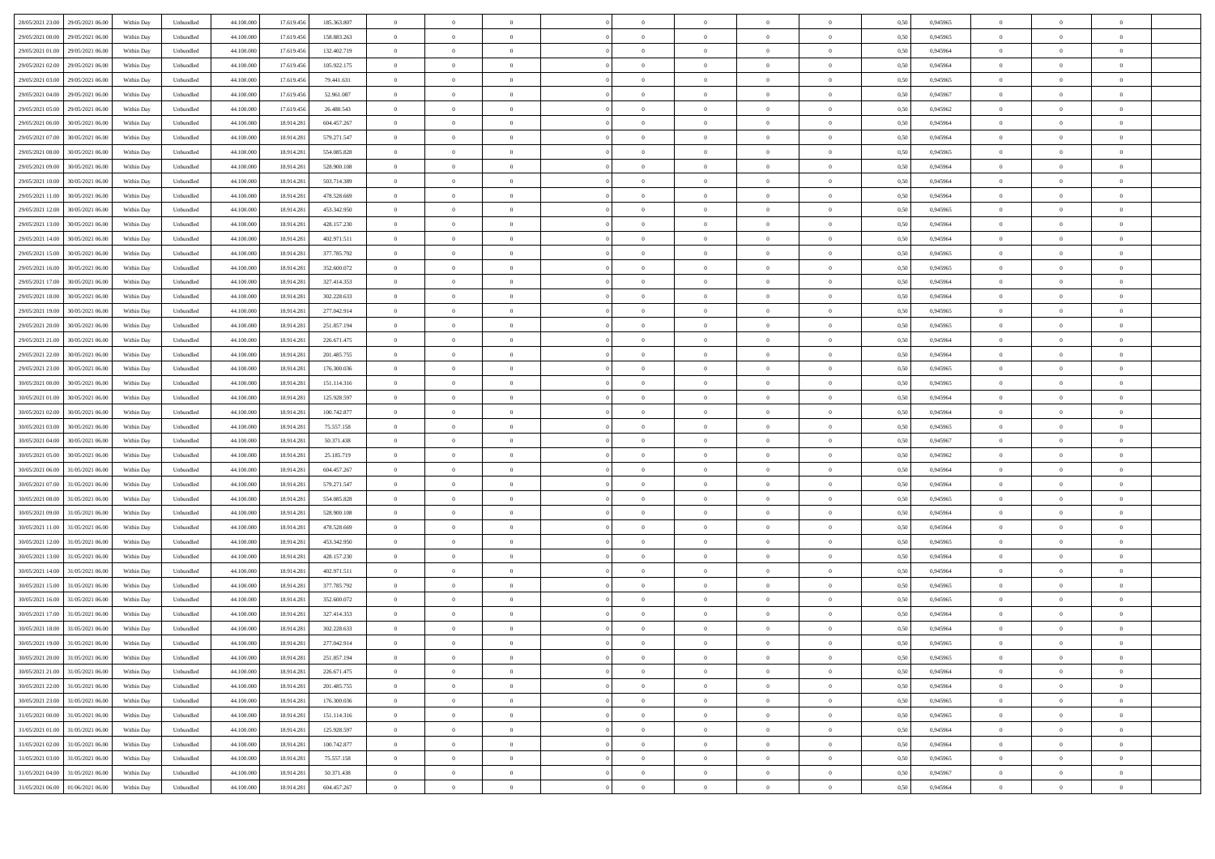| | | | | | | | | | | | | | | | | | | | | | |
|---|---|---|---|---|---|---|---|---|---|---|---|---|---|---|---|---|---|---|---|---|---|
| 28/05/2021 23:00 | 29/05/2021 06:00 | Within Day | Unbundled | 44.100.000 | 17.619.456 | 185.363.807 | 0 | 0 | 0 | | 0 | 0 | 0 | 0 | 0,50 | 0,945965 | 0 | 0 | 0 | |
| 29/05/2021 00:00 | 29/05/2021 06:00 | Within Day | Unbundled | 44.100.000 | 17.619.456 | 158.883.263 | 0 | 0 | 0 | | 0 | 0 | 0 | 0 | 0,50 | 0,945965 | 0 | 0 | 0 | |
| 29/05/2021 01:00 | 29/05/2021 06:00 | Within Day | Unbundled | 44.100.000 | 17.619.456 | 132.402.719 | 0 | 0 | 0 | | 0 | 0 | 0 | 0 | 0,50 | 0,945964 | 0 | 0 | 0 | |
| 29/05/2021 02:00 | 29/05/2021 06:00 | Within Day | Unbundled | 44.100.000 | 17.619.456 | 105.922.175 | 0 | 0 | 0 | | 0 | 0 | 0 | 0 | 0,50 | 0,945964 | 0 | 0 | 0 | |
| 29/05/2021 03:00 | 29/05/2021 06:00 | Within Day | Unbundled | 44.100.000 | 17.619.456 | 79.441.631 | 0 | 0 | 0 | | 0 | 0 | 0 | 0 | 0,50 | 0,945965 | 0 | 0 | 0 | |
| 29/05/2021 04:00 | 29/05/2021 06:00 | Within Day | Unbundled | 44.100.000 | 17.619.456 | 52.961.087 | 0 | 0 | 0 | | 0 | 0 | 0 | 0 | 0,50 | 0,945967 | 0 | 0 | 0 | |
| 29/05/2021 05:00 | 29/05/2021 06:00 | Within Day | Unbundled | 44.100.000 | 17.619.456 | 26.480.543 | 0 | 0 | 0 | | 0 | 0 | 0 | 0 | 0,50 | 0,945962 | 0 | 0 | 0 | |
| 29/05/2021 06:00 | 30/05/2021 06:00 | Within Day | Unbundled | 44.100.000 | 18.914.281 | 604.457.267 | 0 | 0 | 0 | | 0 | 0 | 0 | 0 | 0,50 | 0,945964 | 0 | 0 | 0 | |
| 29/05/2021 07:00 | 30/05/2021 06:00 | Within Day | Unbundled | 44.100.000 | 18.914.281 | 579.271.547 | 0 | 0 | 0 | | 0 | 0 | 0 | 0 | 0,50 | 0,945964 | 0 | 0 | 0 | |
| 29/05/2021 08:00 | 30/05/2021 06:00 | Within Day | Unbundled | 44.100.000 | 18.914.281 | 554.085.828 | 0 | 0 | 0 | | 0 | 0 | 0 | 0 | 0,50 | 0,945965 | 0 | 0 | 0 | |
| 29/05/2021 09:00 | 30/05/2021 06:00 | Within Day | Unbundled | 44.100.000 | 18.914.281 | 528.900.108 | 0 | 0 | 0 | | 0 | 0 | 0 | 0 | 0,50 | 0,945964 | 0 | 0 | 0 | |
| 29/05/2021 10:00 | 30/05/2021 06:00 | Within Day | Unbundled | 44.100.000 | 18.914.281 | 503.714.389 | 0 | 0 | 0 | | 0 | 0 | 0 | 0 | 0,50 | 0,945964 | 0 | 0 | 0 | |
| 29/05/2021 11:00 | 30/05/2021 06:00 | Within Day | Unbundled | 44.100.000 | 18.914.281 | 478.528.669 | 0 | 0 | 0 | | 0 | 0 | 0 | 0 | 0,50 | 0,945964 | 0 | 0 | 0 | |
| 29/05/2021 12:00 | 30/05/2021 06:00 | Within Day | Unbundled | 44.100.000 | 18.914.281 | 453.342.950 | 0 | 0 | 0 | | 0 | 0 | 0 | 0 | 0,50 | 0,945965 | 0 | 0 | 0 | |
| 29/05/2021 13:00 | 30/05/2021 06:00 | Within Day | Unbundled | 44.100.000 | 18.914.281 | 428.157.230 | 0 | 0 | 0 | | 0 | 0 | 0 | 0 | 0,50 | 0,945964 | 0 | 0 | 0 | |
| 29/05/2021 14:00 | 30/05/2021 06:00 | Within Day | Unbundled | 44.100.000 | 18.914.281 | 402.971.511 | 0 | 0 | 0 | | 0 | 0 | 0 | 0 | 0,50 | 0,945964 | 0 | 0 | 0 | |
| 29/05/2021 15:00 | 30/05/2021 06:00 | Within Day | Unbundled | 44.100.000 | 18.914.281 | 377.785.792 | 0 | 0 | 0 | | 0 | 0 | 0 | 0 | 0,50 | 0,945965 | 0 | 0 | 0 | |
| 29/05/2021 16:00 | 30/05/2021 06:00 | Within Day | Unbundled | 44.100.000 | 18.914.281 | 352.600.072 | 0 | 0 | 0 | | 0 | 0 | 0 | 0 | 0,50 | 0,945965 | 0 | 0 | 0 | |
| 29/05/2021 17:00 | 30/05/2021 06:00 | Within Day | Unbundled | 44.100.000 | 18.914.281 | 327.414.353 | 0 | 0 | 0 | | 0 | 0 | 0 | 0 | 0,50 | 0,945964 | 0 | 0 | 0 | |
| 29/05/2021 18:00 | 30/05/2021 06:00 | Within Day | Unbundled | 44.100.000 | 18.914.281 | 302.228.633 | 0 | 0 | 0 | | 0 | 0 | 0 | 0 | 0,50 | 0,945964 | 0 | 0 | 0 | |
| 29/05/2021 19:00 | 30/05/2021 06:00 | Within Day | Unbundled | 44.100.000 | 18.914.281 | 277.042.914 | 0 | 0 | 0 | | 0 | 0 | 0 | 0 | 0,50 | 0,945965 | 0 | 0 | 0 | |
| 29/05/2021 20:00 | 30/05/2021 06:00 | Within Day | Unbundled | 44.100.000 | 18.914.281 | 251.857.194 | 0 | 0 | 0 | | 0 | 0 | 0 | 0 | 0,50 | 0,945965 | 0 | 0 | 0 | |
| 29/05/2021 21:00 | 30/05/2021 06:00 | Within Day | Unbundled | 44.100.000 | 18.914.281 | 226.671.475 | 0 | 0 | 0 | | 0 | 0 | 0 | 0 | 0,50 | 0,945964 | 0 | 0 | 0 | |
| 29/05/2021 22:00 | 30/05/2021 06:00 | Within Day | Unbundled | 44.100.000 | 18.914.281 | 201.485.755 | 0 | 0 | 0 | | 0 | 0 | 0 | 0 | 0,50 | 0,945964 | 0 | 0 | 0 | |
| 29/05/2021 23:00 | 30/05/2021 06:00 | Within Day | Unbundled | 44.100.000 | 18.914.281 | 176.300.036 | 0 | 0 | 0 | | 0 | 0 | 0 | 0 | 0,50 | 0,945965 | 0 | 0 | 0 | |
| 30/05/2021 00:00 | 30/05/2021 06:00 | Within Day | Unbundled | 44.100.000 | 18.914.281 | 151.114.316 | 0 | 0 | 0 | | 0 | 0 | 0 | 0 | 0,50 | 0,945965 | 0 | 0 | 0 | |
| 30/05/2021 01:00 | 30/05/2021 06:00 | Within Day | Unbundled | 44.100.000 | 18.914.281 | 125.928.597 | 0 | 0 | 0 | | 0 | 0 | 0 | 0 | 0,50 | 0,945964 | 0 | 0 | 0 | |
| 30/05/2021 02:00 | 30/05/2021 06:00 | Within Day | Unbundled | 44.100.000 | 18.914.281 | 100.742.877 | 0 | 0 | 0 | | 0 | 0 | 0 | 0 | 0,50 | 0,945964 | 0 | 0 | 0 | |
| 30/05/2021 03:00 | 30/05/2021 06:00 | Within Day | Unbundled | 44.100.000 | 18.914.281 | 75.557.158 | 0 | 0 | 0 | | 0 | 0 | 0 | 0 | 0,50 | 0,945965 | 0 | 0 | 0 | |
| 30/05/2021 04:00 | 30/05/2021 06:00 | Within Day | Unbundled | 44.100.000 | 18.914.281 | 50.371.438 | 0 | 0 | 0 | | 0 | 0 | 0 | 0 | 0,50 | 0,945967 | 0 | 0 | 0 | |
| 30/05/2021 05:00 | 30/05/2021 06:00 | Within Day | Unbundled | 44.100.000 | 18.914.281 | 25.185.719 | 0 | 0 | 0 | | 0 | 0 | 0 | 0 | 0,50 | 0,945962 | 0 | 0 | 0 | |
| 30/05/2021 06:00 | 31/05/2021 06:00 | Within Day | Unbundled | 44.100.000 | 18.914.281 | 604.457.267 | 0 | 0 | 0 | | 0 | 0 | 0 | 0 | 0,50 | 0,945964 | 0 | 0 | 0 | |
| 30/05/2021 07:00 | 31/05/2021 06:00 | Within Day | Unbundled | 44.100.000 | 18.914.281 | 579.271.547 | 0 | 0 | 0 | | 0 | 0 | 0 | 0 | 0,50 | 0,945964 | 0 | 0 | 0 | |
| 30/05/2021 08:00 | 31/05/2021 06:00 | Within Day | Unbundled | 44.100.000 | 18.914.281 | 554.085.828 | 0 | 0 | 0 | | 0 | 0 | 0 | 0 | 0,50 | 0,945965 | 0 | 0 | 0 | |
| 30/05/2021 09:00 | 31/05/2021 06:00 | Within Day | Unbundled | 44.100.000 | 18.914.281 | 528.900.108 | 0 | 0 | 0 | | 0 | 0 | 0 | 0 | 0,50 | 0,945964 | 0 | 0 | 0 | |
| 30/05/2021 11:00 | 31/05/2021 06:00 | Within Day | Unbundled | 44.100.000 | 18.914.281 | 478.528.669 | 0 | 0 | 0 | | 0 | 0 | 0 | 0 | 0,50 | 0,945964 | 0 | 0 | 0 | |
| 30/05/2021 12:00 | 31/05/2021 06:00 | Within Day | Unbundled | 44.100.000 | 18.914.281 | 453.342.950 | 0 | 0 | 0 | | 0 | 0 | 0 | 0 | 0,50 | 0,945965 | 0 | 0 | 0 | |
| 30/05/2021 13:00 | 31/05/2021 06:00 | Within Day | Unbundled | 44.100.000 | 18.914.281 | 428.157.230 | 0 | 0 | 0 | | 0 | 0 | 0 | 0 | 0,50 | 0,945964 | 0 | 0 | 0 | |
| 30/05/2021 14:00 | 31/05/2021 06:00 | Within Day | Unbundled | 44.100.000 | 18.914.281 | 402.971.511 | 0 | 0 | 0 | | 0 | 0 | 0 | 0 | 0,50 | 0,945964 | 0 | 0 | 0 | |
| 30/05/2021 15:00 | 31/05/2021 06:00 | Within Day | Unbundled | 44.100.000 | 18.914.281 | 377.785.792 | 0 | 0 | 0 | | 0 | 0 | 0 | 0 | 0,50 | 0,945965 | 0 | 0 | 0 | |
| 30/05/2021 16:00 | 31/05/2021 06:00 | Within Day | Unbundled | 44.100.000 | 18.914.281 | 352.600.072 | 0 | 0 | 0 | | 0 | 0 | 0 | 0 | 0,50 | 0,945965 | 0 | 0 | 0 | |
| 30/05/2021 17:00 | 31/05/2021 06:00 | Within Day | Unbundled | 44.100.000 | 18.914.281 | 327.414.353 | 0 | 0 | 0 | | 0 | 0 | 0 | 0 | 0,50 | 0,945964 | 0 | 0 | 0 | |
| 30/05/2021 18:00 | 31/05/2021 06:00 | Within Day | Unbundled | 44.100.000 | 18.914.281 | 302.228.633 | 0 | 0 | 0 | | 0 | 0 | 0 | 0 | 0,50 | 0,945964 | 0 | 0 | 0 | |
| 30/05/2021 19:00 | 31/05/2021 06:00 | Within Day | Unbundled | 44.100.000 | 18.914.281 | 277.042.914 | 0 | 0 | 0 | | 0 | 0 | 0 | 0 | 0,50 | 0,945965 | 0 | 0 | 0 | |
| 30/05/2021 20:00 | 31/05/2021 06:00 | Within Day | Unbundled | 44.100.000 | 18.914.281 | 251.857.194 | 0 | 0 | 0 | | 0 | 0 | 0 | 0 | 0,50 | 0,945965 | 0 | 0 | 0 | |
| 30/05/2021 21:00 | 31/05/2021 06:00 | Within Day | Unbundled | 44.100.000 | 18.914.281 | 226.671.475 | 0 | 0 | 0 | | 0 | 0 | 0 | 0 | 0,50 | 0,945964 | 0 | 0 | 0 | |
| 30/05/2021 22:00 | 31/05/2021 06:00 | Within Day | Unbundled | 44.100.000 | 18.914.281 | 201.485.755 | 0 | 0 | 0 | | 0 | 0 | 0 | 0 | 0,50 | 0,945964 | 0 | 0 | 0 | |
| 30/05/2021 23:00 | 31/05/2021 06:00 | Within Day | Unbundled | 44.100.000 | 18.914.281 | 176.300.036 | 0 | 0 | 0 | | 0 | 0 | 0 | 0 | 0,50 | 0,945965 | 0 | 0 | 0 | |
| 31/05/2021 00:00 | 31/05/2021 06:00 | Within Day | Unbundled | 44.100.000 | 18.914.281 | 151.114.316 | 0 | 0 | 0 | | 0 | 0 | 0 | 0 | 0,50 | 0,945965 | 0 | 0 | 0 | |
| 31/05/2021 01:00 | 31/05/2021 06:00 | Within Day | Unbundled | 44.100.000 | 18.914.281 | 125.928.597 | 0 | 0 | 0 | | 0 | 0 | 0 | 0 | 0,50 | 0,945964 | 0 | 0 | 0 | |
| 31/05/2021 02:00 | 31/05/2021 06:00 | Within Day | Unbundled | 44.100.000 | 18.914.281 | 100.742.877 | 0 | 0 | 0 | | 0 | 0 | 0 | 0 | 0,50 | 0,945964 | 0 | 0 | 0 | |
| 31/05/2021 03:00 | 31/05/2021 06:00 | Within Day | Unbundled | 44.100.000 | 18.914.281 | 75.557.158 | 0 | 0 | 0 | | 0 | 0 | 0 | 0 | 0,50 | 0,945965 | 0 | 0 | 0 | |
| 31/05/2021 04:00 | 31/05/2021 06:00 | Within Day | Unbundled | 44.100.000 | 18.914.281 | 50.371.438 | 0 | 0 | 0 | | 0 | 0 | 0 | 0 | 0,50 | 0,945967 | 0 | 0 | 0 | |
| 31/05/2021 06:00 | 01/06/2021 06:00 | Within Day | Unbundled | 44.100.000 | 18.914.281 | 604.457.267 | 0 | 0 | 0 | | 0 | 0 | 0 | 0 | 0,50 | 0,945964 | 0 | 0 | 0 | |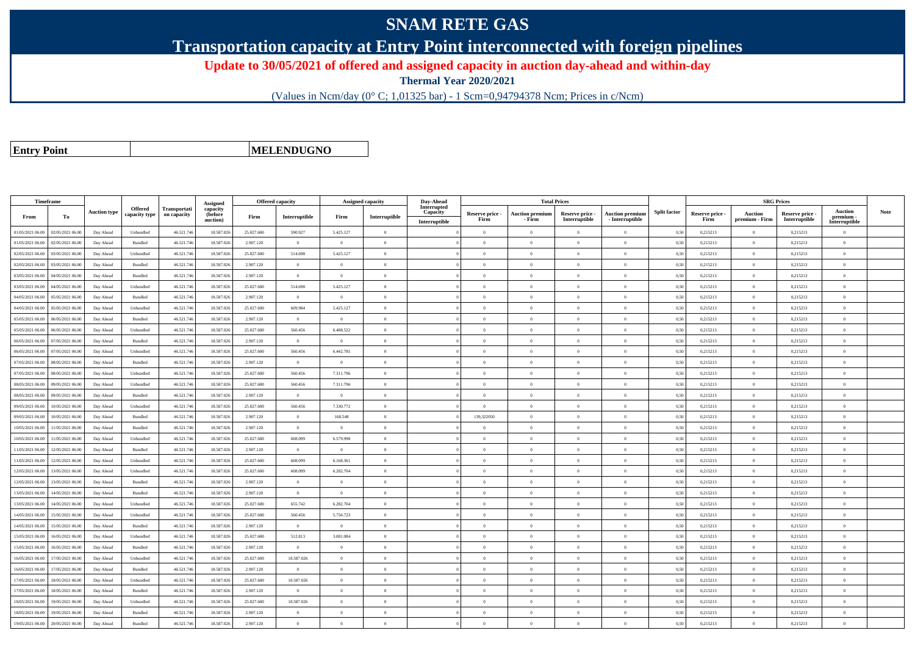# SNAM RETE GAS

## Transportation capacity at Entry Point interconnected with foreign pipelines

**Update to 30/05/2021 of offered and assigned capacity in auction day-ahead and within-day**

**Thermal Year 2020/2021**

(Values in Ncm/day (0° C; 1,01325 bar) - 1 Scm=0,94794378 Ncm; Prices in c/Ncm)

| **Entry Point** | **MELENDUGNO** |
|---|---|

| Timeframe | | Auction type | Offered capacity type | Transportation capacity | Assigned capacity (before auction) | Offered capacity | | Assigned capacity | | Day-Ahead Interrupted Capacity | Total Prices | | | | Split factor | SRG Prices | | | | Note |
|---|---|---|---|---|---|---|---|---|---|---|---|---|---|---|---|---|---|---|---|---|
| From | To | | | | | Firm | Interruptible | Firm | Interruptible | Interruptible | Reserve price - Firm | Auction premium - Firm | Reserve price - Interruptible | Auction premium - Interruptible | | Reserve price - Firm | Auction premium - Firm | Reserve price - Interruptible | Auction premium - Interruptible | |
| 01/05/2021 06.00 | 02/05/2021 06.00 | Day Ahead | Unbundled | 46.521.746 | 18.587.026 | 25.027.600 | 590.927 | 5.425.127 | 0 | 0 | 0 | 0 | 0 | 0 | 0,50 | 0,215213 | 0 | 0,215213 | 0 | |
| 01/05/2021 06.00 | 02/05/2021 06.00 | Day Ahead | Bundled | 46.521.746 | 18.587.026 | 2.907.120 | 0 | 0 | 0 | 0 | 0 | 0 | 0 | 0 | 0,50 | 0,215213 | 0 | 0,215213 | 0 | |
| 02/05/2021 06.00 | 03/05/2021 06.00 | Day Ahead | Unbundled | 46.521.746 | 18.587.026 | 25.027.600 | 514.698 | 5.425.127 | 0 | 0 | 0 | 0 | 0 | 0 | 0,50 | 0,215213 | 0 | 0,215213 | 0 | |
| 02/05/2021 06.00 | 03/05/2021 06.00 | Day Ahead | Bundled | 46.521.746 | 18.587.026 | 2.907.120 | 0 | 0 | 0 | 0 | 0 | 0 | 0 | 0 | 0,50 | 0,215213 | 0 | 0,215213 | 0 | |
| 03/05/2021 06.00 | 04/05/2021 06.00 | Day Ahead | Bundled | 46.521.746 | 18.587.026 | 2.907.120 | 0 | 0 | 0 | 0 | 0 | 0 | 0 | 0 | 0,50 | 0,215213 | 0 | 0,215213 | 0 | |
| 03/05/2021 06.00 | 04/05/2021 06.00 | Day Ahead | Unbundled | 46.521.746 | 18.587.026 | 25.027.600 | 514.698 | 5.425.127 | 0 | 0 | 0 | 0 | 0 | 0 | 0,50 | 0,215213 | 0 | 0,215213 | 0 | |
| 04/05/2021 06.00 | 05/05/2021 06.00 | Day Ahead | Bundled | 46.521.746 | 18.587.026 | 2.907.120 | 0 | 0 | 0 | 0 | 0 | 0 | 0 | 0 | 0,50 | 0,215213 | 0 | 0,215213 | 0 | |
| 04/05/2021 06.00 | 05/05/2021 06.00 | Day Ahead | Unbundled | 46.521.746 | 18.587.026 | 25.027.600 | 609.984 | 5.425.127 | 0 | 0 | 0 | 0 | 0 | 0 | 0,50 | 0,215213 | 0 | 0,215213 | 0 | |
| 05/05/2021 06.00 | 06/05/2021 06.00 | Day Ahead | Bundled | 46.521.746 | 18.587.026 | 2.907.120 | 0 | 0 | 0 | 0 | 0 | 0 | 0 | 0 | 0,50 | 0,215213 | 0 | 0,215213 | 0 | |
| 05/05/2021 06.00 | 06/05/2021 06.00 | Day Ahead | Unbundled | 46.521.746 | 18.587.026 | 25.027.600 | 560.456 | 6.488.522 | 0 | 0 | 0 | 0 | 0 | 0 | 0,50 | 0,215213 | 0 | 0,215213 | 0 | |
| 06/05/2021 06.00 | 07/05/2021 06.00 | Day Ahead | Bundled | 46.521.746 | 18.587.026 | 2.907.120 | 0 | 0 | 0 | 0 | 0 | 0 | 0 | 0 | 0,50 | 0,215213 | 0 | 0,215213 | 0 | |
| 06/05/2021 06.00 | 07/05/2021 06.00 | Day Ahead | Unbundled | 46.521.746 | 18.587.026 | 25.027.600 | 560.456 | 6.442.785 | 0 | 0 | 0 | 0 | 0 | 0 | 0,50 | 0,215213 | 0 | 0,215213 | 0 | |
| 07/05/2021 06.00 | 08/05/2021 06.00 | Day Ahead | Bundled | 46.521.746 | 18.587.026 | 2.907.120 | 0 | 0 | 0 | 0 | 0 | 0 | 0 | 0 | 0,50 | 0,215213 | 0 | 0,215213 | 0 | |
| 07/05/2021 06.00 | 08/05/2021 06.00 | Day Ahead | Unbundled | 46.521.746 | 18.587.026 | 25.027.600 | 560.456 | 7.311.796 | 0 | 0 | 0 | 0 | 0 | 0 | 0,50 | 0,215213 | 0 | 0,215213 | 0 | |
| 08/05/2021 06.00 | 09/05/2021 06.00 | Day Ahead | Unbundled | 46.521.746 | 18.587.026 | 25.027.600 | 560.456 | 7.311.796 | 0 | 0 | 0 | 0 | 0 | 0 | 0,50 | 0,215213 | 0 | 0,215213 | 0 | |
| 08/05/2021 06.00 | 09/05/2021 06.00 | Day Ahead | Bundled | 46.521.746 | 18.587.026 | 2.907.120 | 0 | 0 | 0 | 0 | 0 | 0 | 0 | 0 | 0,50 | 0,215213 | 0 | 0,215213 | 0 | |
| 09/05/2021 06.00 | 10/05/2021 06.00 | Day Ahead | Unbundled | 46.521.746 | 18.587.026 | 25.027.600 | 560.456 | 7.330.772 | 0 | 0 | 0 | 0 | 0 | 0 | 0,50 | 0,215213 | 0 | 0,215213 | 0 | |
| 09/05/2021 06.00 | 10/05/2021 06.00 | Day Ahead | Bundled | 46.521.746 | 18.587.026 | 2.907.120 | 0 | 168.548 | 0 | 0 | 139,322050 | 0 | 0 | 0 | 0,50 | 0,215213 | 0 | 0,215213 | 0 | |
| 10/05/2021 06.00 | 11/05/2021 06.00 | Day Ahead | Bundled | 46.521.746 | 18.587.026 | 2.907.120 | 0 | 0 | 0 | 0 | 0 | 0 | 0 | 0 | 0,50 | 0,215213 | 0 | 0,215213 | 0 | |
| 10/05/2021 06.00 | 11/05/2021 06.00 | Day Ahead | Unbundled | 46.521.746 | 18.587.026 | 25.027.600 | 608.099 | 6.579.998 | 0 | 0 | 0 | 0 | 0 | 0 | 0,50 | 0,215213 | 0 | 0,215213 | 0 | |
| 11/05/2021 06.00 | 12/05/2021 06.00 | Day Ahead | Bundled | 46.521.746 | 18.587.026 | 2.907.120 | 0 | 0 | 0 | 0 | 0 | 0 | 0 | 0 | 0,50 | 0,215213 | 0 | 0,215213 | 0 | |
| 11/05/2021 06.00 | 12/05/2021 06.00 | Day Ahead | Unbundled | 46.521.746 | 18.587.026 | 25.027.600 | 608.099 | 6.168.361 | 0 | 0 | 0 | 0 | 0 | 0 | 0,50 | 0,215213 | 0 | 0,215213 | 0 | |
| 12/05/2021 06.00 | 13/05/2021 06.00 | Day Ahead | Unbundled | 46.521.746 | 18.587.026 | 25.027.600 | 608.099 | 6.282.704 | 0 | 0 | 0 | 0 | 0 | 0 | 0,50 | 0,215213 | 0 | 0,215213 | 0 | |
| 12/05/2021 06.00 | 13/05/2021 06.00 | Day Ahead | Bundled | 46.521.746 | 18.587.026 | 2.907.120 | 0 | 0 | 0 | 0 | 0 | 0 | 0 | 0 | 0,50 | 0,215213 | 0 | 0,215213 | 0 | |
| 13/05/2021 06.00 | 14/05/2021 06.00 | Day Ahead | Bundled | 46.521.746 | 18.587.026 | 2.907.120 | 0 | 0 | 0 | 0 | 0 | 0 | 0 | 0 | 0,50 | 0,215213 | 0 | 0,215213 | 0 | |
| 13/05/2021 06.00 | 14/05/2021 06.00 | Day Ahead | Unbundled | 46.521.746 | 18.587.026 | 25.027.600 | 655.742 | 6.282.704 | 0 | 0 | 0 | 0 | 0 | 0 | 0,50 | 0,215213 | 0 | 0,215213 | 0 | |
| 14/05/2021 06.00 | 15/05/2021 06.00 | Day Ahead | Unbundled | 46.521.746 | 18.587.026 | 25.027.600 | 560.456 | 5.756.723 | 0 | 0 | 0 | 0 | 0 | 0 | 0,50 | 0,215213 | 0 | 0,215213 | 0 | |
| 14/05/2021 06.00 | 15/05/2021 06.00 | Day Ahead | Bundled | 46.521.746 | 18.587.026 | 2.907.120 | 0 | 0 | 0 | 0 | 0 | 0 | 0 | 0 | 0,50 | 0,215213 | 0 | 0,215213 | 0 | |
| 15/05/2021 06.00 | 16/05/2021 06.00 | Day Ahead | Unbundled | 46.521.746 | 18.587.026 | 25.027.600 | 512.813 | 3.081.084 | 0 | 0 | 0 | 0 | 0 | 0 | 0,50 | 0,215213 | 0 | 0,215213 | 0 | |
| 15/05/2021 06.00 | 16/05/2021 06.00 | Day Ahead | Bundled | 46.521.746 | 18.587.026 | 2.907.120 | 0 | 0 | 0 | 0 | 0 | 0 | 0 | 0 | 0,50 | 0,215213 | 0 | 0,215213 | 0 | |
| 16/05/2021 06.00 | 17/05/2021 06.00 | Day Ahead | Unbundled | 46.521.746 | 18.587.026 | 25.027.600 | 18.587.026 | 0 | 0 | 0 | 0 | 0 | 0 | 0 | 0,50 | 0,215213 | 0 | 0,215213 | 0 | |
| 16/05/2021 06.00 | 17/05/2021 06.00 | Day Ahead | Bundled | 46.521.746 | 18.587.026 | 2.907.120 | 0 | 0 | 0 | 0 | 0 | 0 | 0 | 0 | 0,50 | 0,215213 | 0 | 0,215213 | 0 | |
| 17/05/2021 06.00 | 18/05/2021 06.00 | Day Ahead | Unbundled | 46.521.746 | 18.587.026 | 25.027.600 | 18.587.026 | 0 | 0 | 0 | 0 | 0 | 0 | 0 | 0,50 | 0,215213 | 0 | 0,215213 | 0 | |
| 17/05/2021 06.00 | 18/05/2021 06.00 | Day Ahead | Bundled | 46.521.746 | 18.587.026 | 2.907.120 | 0 | 0 | 0 | 0 | 0 | 0 | 0 | 0 | 0,50 | 0,215213 | 0 | 0,215213 | 0 | |
| 18/05/2021 06.00 | 19/05/2021 06.00 | Day Ahead | Unbundled | 46.521.746 | 18.587.026 | 25.027.600 | 18.587.026 | 0 | 0 | 0 | 0 | 0 | 0 | 0 | 0,50 | 0,215213 | 0 | 0,215213 | 0 | |
| 18/05/2021 06.00 | 19/05/2021 06.00 | Day Ahead | Bundled | 46.521.746 | 18.587.026 | 2.907.120 | 0 | 0 | 0 | 0 | 0 | 0 | 0 | 0 | 0,50 | 0,215213 | 0 | 0,215213 | 0 | |
| 19/05/2021 06.00 | 20/05/2021 06.00 | Day Ahead | Bundled | 46.521.746 | 18.587.026 | 2.907.120 | 0 | 0 | 0 | 0 | 0 | 0 | 0 | 0 | 0,50 | 0,215213 | 0 | 0,215213 | 0 | |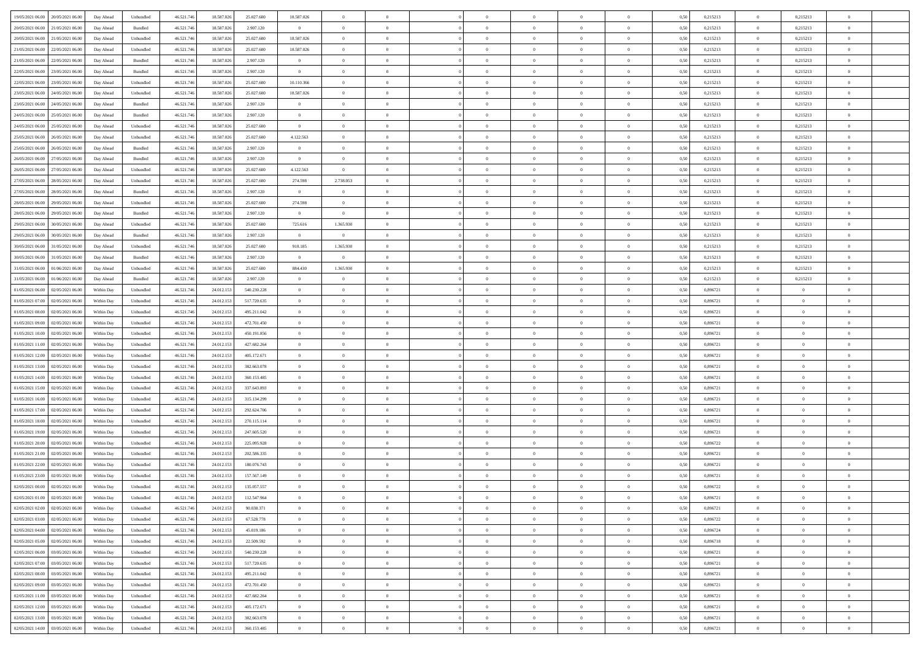| | | | | | | | | | | | | | | | | | | | | |
|---|---|---|---|---|---|---|---|---|---|---|---|---|---|---|---|---|---|---|---|---|
| 19/05/2021 06:00 | 20/05/2021 06:00 | Day Ahead | Unbundled | 46.521.746 | 18.587.026 | 25.027.600 | 18.587.026 | 0 | 0 | | 0 | 0 | 0 | 0 | 0,50 | 0,215213 | 0 | 0,215213 | 0 | |
| 20/05/2021 06:00 | 21/05/2021 06:00 | Day Ahead | Bundled | 46.521.746 | 18.587.026 | 2.907.120 | 0 | 0 | 0 | | 0 | 0 | 0 | 0 | 0,50 | 0,215213 | 0 | 0,215213 | 0 | |
| 20/05/2021 06:00 | 21/05/2021 06:00 | Day Ahead | Unbundled | 46.521.746 | 18.587.026 | 25.027.600 | 18.587.026 | 0 | 0 | | 0 | 0 | 0 | 0 | 0,50 | 0,215213 | 0 | 0,215213 | 0 | |
| 21/05/2021 06:00 | 22/05/2021 06:00 | Day Ahead | Unbundled | 46.521.746 | 18.587.026 | 25.027.600 | 18.587.026 | 0 | 0 | | 0 | 0 | 0 | 0 | 0,50 | 0,215213 | 0 | 0,215213 | 0 | |
| 21/05/2021 06:00 | 22/05/2021 06:00 | Day Ahead | Bundled | 46.521.746 | 18.587.026 | 2.907.120 | 0 | 0 | 0 | | 0 | 0 | 0 | 0 | 0,50 | 0,215213 | 0 | 0,215213 | 0 | |
| 22/05/2021 06:00 | 23/05/2021 06:00 | Day Ahead | Bundled | 46.521.746 | 18.587.026 | 2.907.120 | 0 | 0 | 0 | | 0 | 0 | 0 | 0 | 0,50 | 0,215213 | 0 | 0,215213 | 0 | |
| 22/05/2021 06:00 | 23/05/2021 06:00 | Day Ahead | Unbundled | 46.521.746 | 18.587.026 | 25.027.600 | 10.110.366 | 0 | 0 | | 0 | 0 | 0 | 0 | 0,50 | 0,215213 | 0 | 0,215213 | 0 | |
| 23/05/2021 06:00 | 24/05/2021 06:00 | Day Ahead | Unbundled | 46.521.746 | 18.587.026 | 25.027.600 | 18.587.026 | 0 | 0 | | 0 | 0 | 0 | 0 | 0,50 | 0,215213 | 0 | 0,215213 | 0 | |
| 23/05/2021 06:00 | 24/05/2021 06:00 | Day Ahead | Bundled | 46.521.746 | 18.587.026 | 2.907.120 | 0 | 0 | 0 | | 0 | 0 | 0 | 0 | 0,50 | 0,215213 | 0 | 0,215213 | 0 | |
| 24/05/2021 06:00 | 25/05/2021 06:00 | Day Ahead | Bundled | 46.521.746 | 18.587.026 | 2.907.120 | 0 | 0 | 0 | | 0 | 0 | 0 | 0 | 0,50 | 0,215213 | 0 | 0,215213 | 0 | |
| 24/05/2021 06:00 | 25/05/2021 06:00 | Day Ahead | Unbundled | 46.521.746 | 18.587.026 | 25.027.600 | 0 | 0 | 0 | | 0 | 0 | 0 | 0 | 0,50 | 0,215213 | 0 | 0,215213 | 0 | |
| 25/05/2021 06:00 | 26/05/2021 06:00 | Day Ahead | Unbundled | 46.521.746 | 18.587.026 | 25.027.600 | 4.122.563 | 0 | 0 | | 0 | 0 | 0 | 0 | 0,50 | 0,215213 | 0 | 0,215213 | 0 | |
| 25/05/2021 06:00 | 26/05/2021 06:00 | Day Ahead | Bundled | 46.521.746 | 18.587.026 | 2.907.120 | 0 | 0 | 0 | | 0 | 0 | 0 | 0 | 0,50 | 0,215213 | 0 | 0,215213 | 0 | |
| 26/05/2021 06:00 | 27/05/2021 06:00 | Day Ahead | Bundled | 46.521.746 | 18.587.026 | 2.907.120 | 0 | 0 | 0 | | 0 | 0 | 0 | 0 | 0,50 | 0,215213 | 0 | 0,215213 | 0 | |
| 26/05/2021 06:00 | 27/05/2021 06:00 | Day Ahead | Unbundled | 46.521.746 | 18.587.026 | 25.027.600 | 4.122.563 | 0 | 0 | | 0 | 0 | 0 | 0 | 0,50 | 0,215213 | 0 | 0,215213 | 0 | |
| 27/05/2021 06:00 | 28/05/2021 06:00 | Day Ahead | Unbundled | 46.521.746 | 18.587.026 | 25.027.600 | 274.598 | 2.738.053 | 0 | | 0 | 0 | 0 | 0 | 0,50 | 0,215213 | 0 | 0,215213 | 0 | |
| 27/05/2021 06:00 | 28/05/2021 06:00 | Day Ahead | Bundled | 46.521.746 | 18.587.026 | 2.907.120 | 0 | 0 | 0 | | 0 | 0 | 0 | 0 | 0,50 | 0,215213 | 0 | 0,215213 | 0 | |
| 28/05/2021 06:00 | 29/05/2021 06:00 | Day Ahead | Unbundled | 46.521.746 | 18.587.026 | 25.027.600 | 274.598 | 0 | 0 | | 0 | 0 | 0 | 0 | 0,50 | 0,215213 | 0 | 0,215213 | 0 | |
| 28/05/2021 06:00 | 29/05/2021 06:00 | Day Ahead | Bundled | 46.521.746 | 18.587.026 | 2.907.120 | 0 | 0 | 0 | | 0 | 0 | 0 | 0 | 0,50 | 0,215213 | 0 | 0,215213 | 0 | |
| 29/05/2021 06:00 | 30/05/2021 06:00 | Day Ahead | Unbundled | 46.521.746 | 18.587.026 | 25.027.600 | 725.616 | 1.365.930 | 0 | | 0 | 0 | 0 | 0 | 0,50 | 0,215213 | 0 | 0,215213 | 0 | |
| 29/05/2021 06:00 | 30/05/2021 06:00 | Day Ahead | Bundled | 46.521.746 | 18.587.026 | 2.907.120 | 0 | 0 | 0 | | 0 | 0 | 0 | 0 | 0,50 | 0,215213 | 0 | 0,215213 | 0 | |
| 30/05/2021 06:00 | 31/05/2021 06:00 | Day Ahead | Unbundled | 46.521.746 | 18.587.026 | 25.027.600 | 918.185 | 1.365.930 | 0 | | 0 | 0 | 0 | 0 | 0,50 | 0,215213 | 0 | 0,215213 | 0 | |
| 30/05/2021 06:00 | 31/05/2021 06:00 | Day Ahead | Bundled | 46.521.746 | 18.587.026 | 2.907.120 | 0 | 0 | 0 | | 0 | 0 | 0 | 0 | 0,50 | 0,215213 | 0 | 0,215213 | 0 | |
| 31/05/2021 06:00 | 01/06/2021 06:00 | Day Ahead | Unbundled | 46.521.746 | 18.587.026 | 25.027.600 | 884.430 | 1.365.930 | 0 | | 0 | 0 | 0 | 0 | 0,50 | 0,215213 | 0 | 0,215213 | 0 | |
| 31/05/2021 06:00 | 01/06/2021 06:00 | Day Ahead | Bundled | 46.521.746 | 18.587.026 | 2.907.120 | 0 | 0 | 0 | | 0 | 0 | 0 | 0 | 0,50 | 0,215213 | 0 | 0,215213 | 0 | |
| 01/05/2021 06:00 | 02/05/2021 06:00 | Within Day | Unbundled | 46.521.746 | 24.012.153 | 540.230.228 | 0 | 0 | 0 | | 0 | 0 | 0 | 0 | 0,50 | 0,896721 | 0 | 0 | 0 | |
| 01/05/2021 07:00 | 02/05/2021 06:00 | Within Day | Unbundled | 46.521.746 | 24.012.153 | 517.720.635 | 0 | 0 | 0 | | 0 | 0 | 0 | 0 | 0,50 | 0,896721 | 0 | 0 | 0 | |
| 01/05/2021 08:00 | 02/05/2021 06:00 | Within Day | Unbundled | 46.521.746 | 24.012.153 | 495.211.042 | 0 | 0 | 0 | | 0 | 0 | 0 | 0 | 0,50 | 0,896721 | 0 | 0 | 0 | |
| 01/05/2021 09:00 | 02/05/2021 06:00 | Within Day | Unbundled | 46.521.746 | 24.012.153 | 472.701.450 | 0 | 0 | 0 | | 0 | 0 | 0 | 0 | 0,50 | 0,896721 | 0 | 0 | 0 | |
| 01/05/2021 10:00 | 02/05/2021 06:00 | Within Day | Unbundled | 46.521.746 | 24.012.153 | 450.191.856 | 0 | 0 | 0 | | 0 | 0 | 0 | 0 | 0,50 | 0,896721 | 0 | 0 | 0 | |
| 01/05/2021 11:00 | 02/05/2021 06:00 | Within Day | Unbundled | 46.521.746 | 24.012.153 | 427.682.264 | 0 | 0 | 0 | | 0 | 0 | 0 | 0 | 0,50 | 0,896721 | 0 | 0 | 0 | |
| 01/05/2021 12:00 | 02/05/2021 06:00 | Within Day | Unbundled | 46.521.746 | 24.012.153 | 405.172.671 | 0 | 0 | 0 | | 0 | 0 | 0 | 0 | 0,50 | 0,896721 | 0 | 0 | 0 | |
| 01/05/2021 13:00 | 02/05/2021 06:00 | Within Day | Unbundled | 46.521.746 | 24.012.153 | 382.663.078 | 0 | 0 | 0 | | 0 | 0 | 0 | 0 | 0,50 | 0,896721 | 0 | 0 | 0 | |
| 01/05/2021 14:00 | 02/05/2021 06:00 | Within Day | Unbundled | 46.521.746 | 24.012.153 | 360.153.485 | 0 | 0 | 0 | | 0 | 0 | 0 | 0 | 0,50 | 0,896721 | 0 | 0 | 0 | |
| 01/05/2021 15:00 | 02/05/2021 06:00 | Within Day | Unbundled | 46.521.746 | 24.012.153 | 337.643.893 | 0 | 0 | 0 | | 0 | 0 | 0 | 0 | 0,50 | 0,896721 | 0 | 0 | 0 | |
| 01/05/2021 16:00 | 02/05/2021 06:00 | Within Day | Unbundled | 46.521.746 | 24.012.153 | 315.134.299 | 0 | 0 | 0 | | 0 | 0 | 0 | 0 | 0,50 | 0,896721 | 0 | 0 | 0 | |
| 01/05/2021 17:00 | 02/05/2021 06:00 | Within Day | Unbundled | 46.521.746 | 24.012.153 | 292.624.706 | 0 | 0 | 0 | | 0 | 0 | 0 | 0 | 0,50 | 0,896721 | 0 | 0 | 0 | |
| 01/05/2021 18:00 | 02/05/2021 06:00 | Within Day | Unbundled | 46.521.746 | 24.012.153 | 270.115.114 | 0 | 0 | 0 | | 0 | 0 | 0 | 0 | 0,50 | 0,896721 | 0 | 0 | 0 | |
| 01/05/2021 19:00 | 02/05/2021 06:00 | Within Day | Unbundled | 46.521.746 | 24.012.153 | 247.605.520 | 0 | 0 | 0 | | 0 | 0 | 0 | 0 | 0,50 | 0,896721 | 0 | 0 | 0 | |
| 01/05/2021 20:00 | 02/05/2021 06:00 | Within Day | Unbundled | 46.521.746 | 24.012.153 | 225.095.928 | 0 | 0 | 0 | | 0 | 0 | 0 | 0 | 0,50 | 0,896722 | 0 | 0 | 0 | |
| 01/05/2021 21:00 | 02/05/2021 06:00 | Within Day | Unbundled | 46.521.746 | 24.012.153 | 202.586.335 | 0 | 0 | 0 | | 0 | 0 | 0 | 0 | 0,50 | 0,896721 | 0 | 0 | 0 | |
| 01/05/2021 22:00 | 02/05/2021 06:00 | Within Day | Unbundled | 46.521.746 | 24.012.153 | 180.076.743 | 0 | 0 | 0 | | 0 | 0 | 0 | 0 | 0,50 | 0,896721 | 0 | 0 | 0 | |
| 01/05/2021 23:00 | 02/05/2021 06:00 | Within Day | Unbundled | 46.521.746 | 24.012.153 | 157.567.149 | 0 | 0 | 0 | | 0 | 0 | 0 | 0 | 0,50 | 0,896721 | 0 | 0 | 0 | |
| 02/05/2021 00:00 | 02/05/2021 06:00 | Within Day | Unbundled | 46.521.746 | 24.012.153 | 135.057.557 | 0 | 0 | 0 | | 0 | 0 | 0 | 0 | 0,50 | 0,896722 | 0 | 0 | 0 | |
| 02/05/2021 01:00 | 02/05/2021 06:00 | Within Day | Unbundled | 46.521.746 | 24.012.153 | 112.547.964 | 0 | 0 | 0 | | 0 | 0 | 0 | 0 | 0,50 | 0,896721 | 0 | 0 | 0 | |
| 02/05/2021 02:00 | 02/05/2021 06:00 | Within Day | Unbundled | 46.521.746 | 24.012.153 | 90.038.371 | 0 | 0 | 0 | | 0 | 0 | 0 | 0 | 0,50 | 0,896721 | 0 | 0 | 0 | |
| 02/05/2021 03:00 | 02/05/2021 06:00 | Within Day | Unbundled | 46.521.746 | 24.012.153 | 67.528.778 | 0 | 0 | 0 | | 0 | 0 | 0 | 0 | 0,50 | 0,896722 | 0 | 0 | 0 | |
| 02/05/2021 04:00 | 02/05/2021 06:00 | Within Day | Unbundled | 46.521.746 | 24.012.153 | 45.019.186 | 0 | 0 | 0 | | 0 | 0 | 0 | 0 | 0,50 | 0,896724 | 0 | 0 | 0 | |
| 02/05/2021 05:00 | 02/05/2021 06:00 | Within Day | Unbundled | 46.521.746 | 24.012.153 | 22.509.592 | 0 | 0 | 0 | | 0 | 0 | 0 | 0 | 0,50 | 0,896718 | 0 | 0 | 0 | |
| 02/05/2021 06:00 | 03/05/2021 06:00 | Within Day | Unbundled | 46.521.746 | 24.012.153 | 540.230.228 | 0 | 0 | 0 | | 0 | 0 | 0 | 0 | 0,50 | 0,896721 | 0 | 0 | 0 | |
| 02/05/2021 07:00 | 03/05/2021 06:00 | Within Day | Unbundled | 46.521.746 | 24.012.153 | 517.720.635 | 0 | 0 | 0 | | 0 | 0 | 0 | 0 | 0,50 | 0,896721 | 0 | 0 | 0 | |
| 02/05/2021 08:00 | 03/05/2021 06:00 | Within Day | Unbundled | 46.521.746 | 24.012.153 | 495.211.042 | 0 | 0 | 0 | | 0 | 0 | 0 | 0 | 0,50 | 0,896721 | 0 | 0 | 0 | |
| 02/05/2021 09:00 | 03/05/2021 06:00 | Within Day | Unbundled | 46.521.746 | 24.012.153 | 472.701.450 | 0 | 0 | 0 | | 0 | 0 | 0 | 0 | 0,50 | 0,896721 | 0 | 0 | 0 | |
| 02/05/2021 11:00 | 03/05/2021 06:00 | Within Day | Unbundled | 46.521.746 | 24.012.153 | 427.682.264 | 0 | 0 | 0 | | 0 | 0 | 0 | 0 | 0,50 | 0,896721 | 0 | 0 | 0 | |
| 02/05/2021 12:00 | 03/05/2021 06:00 | Within Day | Unbundled | 46.521.746 | 24.012.153 | 405.172.671 | 0 | 0 | 0 | | 0 | 0 | 0 | 0 | 0,50 | 0,896721 | 0 | 0 | 0 | |
| 02/05/2021 13:00 | 03/05/2021 06:00 | Within Day | Unbundled | 46.521.746 | 24.012.153 | 382.663.078 | 0 | 0 | 0 | | 0 | 0 | 0 | 0 | 0,50 | 0,896721 | 0 | 0 | 0 | |
| 02/05/2021 14:00 | 03/05/2021 06:00 | Within Day | Unbundled | 46.521.746 | 24.012.153 | 360.153.485 | 0 | 0 | 0 | | 0 | 0 | 0 | 0 | 0,50 | 0,896721 | 0 | 0 | 0 | |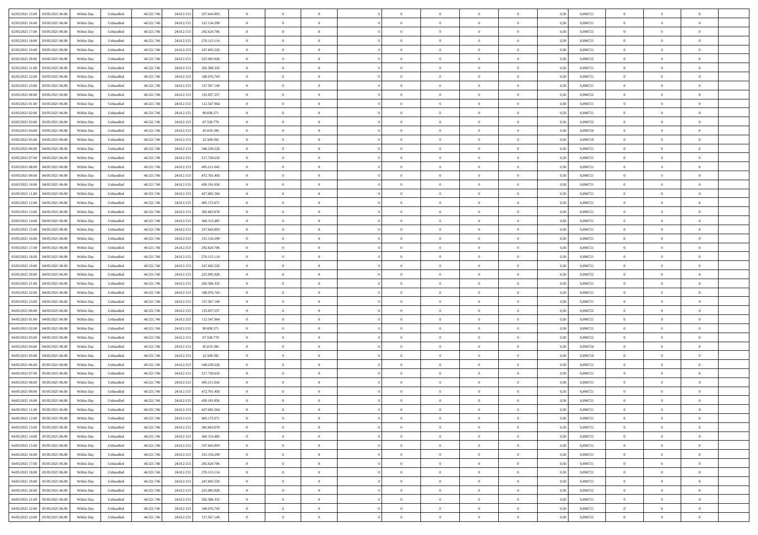| | | | | | | | | | | | | | | | | | | | | | |
|---|---|---|---|---|---|---|---|---|---|---|---|---|---|---|---|---|---|---|---|---|---|
| 02/05/2021 15:00 | 03/05/2021 06:00 | Within Day | Unbundled | 46.521.746 | 24.012.153 | 337.643.893 | 0 | 0 | 0 | | 0 | 0 | 0 | 0 | 0,50 | 0,896721 | 0 | 0 | 0 | |
| 02/05/2021 16:00 | 03/05/2021 06:00 | Within Day | Unbundled | 46.521.746 | 24.012.153 | 315.134.299 | 0 | 0 | 0 | | 0 | 0 | 0 | 0 | 0,50 | 0,896721 | 0 | 0 | 0 | |
| 02/05/2021 17:00 | 03/05/2021 06:00 | Within Day | Unbundled | 46.521.746 | 24.012.153 | 292.624.706 | 0 | 0 | 0 | | 0 | 0 | 0 | 0 | 0,50 | 0,896721 | 0 | 0 | 0 | |
| 02/05/2021 18:00 | 03/05/2021 06:00 | Within Day | Unbundled | 46.521.746 | 24.012.153 | 270.115.114 | 0 | 0 | 0 | | 0 | 0 | 0 | 0 | 0,50 | 0,896721 | 0 | 0 | 0 | |
| 02/05/2021 19:00 | 03/05/2021 06:00 | Within Day | Unbundled | 46.521.746 | 24.012.153 | 247.605.520 | 0 | 0 | 0 | | 0 | 0 | 0 | 0 | 0,50 | 0,896721 | 0 | 0 | 0 | |
| 02/05/2021 20:00 | 03/05/2021 06:00 | Within Day | Unbundled | 46.521.746 | 24.012.153 | 225.095.928 | 0 | 0 | 0 | | 0 | 0 | 0 | 0 | 0,50 | 0,896722 | 0 | 0 | 0 | |
| 02/05/2021 21:00 | 03/05/2021 06:00 | Within Day | Unbundled | 46.521.746 | 24.012.153 | 202.586.335 | 0 | 0 | 0 | | 0 | 0 | 0 | 0 | 0,50 | 0,896721 | 0 | 0 | 0 | |
| 02/05/2021 22:00 | 03/05/2021 06:00 | Within Day | Unbundled | 46.521.746 | 24.012.153 | 180.076.743 | 0 | 0 | 0 | | 0 | 0 | 0 | 0 | 0,50 | 0,896721 | 0 | 0 | 0 | |
| 02/05/2021 23:00 | 03/05/2021 06:00 | Within Day | Unbundled | 46.521.746 | 24.012.153 | 157.567.149 | 0 | 0 | 0 | | 0 | 0 | 0 | 0 | 0,50 | 0,896721 | 0 | 0 | 0 | |
| 03/05/2021 00:00 | 03/05/2021 06:00 | Within Day | Unbundled | 46.521.746 | 24.012.153 | 135.057.557 | 0 | 0 | 0 | | 0 | 0 | 0 | 0 | 0,50 | 0,896722 | 0 | 0 | 0 | |
| 03/05/2021 01:00 | 03/05/2021 06:00 | Within Day | Unbundled | 46.521.746 | 24.012.153 | 112.547.964 | 0 | 0 | 0 | | 0 | 0 | 0 | 0 | 0,50 | 0,896721 | 0 | 0 | 0 | |
| 03/05/2021 02:00 | 03/05/2021 06:00 | Within Day | Unbundled | 46.521.746 | 24.012.153 | 90.038.371 | 0 | 0 | 0 | | 0 | 0 | 0 | 0 | 0,50 | 0,896721 | 0 | 0 | 0 | |
| 03/05/2021 03:00 | 03/05/2021 06:00 | Within Day | Unbundled | 46.521.746 | 24.012.153 | 67.528.778 | 0 | 0 | 0 | | 0 | 0 | 0 | 0 | 0,50 | 0,896722 | 0 | 0 | 0 | |
| 03/05/2021 04:00 | 03/05/2021 06:00 | Within Day | Unbundled | 46.521.746 | 24.012.153 | 45.019.186 | 0 | 0 | 0 | | 0 | 0 | 0 | 0 | 0,50 | 0,896724 | 0 | 0 | 0 | |
| 03/05/2021 05:00 | 03/05/2021 06:00 | Within Day | Unbundled | 46.521.746 | 24.012.153 | 22.509.592 | 0 | 0 | 0 | | 0 | 0 | 0 | 0 | 0,50 | 0,896718 | 0 | 0 | 0 | |
| 03/05/2021 06:00 | 04/05/2021 06:00 | Within Day | Unbundled | 46.521.746 | 24.012.153 | 540.230.228 | 0 | 0 | 0 | | 0 | 0 | 0 | 0 | 0,50 | 0,896721 | 0 | 0 | 0 | |
| 03/05/2021 07:00 | 04/05/2021 06:00 | Within Day | Unbundled | 46.521.746 | 24.012.153 | 517.720.635 | 0 | 0 | 0 | | 0 | 0 | 0 | 0 | 0,50 | 0,896721 | 0 | 0 | 0 | |
| 03/05/2021 08:00 | 04/05/2021 06:00 | Within Day | Unbundled | 46.521.746 | 24.012.153 | 495.211.042 | 0 | 0 | 0 | | 0 | 0 | 0 | 0 | 0,50 | 0,896721 | 0 | 0 | 0 | |
| 03/05/2021 09:00 | 04/05/2021 06:00 | Within Day | Unbundled | 46.521.746 | 24.012.153 | 472.701.450 | 0 | 0 | 0 | | 0 | 0 | 0 | 0 | 0,50 | 0,896721 | 0 | 0 | 0 | |
| 03/05/2021 10:00 | 04/05/2021 06:00 | Within Day | Unbundled | 46.521.746 | 24.012.153 | 450.191.856 | 0 | 0 | 0 | | 0 | 0 | 0 | 0 | 0,50 | 0,896721 | 0 | 0 | 0 | |
| 03/05/2021 11:00 | 04/05/2021 06:00 | Within Day | Unbundled | 46.521.746 | 24.012.153 | 427.682.264 | 0 | 0 | 0 | | 0 | 0 | 0 | 0 | 0,50 | 0,896721 | 0 | 0 | 0 | |
| 03/05/2021 12:00 | 04/05/2021 06:00 | Within Day | Unbundled | 46.521.746 | 24.012.153 | 405.172.671 | 0 | 0 | 0 | | 0 | 0 | 0 | 0 | 0,50 | 0,896721 | 0 | 0 | 0 | |
| 03/05/2021 13:00 | 04/05/2021 06:00 | Within Day | Unbundled | 46.521.746 | 24.012.153 | 382.663.078 | 0 | 0 | 0 | | 0 | 0 | 0 | 0 | 0,50 | 0,896721 | 0 | 0 | 0 | |
| 03/05/2021 14:00 | 04/05/2021 06:00 | Within Day | Unbundled | 46.521.746 | 24.012.153 | 360.153.485 | 0 | 0 | 0 | | 0 | 0 | 0 | 0 | 0,50 | 0,896721 | 0 | 0 | 0 | |
| 03/05/2021 15:00 | 04/05/2021 06:00 | Within Day | Unbundled | 46.521.746 | 24.012.153 | 337.643.893 | 0 | 0 | 0 | | 0 | 0 | 0 | 0 | 0,50 | 0,896721 | 0 | 0 | 0 | |
| 03/05/2021 16:00 | 04/05/2021 06:00 | Within Day | Unbundled | 46.521.746 | 24.012.153 | 315.134.299 | 0 | 0 | 0 | | 0 | 0 | 0 | 0 | 0,50 | 0,896721 | 0 | 0 | 0 | |
| 03/05/2021 17:00 | 04/05/2021 06:00 | Within Day | Unbundled | 46.521.746 | 24.012.153 | 292.624.706 | 0 | 0 | 0 | | 0 | 0 | 0 | 0 | 0,50 | 0,896721 | 0 | 0 | 0 | |
| 03/05/2021 18:00 | 04/05/2021 06:00 | Within Day | Unbundled | 46.521.746 | 24.012.153 | 270.115.114 | 0 | 0 | 0 | | 0 | 0 | 0 | 0 | 0,50 | 0,896721 | 0 | 0 | 0 | |
| 03/05/2021 19:00 | 04/05/2021 06:00 | Within Day | Unbundled | 46.521.746 | 24.012.153 | 247.605.520 | 0 | 0 | 0 | | 0 | 0 | 0 | 0 | 0,50 | 0,896721 | 0 | 0 | 0 | |
| 03/05/2021 20:00 | 04/05/2021 06:00 | Within Day | Unbundled | 46.521.746 | 24.012.153 | 225.095.928 | 0 | 0 | 0 | | 0 | 0 | 0 | 0 | 0,50 | 0,896722 | 0 | 0 | 0 | |
| 03/05/2021 21:00 | 04/05/2021 06:00 | Within Day | Unbundled | 46.521.746 | 24.012.153 | 202.586.335 | 0 | 0 | 0 | | 0 | 0 | 0 | 0 | 0,50 | 0,896721 | 0 | 0 | 0 | |
| 03/05/2021 22:00 | 04/05/2021 06:00 | Within Day | Unbundled | 46.521.746 | 24.012.153 | 180.076.743 | 0 | 0 | 0 | | 0 | 0 | 0 | 0 | 0,50 | 0,896721 | 0 | 0 | 0 | |
| 03/05/2021 23:00 | 04/05/2021 06:00 | Within Day | Unbundled | 46.521.746 | 24.012.153 | 157.567.149 | 0 | 0 | 0 | | 0 | 0 | 0 | 0 | 0,50 | 0,896721 | 0 | 0 | 0 | |
| 04/05/2021 00:00 | 04/05/2021 06:00 | Within Day | Unbundled | 46.521.746 | 24.012.153 | 135.057.557 | 0 | 0 | 0 | | 0 | 0 | 0 | 0 | 0,50 | 0,896722 | 0 | 0 | 0 | |
| 04/05/2021 01:00 | 04/05/2021 06:00 | Within Day | Unbundled | 46.521.746 | 24.012.153 | 112.547.964 | 0 | 0 | 0 | | 0 | 0 | 0 | 0 | 0,50 | 0,896721 | 0 | 0 | 0 | |
| 04/05/2021 02:00 | 04/05/2021 06:00 | Within Day | Unbundled | 46.521.746 | 24.012.153 | 90.038.371 | 0 | 0 | 0 | | 0 | 0 | 0 | 0 | 0,50 | 0,896721 | 0 | 0 | 0 | |
| 04/05/2021 03:00 | 04/05/2021 06:00 | Within Day | Unbundled | 46.521.746 | 24.012.153 | 67.528.778 | 0 | 0 | 0 | | 0 | 0 | 0 | 0 | 0,50 | 0,896722 | 0 | 0 | 0 | |
| 04/05/2021 04:00 | 04/05/2021 06:00 | Within Day | Unbundled | 46.521.746 | 24.012.153 | 45.019.186 | 0 | 0 | 0 | | 0 | 0 | 0 | 0 | 0,50 | 0,896724 | 0 | 0 | 0 | |
| 04/05/2021 05:00 | 04/05/2021 06:00 | Within Day | Unbundled | 46.521.746 | 24.012.153 | 22.509.592 | 0 | 0 | 0 | | 0 | 0 | 0 | 0 | 0,50 | 0,896718 | 0 | 0 | 0 | |
| 04/05/2021 06:00 | 05/05/2021 06:00 | Within Day | Unbundled | 46.521.746 | 24.012.153 | 540.230.228 | 0 | 0 | 0 | | 0 | 0 | 0 | 0 | 0,50 | 0,896721 | 0 | 0 | 0 | |
| 04/05/2021 07:00 | 05/05/2021 06:00 | Within Day | Unbundled | 46.521.746 | 24.012.153 | 517.720.635 | 0 | 0 | 0 | | 0 | 0 | 0 | 0 | 0,50 | 0,896721 | 0 | 0 | 0 | |
| 04/05/2021 08:00 | 05/05/2021 06:00 | Within Day | Unbundled | 46.521.746 | 24.012.153 | 495.211.042 | 0 | 0 | 0 | | 0 | 0 | 0 | 0 | 0,50 | 0,896721 | 0 | 0 | 0 | |
| 04/05/2021 09:00 | 05/05/2021 06:00 | Within Day | Unbundled | 46.521.746 | 24.012.153 | 472.701.450 | 0 | 0 | 0 | | 0 | 0 | 0 | 0 | 0,50 | 0,896721 | 0 | 0 | 0 | |
| 04/05/2021 10:00 | 05/05/2021 06:00 | Within Day | Unbundled | 46.521.746 | 24.012.153 | 450.191.856 | 0 | 0 | 0 | | 0 | 0 | 0 | 0 | 0,50 | 0,896721 | 0 | 0 | 0 | |
| 04/05/2021 11:00 | 05/05/2021 06:00 | Within Day | Unbundled | 46.521.746 | 24.012.153 | 427.682.264 | 0 | 0 | 0 | | 0 | 0 | 0 | 0 | 0,50 | 0,896721 | 0 | 0 | 0 | |
| 04/05/2021 12:00 | 05/05/2021 06:00 | Within Day | Unbundled | 46.521.746 | 24.012.153 | 405.172.671 | 0 | 0 | 0 | | 0 | 0 | 0 | 0 | 0,50 | 0,896721 | 0 | 0 | 0 | |
| 04/05/2021 13:00 | 05/05/2021 06:00 | Within Day | Unbundled | 46.521.746 | 24.012.153 | 382.663.078 | 0 | 0 | 0 | | 0 | 0 | 0 | 0 | 0,50 | 0,896721 | 0 | 0 | 0 | |
| 04/05/2021 14:00 | 05/05/2021 06:00 | Within Day | Unbundled | 46.521.746 | 24.012.153 | 360.153.485 | 0 | 0 | 0 | | 0 | 0 | 0 | 0 | 0,50 | 0,896721 | 0 | 0 | 0 | |
| 04/05/2021 15:00 | 05/05/2021 06:00 | Within Day | Unbundled | 46.521.746 | 24.012.153 | 337.643.893 | 0 | 0 | 0 | | 0 | 0 | 0 | 0 | 0,50 | 0,896721 | 0 | 0 | 0 | |
| 04/05/2021 16:00 | 05/05/2021 06:00 | Within Day | Unbundled | 46.521.746 | 24.012.153 | 315.134.299 | 0 | 0 | 0 | | 0 | 0 | 0 | 0 | 0,50 | 0,896721 | 0 | 0 | 0 | |
| 04/05/2021 17:00 | 05/05/2021 06:00 | Within Day | Unbundled | 46.521.746 | 24.012.153 | 292.624.706 | 0 | 0 | 0 | | 0 | 0 | 0 | 0 | 0,50 | 0,896721 | 0 | 0 | 0 | |
| 04/05/2021 18:00 | 05/05/2021 06:00 | Within Day | Unbundled | 46.521.746 | 24.012.153 | 270.115.114 | 0 | 0 | 0 | | 0 | 0 | 0 | 0 | 0,50 | 0,896721 | 0 | 0 | 0 | |
| 04/05/2021 19:00 | 05/05/2021 06:00 | Within Day | Unbundled | 46.521.746 | 24.012.153 | 247.605.520 | 0 | 0 | 0 | | 0 | 0 | 0 | 0 | 0,50 | 0,896721 | 0 | 0 | 0 | |
| 04/05/2021 20:00 | 05/05/2021 06:00 | Within Day | Unbundled | 46.521.746 | 24.012.153 | 225.095.928 | 0 | 0 | 0 | | 0 | 0 | 0 | 0 | 0,50 | 0,896722 | 0 | 0 | 0 | |
| 04/05/2021 21:00 | 05/05/2021 06:00 | Within Day | Unbundled | 46.521.746 | 24.012.153 | 202.586.335 | 0 | 0 | 0 | | 0 | 0 | 0 | 0 | 0,50 | 0,896721 | 0 | 0 | 0 | |
| 04/05/2021 22:00 | 05/05/2021 06:00 | Within Day | Unbundled | 46.521.746 | 24.012.153 | 180.076.743 | 0 | 0 | 0 | | 0 | 0 | 0 | 0 | 0,50 | 0,896721 | 0 | 0 | 0 | |
| 04/05/2021 23:00 | 05/05/2021 06:00 | Within Day | Unbundled | 46.521.746 | 24.012.153 | 157.567.149 | 0 | 0 | 0 | | 0 | 0 | 0 | 0 | 0,50 | 0,896721 | 0 | 0 | 0 | |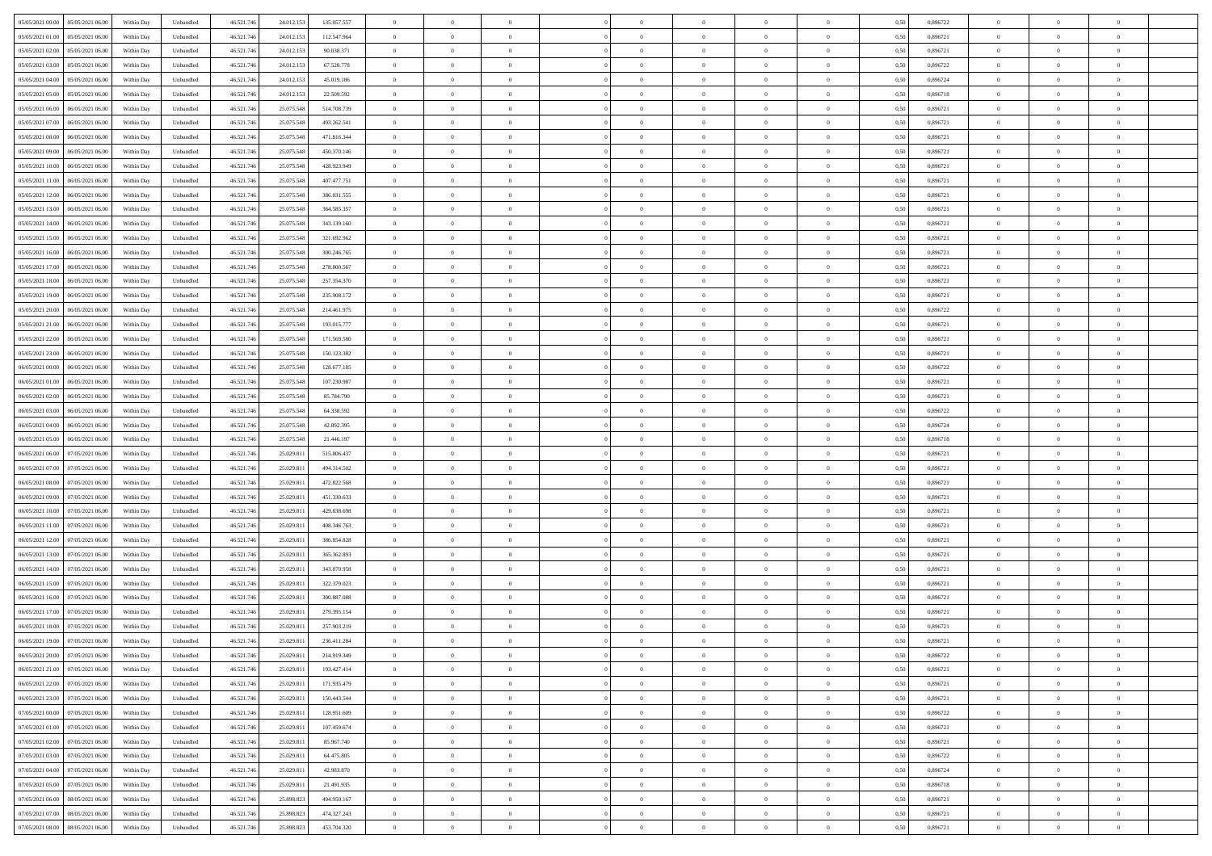| | | | | | | | | | | | | | | | | | | | | | |
|---|---|---|---|---|---|---|---|---|---|---|---|---|---|---|---|---|---|---|---|---|---|
| 05/05/2021 00:00 | 05/05/2021 06:00 | Within Day | Unbundled | 46.521.746 | 24.012.153 | 135.057.557 | 0 | 0 | 0 | | 0 | 0 | 0 | 0 | 0,50 | 0,896722 | 0 | 0 | 0 | |
| 05/05/2021 01:00 | 05/05/2021 06:00 | Within Day | Unbundled | 46.521.746 | 24.012.153 | 112.547.964 | 0 | 0 | 0 | | 0 | 0 | 0 | 0 | 0,50 | 0,896721 | 0 | 0 | 0 | |
| 05/05/2021 02:00 | 05/05/2021 06:00 | Within Day | Unbundled | 46.521.746 | 24.012.153 | 90.038.371 | 0 | 0 | 0 | | 0 | 0 | 0 | 0 | 0,50 | 0,896721 | 0 | 0 | 0 | |
| 05/05/2021 03:00 | 05/05/2021 06:00 | Within Day | Unbundled | 46.521.746 | 24.012.153 | 67.528.778 | 0 | 0 | 0 | | 0 | 0 | 0 | 0 | 0,50 | 0,896722 | 0 | 0 | 0 | |
| 05/05/2021 04:00 | 05/05/2021 06:00 | Within Day | Unbundled | 46.521.746 | 24.012.153 | 45.019.186 | 0 | 0 | 0 | | 0 | 0 | 0 | 0 | 0,50 | 0,896724 | 0 | 0 | 0 | |
| 05/05/2021 05:00 | 05/05/2021 06:00 | Within Day | Unbundled | 46.521.746 | 24.012.153 | 22.509.592 | 0 | 0 | 0 | | 0 | 0 | 0 | 0 | 0,50 | 0,896718 | 0 | 0 | 0 | |
| 05/05/2021 06:00 | 06/05/2021 06:00 | Within Day | Unbundled | 46.521.746 | 25.075.548 | 514.708.739 | 0 | 0 | 0 | | 0 | 0 | 0 | 0 | 0,50 | 0,896721 | 0 | 0 | 0 | |
| 05/05/2021 07:00 | 06/05/2021 06:00 | Within Day | Unbundled | 46.521.746 | 25.075.548 | 493.262.541 | 0 | 0 | 0 | | 0 | 0 | 0 | 0 | 0,50 | 0,896721 | 0 | 0 | 0 | |
| 05/05/2021 08:00 | 06/05/2021 06:00 | Within Day | Unbundled | 46.521.746 | 25.075.548 | 471.816.344 | 0 | 0 | 0 | | 0 | 0 | 0 | 0 | 0,50 | 0,896721 | 0 | 0 | 0 | |
| 05/05/2021 09:00 | 06/05/2021 06:00 | Within Day | Unbundled | 46.521.746 | 25.075.548 | 450.370.146 | 0 | 0 | 0 | | 0 | 0 | 0 | 0 | 0,50 | 0,896721 | 0 | 0 | 0 | |
| 05/05/2021 10:00 | 06/05/2021 06:00 | Within Day | Unbundled | 46.521.746 | 25.075.548 | 428.923.949 | 0 | 0 | 0 | | 0 | 0 | 0 | 0 | 0,50 | 0,896721 | 0 | 0 | 0 | |
| 05/05/2021 11:00 | 06/05/2021 06:00 | Within Day | Unbundled | 46.521.746 | 25.075.548 | 407.477.751 | 0 | 0 | 0 | | 0 | 0 | 0 | 0 | 0,50 | 0,896721 | 0 | 0 | 0 | |
| 05/05/2021 12:00 | 06/05/2021 06:00 | Within Day | Unbundled | 46.521.746 | 25.075.548 | 386.031.555 | 0 | 0 | 0 | | 0 | 0 | 0 | 0 | 0,50 | 0,896721 | 0 | 0 | 0 | |
| 05/05/2021 13:00 | 06/05/2021 06:00 | Within Day | Unbundled | 46.521.746 | 25.075.548 | 364.585.357 | 0 | 0 | 0 | | 0 | 0 | 0 | 0 | 0,50 | 0,896721 | 0 | 0 | 0 | |
| 05/05/2021 14:00 | 06/05/2021 06:00 | Within Day | Unbundled | 46.521.746 | 25.075.548 | 343.139.160 | 0 | 0 | 0 | | 0 | 0 | 0 | 0 | 0,50 | 0,896721 | 0 | 0 | 0 | |
| 05/05/2021 15:00 | 06/05/2021 06:00 | Within Day | Unbundled | 46.521.746 | 25.075.548 | 321.692.962 | 0 | 0 | 0 | | 0 | 0 | 0 | 0 | 0,50 | 0,896721 | 0 | 0 | 0 | |
| 05/05/2021 16:00 | 06/05/2021 06:00 | Within Day | Unbundled | 46.521.746 | 25.075.548 | 300.246.765 | 0 | 0 | 0 | | 0 | 0 | 0 | 0 | 0,50 | 0,896721 | 0 | 0 | 0 | |
| 05/05/2021 17:00 | 06/05/2021 06:00 | Within Day | Unbundled | 46.521.746 | 25.075.548 | 278.800.567 | 0 | 0 | 0 | | 0 | 0 | 0 | 0 | 0,50 | 0,896721 | 0 | 0 | 0 | |
| 05/05/2021 18:00 | 06/05/2021 06:00 | Within Day | Unbundled | 46.521.746 | 25.075.548 | 257.354.370 | 0 | 0 | 0 | | 0 | 0 | 0 | 0 | 0,50 | 0,896721 | 0 | 0 | 0 | |
| 05/05/2021 19:00 | 06/05/2021 06:00 | Within Day | Unbundled | 46.521.746 | 25.075.548 | 235.908.172 | 0 | 0 | 0 | | 0 | 0 | 0 | 0 | 0,50 | 0,896721 | 0 | 0 | 0 | |
| 05/05/2021 20:00 | 06/05/2021 06:00 | Within Day | Unbundled | 46.521.746 | 25.075.548 | 214.461.975 | 0 | 0 | 0 | | 0 | 0 | 0 | 0 | 0,50 | 0,896722 | 0 | 0 | 0 | |
| 05/05/2021 21:00 | 06/05/2021 06:00 | Within Day | Unbundled | 46.521.746 | 25.075.548 | 193.015.777 | 0 | 0 | 0 | | 0 | 0 | 0 | 0 | 0,50 | 0,896721 | 0 | 0 | 0 | |
| 05/05/2021 22:00 | 06/05/2021 06:00 | Within Day | Unbundled | 46.521.746 | 25.075.548 | 171.569.580 | 0 | 0 | 0 | | 0 | 0 | 0 | 0 | 0,50 | 0,896721 | 0 | 0 | 0 | |
| 05/05/2021 23:00 | 06/05/2021 06:00 | Within Day | Unbundled | 46.521.746 | 25.075.548 | 150.123.382 | 0 | 0 | 0 | | 0 | 0 | 0 | 0 | 0,50 | 0,896721 | 0 | 0 | 0 | |
| 06/05/2021 00:00 | 06/05/2021 06:00 | Within Day | Unbundled | 46.521.746 | 25.075.548 | 128.677.185 | 0 | 0 | 0 | | 0 | 0 | 0 | 0 | 0,50 | 0,896722 | 0 | 0 | 0 | |
| 06/05/2021 01:00 | 06/05/2021 06:00 | Within Day | Unbundled | 46.521.746 | 25.075.548 | 107.230.987 | 0 | 0 | 0 | | 0 | 0 | 0 | 0 | 0,50 | 0,896721 | 0 | 0 | 0 | |
| 06/05/2021 02:00 | 06/05/2021 06:00 | Within Day | Unbundled | 46.521.746 | 25.075.548 | 85.784.790 | 0 | 0 | 0 | | 0 | 0 | 0 | 0 | 0,50 | 0,896721 | 0 | 0 | 0 | |
| 06/05/2021 03:00 | 06/05/2021 06:00 | Within Day | Unbundled | 46.521.746 | 25.075.548 | 64.338.592 | 0 | 0 | 0 | | 0 | 0 | 0 | 0 | 0,50 | 0,896722 | 0 | 0 | 0 | |
| 06/05/2021 04:00 | 06/05/2021 06:00 | Within Day | Unbundled | 46.521.746 | 25.075.548 | 42.892.395 | 0 | 0 | 0 | | 0 | 0 | 0 | 0 | 0,50 | 0,896724 | 0 | 0 | 0 | |
| 06/05/2021 05:00 | 06/05/2021 06:00 | Within Day | Unbundled | 46.521.746 | 25.075.548 | 21.446.197 | 0 | 0 | 0 | | 0 | 0 | 0 | 0 | 0,50 | 0,896718 | 0 | 0 | 0 | |
| 06/05/2021 06:00 | 07/05/2021 06:00 | Within Day | Unbundled | 46.521.746 | 25.029.811 | 515.806.437 | 0 | 0 | 0 | | 0 | 0 | 0 | 0 | 0,50 | 0,896721 | 0 | 0 | 0 | |
| 06/05/2021 07:00 | 07/05/2021 06:00 | Within Day | Unbundled | 46.521.746 | 25.029.811 | 494.314.502 | 0 | 0 | 0 | | 0 | 0 | 0 | 0 | 0,50 | 0,896721 | 0 | 0 | 0 | |
| 06/05/2021 08:00 | 07/05/2021 06:00 | Within Day | Unbundled | 46.521.746 | 25.029.811 | 472.822.568 | 0 | 0 | 0 | | 0 | 0 | 0 | 0 | 0,50 | 0,896721 | 0 | 0 | 0 | |
| 06/05/2021 09:00 | 07/05/2021 06:00 | Within Day | Unbundled | 46.521.746 | 25.029.811 | 451.330.633 | 0 | 0 | 0 | | 0 | 0 | 0 | 0 | 0,50 | 0,896721 | 0 | 0 | 0 | |
| 06/05/2021 10:00 | 07/05/2021 06:00 | Within Day | Unbundled | 46.521.746 | 25.029.811 | 429.838.698 | 0 | 0 | 0 | | 0 | 0 | 0 | 0 | 0,50 | 0,896721 | 0 | 0 | 0 | |
| 06/05/2021 11:00 | 07/05/2021 06:00 | Within Day | Unbundled | 46.521.746 | 25.029.811 | 408.346.763 | 0 | 0 | 0 | | 0 | 0 | 0 | 0 | 0,50 | 0,896721 | 0 | 0 | 0 | |
| 06/05/2021 12:00 | 07/05/2021 06:00 | Within Day | Unbundled | 46.521.746 | 25.029.811 | 386.854.828 | 0 | 0 | 0 | | 0 | 0 | 0 | 0 | 0,50 | 0,896721 | 0 | 0 | 0 | |
| 06/05/2021 13:00 | 07/05/2021 06:00 | Within Day | Unbundled | 46.521.746 | 25.029.811 | 365.362.893 | 0 | 0 | 0 | | 0 | 0 | 0 | 0 | 0,50 | 0,896721 | 0 | 0 | 0 | |
| 06/05/2021 14:00 | 07/05/2021 06:00 | Within Day | Unbundled | 46.521.746 | 25.029.811 | 343.870.958 | 0 | 0 | 0 | | 0 | 0 | 0 | 0 | 0,50 | 0,896721 | 0 | 0 | 0 | |
| 06/05/2021 15:00 | 07/05/2021 06:00 | Within Day | Unbundled | 46.521.746 | 25.029.811 | 322.379.023 | 0 | 0 | 0 | | 0 | 0 | 0 | 0 | 0,50 | 0,896721 | 0 | 0 | 0 | |
| 06/05/2021 16:00 | 07/05/2021 06:00 | Within Day | Unbundled | 46.521.746 | 25.029.811 | 300.887.088 | 0 | 0 | 0 | | 0 | 0 | 0 | 0 | 0,50 | 0,896721 | 0 | 0 | 0 | |
| 06/05/2021 17:00 | 07/05/2021 06:00 | Within Day | Unbundled | 46.521.746 | 25.029.811 | 279.395.154 | 0 | 0 | 0 | | 0 | 0 | 0 | 0 | 0,50 | 0,896721 | 0 | 0 | 0 | |
| 06/05/2021 18:00 | 07/05/2021 06:00 | Within Day | Unbundled | 46.521.746 | 25.029.811 | 257.903.219 | 0 | 0 | 0 | | 0 | 0 | 0 | 0 | 0,50 | 0,896721 | 0 | 0 | 0 | |
| 06/05/2021 19:00 | 07/05/2021 06:00 | Within Day | Unbundled | 46.521.746 | 25.029.811 | 236.411.284 | 0 | 0 | 0 | | 0 | 0 | 0 | 0 | 0,50 | 0,896721 | 0 | 0 | 0 | |
| 06/05/2021 20:00 | 07/05/2021 06:00 | Within Day | Unbundled | 46.521.746 | 25.029.811 | 214.919.349 | 0 | 0 | 0 | | 0 | 0 | 0 | 0 | 0,50 | 0,896722 | 0 | 0 | 0 | |
| 06/05/2021 21:00 | 07/05/2021 06:00 | Within Day | Unbundled | 46.521.746 | 25.029.811 | 193.427.414 | 0 | 0 | 0 | | 0 | 0 | 0 | 0 | 0,50 | 0,896721 | 0 | 0 | 0 | |
| 06/05/2021 22:00 | 07/05/2021 06:00 | Within Day | Unbundled | 46.521.746 | 25.029.811 | 171.935.479 | 0 | 0 | 0 | | 0 | 0 | 0 | 0 | 0,50 | 0,896721 | 0 | 0 | 0 | |
| 06/05/2021 23:00 | 07/05/2021 06:00 | Within Day | Unbundled | 46.521.746 | 25.029.811 | 150.443.544 | 0 | 0 | 0 | | 0 | 0 | 0 | 0 | 0,50 | 0,896721 | 0 | 0 | 0 | |
| 07/05/2021 00:00 | 07/05/2021 06:00 | Within Day | Unbundled | 46.521.746 | 25.029.811 | 128.951.609 | 0 | 0 | 0 | | 0 | 0 | 0 | 0 | 0,50 | 0,896722 | 0 | 0 | 0 | |
| 07/05/2021 01:00 | 07/05/2021 06:00 | Within Day | Unbundled | 46.521.746 | 25.029.811 | 107.459.674 | 0 | 0 | 0 | | 0 | 0 | 0 | 0 | 0,50 | 0,896721 | 0 | 0 | 0 | |
| 07/05/2021 02:00 | 07/05/2021 06:00 | Within Day | Unbundled | 46.521.746 | 25.029.811 | 85.967.740 | 0 | 0 | 0 | | 0 | 0 | 0 | 0 | 0,50 | 0,896721 | 0 | 0 | 0 | |
| 07/05/2021 03:00 | 07/05/2021 06:00 | Within Day | Unbundled | 46.521.746 | 25.029.811 | 64.475.805 | 0 | 0 | 0 | | 0 | 0 | 0 | 0 | 0,50 | 0,896722 | 0 | 0 | 0 | |
| 07/05/2021 04:00 | 07/05/2021 06:00 | Within Day | Unbundled | 46.521.746 | 25.029.811 | 42.983.870 | 0 | 0 | 0 | | 0 | 0 | 0 | 0 | 0,50 | 0,896724 | 0 | 0 | 0 | |
| 07/05/2021 05:00 | 07/05/2021 06:00 | Within Day | Unbundled | 46.521.746 | 25.029.811 | 21.491.935 | 0 | 0 | 0 | | 0 | 0 | 0 | 0 | 0,50 | 0,896718 | 0 | 0 | 0 | |
| 07/05/2021 06:00 | 08/05/2021 06:00 | Within Day | Unbundled | 46.521.746 | 25.898.823 | 494.950.167 | 0 | 0 | 0 | | 0 | 0 | 0 | 0 | 0,50 | 0,896721 | 0 | 0 | 0 | |
| 07/05/2021 07:00 | 08/05/2021 06:00 | Within Day | Unbundled | 46.521.746 | 25.898.823 | 474.327.243 | 0 | 0 | 0 | | 0 | 0 | 0 | 0 | 0,50 | 0,896721 | 0 | 0 | 0 | |
| 07/05/2021 08:00 | 08/05/2021 06:00 | Within Day | Unbundled | 46.521.746 | 25.898.823 | 453.704.320 | 0 | 0 | 0 | | 0 | 0 | 0 | 0 | 0,50 | 0,896721 | 0 | 0 | 0 | |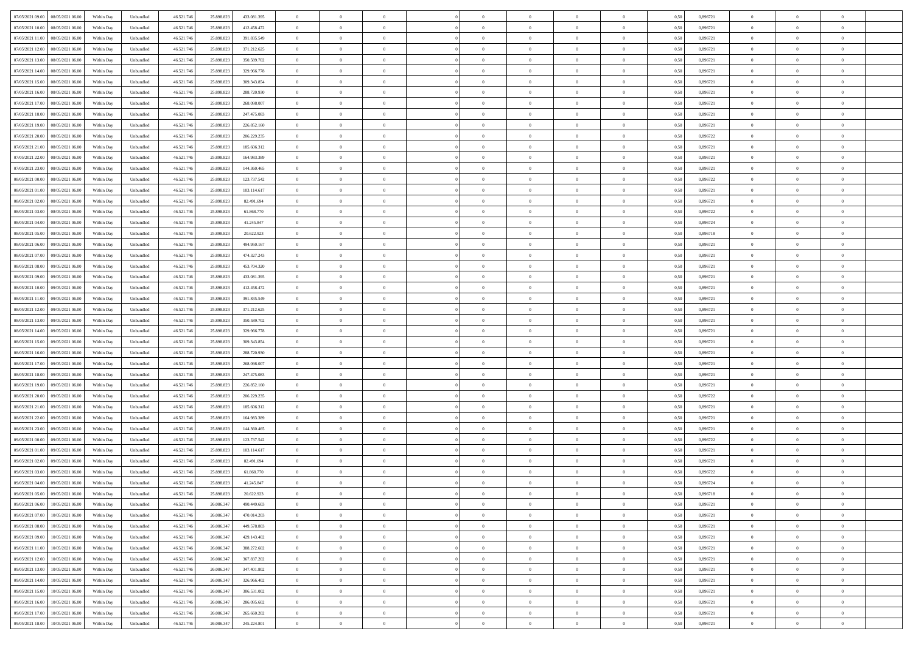| | | | | | | | | | | | | | | | | | | | | |
|---|---|---|---|---|---|---|---|---|---|---|---|---|---|---|---|---|---|---|---|---|
| 07/05/2021 09:00 | 08/05/2021 06:00 | Within Day | Unbundled | 46.521.746 | 25.898.823 | 433.081.395 | 0 | 0 | 0 | | 0 | 0 | 0 | 0 | 0,50 | 0,896721 | 0 | 0 | 0 | |
| 07/05/2021 10:00 | 08/05/2021 06:00 | Within Day | Unbundled | 46.521.746 | 25.898.823 | 412.458.472 | 0 | 0 | 0 | | 0 | 0 | 0 | 0 | 0,50 | 0,896721 | 0 | 0 | 0 | |
| 07/05/2021 11:00 | 08/05/2021 06:00 | Within Day | Unbundled | 46.521.746 | 25.898.823 | 391.835.549 | 0 | 0 | 0 | | 0 | 0 | 0 | 0 | 0,50 | 0,896721 | 0 | 0 | 0 | |
| 07/05/2021 12:00 | 08/05/2021 06:00 | Within Day | Unbundled | 46.521.746 | 25.898.823 | 371.212.625 | 0 | 0 | 0 | | 0 | 0 | 0 | 0 | 0,50 | 0,896721 | 0 | 0 | 0 | |
| 07/05/2021 13:00 | 08/05/2021 06:00 | Within Day | Unbundled | 46.521.746 | 25.898.823 | 350.589.702 | 0 | 0 | 0 | | 0 | 0 | 0 | 0 | 0,50 | 0,896721 | 0 | 0 | 0 | |
| 07/05/2021 14:00 | 08/05/2021 06:00 | Within Day | Unbundled | 46.521.746 | 25.898.823 | 329.966.778 | 0 | 0 | 0 | | 0 | 0 | 0 | 0 | 0,50 | 0,896721 | 0 | 0 | 0 | |
| 07/05/2021 15:00 | 08/05/2021 06:00 | Within Day | Unbundled | 46.521.746 | 25.898.823 | 309.343.854 | 0 | 0 | 0 | | 0 | 0 | 0 | 0 | 0,50 | 0,896721 | 0 | 0 | 0 | |
| 07/05/2021 16:00 | 08/05/2021 06:00 | Within Day | Unbundled | 46.521.746 | 25.898.823 | 288.720.930 | 0 | 0 | 0 | | 0 | 0 | 0 | 0 | 0,50 | 0,896721 | 0 | 0 | 0 | |
| 07/05/2021 17:00 | 08/05/2021 06:00 | Within Day | Unbundled | 46.521.746 | 25.898.823 | 268.098.007 | 0 | 0 | 0 | | 0 | 0 | 0 | 0 | 0,50 | 0,896721 | 0 | 0 | 0 | |
| 07/05/2021 18:00 | 08/05/2021 06:00 | Within Day | Unbundled | 46.521.746 | 25.898.823 | 247.475.083 | 0 | 0 | 0 | | 0 | 0 | 0 | 0 | 0,50 | 0,896721 | 0 | 0 | 0 | |
| 07/05/2021 19:00 | 08/05/2021 06:00 | Within Day | Unbundled | 46.521.746 | 25.898.823 | 226.852.160 | 0 | 0 | 0 | | 0 | 0 | 0 | 0 | 0,50 | 0,896721 | 0 | 0 | 0 | |
| 07/05/2021 20:00 | 08/05/2021 06:00 | Within Day | Unbundled | 46.521.746 | 25.898.823 | 206.229.235 | 0 | 0 | 0 | | 0 | 0 | 0 | 0 | 0,50 | 0,896722 | 0 | 0 | 0 | |
| 07/05/2021 21:00 | 08/05/2021 06:00 | Within Day | Unbundled | 46.521.746 | 25.898.823 | 185.606.312 | 0 | 0 | 0 | | 0 | 0 | 0 | 0 | 0,50 | 0,896721 | 0 | 0 | 0 | |
| 07/05/2021 22:00 | 08/05/2021 06:00 | Within Day | Unbundled | 46.521.746 | 25.898.823 | 164.983.389 | 0 | 0 | 0 | | 0 | 0 | 0 | 0 | 0,50 | 0,896721 | 0 | 0 | 0 | |
| 07/05/2021 23:00 | 08/05/2021 06:00 | Within Day | Unbundled | 46.521.746 | 25.898.823 | 144.360.465 | 0 | 0 | 0 | | 0 | 0 | 0 | 0 | 0,50 | 0,896721 | 0 | 0 | 0 | |
| 08/05/2021 00:00 | 08/05/2021 06:00 | Within Day | Unbundled | 46.521.746 | 25.898.823 | 123.737.542 | 0 | 0 | 0 | | 0 | 0 | 0 | 0 | 0,50 | 0,896722 | 0 | 0 | 0 | |
| 08/05/2021 01:00 | 08/05/2021 06:00 | Within Day | Unbundled | 46.521.746 | 25.898.823 | 103.114.617 | 0 | 0 | 0 | | 0 | 0 | 0 | 0 | 0,50 | 0,896721 | 0 | 0 | 0 | |
| 08/05/2021 02:00 | 08/05/2021 06:00 | Within Day | Unbundled | 46.521.746 | 25.898.823 | 82.491.694 | 0 | 0 | 0 | | 0 | 0 | 0 | 0 | 0,50 | 0,896721 | 0 | 0 | 0 | |
| 08/05/2021 03:00 | 08/05/2021 06:00 | Within Day | Unbundled | 46.521.746 | 25.898.823 | 61.868.770 | 0 | 0 | 0 | | 0 | 0 | 0 | 0 | 0,50 | 0,896722 | 0 | 0 | 0 | |
| 08/05/2021 04:00 | 08/05/2021 06:00 | Within Day | Unbundled | 46.521.746 | 25.898.823 | 41.245.847 | 0 | 0 | 0 | | 0 | 0 | 0 | 0 | 0,50 | 0,896724 | 0 | 0 | 0 | |
| 08/05/2021 05:00 | 08/05/2021 06:00 | Within Day | Unbundled | 46.521.746 | 25.898.823 | 20.622.923 | 0 | 0 | 0 | | 0 | 0 | 0 | 0 | 0,50 | 0,896718 | 0 | 0 | 0 | |
| 08/05/2021 06:00 | 09/05/2021 06:00 | Within Day | Unbundled | 46.521.746 | 25.898.823 | 494.950.167 | 0 | 0 | 0 | | 0 | 0 | 0 | 0 | 0,50 | 0,896721 | 0 | 0 | 0 | |
| 08/05/2021 07:00 | 09/05/2021 06:00 | Within Day | Unbundled | 46.521.746 | 25.898.823 | 474.327.243 | 0 | 0 | 0 | | 0 | 0 | 0 | 0 | 0,50 | 0,896721 | 0 | 0 | 0 | |
| 08/05/2021 08:00 | 09/05/2021 06:00 | Within Day | Unbundled | 46.521.746 | 25.898.823 | 453.704.320 | 0 | 0 | 0 | | 0 | 0 | 0 | 0 | 0,50 | 0,896721 | 0 | 0 | 0 | |
| 08/05/2021 09:00 | 09/05/2021 06:00 | Within Day | Unbundled | 46.521.746 | 25.898.823 | 433.081.395 | 0 | 0 | 0 | | 0 | 0 | 0 | 0 | 0,50 | 0,896721 | 0 | 0 | 0 | |
| 08/05/2021 10:00 | 09/05/2021 06:00 | Within Day | Unbundled | 46.521.746 | 25.898.823 | 412.458.472 | 0 | 0 | 0 | | 0 | 0 | 0 | 0 | 0,50 | 0,896721 | 0 | 0 | 0 | |
| 08/05/2021 11:00 | 09/05/2021 06:00 | Within Day | Unbundled | 46.521.746 | 25.898.823 | 391.835.549 | 0 | 0 | 0 | | 0 | 0 | 0 | 0 | 0,50 | 0,896721 | 0 | 0 | 0 | |
| 08/05/2021 12:00 | 09/05/2021 06:00 | Within Day | Unbundled | 46.521.746 | 25.898.823 | 371.212.625 | 0 | 0 | 0 | | 0 | 0 | 0 | 0 | 0,50 | 0,896721 | 0 | 0 | 0 | |
| 08/05/2021 13:00 | 09/05/2021 06:00 | Within Day | Unbundled | 46.521.746 | 25.898.823 | 350.589.702 | 0 | 0 | 0 | | 0 | 0 | 0 | 0 | 0,50 | 0,896721 | 0 | 0 | 0 | |
| 08/05/2021 14:00 | 09/05/2021 06:00 | Within Day | Unbundled | 46.521.746 | 25.898.823 | 329.966.778 | 0 | 0 | 0 | | 0 | 0 | 0 | 0 | 0,50 | 0,896721 | 0 | 0 | 0 | |
| 08/05/2021 15:00 | 09/05/2021 06:00 | Within Day | Unbundled | 46.521.746 | 25.898.823 | 309.343.854 | 0 | 0 | 0 | | 0 | 0 | 0 | 0 | 0,50 | 0,896721 | 0 | 0 | 0 | |
| 08/05/2021 16:00 | 09/05/2021 06:00 | Within Day | Unbundled | 46.521.746 | 25.898.823 | 288.720.930 | 0 | 0 | 0 | | 0 | 0 | 0 | 0 | 0,50 | 0,896721 | 0 | 0 | 0 | |
| 08/05/2021 17:00 | 09/05/2021 06:00 | Within Day | Unbundled | 46.521.746 | 25.898.823 | 268.098.007 | 0 | 0 | 0 | | 0 | 0 | 0 | 0 | 0,50 | 0,896721 | 0 | 0 | 0 | |
| 08/05/2021 18:00 | 09/05/2021 06:00 | Within Day | Unbundled | 46.521.746 | 25.898.823 | 247.475.083 | 0 | 0 | 0 | | 0 | 0 | 0 | 0 | 0,50 | 0,896721 | 0 | 0 | 0 | |
| 08/05/2021 19:00 | 09/05/2021 06:00 | Within Day | Unbundled | 46.521.746 | 25.898.823 | 226.852.160 | 0 | 0 | 0 | | 0 | 0 | 0 | 0 | 0,50 | 0,896721 | 0 | 0 | 0 | |
| 08/05/2021 20:00 | 09/05/2021 06:00 | Within Day | Unbundled | 46.521.746 | 25.898.823 | 206.229.235 | 0 | 0 | 0 | | 0 | 0 | 0 | 0 | 0,50 | 0,896722 | 0 | 0 | 0 | |
| 08/05/2021 21:00 | 09/05/2021 06:00 | Within Day | Unbundled | 46.521.746 | 25.898.823 | 185.606.312 | 0 | 0 | 0 | | 0 | 0 | 0 | 0 | 0,50 | 0,896721 | 0 | 0 | 0 | |
| 08/05/2021 22:00 | 09/05/2021 06:00 | Within Day | Unbundled | 46.521.746 | 25.898.823 | 164.983.389 | 0 | 0 | 0 | | 0 | 0 | 0 | 0 | 0,50 | 0,896721 | 0 | 0 | 0 | |
| 08/05/2021 23:00 | 09/05/2021 06:00 | Within Day | Unbundled | 46.521.746 | 25.898.823 | 144.360.465 | 0 | 0 | 0 | | 0 | 0 | 0 | 0 | 0,50 | 0,896721 | 0 | 0 | 0 | |
| 09/05/2021 00:00 | 09/05/2021 06:00 | Within Day | Unbundled | 46.521.746 | 25.898.823 | 123.737.542 | 0 | 0 | 0 | | 0 | 0 | 0 | 0 | 0,50 | 0,896722 | 0 | 0 | 0 | |
| 09/05/2021 01:00 | 09/05/2021 06:00 | Within Day | Unbundled | 46.521.746 | 25.898.823 | 103.114.617 | 0 | 0 | 0 | | 0 | 0 | 0 | 0 | 0,50 | 0,896721 | 0 | 0 | 0 | |
| 09/05/2021 02:00 | 09/05/2021 06:00 | Within Day | Unbundled | 46.521.746 | 25.898.823 | 82.491.694 | 0 | 0 | 0 | | 0 | 0 | 0 | 0 | 0,50 | 0,896721 | 0 | 0 | 0 | |
| 09/05/2021 03:00 | 09/05/2021 06:00 | Within Day | Unbundled | 46.521.746 | 25.898.823 | 61.868.770 | 0 | 0 | 0 | | 0 | 0 | 0 | 0 | 0,50 | 0,896722 | 0 | 0 | 0 | |
| 09/05/2021 04:00 | 09/05/2021 06:00 | Within Day | Unbundled | 46.521.746 | 25.898.823 | 41.245.847 | 0 | 0 | 0 | | 0 | 0 | 0 | 0 | 0,50 | 0,896724 | 0 | 0 | 0 | |
| 09/05/2021 05:00 | 09/05/2021 06:00 | Within Day | Unbundled | 46.521.746 | 25.898.823 | 20.622.923 | 0 | 0 | 0 | | 0 | 0 | 0 | 0 | 0,50 | 0,896718 | 0 | 0 | 0 | |
| 09/05/2021 06:00 | 10/05/2021 06:00 | Within Day | Unbundled | 46.521.746 | 26.086.347 | 490.449.603 | 0 | 0 | 0 | | 0 | 0 | 0 | 0 | 0,50 | 0,896721 | 0 | 0 | 0 | |
| 09/05/2021 07:00 | 10/05/2021 06:00 | Within Day | Unbundled | 46.521.746 | 26.086.347 | 470.014.203 | 0 | 0 | 0 | | 0 | 0 | 0 | 0 | 0,50 | 0,896721 | 0 | 0 | 0 | |
| 09/05/2021 08:00 | 10/05/2021 06:00 | Within Day | Unbundled | 46.521.746 | 26.086.347 | 449.578.803 | 0 | 0 | 0 | | 0 | 0 | 0 | 0 | 0,50 | 0,896721 | 0 | 0 | 0 | |
| 09/05/2021 09:00 | 10/05/2021 06:00 | Within Day | Unbundled | 46.521.746 | 26.086.347 | 429.143.402 | 0 | 0 | 0 | | 0 | 0 | 0 | 0 | 0,50 | 0,896721 | 0 | 0 | 0 | |
| 09/05/2021 11:00 | 10/05/2021 06:00 | Within Day | Unbundled | 46.521.746 | 26.086.347 | 388.272.602 | 0 | 0 | 0 | | 0 | 0 | 0 | 0 | 0,50 | 0,896721 | 0 | 0 | 0 | |
| 09/05/2021 12:00 | 10/05/2021 06:00 | Within Day | Unbundled | 46.521.746 | 26.086.347 | 367.837.202 | 0 | 0 | 0 | | 0 | 0 | 0 | 0 | 0,50 | 0,896721 | 0 | 0 | 0 | |
| 09/05/2021 13:00 | 10/05/2021 06:00 | Within Day | Unbundled | 46.521.746 | 26.086.347 | 347.401.802 | 0 | 0 | 0 | | 0 | 0 | 0 | 0 | 0,50 | 0,896721 | 0 | 0 | 0 | |
| 09/05/2021 14:00 | 10/05/2021 06:00 | Within Day | Unbundled | 46.521.746 | 26.086.347 | 326.966.402 | 0 | 0 | 0 | | 0 | 0 | 0 | 0 | 0,50 | 0,896721 | 0 | 0 | 0 | |
| 09/05/2021 15:00 | 10/05/2021 06:00 | Within Day | Unbundled | 46.521.746 | 26.086.347 | 306.531.002 | 0 | 0 | 0 | | 0 | 0 | 0 | 0 | 0,50 | 0,896721 | 0 | 0 | 0 | |
| 09/05/2021 16:00 | 10/05/2021 06:00 | Within Day | Unbundled | 46.521.746 | 26.086.347 | 286.095.602 | 0 | 0 | 0 | | 0 | 0 | 0 | 0 | 0,50 | 0,896721 | 0 | 0 | 0 | |
| 09/05/2021 17:00 | 10/05/2021 06:00 | Within Day | Unbundled | 46.521.746 | 26.086.347 | 265.660.202 | 0 | 0 | 0 | | 0 | 0 | 0 | 0 | 0,50 | 0,896721 | 0 | 0 | 0 | |
| 09/05/2021 18:00 | 10/05/2021 06:00 | Within Day | Unbundled | 46.521.746 | 26.086.347 | 245.224.801 | 0 | 0 | 0 | | 0 | 0 | 0 | 0 | 0,50 | 0,896721 | 0 | 0 | 0 | |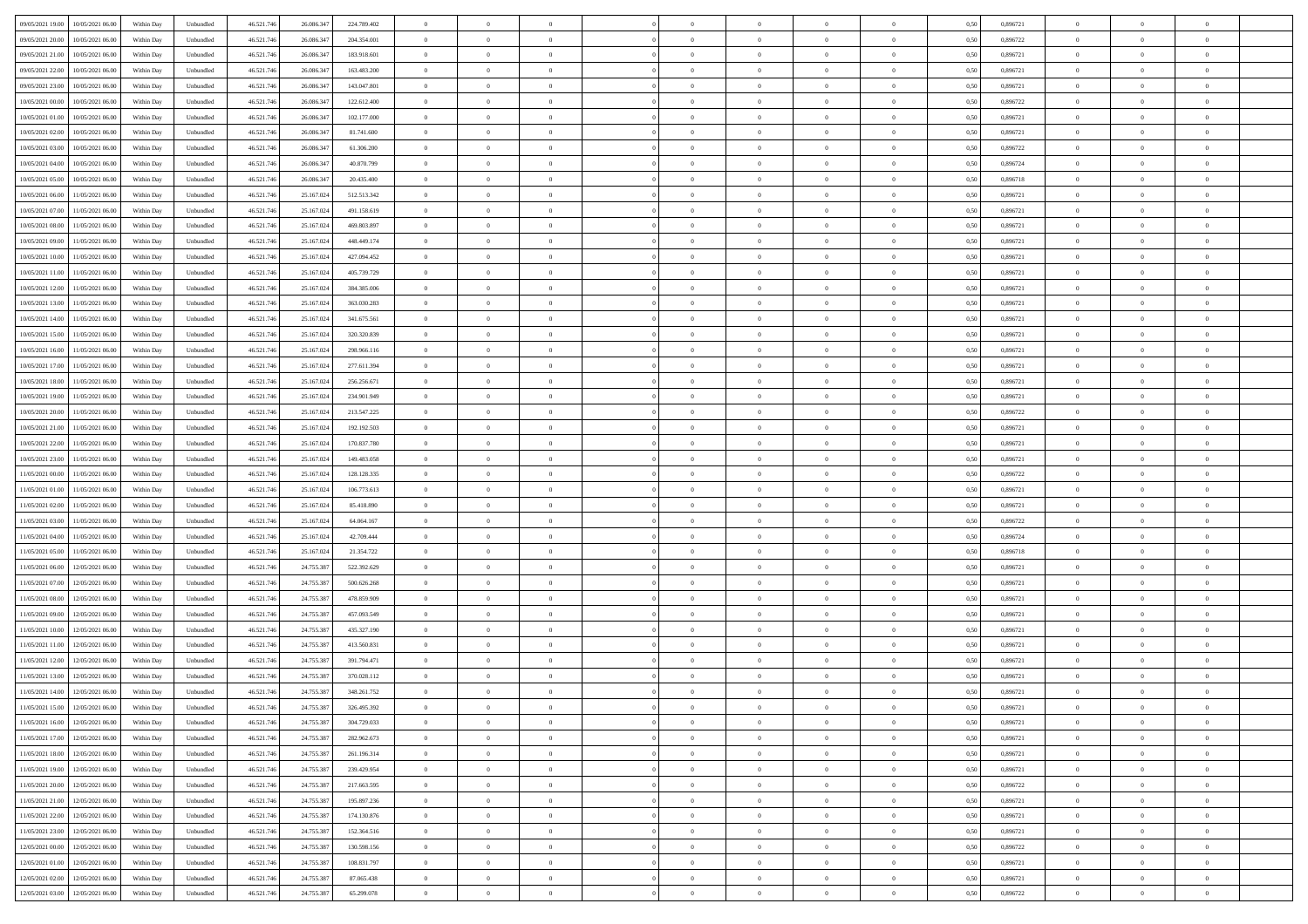| | | | | | | | | | | | | | | | | | | | | |
|---|---|---|---|---|---|---|---|---|---|---|---|---|---|---|---|---|---|---|---|---|
| 09/05/2021 19:00 | 10/05/2021 06:00 | Within Day | Unbundled | 46.521.746 | 26.086.347 | 224.789.402 | 0 | 0 | 0 | | 0 | 0 | 0 | 0 | 0,50 | 0,896721 | 0 | 0 | 0 | |
| 09/05/2021 20:00 | 10/05/2021 06:00 | Within Day | Unbundled | 46.521.746 | 26.086.347 | 204.354.001 | 0 | 0 | 0 | | 0 | 0 | 0 | 0 | 0,50 | 0,896722 | 0 | 0 | 0 | |
| 09/05/2021 21:00 | 10/05/2021 06:00 | Within Day | Unbundled | 46.521.746 | 26.086.347 | 183.918.601 | 0 | 0 | 0 | | 0 | 0 | 0 | 0 | 0,50 | 0,896721 | 0 | 0 | 0 | |
| 09/05/2021 22:00 | 10/05/2021 06:00 | Within Day | Unbundled | 46.521.746 | 26.086.347 | 163.483.200 | 0 | 0 | 0 | | 0 | 0 | 0 | 0 | 0,50 | 0,896721 | 0 | 0 | 0 | |
| 09/05/2021 23:00 | 10/05/2021 06:00 | Within Day | Unbundled | 46.521.746 | 26.086.347 | 143.047.801 | 0 | 0 | 0 | | 0 | 0 | 0 | 0 | 0,50 | 0,896721 | 0 | 0 | 0 | |
| 10/05/2021 00:00 | 10/05/2021 06:00 | Within Day | Unbundled | 46.521.746 | 26.086.347 | 122.612.400 | 0 | 0 | 0 | | 0 | 0 | 0 | 0 | 0,50 | 0,896722 | 0 | 0 | 0 | |
| 10/05/2021 01:00 | 10/05/2021 06:00 | Within Day | Unbundled | 46.521.746 | 26.086.347 | 102.177.000 | 0 | 0 | 0 | | 0 | 0 | 0 | 0 | 0,50 | 0,896721 | 0 | 0 | 0 | |
| 10/05/2021 02:00 | 10/05/2021 06:00 | Within Day | Unbundled | 46.521.746 | 26.086.347 | 81.741.600 | 0 | 0 | 0 | | 0 | 0 | 0 | 0 | 0,50 | 0,896721 | 0 | 0 | 0 | |
| 10/05/2021 03:00 | 10/05/2021 06:00 | Within Day | Unbundled | 46.521.746 | 26.086.347 | 61.306.200 | 0 | 0 | 0 | | 0 | 0 | 0 | 0 | 0,50 | 0,896722 | 0 | 0 | 0 | |
| 10/05/2021 04:00 | 10/05/2021 06:00 | Within Day | Unbundled | 46.521.746 | 26.086.347 | 40.870.799 | 0 | 0 | 0 | | 0 | 0 | 0 | 0 | 0,50 | 0,896724 | 0 | 0 | 0 | |
| 10/05/2021 05:00 | 10/05/2021 06:00 | Within Day | Unbundled | 46.521.746 | 26.086.347 | 20.435.400 | 0 | 0 | 0 | | 0 | 0 | 0 | 0 | 0,50 | 0,896718 | 0 | 0 | 0 | |
| 10/05/2021 06:00 | 11/05/2021 06:00 | Within Day | Unbundled | 46.521.746 | 25.167.024 | 512.513.342 | 0 | 0 | 0 | | 0 | 0 | 0 | 0 | 0,50 | 0,896721 | 0 | 0 | 0 | |
| 10/05/2021 07:00 | 11/05/2021 06:00 | Within Day | Unbundled | 46.521.746 | 25.167.024 | 491.158.619 | 0 | 0 | 0 | | 0 | 0 | 0 | 0 | 0,50 | 0,896721 | 0 | 0 | 0 | |
| 10/05/2021 08:00 | 11/05/2021 06:00 | Within Day | Unbundled | 46.521.746 | 25.167.024 | 469.803.897 | 0 | 0 | 0 | | 0 | 0 | 0 | 0 | 0,50 | 0,896721 | 0 | 0 | 0 | |
| 10/05/2021 09:00 | 11/05/2021 06:00 | Within Day | Unbundled | 46.521.746 | 25.167.024 | 448.449.174 | 0 | 0 | 0 | | 0 | 0 | 0 | 0 | 0,50 | 0,896721 | 0 | 0 | 0 | |
| 10/05/2021 10:00 | 11/05/2021 06:00 | Within Day | Unbundled | 46.521.746 | 25.167.024 | 427.094.452 | 0 | 0 | 0 | | 0 | 0 | 0 | 0 | 0,50 | 0,896721 | 0 | 0 | 0 | |
| 10/05/2021 11:00 | 11/05/2021 06:00 | Within Day | Unbundled | 46.521.746 | 25.167.024 | 405.739.729 | 0 | 0 | 0 | | 0 | 0 | 0 | 0 | 0,50 | 0,896721 | 0 | 0 | 0 | |
| 10/05/2021 12:00 | 11/05/2021 06:00 | Within Day | Unbundled | 46.521.746 | 25.167.024 | 384.385.006 | 0 | 0 | 0 | | 0 | 0 | 0 | 0 | 0,50 | 0,896721 | 0 | 0 | 0 | |
| 10/05/2021 13:00 | 11/05/2021 06:00 | Within Day | Unbundled | 46.521.746 | 25.167.024 | 363.030.283 | 0 | 0 | 0 | | 0 | 0 | 0 | 0 | 0,50 | 0,896721 | 0 | 0 | 0 | |
| 10/05/2021 14:00 | 11/05/2021 06:00 | Within Day | Unbundled | 46.521.746 | 25.167.024 | 341.675.561 | 0 | 0 | 0 | | 0 | 0 | 0 | 0 | 0,50 | 0,896721 | 0 | 0 | 0 | |
| 10/05/2021 15:00 | 11/05/2021 06:00 | Within Day | Unbundled | 46.521.746 | 25.167.024 | 320.320.839 | 0 | 0 | 0 | | 0 | 0 | 0 | 0 | 0,50 | 0,896721 | 0 | 0 | 0 | |
| 10/05/2021 16:00 | 11/05/2021 06:00 | Within Day | Unbundled | 46.521.746 | 25.167.024 | 298.966.116 | 0 | 0 | 0 | | 0 | 0 | 0 | 0 | 0,50 | 0,896721 | 0 | 0 | 0 | |
| 10/05/2021 17:00 | 11/05/2021 06:00 | Within Day | Unbundled | 46.521.746 | 25.167.024 | 277.611.394 | 0 | 0 | 0 | | 0 | 0 | 0 | 0 | 0,50 | 0,896721 | 0 | 0 | 0 | |
| 10/05/2021 18:00 | 11/05/2021 06:00 | Within Day | Unbundled | 46.521.746 | 25.167.024 | 256.256.671 | 0 | 0 | 0 | | 0 | 0 | 0 | 0 | 0,50 | 0,896721 | 0 | 0 | 0 | |
| 10/05/2021 19:00 | 11/05/2021 06:00 | Within Day | Unbundled | 46.521.746 | 25.167.024 | 234.901.949 | 0 | 0 | 0 | | 0 | 0 | 0 | 0 | 0,50 | 0,896721 | 0 | 0 | 0 | |
| 10/05/2021 20:00 | 11/05/2021 06:00 | Within Day | Unbundled | 46.521.746 | 25.167.024 | 213.547.225 | 0 | 0 | 0 | | 0 | 0 | 0 | 0 | 0,50 | 0,896722 | 0 | 0 | 0 | |
| 10/05/2021 21:00 | 11/05/2021 06:00 | Within Day | Unbundled | 46.521.746 | 25.167.024 | 192.192.503 | 0 | 0 | 0 | | 0 | 0 | 0 | 0 | 0,50 | 0,896721 | 0 | 0 | 0 | |
| 10/05/2021 22:00 | 11/05/2021 06:00 | Within Day | Unbundled | 46.521.746 | 25.167.024 | 170.837.780 | 0 | 0 | 0 | | 0 | 0 | 0 | 0 | 0,50 | 0,896721 | 0 | 0 | 0 | |
| 10/05/2021 23:00 | 11/05/2021 06:00 | Within Day | Unbundled | 46.521.746 | 25.167.024 | 149.483.058 | 0 | 0 | 0 | | 0 | 0 | 0 | 0 | 0,50 | 0,896721 | 0 | 0 | 0 | |
| 11/05/2021 00:00 | 11/05/2021 06:00 | Within Day | Unbundled | 46.521.746 | 25.167.024 | 128.128.335 | 0 | 0 | 0 | | 0 | 0 | 0 | 0 | 0,50 | 0,896722 | 0 | 0 | 0 | |
| 11/05/2021 01:00 | 11/05/2021 06:00 | Within Day | Unbundled | 46.521.746 | 25.167.024 | 106.773.613 | 0 | 0 | 0 | | 0 | 0 | 0 | 0 | 0,50 | 0,896721 | 0 | 0 | 0 | |
| 11/05/2021 02:00 | 11/05/2021 06:00 | Within Day | Unbundled | 46.521.746 | 25.167.024 | 85.418.890 | 0 | 0 | 0 | | 0 | 0 | 0 | 0 | 0,50 | 0,896721 | 0 | 0 | 0 | |
| 11/05/2021 03:00 | 11/05/2021 06:00 | Within Day | Unbundled | 46.521.746 | 25.167.024 | 64.064.167 | 0 | 0 | 0 | | 0 | 0 | 0 | 0 | 0,50 | 0,896722 | 0 | 0 | 0 | |
| 11/05/2021 04:00 | 11/05/2021 06:00 | Within Day | Unbundled | 46.521.746 | 25.167.024 | 42.709.444 | 0 | 0 | 0 | | 0 | 0 | 0 | 0 | 0,50 | 0,896724 | 0 | 0 | 0 | |
| 11/05/2021 05:00 | 11/05/2021 06:00 | Within Day | Unbundled | 46.521.746 | 25.167.024 | 21.354.722 | 0 | 0 | 0 | | 0 | 0 | 0 | 0 | 0,50 | 0,896718 | 0 | 0 | 0 | |
| 11/05/2021 06:00 | 12/05/2021 06:00 | Within Day | Unbundled | 46.521.746 | 24.755.387 | 522.392.629 | 0 | 0 | 0 | | 0 | 0 | 0 | 0 | 0,50 | 0,896721 | 0 | 0 | 0 | |
| 11/05/2021 07:00 | 12/05/2021 06:00 | Within Day | Unbundled | 46.521.746 | 24.755.387 | 500.626.268 | 0 | 0 | 0 | | 0 | 0 | 0 | 0 | 0,50 | 0,896721 | 0 | 0 | 0 | |
| 11/05/2021 08:00 | 12/05/2021 06:00 | Within Day | Unbundled | 46.521.746 | 24.755.387 | 478.859.909 | 0 | 0 | 0 | | 0 | 0 | 0 | 0 | 0,50 | 0,896721 | 0 | 0 | 0 | |
| 11/05/2021 09:00 | 12/05/2021 06:00 | Within Day | Unbundled | 46.521.746 | 24.755.387 | 457.093.549 | 0 | 0 | 0 | | 0 | 0 | 0 | 0 | 0,50 | 0,896721 | 0 | 0 | 0 | |
| 11/05/2021 10:00 | 12/05/2021 06:00 | Within Day | Unbundled | 46.521.746 | 24.755.387 | 435.327.190 | 0 | 0 | 0 | | 0 | 0 | 0 | 0 | 0,50 | 0,896721 | 0 | 0 | 0 | |
| 11/05/2021 11:00 | 12/05/2021 06:00 | Within Day | Unbundled | 46.521.746 | 24.755.387 | 413.560.831 | 0 | 0 | 0 | | 0 | 0 | 0 | 0 | 0,50 | 0,896721 | 0 | 0 | 0 | |
| 11/05/2021 12:00 | 12/05/2021 06:00 | Within Day | Unbundled | 46.521.746 | 24.755.387 | 391.794.471 | 0 | 0 | 0 | | 0 | 0 | 0 | 0 | 0,50 | 0,896721 | 0 | 0 | 0 | |
| 11/05/2021 13:00 | 12/05/2021 06:00 | Within Day | Unbundled | 46.521.746 | 24.755.387 | 370.028.112 | 0 | 0 | 0 | | 0 | 0 | 0 | 0 | 0,50 | 0,896721 | 0 | 0 | 0 | |
| 11/05/2021 14:00 | 12/05/2021 06:00 | Within Day | Unbundled | 46.521.746 | 24.755.387 | 348.261.752 | 0 | 0 | 0 | | 0 | 0 | 0 | 0 | 0,50 | 0,896721 | 0 | 0 | 0 | |
| 11/05/2021 15:00 | 12/05/2021 06:00 | Within Day | Unbundled | 46.521.746 | 24.755.387 | 326.495.392 | 0 | 0 | 0 | | 0 | 0 | 0 | 0 | 0,50 | 0,896721 | 0 | 0 | 0 | |
| 11/05/2021 16:00 | 12/05/2021 06:00 | Within Day | Unbundled | 46.521.746 | 24.755.387 | 304.729.033 | 0 | 0 | 0 | | 0 | 0 | 0 | 0 | 0,50 | 0,896721 | 0 | 0 | 0 | |
| 11/05/2021 17:00 | 12/05/2021 06:00 | Within Day | Unbundled | 46.521.746 | 24.755.387 | 282.962.673 | 0 | 0 | 0 | | 0 | 0 | 0 | 0 | 0,50 | 0,896721 | 0 | 0 | 0 | |
| 11/05/2021 18:00 | 12/05/2021 06:00 | Within Day | Unbundled | 46.521.746 | 24.755.387 | 261.196.314 | 0 | 0 | 0 | | 0 | 0 | 0 | 0 | 0,50 | 0,896721 | 0 | 0 | 0 | |
| 11/05/2021 19:00 | 12/05/2021 06:00 | Within Day | Unbundled | 46.521.746 | 24.755.387 | 239.429.954 | 0 | 0 | 0 | | 0 | 0 | 0 | 0 | 0,50 | 0,896721 | 0 | 0 | 0 | |
| 11/05/2021 20:00 | 12/05/2021 06:00 | Within Day | Unbundled | 46.521.746 | 24.755.387 | 217.663.595 | 0 | 0 | 0 | | 0 | 0 | 0 | 0 | 0,50 | 0,896722 | 0 | 0 | 0 | |
| 11/05/2021 21:00 | 12/05/2021 06:00 | Within Day | Unbundled | 46.521.746 | 24.755.387 | 195.897.236 | 0 | 0 | 0 | | 0 | 0 | 0 | 0 | 0,50 | 0,896721 | 0 | 0 | 0 | |
| 11/05/2021 22:00 | 12/05/2021 06:00 | Within Day | Unbundled | 46.521.746 | 24.755.387 | 174.130.876 | 0 | 0 | 0 | | 0 | 0 | 0 | 0 | 0,50 | 0,896721 | 0 | 0 | 0 | |
| 11/05/2021 23:00 | 12/05/2021 06:00 | Within Day | Unbundled | 46.521.746 | 24.755.387 | 152.364.516 | 0 | 0 | 0 | | 0 | 0 | 0 | 0 | 0,50 | 0,896721 | 0 | 0 | 0 | |
| 12/05/2021 00:00 | 12/05/2021 06:00 | Within Day | Unbundled | 46.521.746 | 24.755.387 | 130.598.156 | 0 | 0 | 0 | | 0 | 0 | 0 | 0 | 0,50 | 0,896722 | 0 | 0 | 0 | |
| 12/05/2021 01:00 | 12/05/2021 06:00 | Within Day | Unbundled | 46.521.746 | 24.755.387 | 108.831.797 | 0 | 0 | 0 | | 0 | 0 | 0 | 0 | 0,50 | 0,896721 | 0 | 0 | 0 | |
| 12/05/2021 02:00 | 12/05/2021 06:00 | Within Day | Unbundled | 46.521.746 | 24.755.387 | 87.065.438 | 0 | 0 | 0 | | 0 | 0 | 0 | 0 | 0,50 | 0,896721 | 0 | 0 | 0 | |
| 12/05/2021 03:00 | 12/05/2021 06:00 | Within Day | Unbundled | 46.521.746 | 24.755.387 | 65.299.078 | 0 | 0 | 0 | | 0 | 0 | 0 | 0 | 0,50 | 0,896722 | 0 | 0 | 0 | |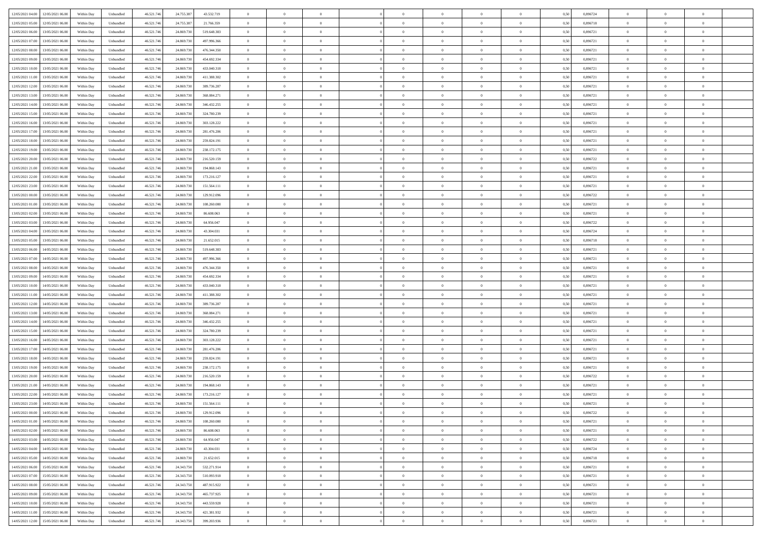| | | | | | | | | | | | | | | | | | | | | |
|---|---|---|---|---|---|---|---|---|---|---|---|---|---|---|---|---|---|---|---|---|
| 12/05/2021 04:00 | 12/05/2021 06:00 | Within Day | Unbundled | 46.521.746 | 24.755.387 | 43.532.719 | 0 | 0 | 0 | | 0 | 0 | 0 | 0 | 0,50 | 0,896724 | 0 | 0 | 0 | |
| 12/05/2021 05:00 | 12/05/2021 06:00 | Within Day | Unbundled | 46.521.746 | 24.755.387 | 21.766.359 | 0 | 0 | 0 | | 0 | 0 | 0 | 0 | 0,50 | 0,896718 | 0 | 0 | 0 | |
| 12/05/2021 06:00 | 13/05/2021 06:00 | Within Day | Unbundled | 46.521.746 | 24.869.730 | 519.648.383 | 0 | 0 | 0 | | 0 | 0 | 0 | 0 | 0,50 | 0,896721 | 0 | 0 | 0 | |
| 12/05/2021 07:00 | 13/05/2021 06:00 | Within Day | Unbundled | 46.521.746 | 24.869.730 | 497.996.366 | 0 | 0 | 0 | | 0 | 0 | 0 | 0 | 0,50 | 0,896721 | 0 | 0 | 0 | |
| 12/05/2021 08:00 | 13/05/2021 06:00 | Within Day | Unbundled | 46.521.746 | 24.869.730 | 476.344.350 | 0 | 0 | 0 | | 0 | 0 | 0 | 0 | 0,50 | 0,896721 | 0 | 0 | 0 | |
| 12/05/2021 09:00 | 13/05/2021 06:00 | Within Day | Unbundled | 46.521.746 | 24.869.730 | 454.692.334 | 0 | 0 | 0 | | 0 | 0 | 0 | 0 | 0,50 | 0,896721 | 0 | 0 | 0 | |
| 12/05/2021 10:00 | 13/05/2021 06:00 | Within Day | Unbundled | 46.521.746 | 24.869.730 | 433.040.318 | 0 | 0 | 0 | | 0 | 0 | 0 | 0 | 0,50 | 0,896721 | 0 | 0 | 0 | |
| 12/05/2021 11:00 | 13/05/2021 06:00 | Within Day | Unbundled | 46.521.746 | 24.869.730 | 411.388.302 | 0 | 0 | 0 | | 0 | 0 | 0 | 0 | 0,50 | 0,896721 | 0 | 0 | 0 | |
| 12/05/2021 12:00 | 13/05/2021 06:00 | Within Day | Unbundled | 46.521.746 | 24.869.730 | 389.736.287 | 0 | 0 | 0 | | 0 | 0 | 0 | 0 | 0,50 | 0,896721 | 0 | 0 | 0 | |
| 12/05/2021 13:00 | 13/05/2021 06:00 | Within Day | Unbundled | 46.521.746 | 24.869.730 | 368.084.271 | 0 | 0 | 0 | | 0 | 0 | 0 | 0 | 0,50 | 0,896721 | 0 | 0 | 0 | |
| 12/05/2021 14:00 | 13/05/2021 06:00 | Within Day | Unbundled | 46.521.746 | 24.869.730 | 346.432.255 | 0 | 0 | 0 | | 0 | 0 | 0 | 0 | 0,50 | 0,896721 | 0 | 0 | 0 | |
| 12/05/2021 15:00 | 13/05/2021 06:00 | Within Day | Unbundled | 46.521.746 | 24.869.730 | 324.780.239 | 0 | 0 | 0 | | 0 | 0 | 0 | 0 | 0,50 | 0,896721 | 0 | 0 | 0 | |
| 12/05/2021 16:00 | 13/05/2021 06:00 | Within Day | Unbundled | 46.521.746 | 24.869.730 | 303.128.222 | 0 | 0 | 0 | | 0 | 0 | 0 | 0 | 0,50 | 0,896721 | 0 | 0 | 0 | |
| 12/05/2021 17:00 | 13/05/2021 06:00 | Within Day | Unbundled | 46.521.746 | 24.869.730 | 281.476.206 | 0 | 0 | 0 | | 0 | 0 | 0 | 0 | 0,50 | 0,896721 | 0 | 0 | 0 | |
| 12/05/2021 18:00 | 13/05/2021 06:00 | Within Day | Unbundled | 46.521.746 | 24.869.730 | 259.824.191 | 0 | 0 | 0 | | 0 | 0 | 0 | 0 | 0,50 | 0,896721 | 0 | 0 | 0 | |
| 12/05/2021 19:00 | 13/05/2021 06:00 | Within Day | Unbundled | 46.521.746 | 24.869.730 | 238.172.175 | 0 | 0 | 0 | | 0 | 0 | 0 | 0 | 0,50 | 0,896721 | 0 | 0 | 0 | |
| 12/05/2021 20:00 | 13/05/2021 06:00 | Within Day | Unbundled | 46.521.746 | 24.869.730 | 216.520.159 | 0 | 0 | 0 | | 0 | 0 | 0 | 0 | 0,50 | 0,896722 | 0 | 0 | 0 | |
| 12/05/2021 21:00 | 13/05/2021 06:00 | Within Day | Unbundled | 46.521.746 | 24.869.730 | 194.868.143 | 0 | 0 | 0 | | 0 | 0 | 0 | 0 | 0,50 | 0,896721 | 0 | 0 | 0 | |
| 12/05/2021 22:00 | 13/05/2021 06:00 | Within Day | Unbundled | 46.521.746 | 24.869.730 | 173.216.127 | 0 | 0 | 0 | | 0 | 0 | 0 | 0 | 0,50 | 0,896721 | 0 | 0 | 0 | |
| 12/05/2021 23:00 | 13/05/2021 06:00 | Within Day | Unbundled | 46.521.746 | 24.869.730 | 151.564.111 | 0 | 0 | 0 | | 0 | 0 | 0 | 0 | 0,50 | 0,896721 | 0 | 0 | 0 | |
| 13/05/2021 00:00 | 13/05/2021 06:00 | Within Day | Unbundled | 46.521.746 | 24.869.730 | 129.912.096 | 0 | 0 | 0 | | 0 | 0 | 0 | 0 | 0,50 | 0,896722 | 0 | 0 | 0 | |
| 13/05/2021 01:00 | 13/05/2021 06:00 | Within Day | Unbundled | 46.521.746 | 24.869.730 | 108.260.080 | 0 | 0 | 0 | | 0 | 0 | 0 | 0 | 0,50 | 0,896721 | 0 | 0 | 0 | |
| 13/05/2021 02:00 | 13/05/2021 06:00 | Within Day | Unbundled | 46.521.746 | 24.869.730 | 86.608.063 | 0 | 0 | 0 | | 0 | 0 | 0 | 0 | 0,50 | 0,896721 | 0 | 0 | 0 | |
| 13/05/2021 03:00 | 13/05/2021 06:00 | Within Day | Unbundled | 46.521.746 | 24.869.730 | 64.956.047 | 0 | 0 | 0 | | 0 | 0 | 0 | 0 | 0,50 | 0,896722 | 0 | 0 | 0 | |
| 13/05/2021 04:00 | 13/05/2021 06:00 | Within Day | Unbundled | 46.521.746 | 24.869.730 | 43.304.031 | 0 | 0 | 0 | | 0 | 0 | 0 | 0 | 0,50 | 0,896724 | 0 | 0 | 0 | |
| 13/05/2021 05:00 | 13/05/2021 06:00 | Within Day | Unbundled | 46.521.746 | 24.869.730 | 21.652.015 | 0 | 0 | 0 | | 0 | 0 | 0 | 0 | 0,50 | 0,896718 | 0 | 0 | 0 | |
| 13/05/2021 06:00 | 14/05/2021 06:00 | Within Day | Unbundled | 46.521.746 | 24.869.730 | 519.648.383 | 0 | 0 | 0 | | 0 | 0 | 0 | 0 | 0,50 | 0,896721 | 0 | 0 | 0 | |
| 13/05/2021 07:00 | 14/05/2021 06:00 | Within Day | Unbundled | 46.521.746 | 24.869.730 | 497.996.366 | 0 | 0 | 0 | | 0 | 0 | 0 | 0 | 0,50 | 0,896721 | 0 | 0 | 0 | |
| 13/05/2021 08:00 | 14/05/2021 06:00 | Within Day | Unbundled | 46.521.746 | 24.869.730 | 476.344.350 | 0 | 0 | 0 | | 0 | 0 | 0 | 0 | 0,50 | 0,896721 | 0 | 0 | 0 | |
| 13/05/2021 09:00 | 14/05/2021 06:00 | Within Day | Unbundled | 46.521.746 | 24.869.730 | 454.692.334 | 0 | 0 | 0 | | 0 | 0 | 0 | 0 | 0,50 | 0,896721 | 0 | 0 | 0 | |
| 13/05/2021 10:00 | 14/05/2021 06:00 | Within Day | Unbundled | 46.521.746 | 24.869.730 | 433.040.318 | 0 | 0 | 0 | | 0 | 0 | 0 | 0 | 0,50 | 0,896721 | 0 | 0 | 0 | |
| 13/05/2021 11:00 | 14/05/2021 06:00 | Within Day | Unbundled | 46.521.746 | 24.869.730 | 411.388.302 | 0 | 0 | 0 | | 0 | 0 | 0 | 0 | 0,50 | 0,896721 | 0 | 0 | 0 | |
| 13/05/2021 12:00 | 14/05/2021 06:00 | Within Day | Unbundled | 46.521.746 | 24.869.730 | 389.736.287 | 0 | 0 | 0 | | 0 | 0 | 0 | 0 | 0,50 | 0,896721 | 0 | 0 | 0 | |
| 13/05/2021 13:00 | 14/05/2021 06:00 | Within Day | Unbundled | 46.521.746 | 24.869.730 | 368.084.271 | 0 | 0 | 0 | | 0 | 0 | 0 | 0 | 0,50 | 0,896721 | 0 | 0 | 0 | |
| 13/05/2021 14:00 | 14/05/2021 06:00 | Within Day | Unbundled | 46.521.746 | 24.869.730 | 346.432.255 | 0 | 0 | 0 | | 0 | 0 | 0 | 0 | 0,50 | 0,896721 | 0 | 0 | 0 | |
| 13/05/2021 15:00 | 14/05/2021 06:00 | Within Day | Unbundled | 46.521.746 | 24.869.730 | 324.780.239 | 0 | 0 | 0 | | 0 | 0 | 0 | 0 | 0,50 | 0,896721 | 0 | 0 | 0 | |
| 13/05/2021 16:00 | 14/05/2021 06:00 | Within Day | Unbundled | 46.521.746 | 24.869.730 | 303.128.222 | 0 | 0 | 0 | | 0 | 0 | 0 | 0 | 0,50 | 0,896721 | 0 | 0 | 0 | |
| 13/05/2021 17:00 | 14/05/2021 06:00 | Within Day | Unbundled | 46.521.746 | 24.869.730 | 281.476.206 | 0 | 0 | 0 | | 0 | 0 | 0 | 0 | 0,50 | 0,896721 | 0 | 0 | 0 | |
| 13/05/2021 18:00 | 14/05/2021 06:00 | Within Day | Unbundled | 46.521.746 | 24.869.730 | 259.824.191 | 0 | 0 | 0 | | 0 | 0 | 0 | 0 | 0,50 | 0,896721 | 0 | 0 | 0 | |
| 13/05/2021 19:00 | 14/05/2021 06:00 | Within Day | Unbundled | 46.521.746 | 24.869.730 | 238.172.175 | 0 | 0 | 0 | | 0 | 0 | 0 | 0 | 0,50 | 0,896721 | 0 | 0 | 0 | |
| 13/05/2021 20:00 | 14/05/2021 06:00 | Within Day | Unbundled | 46.521.746 | 24.869.730 | 216.520.159 | 0 | 0 | 0 | | 0 | 0 | 0 | 0 | 0,50 | 0,896722 | 0 | 0 | 0 | |
| 13/05/2021 21:00 | 14/05/2021 06:00 | Within Day | Unbundled | 46.521.746 | 24.869.730 | 194.868.143 | 0 | 0 | 0 | | 0 | 0 | 0 | 0 | 0,50 | 0,896721 | 0 | 0 | 0 | |
| 13/05/2021 22:00 | 14/05/2021 06:00 | Within Day | Unbundled | 46.521.746 | 24.869.730 | 173.216.127 | 0 | 0 | 0 | | 0 | 0 | 0 | 0 | 0,50 | 0,896721 | 0 | 0 | 0 | |
| 13/05/2021 23:00 | 14/05/2021 06:00 | Within Day | Unbundled | 46.521.746 | 24.869.730 | 151.564.111 | 0 | 0 | 0 | | 0 | 0 | 0 | 0 | 0,50 | 0,896721 | 0 | 0 | 0 | |
| 14/05/2021 00:00 | 14/05/2021 06:00 | Within Day | Unbundled | 46.521.746 | 24.869.730 | 129.912.096 | 0 | 0 | 0 | | 0 | 0 | 0 | 0 | 0,50 | 0,896722 | 0 | 0 | 0 | |
| 14/05/2021 01:00 | 14/05/2021 06:00 | Within Day | Unbundled | 46.521.746 | 24.869.730 | 108.260.080 | 0 | 0 | 0 | | 0 | 0 | 0 | 0 | 0,50 | 0,896721 | 0 | 0 | 0 | |
| 14/05/2021 02:00 | 14/05/2021 06:00 | Within Day | Unbundled | 46.521.746 | 24.869.730 | 86.608.063 | 0 | 0 | 0 | | 0 | 0 | 0 | 0 | 0,50 | 0,896721 | 0 | 0 | 0 | |
| 14/05/2021 03:00 | 14/05/2021 06:00 | Within Day | Unbundled | 46.521.746 | 24.869.730 | 64.956.047 | 0 | 0 | 0 | | 0 | 0 | 0 | 0 | 0,50 | 0,896722 | 0 | 0 | 0 | |
| 14/05/2021 04:00 | 14/05/2021 06:00 | Within Day | Unbundled | 46.521.746 | 24.869.730 | 43.304.031 | 0 | 0 | 0 | | 0 | 0 | 0 | 0 | 0,50 | 0,896724 | 0 | 0 | 0 | |
| 14/05/2021 05:00 | 14/05/2021 06:00 | Within Day | Unbundled | 46.521.746 | 24.869.730 | 21.652.015 | 0 | 0 | 0 | | 0 | 0 | 0 | 0 | 0,50 | 0,896718 | 0 | 0 | 0 | |
| 14/05/2021 06:00 | 15/05/2021 06:00 | Within Day | Unbundled | 46.521.746 | 24.343.750 | 532.271.914 | 0 | 0 | 0 | | 0 | 0 | 0 | 0 | 0,50 | 0,896721 | 0 | 0 | 0 | |
| 14/05/2021 07:00 | 15/05/2021 06:00 | Within Day | Unbundled | 46.521.746 | 24.343.750 | 510.093.918 | 0 | 0 | 0 | | 0 | 0 | 0 | 0 | 0,50 | 0,896721 | 0 | 0 | 0 | |
| 14/05/2021 08:00 | 15/05/2021 06:00 | Within Day | Unbundled | 46.521.746 | 24.343.750 | 487.915.922 | 0 | 0 | 0 | | 0 | 0 | 0 | 0 | 0,50 | 0,896721 | 0 | 0 | 0 | |
| 14/05/2021 09:00 | 15/05/2021 06:00 | Within Day | Unbundled | 46.521.746 | 24.343.750 | 465.737.925 | 0 | 0 | 0 | | 0 | 0 | 0 | 0 | 0,50 | 0,896721 | 0 | 0 | 0 | |
| 14/05/2021 10:00 | 15/05/2021 06:00 | Within Day | Unbundled | 46.521.746 | 24.343.750 | 443.559.928 | 0 | 0 | 0 | | 0 | 0 | 0 | 0 | 0,50 | 0,896721 | 0 | 0 | 0 | |
| 14/05/2021 11:00 | 15/05/2021 06:00 | Within Day | Unbundled | 46.521.746 | 24.343.750 | 421.381.932 | 0 | 0 | 0 | | 0 | 0 | 0 | 0 | 0,50 | 0,896721 | 0 | 0 | 0 | |
| 14/05/2021 12:00 | 15/05/2021 06:00 | Within Day | Unbundled | 46.521.746 | 24.343.750 | 399.203.936 | 0 | 0 | 0 | | 0 | 0 | 0 | 0 | 0,50 | 0,896721 | 0 | 0 | 0 | |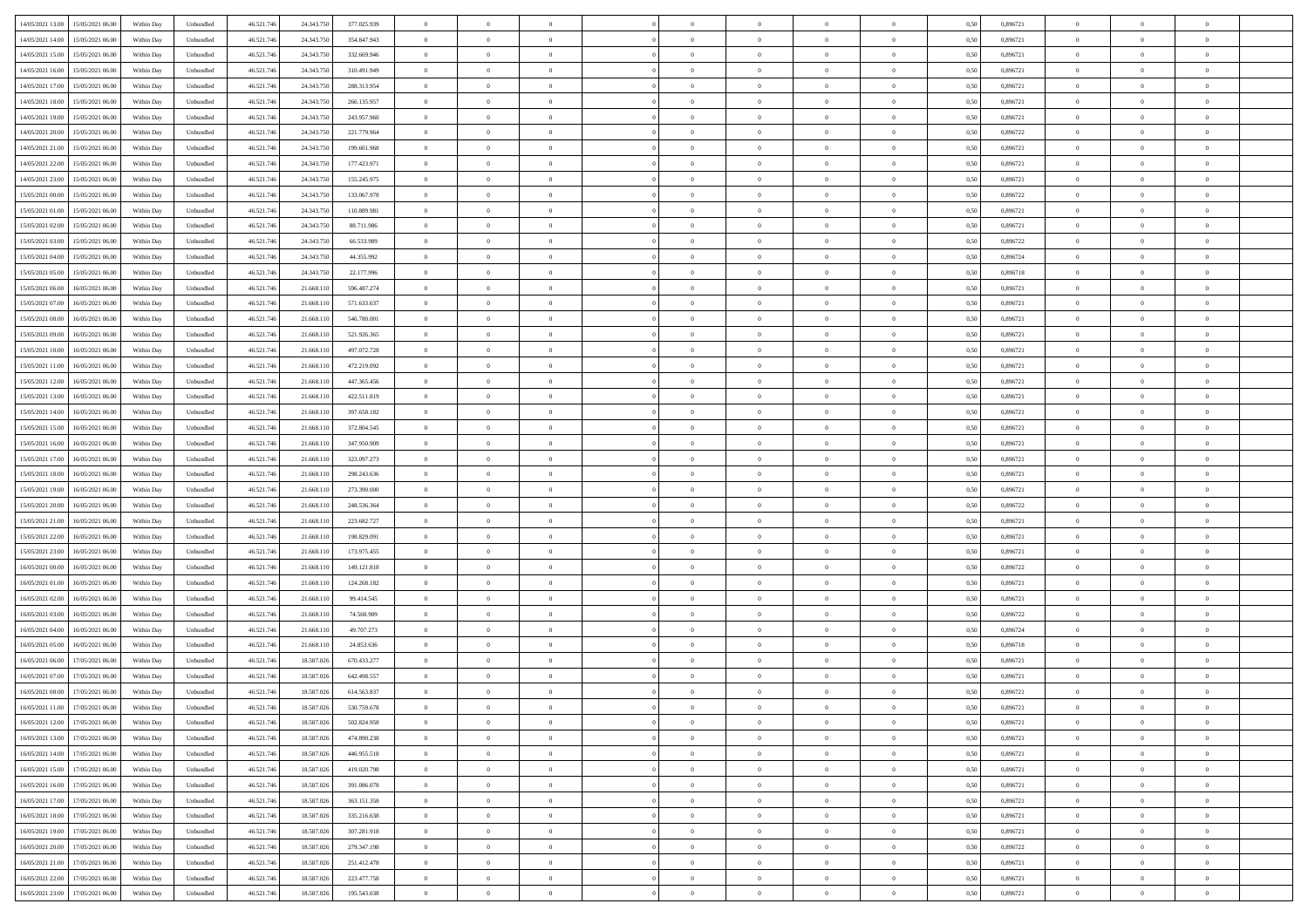| | | | | | | | | | | | | | | | | | | | | |
|---|---|---|---|---|---|---|---|---|---|---|---|---|---|---|---|---|---|---|---|---|
| 14/05/2021 13:00 | 15/05/2021 06:00 | Within Day | Unbundled | 46.521.746 | 24.343.750 | 377.025.939 | 0 | 0 | 0 | | 0 | 0 | 0 | 0 | 0,50 | 0,896721 | 0 | 0 | 0 | |
| 14/05/2021 14:00 | 15/05/2021 06:00 | Within Day | Unbundled | 46.521.746 | 24.343.750 | 354.847.943 | 0 | 0 | 0 | | 0 | 0 | 0 | 0 | 0,50 | 0,896721 | 0 | 0 | 0 | |
| 14/05/2021 15:00 | 15/05/2021 06:00 | Within Day | Unbundled | 46.521.746 | 24.343.750 | 332.669.946 | 0 | 0 | 0 | | 0 | 0 | 0 | 0 | 0,50 | 0,896721 | 0 | 0 | 0 | |
| 14/05/2021 16:00 | 15/05/2021 06:00 | Within Day | Unbundled | 46.521.746 | 24.343.750 | 310.491.949 | 0 | 0 | 0 | | 0 | 0 | 0 | 0 | 0,50 | 0,896721 | 0 | 0 | 0 | |
| 14/05/2021 17:00 | 15/05/2021 06:00 | Within Day | Unbundled | 46.521.746 | 24.343.750 | 288.313.954 | 0 | 0 | 0 | | 0 | 0 | 0 | 0 | 0,50 | 0,896721 | 0 | 0 | 0 | |
| 14/05/2021 18:00 | 15/05/2021 06:00 | Within Day | Unbundled | 46.521.746 | 24.343.750 | 266.135.957 | 0 | 0 | 0 | | 0 | 0 | 0 | 0 | 0,50 | 0,896721 | 0 | 0 | 0 | |
| 14/05/2021 19:00 | 15/05/2021 06:00 | Within Day | Unbundled | 46.521.746 | 24.343.750 | 243.957.960 | 0 | 0 | 0 | | 0 | 0 | 0 | 0 | 0,50 | 0,896721 | 0 | 0 | 0 | |
| 14/05/2021 20:00 | 15/05/2021 06:00 | Within Day | Unbundled | 46.521.746 | 24.343.750 | 221.779.964 | 0 | 0 | 0 | | 0 | 0 | 0 | 0 | 0,50 | 0,896722 | 0 | 0 | 0 | |
| 14/05/2021 21:00 | 15/05/2021 06:00 | Within Day | Unbundled | 46.521.746 | 24.343.750 | 199.601.968 | 0 | 0 | 0 | | 0 | 0 | 0 | 0 | 0,50 | 0,896721 | 0 | 0 | 0 | |
| 14/05/2021 22:00 | 15/05/2021 06:00 | Within Day | Unbundled | 46.521.746 | 24.343.750 | 177.423.971 | 0 | 0 | 0 | | 0 | 0 | 0 | 0 | 0,50 | 0,896721 | 0 | 0 | 0 | |
| 14/05/2021 23:00 | 15/05/2021 06:00 | Within Day | Unbundled | 46.521.746 | 24.343.750 | 155.245.975 | 0 | 0 | 0 | | 0 | 0 | 0 | 0 | 0,50 | 0,896721 | 0 | 0 | 0 | |
| 15/05/2021 00:00 | 15/05/2021 06:00 | Within Day | Unbundled | 46.521.746 | 24.343.750 | 133.067.978 | 0 | 0 | 0 | | 0 | 0 | 0 | 0 | 0,50 | 0,896722 | 0 | 0 | 0 | |
| 15/05/2021 01:00 | 15/05/2021 06:00 | Within Day | Unbundled | 46.521.746 | 24.343.750 | 110.889.981 | 0 | 0 | 0 | | 0 | 0 | 0 | 0 | 0,50 | 0,896721 | 0 | 0 | 0 | |
| 15/05/2021 02:00 | 15/05/2021 06:00 | Within Day | Unbundled | 46.521.746 | 24.343.750 | 88.711.986 | 0 | 0 | 0 | | 0 | 0 | 0 | 0 | 0,50 | 0,896721 | 0 | 0 | 0 | |
| 15/05/2021 03:00 | 15/05/2021 06:00 | Within Day | Unbundled | 46.521.746 | 24.343.750 | 66.533.989 | 0 | 0 | 0 | | 0 | 0 | 0 | 0 | 0,50 | 0,896722 | 0 | 0 | 0 | |
| 15/05/2021 04:00 | 15/05/2021 06:00 | Within Day | Unbundled | 46.521.746 | 24.343.750 | 44.355.992 | 0 | 0 | 0 | | 0 | 0 | 0 | 0 | 0,50 | 0,896724 | 0 | 0 | 0 | |
| 15/05/2021 05:00 | 15/05/2021 06:00 | Within Day | Unbundled | 46.521.746 | 24.343.750 | 22.177.996 | 0 | 0 | 0 | | 0 | 0 | 0 | 0 | 0,50 | 0,896718 | 0 | 0 | 0 | |
| 15/05/2021 06:00 | 16/05/2021 06:00 | Within Day | Unbundled | 46.521.746 | 21.668.110 | 596.487.274 | 0 | 0 | 0 | | 0 | 0 | 0 | 0 | 0,50 | 0,896721 | 0 | 0 | 0 | |
| 15/05/2021 07:00 | 16/05/2021 06:00 | Within Day | Unbundled | 46.521.746 | 21.668.110 | 571.633.637 | 0 | 0 | 0 | | 0 | 0 | 0 | 0 | 0,50 | 0,896721 | 0 | 0 | 0 | |
| 15/05/2021 08:00 | 16/05/2021 06:00 | Within Day | Unbundled | 46.521.746 | 21.668.110 | 546.780.001 | 0 | 0 | 0 | | 0 | 0 | 0 | 0 | 0,50 | 0,896721 | 0 | 0 | 0 | |
| 15/05/2021 09:00 | 16/05/2021 06:00 | Within Day | Unbundled | 46.521.746 | 21.668.110 | 521.926.365 | 0 | 0 | 0 | | 0 | 0 | 0 | 0 | 0,50 | 0,896721 | 0 | 0 | 0 | |
| 15/05/2021 10:00 | 16/05/2021 06:00 | Within Day | Unbundled | 46.521.746 | 21.668.110 | 497.072.728 | 0 | 0 | 0 | | 0 | 0 | 0 | 0 | 0,50 | 0,896721 | 0 | 0 | 0 | |
| 15/05/2021 11:00 | 16/05/2021 06:00 | Within Day | Unbundled | 46.521.746 | 21.668.110 | 472.219.092 | 0 | 0 | 0 | | 0 | 0 | 0 | 0 | 0,50 | 0,896721 | 0 | 0 | 0 | |
| 15/05/2021 12:00 | 16/05/2021 06:00 | Within Day | Unbundled | 46.521.746 | 21.668.110 | 447.365.456 | 0 | 0 | 0 | | 0 | 0 | 0 | 0 | 0,50 | 0,896721 | 0 | 0 | 0 | |
| 15/05/2021 13:00 | 16/05/2021 06:00 | Within Day | Unbundled | 46.521.746 | 21.668.110 | 422.511.819 | 0 | 0 | 0 | | 0 | 0 | 0 | 0 | 0,50 | 0,896721 | 0 | 0 | 0 | |
| 15/05/2021 14:00 | 16/05/2021 06:00 | Within Day | Unbundled | 46.521.746 | 21.668.110 | 397.658.182 | 0 | 0 | 0 | | 0 | 0 | 0 | 0 | 0,50 | 0,896721 | 0 | 0 | 0 | |
| 15/05/2021 15:00 | 16/05/2021 06:00 | Within Day | Unbundled | 46.521.746 | 21.668.110 | 372.804.545 | 0 | 0 | 0 | | 0 | 0 | 0 | 0 | 0,50 | 0,896721 | 0 | 0 | 0 | |
| 15/05/2021 16:00 | 16/05/2021 06:00 | Within Day | Unbundled | 46.521.746 | 21.668.110 | 347.950.909 | 0 | 0 | 0 | | 0 | 0 | 0 | 0 | 0,50 | 0,896721 | 0 | 0 | 0 | |
| 15/05/2021 17:00 | 16/05/2021 06:00 | Within Day | Unbundled | 46.521.746 | 21.668.110 | 323.097.273 | 0 | 0 | 0 | | 0 | 0 | 0 | 0 | 0,50 | 0,896721 | 0 | 0 | 0 | |
| 15/05/2021 18:00 | 16/05/2021 06:00 | Within Day | Unbundled | 46.521.746 | 21.668.110 | 298.243.636 | 0 | 0 | 0 | | 0 | 0 | 0 | 0 | 0,50 | 0,896721 | 0 | 0 | 0 | |
| 15/05/2021 19:00 | 16/05/2021 06:00 | Within Day | Unbundled | 46.521.746 | 21.668.110 | 273.390.000 | 0 | 0 | 0 | | 0 | 0 | 0 | 0 | 0,50 | 0,896721 | 0 | 0 | 0 | |
| 15/05/2021 20:00 | 16/05/2021 06:00 | Within Day | Unbundled | 46.521.746 | 21.668.110 | 248.536.364 | 0 | 0 | 0 | | 0 | 0 | 0 | 0 | 0,50 | 0,896722 | 0 | 0 | 0 | |
| 15/05/2021 21:00 | 16/05/2021 06:00 | Within Day | Unbundled | 46.521.746 | 21.668.110 | 223.682.727 | 0 | 0 | 0 | | 0 | 0 | 0 | 0 | 0,50 | 0,896721 | 0 | 0 | 0 | |
| 15/05/2021 22:00 | 16/05/2021 06:00 | Within Day | Unbundled | 46.521.746 | 21.668.110 | 198.829.091 | 0 | 0 | 0 | | 0 | 0 | 0 | 0 | 0,50 | 0,896721 | 0 | 0 | 0 | |
| 15/05/2021 23:00 | 16/05/2021 06:00 | Within Day | Unbundled | 46.521.746 | 21.668.110 | 173.975.455 | 0 | 0 | 0 | | 0 | 0 | 0 | 0 | 0,50 | 0,896721 | 0 | 0 | 0 | |
| 16/05/2021 00:00 | 16/05/2021 06:00 | Within Day | Unbundled | 46.521.746 | 21.668.110 | 149.121.818 | 0 | 0 | 0 | | 0 | 0 | 0 | 0 | 0,50 | 0,896722 | 0 | 0 | 0 | |
| 16/05/2021 01:00 | 16/05/2021 06:00 | Within Day | Unbundled | 46.521.746 | 21.668.110 | 124.268.182 | 0 | 0 | 0 | | 0 | 0 | 0 | 0 | 0,50 | 0,896721 | 0 | 0 | 0 | |
| 16/05/2021 02:00 | 16/05/2021 06:00 | Within Day | Unbundled | 46.521.746 | 21.668.110 | 99.414.545 | 0 | 0 | 0 | | 0 | 0 | 0 | 0 | 0,50 | 0,896721 | 0 | 0 | 0 | |
| 16/05/2021 03:00 | 16/05/2021 06:00 | Within Day | Unbundled | 46.521.746 | 21.668.110 | 74.560.909 | 0 | 0 | 0 | | 0 | 0 | 0 | 0 | 0,50 | 0,896722 | 0 | 0 | 0 | |
| 16/05/2021 04:00 | 16/05/2021 06:00 | Within Day | Unbundled | 46.521.746 | 21.668.110 | 49.707.273 | 0 | 0 | 0 | | 0 | 0 | 0 | 0 | 0,50 | 0,896724 | 0 | 0 | 0 | |
| 16/05/2021 05:00 | 16/05/2021 06:00 | Within Day | Unbundled | 46.521.746 | 21.668.110 | 24.853.636 | 0 | 0 | 0 | | 0 | 0 | 0 | 0 | 0,50 | 0,896718 | 0 | 0 | 0 | |
| 16/05/2021 06:00 | 17/05/2021 06:00 | Within Day | Unbundled | 46.521.746 | 18.587.026 | 670.433.277 | 0 | 0 | 0 | | 0 | 0 | 0 | 0 | 0,50 | 0,896721 | 0 | 0 | 0 | |
| 16/05/2021 07:00 | 17/05/2021 06:00 | Within Day | Unbundled | 46.521.746 | 18.587.026 | 642.498.557 | 0 | 0 | 0 | | 0 | 0 | 0 | 0 | 0,50 | 0,896721 | 0 | 0 | 0 | |
| 16/05/2021 08:00 | 17/05/2021 06:00 | Within Day | Unbundled | 46.521.746 | 18.587.026 | 614.563.837 | 0 | 0 | 0 | | 0 | 0 | 0 | 0 | 0,50 | 0,896721 | 0 | 0 | 0 | |
| 16/05/2021 11:00 | 17/05/2021 06:00 | Within Day | Unbundled | 46.521.746 | 18.587.026 | 530.759.678 | 0 | 0 | 0 | | 0 | 0 | 0 | 0 | 0,50 | 0,896721 | 0 | 0 | 0 | |
| 16/05/2021 12:00 | 17/05/2021 06:00 | Within Day | Unbundled | 46.521.746 | 18.587.026 | 502.824.958 | 0 | 0 | 0 | | 0 | 0 | 0 | 0 | 0,50 | 0,896721 | 0 | 0 | 0 | |
| 16/05/2021 13:00 | 17/05/2021 06:00 | Within Day | Unbundled | 46.521.746 | 18.587.026 | 474.890.238 | 0 | 0 | 0 | | 0 | 0 | 0 | 0 | 0,50 | 0,896721 | 0 | 0 | 0 | |
| 16/05/2021 14:00 | 17/05/2021 06:00 | Within Day | Unbundled | 46.521.746 | 18.587.026 | 446.955.518 | 0 | 0 | 0 | | 0 | 0 | 0 | 0 | 0,50 | 0,896721 | 0 | 0 | 0 | |
| 16/05/2021 15:00 | 17/05/2021 06:00 | Within Day | Unbundled | 46.521.746 | 18.587.026 | 419.020.798 | 0 | 0 | 0 | | 0 | 0 | 0 | 0 | 0,50 | 0,896721 | 0 | 0 | 0 | |
| 16/05/2021 16:00 | 17/05/2021 06:00 | Within Day | Unbundled | 46.521.746 | 18.587.026 | 391.086.078 | 0 | 0 | 0 | | 0 | 0 | 0 | 0 | 0,50 | 0,896721 | 0 | 0 | 0 | |
| 16/05/2021 17:00 | 17/05/2021 06:00 | Within Day | Unbundled | 46.521.746 | 18.587.026 | 363.151.358 | 0 | 0 | 0 | | 0 | 0 | 0 | 0 | 0,50 | 0,896721 | 0 | 0 | 0 | |
| 16/05/2021 18:00 | 17/05/2021 06:00 | Within Day | Unbundled | 46.521.746 | 18.587.026 | 335.216.638 | 0 | 0 | 0 | | 0 | 0 | 0 | 0 | 0,50 | 0,896721 | 0 | 0 | 0 | |
| 16/05/2021 19:00 | 17/05/2021 06:00 | Within Day | Unbundled | 46.521.746 | 18.587.026 | 307.281.918 | 0 | 0 | 0 | | 0 | 0 | 0 | 0 | 0,50 | 0,896721 | 0 | 0 | 0 | |
| 16/05/2021 20:00 | 17/05/2021 06:00 | Within Day | Unbundled | 46.521.746 | 18.587.026 | 279.347.198 | 0 | 0 | 0 | | 0 | 0 | 0 | 0 | 0,50 | 0,896722 | 0 | 0 | 0 | |
| 16/05/2021 21:00 | 17/05/2021 06:00 | Within Day | Unbundled | 46.521.746 | 18.587.026 | 251.412.478 | 0 | 0 | 0 | | 0 | 0 | 0 | 0 | 0,50 | 0,896721 | 0 | 0 | 0 | |
| 16/05/2021 22:00 | 17/05/2021 06:00 | Within Day | Unbundled | 46.521.746 | 18.587.026 | 223.477.758 | 0 | 0 | 0 | | 0 | 0 | 0 | 0 | 0,50 | 0,896721 | 0 | 0 | 0 | |
| 16/05/2021 23:00 | 17/05/2021 06:00 | Within Day | Unbundled | 46.521.746 | 18.587.026 | 195.543.038 | 0 | 0 | 0 | | 0 | 0 | 0 | 0 | 0,50 | 0,896721 | 0 | 0 | 0 | |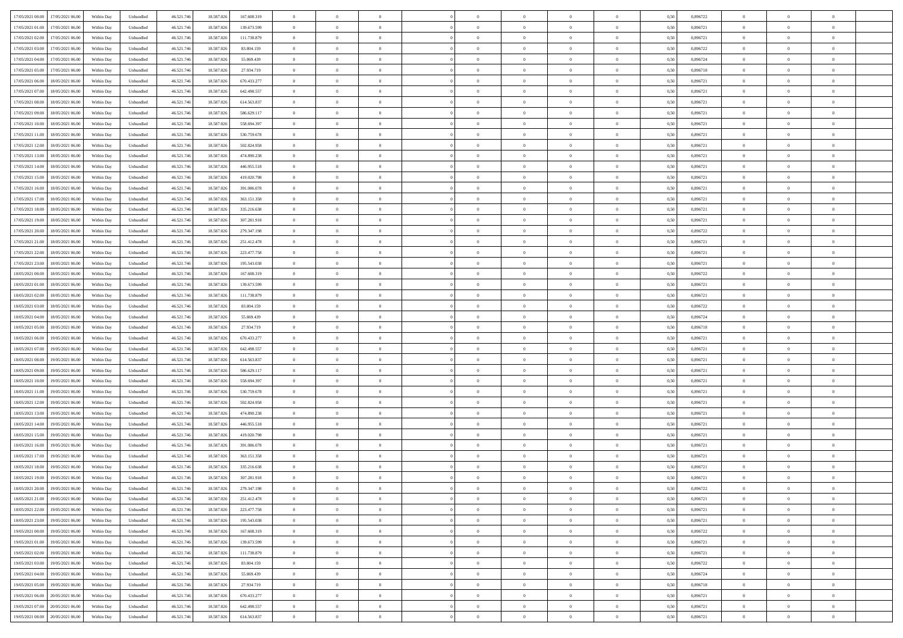| | | | | | | | | | | | | | | | | | | | | | |
|---|---|---|---|---|---|---|---|---|---|---|---|---|---|---|---|---|---|---|---|---|---|
| 17/05/2021 00:00 | 17/05/2021 06:00 | Within Day | Unbundled | 46.521.746 | 18.587.026 | 167.608.319 | 0 | 0 | 0 | | 0 | 0 | 0 | 0 | 0 | 0,50 | 0,896722 | 0 | 0 | 0 | |
| 17/05/2021 01:00 | 17/05/2021 06:00 | Within Day | Unbundled | 46.521.746 | 18.587.026 | 139.673.599 | 0 | 0 | 0 | | 0 | 0 | 0 | 0 | 0 | 0,50 | 0,896721 | 0 | 0 | 0 | |
| 17/05/2021 02:00 | 17/05/2021 06:00 | Within Day | Unbundled | 46.521.746 | 18.587.026 | 111.738.879 | 0 | 0 | 0 | | 0 | 0 | 0 | 0 | 0 | 0,50 | 0,896721 | 0 | 0 | 0 | |
| 17/05/2021 03:00 | 17/05/2021 06:00 | Within Day | Unbundled | 46.521.746 | 18.587.026 | 83.804.159 | 0 | 0 | 0 | | 0 | 0 | 0 | 0 | 0 | 0,50 | 0,896722 | 0 | 0 | 0 | |
| 17/05/2021 04:00 | 17/05/2021 06:00 | Within Day | Unbundled | 46.521.746 | 18.587.026 | 55.869.439 | 0 | 0 | 0 | | 0 | 0 | 0 | 0 | 0 | 0,50 | 0,896724 | 0 | 0 | 0 | |
| 17/05/2021 05:00 | 17/05/2021 06:00 | Within Day | Unbundled | 46.521.746 | 18.587.026 | 27.934.719 | 0 | 0 | 0 | | 0 | 0 | 0 | 0 | 0 | 0,50 | 0,896718 | 0 | 0 | 0 | |
| 17/05/2021 06:00 | 18/05/2021 06:00 | Within Day | Unbundled | 46.521.746 | 18.587.026 | 670.433.277 | 0 | 0 | 0 | | 0 | 0 | 0 | 0 | 0 | 0,50 | 0,896721 | 0 | 0 | 0 | |
| 17/05/2021 07:00 | 18/05/2021 06:00 | Within Day | Unbundled | 46.521.746 | 18.587.026 | 642.498.557 | 0 | 0 | 0 | | 0 | 0 | 0 | 0 | 0 | 0,50 | 0,896721 | 0 | 0 | 0 | |
| 17/05/2021 08:00 | 18/05/2021 06:00 | Within Day | Unbundled | 46.521.746 | 18.587.026 | 614.563.837 | 0 | 0 | 0 | | 0 | 0 | 0 | 0 | 0 | 0,50 | 0,896721 | 0 | 0 | 0 | |
| 17/05/2021 09:00 | 18/05/2021 06:00 | Within Day | Unbundled | 46.521.746 | 18.587.026 | 586.629.117 | 0 | 0 | 0 | | 0 | 0 | 0 | 0 | 0 | 0,50 | 0,896721 | 0 | 0 | 0 | |
| 17/05/2021 10:00 | 18/05/2021 06:00 | Within Day | Unbundled | 46.521.746 | 18.587.026 | 558.694.397 | 0 | 0 | 0 | | 0 | 0 | 0 | 0 | 0 | 0,50 | 0,896721 | 0 | 0 | 0 | |
| 17/05/2021 11:00 | 18/05/2021 06:00 | Within Day | Unbundled | 46.521.746 | 18.587.026 | 530.759.678 | 0 | 0 | 0 | | 0 | 0 | 0 | 0 | 0 | 0,50 | 0,896721 | 0 | 0 | 0 | |
| 17/05/2021 12:00 | 18/05/2021 06:00 | Within Day | Unbundled | 46.521.746 | 18.587.026 | 502.824.958 | 0 | 0 | 0 | | 0 | 0 | 0 | 0 | 0 | 0,50 | 0,896721 | 0 | 0 | 0 | |
| 17/05/2021 13:00 | 18/05/2021 06:00 | Within Day | Unbundled | 46.521.746 | 18.587.026 | 474.890.238 | 0 | 0 | 0 | | 0 | 0 | 0 | 0 | 0 | 0,50 | 0,896721 | 0 | 0 | 0 | |
| 17/05/2021 14:00 | 18/05/2021 06:00 | Within Day | Unbundled | 46.521.746 | 18.587.026 | 446.955.518 | 0 | 0 | 0 | | 0 | 0 | 0 | 0 | 0 | 0,50 | 0,896721 | 0 | 0 | 0 | |
| 17/05/2021 15:00 | 18/05/2021 06:00 | Within Day | Unbundled | 46.521.746 | 18.587.026 | 419.020.798 | 0 | 0 | 0 | | 0 | 0 | 0 | 0 | 0 | 0,50 | 0,896721 | 0 | 0 | 0 | |
| 17/05/2021 16:00 | 18/05/2021 06:00 | Within Day | Unbundled | 46.521.746 | 18.587.026 | 391.086.078 | 0 | 0 | 0 | | 0 | 0 | 0 | 0 | 0 | 0,50 | 0,896721 | 0 | 0 | 0 | |
| 17/05/2021 17:00 | 18/05/2021 06:00 | Within Day | Unbundled | 46.521.746 | 18.587.026 | 363.151.358 | 0 | 0 | 0 | | 0 | 0 | 0 | 0 | 0 | 0,50 | 0,896721 | 0 | 0 | 0 | |
| 17/05/2021 18:00 | 18/05/2021 06:00 | Within Day | Unbundled | 46.521.746 | 18.587.026 | 335.216.638 | 0 | 0 | 0 | | 0 | 0 | 0 | 0 | 0 | 0,50 | 0,896721 | 0 | 0 | 0 | |
| 17/05/2021 19:00 | 18/05/2021 06:00 | Within Day | Unbundled | 46.521.746 | 18.587.026 | 307.281.918 | 0 | 0 | 0 | | 0 | 0 | 0 | 0 | 0 | 0,50 | 0,896721 | 0 | 0 | 0 | |
| 17/05/2021 20:00 | 18/05/2021 06:00 | Within Day | Unbundled | 46.521.746 | 18.587.026 | 279.347.198 | 0 | 0 | 0 | | 0 | 0 | 0 | 0 | 0 | 0,50 | 0,896722 | 0 | 0 | 0 | |
| 17/05/2021 21:00 | 18/05/2021 06:00 | Within Day | Unbundled | 46.521.746 | 18.587.026 | 251.412.478 | 0 | 0 | 0 | | 0 | 0 | 0 | 0 | 0 | 0,50 | 0,896721 | 0 | 0 | 0 | |
| 17/05/2021 22:00 | 18/05/2021 06:00 | Within Day | Unbundled | 46.521.746 | 18.587.026 | 223.477.758 | 0 | 0 | 0 | | 0 | 0 | 0 | 0 | 0 | 0,50 | 0,896721 | 0 | 0 | 0 | |
| 17/05/2021 23:00 | 18/05/2021 06:00 | Within Day | Unbundled | 46.521.746 | 18.587.026 | 195.543.038 | 0 | 0 | 0 | | 0 | 0 | 0 | 0 | 0 | 0,50 | 0,896721 | 0 | 0 | 0 | |
| 18/05/2021 00:00 | 18/05/2021 06:00 | Within Day | Unbundled | 46.521.746 | 18.587.026 | 167.608.319 | 0 | 0 | 0 | | 0 | 0 | 0 | 0 | 0 | 0,50 | 0,896722 | 0 | 0 | 0 | |
| 18/05/2021 01:00 | 18/05/2021 06:00 | Within Day | Unbundled | 46.521.746 | 18.587.026 | 139.673.599 | 0 | 0 | 0 | | 0 | 0 | 0 | 0 | 0 | 0,50 | 0,896721 | 0 | 0 | 0 | |
| 18/05/2021 02:00 | 18/05/2021 06:00 | Within Day | Unbundled | 46.521.746 | 18.587.026 | 111.738.879 | 0 | 0 | 0 | | 0 | 0 | 0 | 0 | 0 | 0,50 | 0,896721 | 0 | 0 | 0 | |
| 18/05/2021 03:00 | 18/05/2021 06:00 | Within Day | Unbundled | 46.521.746 | 18.587.026 | 83.804.159 | 0 | 0 | 0 | | 0 | 0 | 0 | 0 | 0 | 0,50 | 0,896722 | 0 | 0 | 0 | |
| 18/05/2021 04:00 | 18/05/2021 06:00 | Within Day | Unbundled | 46.521.746 | 18.587.026 | 55.869.439 | 0 | 0 | 0 | | 0 | 0 | 0 | 0 | 0 | 0,50 | 0,896724 | 0 | 0 | 0 | |
| 18/05/2021 05:00 | 18/05/2021 06:00 | Within Day | Unbundled | 46.521.746 | 18.587.026 | 27.934.719 | 0 | 0 | 0 | | 0 | 0 | 0 | 0 | 0 | 0,50 | 0,896718 | 0 | 0 | 0 | |
| 18/05/2021 06:00 | 19/05/2021 06:00 | Within Day | Unbundled | 46.521.746 | 18.587.026 | 670.433.277 | 0 | 0 | 0 | | 0 | 0 | 0 | 0 | 0 | 0,50 | 0,896721 | 0 | 0 | 0 | |
| 18/05/2021 07:00 | 19/05/2021 06:00 | Within Day | Unbundled | 46.521.746 | 18.587.026 | 642.498.557 | 0 | 0 | 0 | | 0 | 0 | 0 | 0 | 0 | 0,50 | 0,896721 | 0 | 0 | 0 | |
| 18/05/2021 08:00 | 19/05/2021 06:00 | Within Day | Unbundled | 46.521.746 | 18.587.026 | 614.563.837 | 0 | 0 | 0 | | 0 | 0 | 0 | 0 | 0 | 0,50 | 0,896721 | 0 | 0 | 0 | |
| 18/05/2021 09:00 | 19/05/2021 06:00 | Within Day | Unbundled | 46.521.746 | 18.587.026 | 586.629.117 | 0 | 0 | 0 | | 0 | 0 | 0 | 0 | 0 | 0,50 | 0,896721 | 0 | 0 | 0 | |
| 18/05/2021 10:00 | 19/05/2021 06:00 | Within Day | Unbundled | 46.521.746 | 18.587.026 | 558.694.397 | 0 | 0 | 0 | | 0 | 0 | 0 | 0 | 0 | 0,50 | 0,896721 | 0 | 0 | 0 | |
| 18/05/2021 11:00 | 19/05/2021 06:00 | Within Day | Unbundled | 46.521.746 | 18.587.026 | 530.759.678 | 0 | 0 | 0 | | 0 | 0 | 0 | 0 | 0 | 0,50 | 0,896721 | 0 | 0 | 0 | |
| 18/05/2021 12:00 | 19/05/2021 06:00 | Within Day | Unbundled | 46.521.746 | 18.587.026 | 502.824.958 | 0 | 0 | 0 | | 0 | 0 | 0 | 0 | 0 | 0,50 | 0,896721 | 0 | 0 | 0 | |
| 18/05/2021 13:00 | 19/05/2021 06:00 | Within Day | Unbundled | 46.521.746 | 18.587.026 | 474.890.238 | 0 | 0 | 0 | | 0 | 0 | 0 | 0 | 0 | 0,50 | 0,896721 | 0 | 0 | 0 | |
| 18/05/2021 14:00 | 19/05/2021 06:00 | Within Day | Unbundled | 46.521.746 | 18.587.026 | 446.955.518 | 0 | 0 | 0 | | 0 | 0 | 0 | 0 | 0 | 0,50 | 0,896721 | 0 | 0 | 0 | |
| 18/05/2021 15:00 | 19/05/2021 06:00 | Within Day | Unbundled | 46.521.746 | 18.587.026 | 419.020.798 | 0 | 0 | 0 | | 0 | 0 | 0 | 0 | 0 | 0,50 | 0,896721 | 0 | 0 | 0 | |
| 18/05/2021 16:00 | 19/05/2021 06:00 | Within Day | Unbundled | 46.521.746 | 18.587.026 | 391.086.078 | 0 | 0 | 0 | | 0 | 0 | 0 | 0 | 0 | 0,50 | 0,896721 | 0 | 0 | 0 | |
| 18/05/2021 17:00 | 19/05/2021 06:00 | Within Day | Unbundled | 46.521.746 | 18.587.026 | 363.151.358 | 0 | 0 | 0 | | 0 | 0 | 0 | 0 | 0 | 0,50 | 0,896721 | 0 | 0 | 0 | |
| 18/05/2021 18:00 | 19/05/2021 06:00 | Within Day | Unbundled | 46.521.746 | 18.587.026 | 335.216.638 | 0 | 0 | 0 | | 0 | 0 | 0 | 0 | 0 | 0,50 | 0,896721 | 0 | 0 | 0 | |
| 18/05/2021 19:00 | 19/05/2021 06:00 | Within Day | Unbundled | 46.521.746 | 18.587.026 | 307.281.918 | 0 | 0 | 0 | | 0 | 0 | 0 | 0 | 0 | 0,50 | 0,896721 | 0 | 0 | 0 | |
| 18/05/2021 20:00 | 19/05/2021 06:00 | Within Day | Unbundled | 46.521.746 | 18.587.026 | 279.347.198 | 0 | 0 | 0 | | 0 | 0 | 0 | 0 | 0 | 0,50 | 0,896722 | 0 | 0 | 0 | |
| 18/05/2021 21:00 | 19/05/2021 06:00 | Within Day | Unbundled | 46.521.746 | 18.587.026 | 251.412.478 | 0 | 0 | 0 | | 0 | 0 | 0 | 0 | 0 | 0,50 | 0,896721 | 0 | 0 | 0 | |
| 18/05/2021 22:00 | 19/05/2021 06:00 | Within Day | Unbundled | 46.521.746 | 18.587.026 | 223.477.758 | 0 | 0 | 0 | | 0 | 0 | 0 | 0 | 0 | 0,50 | 0,896721 | 0 | 0 | 0 | |
| 18/05/2021 23:00 | 19/05/2021 06:00 | Within Day | Unbundled | 46.521.746 | 18.587.026 | 195.543.038 | 0 | 0 | 0 | | 0 | 0 | 0 | 0 | 0 | 0,50 | 0,896721 | 0 | 0 | 0 | |
| 19/05/2021 00:00 | 19/05/2021 06:00 | Within Day | Unbundled | 46.521.746 | 18.587.026 | 167.608.319 | 0 | 0 | 0 | | 0 | 0 | 0 | 0 | 0 | 0,50 | 0,896722 | 0 | 0 | 0 | |
| 19/05/2021 01:00 | 19/05/2021 06:00 | Within Day | Unbundled | 46.521.746 | 18.587.026 | 139.673.599 | 0 | 0 | 0 | | 0 | 0 | 0 | 0 | 0 | 0,50 | 0,896721 | 0 | 0 | 0 | |
| 19/05/2021 02:00 | 19/05/2021 06:00 | Within Day | Unbundled | 46.521.746 | 18.587.026 | 111.738.879 | 0 | 0 | 0 | | 0 | 0 | 0 | 0 | 0 | 0,50 | 0,896721 | 0 | 0 | 0 | |
| 19/05/2021 03:00 | 19/05/2021 06:00 | Within Day | Unbundled | 46.521.746 | 18.587.026 | 83.804.159 | 0 | 0 | 0 | | 0 | 0 | 0 | 0 | 0 | 0,50 | 0,896722 | 0 | 0 | 0 | |
| 19/05/2021 04:00 | 19/05/2021 06:00 | Within Day | Unbundled | 46.521.746 | 18.587.026 | 55.869.439 | 0 | 0 | 0 | | 0 | 0 | 0 | 0 | 0 | 0,50 | 0,896724 | 0 | 0 | 0 | |
| 19/05/2021 05:00 | 19/05/2021 06:00 | Within Day | Unbundled | 46.521.746 | 18.587.026 | 27.934.719 | 0 | 0 | 0 | | 0 | 0 | 0 | 0 | 0 | 0,50 | 0,896718 | 0 | 0 | 0 | |
| 19/05/2021 06:00 | 20/05/2021 06:00 | Within Day | Unbundled | 46.521.746 | 18.587.026 | 670.433.277 | 0 | 0 | 0 | | 0 | 0 | 0 | 0 | 0 | 0,50 | 0,896721 | 0 | 0 | 0 | |
| 19/05/2021 07:00 | 20/05/2021 06:00 | Within Day | Unbundled | 46.521.746 | 18.587.026 | 642.498.557 | 0 | 0 | 0 | | 0 | 0 | 0 | 0 | 0 | 0,50 | 0,896721 | 0 | 0 | 0 | |
| 19/05/2021 08:00 | 20/05/2021 06:00 | Within Day | Unbundled | 46.521.746 | 18.587.026 | 614.563.837 | 0 | 0 | 0 | | 0 | 0 | 0 | 0 | 0 | 0,50 | 0,896721 | 0 | 0 | 0 | |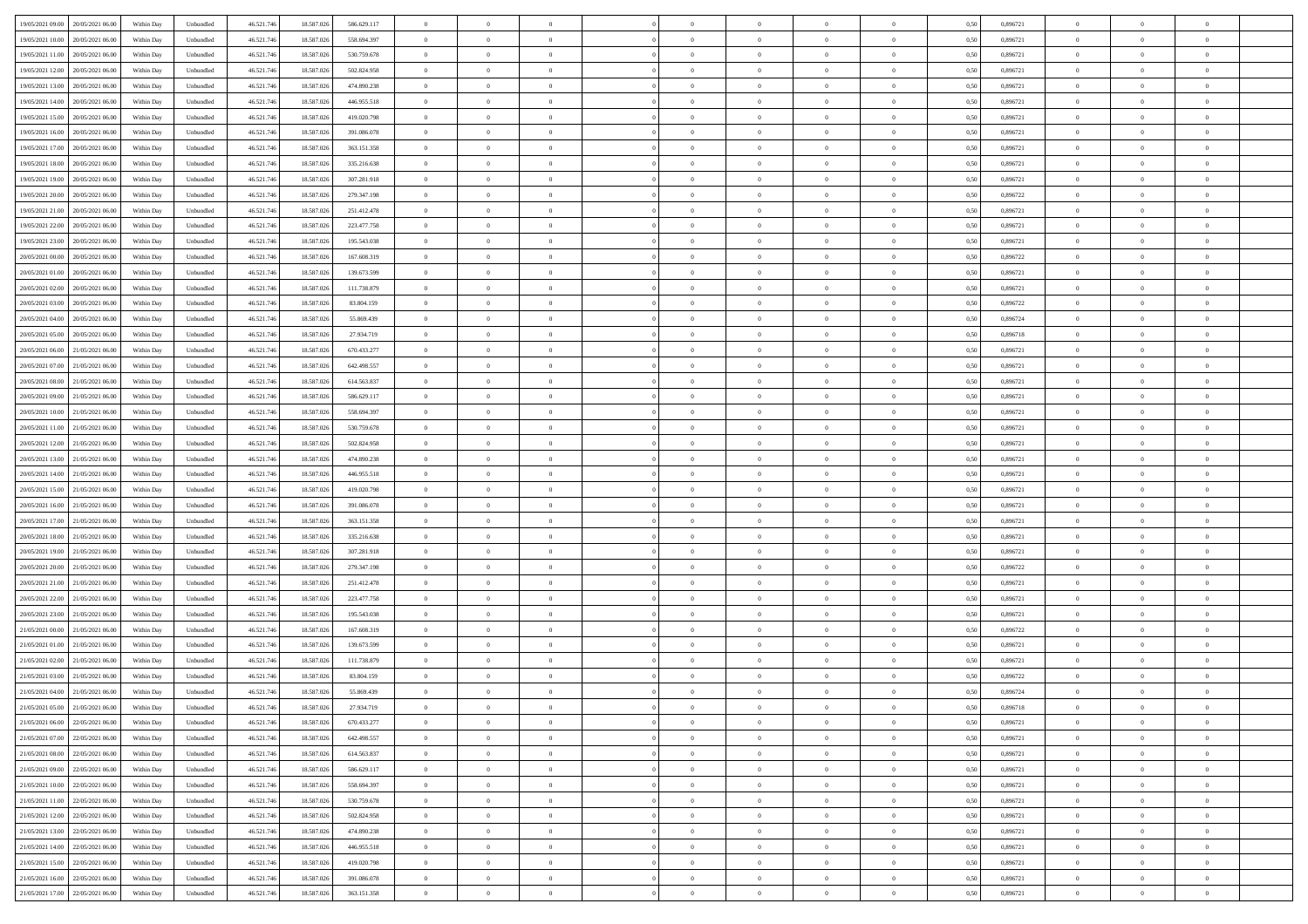| | | | | | | | | | | | | | | | | | | | | | |
|---|---|---|---|---|---|---|---|---|---|---|---|---|---|---|---|---|---|---|---|---|---|
| 19/05/2021 09:00 | 20/05/2021 06:00 | Within Day | Unbundled | 46.521.746 | 18.587.026 | 586.629.117 | 0 | 0 | 0 | | 0 | 0 | 0 | 0 | 0,50 | 0,896721 | 0 | 0 | 0 | |
| 19/05/2021 10:00 | 20/05/2021 06:00 | Within Day | Unbundled | 46.521.746 | 18.587.026 | 558.694.397 | 0 | 0 | 0 | | 0 | 0 | 0 | 0 | 0,50 | 0,896721 | 0 | 0 | 0 | |
| 19/05/2021 11:00 | 20/05/2021 06:00 | Within Day | Unbundled | 46.521.746 | 18.587.026 | 530.759.678 | 0 | 0 | 0 | | 0 | 0 | 0 | 0 | 0,50 | 0,896721 | 0 | 0 | 0 | |
| 19/05/2021 12:00 | 20/05/2021 06:00 | Within Day | Unbundled | 46.521.746 | 18.587.026 | 502.824.958 | 0 | 0 | 0 | | 0 | 0 | 0 | 0 | 0,50 | 0,896721 | 0 | 0 | 0 | |
| 19/05/2021 13:00 | 20/05/2021 06:00 | Within Day | Unbundled | 46.521.746 | 18.587.026 | 474.890.238 | 0 | 0 | 0 | | 0 | 0 | 0 | 0 | 0,50 | 0,896721 | 0 | 0 | 0 | |
| 19/05/2021 14:00 | 20/05/2021 06:00 | Within Day | Unbundled | 46.521.746 | 18.587.026 | 446.955.518 | 0 | 0 | 0 | | 0 | 0 | 0 | 0 | 0,50 | 0,896721 | 0 | 0 | 0 | |
| 19/05/2021 15:00 | 20/05/2021 06:00 | Within Day | Unbundled | 46.521.746 | 18.587.026 | 419.020.798 | 0 | 0 | 0 | | 0 | 0 | 0 | 0 | 0,50 | 0,896721 | 0 | 0 | 0 | |
| 19/05/2021 16:00 | 20/05/2021 06:00 | Within Day | Unbundled | 46.521.746 | 18.587.026 | 391.086.078 | 0 | 0 | 0 | | 0 | 0 | 0 | 0 | 0,50 | 0,896721 | 0 | 0 | 0 | |
| 19/05/2021 17:00 | 20/05/2021 06:00 | Within Day | Unbundled | 46.521.746 | 18.587.026 | 363.151.358 | 0 | 0 | 0 | | 0 | 0 | 0 | 0 | 0,50 | 0,896721 | 0 | 0 | 0 | |
| 19/05/2021 18:00 | 20/05/2021 06:00 | Within Day | Unbundled | 46.521.746 | 18.587.026 | 335.216.638 | 0 | 0 | 0 | | 0 | 0 | 0 | 0 | 0,50 | 0,896721 | 0 | 0 | 0 | |
| 19/05/2021 19:00 | 20/05/2021 06:00 | Within Day | Unbundled | 46.521.746 | 18.587.026 | 307.281.918 | 0 | 0 | 0 | | 0 | 0 | 0 | 0 | 0,50 | 0,896721 | 0 | 0 | 0 | |
| 19/05/2021 20:00 | 20/05/2021 06:00 | Within Day | Unbundled | 46.521.746 | 18.587.026 | 279.347.198 | 0 | 0 | 0 | | 0 | 0 | 0 | 0 | 0,50 | 0,896722 | 0 | 0 | 0 | |
| 19/05/2021 21:00 | 20/05/2021 06:00 | Within Day | Unbundled | 46.521.746 | 18.587.026 | 251.412.478 | 0 | 0 | 0 | | 0 | 0 | 0 | 0 | 0,50 | 0,896721 | 0 | 0 | 0 | |
| 19/05/2021 22:00 | 20/05/2021 06:00 | Within Day | Unbundled | 46.521.746 | 18.587.026 | 223.477.758 | 0 | 0 | 0 | | 0 | 0 | 0 | 0 | 0,50 | 0,896721 | 0 | 0 | 0 | |
| 19/05/2021 23:00 | 20/05/2021 06:00 | Within Day | Unbundled | 46.521.746 | 18.587.026 | 195.543.038 | 0 | 0 | 0 | | 0 | 0 | 0 | 0 | 0,50 | 0,896721 | 0 | 0 | 0 | |
| 20/05/2021 00:00 | 20/05/2021 06:00 | Within Day | Unbundled | 46.521.746 | 18.587.026 | 167.608.319 | 0 | 0 | 0 | | 0 | 0 | 0 | 0 | 0,50 | 0,896722 | 0 | 0 | 0 | |
| 20/05/2021 01:00 | 20/05/2021 06:00 | Within Day | Unbundled | 46.521.746 | 18.587.026 | 139.673.599 | 0 | 0 | 0 | | 0 | 0 | 0 | 0 | 0,50 | 0,896721 | 0 | 0 | 0 | |
| 20/05/2021 02:00 | 20/05/2021 06:00 | Within Day | Unbundled | 46.521.746 | 18.587.026 | 111.738.879 | 0 | 0 | 0 | | 0 | 0 | 0 | 0 | 0,50 | 0,896721 | 0 | 0 | 0 | |
| 20/05/2021 03:00 | 20/05/2021 06:00 | Within Day | Unbundled | 46.521.746 | 18.587.026 | 83.804.159 | 0 | 0 | 0 | | 0 | 0 | 0 | 0 | 0,50 | 0,896722 | 0 | 0 | 0 | |
| 20/05/2021 04:00 | 20/05/2021 06:00 | Within Day | Unbundled | 46.521.746 | 18.587.026 | 55.869.439 | 0 | 0 | 0 | | 0 | 0 | 0 | 0 | 0,50 | 0,896724 | 0 | 0 | 0 | |
| 20/05/2021 05:00 | 20/05/2021 06:00 | Within Day | Unbundled | 46.521.746 | 18.587.026 | 27.934.719 | 0 | 0 | 0 | | 0 | 0 | 0 | 0 | 0,50 | 0,896718 | 0 | 0 | 0 | |
| 20/05/2021 06:00 | 21/05/2021 06:00 | Within Day | Unbundled | 46.521.746 | 18.587.026 | 670.433.277 | 0 | 0 | 0 | | 0 | 0 | 0 | 0 | 0,50 | 0,896721 | 0 | 0 | 0 | |
| 20/05/2021 07:00 | 21/05/2021 06:00 | Within Day | Unbundled | 46.521.746 | 18.587.026 | 642.498.557 | 0 | 0 | 0 | | 0 | 0 | 0 | 0 | 0,50 | 0,896721 | 0 | 0 | 0 | |
| 20/05/2021 08:00 | 21/05/2021 06:00 | Within Day | Unbundled | 46.521.746 | 18.587.026 | 614.563.837 | 0 | 0 | 0 | | 0 | 0 | 0 | 0 | 0,50 | 0,896721 | 0 | 0 | 0 | |
| 20/05/2021 09:00 | 21/05/2021 06:00 | Within Day | Unbundled | 46.521.746 | 18.587.026 | 586.629.117 | 0 | 0 | 0 | | 0 | 0 | 0 | 0 | 0,50 | 0,896721 | 0 | 0 | 0 | |
| 20/05/2021 10:00 | 21/05/2021 06:00 | Within Day | Unbundled | 46.521.746 | 18.587.026 | 558.694.397 | 0 | 0 | 0 | | 0 | 0 | 0 | 0 | 0,50 | 0,896721 | 0 | 0 | 0 | |
| 20/05/2021 11:00 | 21/05/2021 06:00 | Within Day | Unbundled | 46.521.746 | 18.587.026 | 530.759.678 | 0 | 0 | 0 | | 0 | 0 | 0 | 0 | 0,50 | 0,896721 | 0 | 0 | 0 | |
| 20/05/2021 12:00 | 21/05/2021 06:00 | Within Day | Unbundled | 46.521.746 | 18.587.026 | 502.824.958 | 0 | 0 | 0 | | 0 | 0 | 0 | 0 | 0,50 | 0,896721 | 0 | 0 | 0 | |
| 20/05/2021 13:00 | 21/05/2021 06:00 | Within Day | Unbundled | 46.521.746 | 18.587.026 | 474.890.238 | 0 | 0 | 0 | | 0 | 0 | 0 | 0 | 0,50 | 0,896721 | 0 | 0 | 0 | |
| 20/05/2021 14:00 | 21/05/2021 06:00 | Within Day | Unbundled | 46.521.746 | 18.587.026 | 446.955.518 | 0 | 0 | 0 | | 0 | 0 | 0 | 0 | 0,50 | 0,896721 | 0 | 0 | 0 | |
| 20/05/2021 15:00 | 21/05/2021 06:00 | Within Day | Unbundled | 46.521.746 | 18.587.026 | 419.020.798 | 0 | 0 | 0 | | 0 | 0 | 0 | 0 | 0,50 | 0,896721 | 0 | 0 | 0 | |
| 20/05/2021 16:00 | 21/05/2021 06:00 | Within Day | Unbundled | 46.521.746 | 18.587.026 | 391.086.078 | 0 | 0 | 0 | | 0 | 0 | 0 | 0 | 0,50 | 0,896721 | 0 | 0 | 0 | |
| 20/05/2021 17:00 | 21/05/2021 06:00 | Within Day | Unbundled | 46.521.746 | 18.587.026 | 363.151.358 | 0 | 0 | 0 | | 0 | 0 | 0 | 0 | 0,50 | 0,896721 | 0 | 0 | 0 | |
| 20/05/2021 18:00 | 21/05/2021 06:00 | Within Day | Unbundled | 46.521.746 | 18.587.026 | 335.216.638 | 0 | 0 | 0 | | 0 | 0 | 0 | 0 | 0,50 | 0,896721 | 0 | 0 | 0 | |
| 20/05/2021 19:00 | 21/05/2021 06:00 | Within Day | Unbundled | 46.521.746 | 18.587.026 | 307.281.918 | 0 | 0 | 0 | | 0 | 0 | 0 | 0 | 0,50 | 0,896721 | 0 | 0 | 0 | |
| 20/05/2021 20:00 | 21/05/2021 06:00 | Within Day | Unbundled | 46.521.746 | 18.587.026 | 279.347.198 | 0 | 0 | 0 | | 0 | 0 | 0 | 0 | 0,50 | 0,896722 | 0 | 0 | 0 | |
| 20/05/2021 21:00 | 21/05/2021 06:00 | Within Day | Unbundled | 46.521.746 | 18.587.026 | 251.412.478 | 0 | 0 | 0 | | 0 | 0 | 0 | 0 | 0,50 | 0,896721 | 0 | 0 | 0 | |
| 20/05/2021 22:00 | 21/05/2021 06:00 | Within Day | Unbundled | 46.521.746 | 18.587.026 | 223.477.758 | 0 | 0 | 0 | | 0 | 0 | 0 | 0 | 0,50 | 0,896721 | 0 | 0 | 0 | |
| 20/05/2021 23:00 | 21/05/2021 06:00 | Within Day | Unbundled | 46.521.746 | 18.587.026 | 195.543.038 | 0 | 0 | 0 | | 0 | 0 | 0 | 0 | 0,50 | 0,896721 | 0 | 0 | 0 | |
| 21/05/2021 00:00 | 21/05/2021 06:00 | Within Day | Unbundled | 46.521.746 | 18.587.026 | 167.608.319 | 0 | 0 | 0 | | 0 | 0 | 0 | 0 | 0,50 | 0,896722 | 0 | 0 | 0 | |
| 21/05/2021 01:00 | 21/05/2021 06:00 | Within Day | Unbundled | 46.521.746 | 18.587.026 | 139.673.599 | 0 | 0 | 0 | | 0 | 0 | 0 | 0 | 0,50 | 0,896721 | 0 | 0 | 0 | |
| 21/05/2021 02:00 | 21/05/2021 06:00 | Within Day | Unbundled | 46.521.746 | 18.587.026 | 111.738.879 | 0 | 0 | 0 | | 0 | 0 | 0 | 0 | 0,50 | 0,896721 | 0 | 0 | 0 | |
| 21/05/2021 03:00 | 21/05/2021 06:00 | Within Day | Unbundled | 46.521.746 | 18.587.026 | 83.804.159 | 0 | 0 | 0 | | 0 | 0 | 0 | 0 | 0,50 | 0,896722 | 0 | 0 | 0 | |
| 21/05/2021 04:00 | 21/05/2021 06:00 | Within Day | Unbundled | 46.521.746 | 18.587.026 | 55.869.439 | 0 | 0 | 0 | | 0 | 0 | 0 | 0 | 0,50 | 0,896724 | 0 | 0 | 0 | |
| 21/05/2021 05:00 | 21/05/2021 06:00 | Within Day | Unbundled | 46.521.746 | 18.587.026 | 27.934.719 | 0 | 0 | 0 | | 0 | 0 | 0 | 0 | 0,50 | 0,896718 | 0 | 0 | 0 | |
| 21/05/2021 06:00 | 22/05/2021 06:00 | Within Day | Unbundled | 46.521.746 | 18.587.026 | 670.433.277 | 0 | 0 | 0 | | 0 | 0 | 0 | 0 | 0,50 | 0,896721 | 0 | 0 | 0 | |
| 21/05/2021 07:00 | 22/05/2021 06:00 | Within Day | Unbundled | 46.521.746 | 18.587.026 | 642.498.557 | 0 | 0 | 0 | | 0 | 0 | 0 | 0 | 0,50 | 0,896721 | 0 | 0 | 0 | |
| 21/05/2021 08:00 | 22/05/2021 06:00 | Within Day | Unbundled | 46.521.746 | 18.587.026 | 614.563.837 | 0 | 0 | 0 | | 0 | 0 | 0 | 0 | 0,50 | 0,896721 | 0 | 0 | 0 | |
| 21/05/2021 09:00 | 22/05/2021 06:00 | Within Day | Unbundled | 46.521.746 | 18.587.026 | 586.629.117 | 0 | 0 | 0 | | 0 | 0 | 0 | 0 | 0,50 | 0,896721 | 0 | 0 | 0 | |
| 21/05/2021 10:00 | 22/05/2021 06:00 | Within Day | Unbundled | 46.521.746 | 18.587.026 | 558.694.397 | 0 | 0 | 0 | | 0 | 0 | 0 | 0 | 0,50 | 0,896721 | 0 | 0 | 0 | |
| 21/05/2021 11:00 | 22/05/2021 06:00 | Within Day | Unbundled | 46.521.746 | 18.587.026 | 530.759.678 | 0 | 0 | 0 | | 0 | 0 | 0 | 0 | 0,50 | 0,896721 | 0 | 0 | 0 | |
| 21/05/2021 12:00 | 22/05/2021 06:00 | Within Day | Unbundled | 46.521.746 | 18.587.026 | 502.824.958 | 0 | 0 | 0 | | 0 | 0 | 0 | 0 | 0,50 | 0,896721 | 0 | 0 | 0 | |
| 21/05/2021 13:00 | 22/05/2021 06:00 | Within Day | Unbundled | 46.521.746 | 18.587.026 | 474.890.238 | 0 | 0 | 0 | | 0 | 0 | 0 | 0 | 0,50 | 0,896721 | 0 | 0 | 0 | |
| 21/05/2021 14:00 | 22/05/2021 06:00 | Within Day | Unbundled | 46.521.746 | 18.587.026 | 446.955.518 | 0 | 0 | 0 | | 0 | 0 | 0 | 0 | 0,50 | 0,896721 | 0 | 0 | 0 | |
| 21/05/2021 15:00 | 22/05/2021 06:00 | Within Day | Unbundled | 46.521.746 | 18.587.026 | 419.020.798 | 0 | 0 | 0 | | 0 | 0 | 0 | 0 | 0,50 | 0,896721 | 0 | 0 | 0 | |
| 21/05/2021 16:00 | 22/05/2021 06:00 | Within Day | Unbundled | 46.521.746 | 18.587.026 | 391.086.078 | 0 | 0 | 0 | | 0 | 0 | 0 | 0 | 0,50 | 0,896721 | 0 | 0 | 0 | |
| 21/05/2021 17:00 | 22/05/2021 06:00 | Within Day | Unbundled | 46.521.746 | 18.587.026 | 363.151.358 | 0 | 0 | 0 | | 0 | 0 | 0 | 0 | 0,50 | 0,896721 | 0 | 0 | 0 | |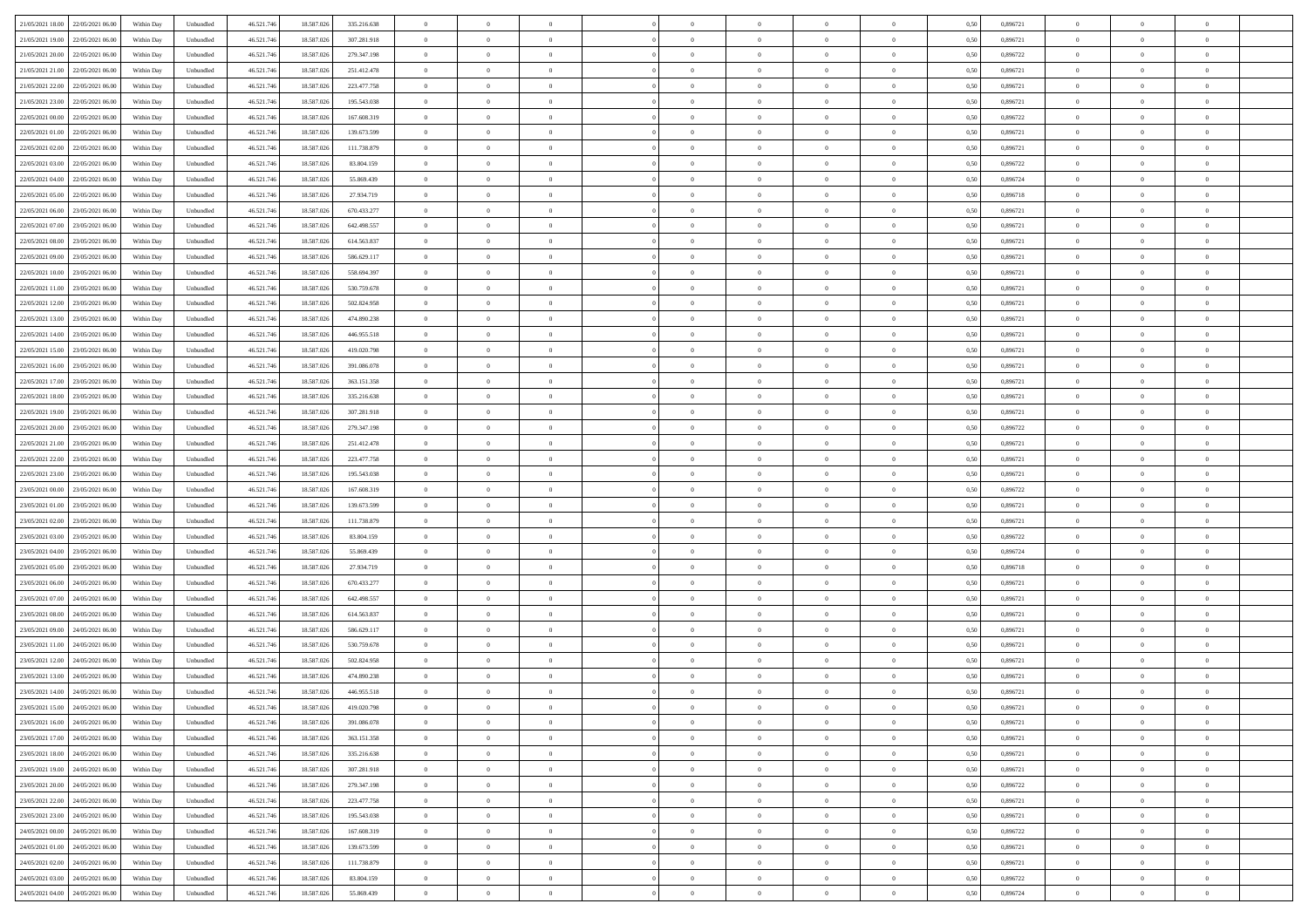| | | | | | | | | | | | | | | | | | | | | | |
|---|---|---|---|---|---|---|---|---|---|---|---|---|---|---|---|---|---|---|---|---|---|
| 21/05/2021 18:00 | 22/05/2021 06:00 | Within Day | Unbundled | 46.521.746 | 18.587.026 | 335.216.638 | 0 | 0 | 0 | | 0 | 0 | 0 | 0 | 0,50 | 0,896721 | 0 | 0 | 0 | |
| 21/05/2021 19:00 | 22/05/2021 06:00 | Within Day | Unbundled | 46.521.746 | 18.587.026 | 307.281.918 | 0 | 0 | 0 | | 0 | 0 | 0 | 0 | 0,50 | 0,896721 | 0 | 0 | 0 | |
| 21/05/2021 20:00 | 22/05/2021 06:00 | Within Day | Unbundled | 46.521.746 | 18.587.026 | 279.347.198 | 0 | 0 | 0 | | 0 | 0 | 0 | 0 | 0,50 | 0,896722 | 0 | 0 | 0 | |
| 21/05/2021 21:00 | 22/05/2021 06:00 | Within Day | Unbundled | 46.521.746 | 18.587.026 | 251.412.478 | 0 | 0 | 0 | | 0 | 0 | 0 | 0 | 0,50 | 0,896721 | 0 | 0 | 0 | |
| 21/05/2021 22:00 | 22/05/2021 06:00 | Within Day | Unbundled | 46.521.746 | 18.587.026 | 223.477.758 | 0 | 0 | 0 | | 0 | 0 | 0 | 0 | 0,50 | 0,896721 | 0 | 0 | 0 | |
| 21/05/2021 23:00 | 22/05/2021 06:00 | Within Day | Unbundled | 46.521.746 | 18.587.026 | 195.543.038 | 0 | 0 | 0 | | 0 | 0 | 0 | 0 | 0,50 | 0,896721 | 0 | 0 | 0 | |
| 22/05/2021 00:00 | 22/05/2021 06:00 | Within Day | Unbundled | 46.521.746 | 18.587.026 | 167.608.319 | 0 | 0 | 0 | | 0 | 0 | 0 | 0 | 0,50 | 0,896722 | 0 | 0 | 0 | |
| 22/05/2021 01:00 | 22/05/2021 06:00 | Within Day | Unbundled | 46.521.746 | 18.587.026 | 139.673.599 | 0 | 0 | 0 | | 0 | 0 | 0 | 0 | 0,50 | 0,896721 | 0 | 0 | 0 | |
| 22/05/2021 02:00 | 22/05/2021 06:00 | Within Day | Unbundled | 46.521.746 | 18.587.026 | 111.738.879 | 0 | 0 | 0 | | 0 | 0 | 0 | 0 | 0,50 | 0,896721 | 0 | 0 | 0 | |
| 22/05/2021 03:00 | 22/05/2021 06:00 | Within Day | Unbundled | 46.521.746 | 18.587.026 | 83.804.159 | 0 | 0 | 0 | | 0 | 0 | 0 | 0 | 0,50 | 0,896722 | 0 | 0 | 0 | |
| 22/05/2021 04:00 | 22/05/2021 06:00 | Within Day | Unbundled | 46.521.746 | 18.587.026 | 55.869.439 | 0 | 0 | 0 | | 0 | 0 | 0 | 0 | 0,50 | 0,896724 | 0 | 0 | 0 | |
| 22/05/2021 05:00 | 22/05/2021 06:00 | Within Day | Unbundled | 46.521.746 | 18.587.026 | 27.934.719 | 0 | 0 | 0 | | 0 | 0 | 0 | 0 | 0,50 | 0,896718 | 0 | 0 | 0 | |
| 22/05/2021 06:00 | 23/05/2021 06:00 | Within Day | Unbundled | 46.521.746 | 18.587.026 | 670.433.277 | 0 | 0 | 0 | | 0 | 0 | 0 | 0 | 0,50 | 0,896721 | 0 | 0 | 0 | |
| 22/05/2021 07:00 | 23/05/2021 06:00 | Within Day | Unbundled | 46.521.746 | 18.587.026 | 642.498.557 | 0 | 0 | 0 | | 0 | 0 | 0 | 0 | 0,50 | 0,896721 | 0 | 0 | 0 | |
| 22/05/2021 08:00 | 23/05/2021 06:00 | Within Day | Unbundled | 46.521.746 | 18.587.026 | 614.563.837 | 0 | 0 | 0 | | 0 | 0 | 0 | 0 | 0,50 | 0,896721 | 0 | 0 | 0 | |
| 22/05/2021 09:00 | 23/05/2021 06:00 | Within Day | Unbundled | 46.521.746 | 18.587.026 | 586.629.117 | 0 | 0 | 0 | | 0 | 0 | 0 | 0 | 0,50 | 0,896721 | 0 | 0 | 0 | |
| 22/05/2021 10:00 | 23/05/2021 06:00 | Within Day | Unbundled | 46.521.746 | 18.587.026 | 558.694.397 | 0 | 0 | 0 | | 0 | 0 | 0 | 0 | 0,50 | 0,896721 | 0 | 0 | 0 | |
| 22/05/2021 11:00 | 23/05/2021 06:00 | Within Day | Unbundled | 46.521.746 | 18.587.026 | 530.759.678 | 0 | 0 | 0 | | 0 | 0 | 0 | 0 | 0,50 | 0,896721 | 0 | 0 | 0 | |
| 22/05/2021 12:00 | 23/05/2021 06:00 | Within Day | Unbundled | 46.521.746 | 18.587.026 | 502.824.958 | 0 | 0 | 0 | | 0 | 0 | 0 | 0 | 0,50 | 0,896721 | 0 | 0 | 0 | |
| 22/05/2021 13:00 | 23/05/2021 06:00 | Within Day | Unbundled | 46.521.746 | 18.587.026 | 474.890.238 | 0 | 0 | 0 | | 0 | 0 | 0 | 0 | 0,50 | 0,896721 | 0 | 0 | 0 | |
| 22/05/2021 14:00 | 23/05/2021 06:00 | Within Day | Unbundled | 46.521.746 | 18.587.026 | 446.955.518 | 0 | 0 | 0 | | 0 | 0 | 0 | 0 | 0,50 | 0,896721 | 0 | 0 | 0 | |
| 22/05/2021 15:00 | 23/05/2021 06:00 | Within Day | Unbundled | 46.521.746 | 18.587.026 | 419.020.798 | 0 | 0 | 0 | | 0 | 0 | 0 | 0 | 0,50 | 0,896721 | 0 | 0 | 0 | |
| 22/05/2021 16:00 | 23/05/2021 06:00 | Within Day | Unbundled | 46.521.746 | 18.587.026 | 391.086.078 | 0 | 0 | 0 | | 0 | 0 | 0 | 0 | 0,50 | 0,896721 | 0 | 0 | 0 | |
| 22/05/2021 17:00 | 23/05/2021 06:00 | Within Day | Unbundled | 46.521.746 | 18.587.026 | 363.151.358 | 0 | 0 | 0 | | 0 | 0 | 0 | 0 | 0,50 | 0,896721 | 0 | 0 | 0 | |
| 22/05/2021 18:00 | 23/05/2021 06:00 | Within Day | Unbundled | 46.521.746 | 18.587.026 | 335.216.638 | 0 | 0 | 0 | | 0 | 0 | 0 | 0 | 0,50 | 0,896721 | 0 | 0 | 0 | |
| 22/05/2021 19:00 | 23/05/2021 06:00 | Within Day | Unbundled | 46.521.746 | 18.587.026 | 307.281.918 | 0 | 0 | 0 | | 0 | 0 | 0 | 0 | 0,50 | 0,896721 | 0 | 0 | 0 | |
| 22/05/2021 20:00 | 23/05/2021 06:00 | Within Day | Unbundled | 46.521.746 | 18.587.026 | 279.347.198 | 0 | 0 | 0 | | 0 | 0 | 0 | 0 | 0,50 | 0,896722 | 0 | 0 | 0 | |
| 22/05/2021 21:00 | 23/05/2021 06:00 | Within Day | Unbundled | 46.521.746 | 18.587.026 | 251.412.478 | 0 | 0 | 0 | | 0 | 0 | 0 | 0 | 0,50 | 0,896721 | 0 | 0 | 0 | |
| 22/05/2021 22:00 | 23/05/2021 06:00 | Within Day | Unbundled | 46.521.746 | 18.587.026 | 223.477.758 | 0 | 0 | 0 | | 0 | 0 | 0 | 0 | 0,50 | 0,896721 | 0 | 0 | 0 | |
| 22/05/2021 23:00 | 23/05/2021 06:00 | Within Day | Unbundled | 46.521.746 | 18.587.026 | 195.543.038 | 0 | 0 | 0 | | 0 | 0 | 0 | 0 | 0,50 | 0,896721 | 0 | 0 | 0 | |
| 23/05/2021 00:00 | 23/05/2021 06:00 | Within Day | Unbundled | 46.521.746 | 18.587.026 | 167.608.319 | 0 | 0 | 0 | | 0 | 0 | 0 | 0 | 0,50 | 0,896722 | 0 | 0 | 0 | |
| 23/05/2021 01:00 | 23/05/2021 06:00 | Within Day | Unbundled | 46.521.746 | 18.587.026 | 139.673.599 | 0 | 0 | 0 | | 0 | 0 | 0 | 0 | 0,50 | 0,896721 | 0 | 0 | 0 | |
| 23/05/2021 02:00 | 23/05/2021 06:00 | Within Day | Unbundled | 46.521.746 | 18.587.026 | 111.738.879 | 0 | 0 | 0 | | 0 | 0 | 0 | 0 | 0,50 | 0,896721 | 0 | 0 | 0 | |
| 23/05/2021 03:00 | 23/05/2021 06:00 | Within Day | Unbundled | 46.521.746 | 18.587.026 | 83.804.159 | 0 | 0 | 0 | | 0 | 0 | 0 | 0 | 0,50 | 0,896722 | 0 | 0 | 0 | |
| 23/05/2021 04:00 | 23/05/2021 06:00 | Within Day | Unbundled | 46.521.746 | 18.587.026 | 55.869.439 | 0 | 0 | 0 | | 0 | 0 | 0 | 0 | 0,50 | 0,896724 | 0 | 0 | 0 | |
| 23/05/2021 05:00 | 23/05/2021 06:00 | Within Day | Unbundled | 46.521.746 | 18.587.026 | 27.934.719 | 0 | 0 | 0 | | 0 | 0 | 0 | 0 | 0,50 | 0,896718 | 0 | 0 | 0 | |
| 23/05/2021 06:00 | 24/05/2021 06:00 | Within Day | Unbundled | 46.521.746 | 18.587.026 | 670.433.277 | 0 | 0 | 0 | | 0 | 0 | 0 | 0 | 0,50 | 0,896721 | 0 | 0 | 0 | |
| 23/05/2021 07:00 | 24/05/2021 06:00 | Within Day | Unbundled | 46.521.746 | 18.587.026 | 642.498.557 | 0 | 0 | 0 | | 0 | 0 | 0 | 0 | 0,50 | 0,896721 | 0 | 0 | 0 | |
| 23/05/2021 08:00 | 24/05/2021 06:00 | Within Day | Unbundled | 46.521.746 | 18.587.026 | 614.563.837 | 0 | 0 | 0 | | 0 | 0 | 0 | 0 | 0,50 | 0,896721 | 0 | 0 | 0 | |
| 23/05/2021 09:00 | 24/05/2021 06:00 | Within Day | Unbundled | 46.521.746 | 18.587.026 | 586.629.117 | 0 | 0 | 0 | | 0 | 0 | 0 | 0 | 0,50 | 0,896721 | 0 | 0 | 0 | |
| 23/05/2021 11:00 | 24/05/2021 06:00 | Within Day | Unbundled | 46.521.746 | 18.587.026 | 530.759.678 | 0 | 0 | 0 | | 0 | 0 | 0 | 0 | 0,50 | 0,896721 | 0 | 0 | 0 | |
| 23/05/2021 12:00 | 24/05/2021 06:00 | Within Day | Unbundled | 46.521.746 | 18.587.026 | 502.824.958 | 0 | 0 | 0 | | 0 | 0 | 0 | 0 | 0,50 | 0,896721 | 0 | 0 | 0 | |
| 23/05/2021 13:00 | 24/05/2021 06:00 | Within Day | Unbundled | 46.521.746 | 18.587.026 | 474.890.238 | 0 | 0 | 0 | | 0 | 0 | 0 | 0 | 0,50 | 0,896721 | 0 | 0 | 0 | |
| 23/05/2021 14:00 | 24/05/2021 06:00 | Within Day | Unbundled | 46.521.746 | 18.587.026 | 446.955.518 | 0 | 0 | 0 | | 0 | 0 | 0 | 0 | 0,50 | 0,896721 | 0 | 0 | 0 | |
| 23/05/2021 15:00 | 24/05/2021 06:00 | Within Day | Unbundled | 46.521.746 | 18.587.026 | 419.020.798 | 0 | 0 | 0 | | 0 | 0 | 0 | 0 | 0,50 | 0,896721 | 0 | 0 | 0 | |
| 23/05/2021 16:00 | 24/05/2021 06:00 | Within Day | Unbundled | 46.521.746 | 18.587.026 | 391.086.078 | 0 | 0 | 0 | | 0 | 0 | 0 | 0 | 0,50 | 0,896721 | 0 | 0 | 0 | |
| 23/05/2021 17:00 | 24/05/2021 06:00 | Within Day | Unbundled | 46.521.746 | 18.587.026 | 363.151.358 | 0 | 0 | 0 | | 0 | 0 | 0 | 0 | 0,50 | 0,896721 | 0 | 0 | 0 | |
| 23/05/2021 18:00 | 24/05/2021 06:00 | Within Day | Unbundled | 46.521.746 | 18.587.026 | 335.216.638 | 0 | 0 | 0 | | 0 | 0 | 0 | 0 | 0,50 | 0,896721 | 0 | 0 | 0 | |
| 23/05/2021 19:00 | 24/05/2021 06:00 | Within Day | Unbundled | 46.521.746 | 18.587.026 | 307.281.918 | 0 | 0 | 0 | | 0 | 0 | 0 | 0 | 0,50 | 0,896721 | 0 | 0 | 0 | |
| 23/05/2021 20:00 | 24/05/2021 06:00 | Within Day | Unbundled | 46.521.746 | 18.587.026 | 279.347.198 | 0 | 0 | 0 | | 0 | 0 | 0 | 0 | 0,50 | 0,896722 | 0 | 0 | 0 | |
| 23/05/2021 22:00 | 24/05/2021 06:00 | Within Day | Unbundled | 46.521.746 | 18.587.026 | 223.477.758 | 0 | 0 | 0 | | 0 | 0 | 0 | 0 | 0,50 | 0,896721 | 0 | 0 | 0 | |
| 23/05/2021 23:00 | 24/05/2021 06:00 | Within Day | Unbundled | 46.521.746 | 18.587.026 | 195.543.038 | 0 | 0 | 0 | | 0 | 0 | 0 | 0 | 0,50 | 0,896721 | 0 | 0 | 0 | |
| 24/05/2021 00:00 | 24/05/2021 06:00 | Within Day | Unbundled | 46.521.746 | 18.587.026 | 167.608.319 | 0 | 0 | 0 | | 0 | 0 | 0 | 0 | 0,50 | 0,896722 | 0 | 0 | 0 | |
| 24/05/2021 01:00 | 24/05/2021 06:00 | Within Day | Unbundled | 46.521.746 | 18.587.026 | 139.673.599 | 0 | 0 | 0 | | 0 | 0 | 0 | 0 | 0,50 | 0,896721 | 0 | 0 | 0 | |
| 24/05/2021 02:00 | 24/05/2021 06:00 | Within Day | Unbundled | 46.521.746 | 18.587.026 | 111.738.879 | 0 | 0 | 0 | | 0 | 0 | 0 | 0 | 0,50 | 0,896721 | 0 | 0 | 0 | |
| 24/05/2021 03:00 | 24/05/2021 06:00 | Within Day | Unbundled | 46.521.746 | 18.587.026 | 83.804.159 | 0 | 0 | 0 | | 0 | 0 | 0 | 0 | 0,50 | 0,896722 | 0 | 0 | 0 | |
| 24/05/2021 04:00 | 24/05/2021 06:00 | Within Day | Unbundled | 46.521.746 | 18.587.026 | 55.869.439 | 0 | 0 | 0 | | 0 | 0 | 0 | 0 | 0,50 | 0,896724 | 0 | 0 | 0 | |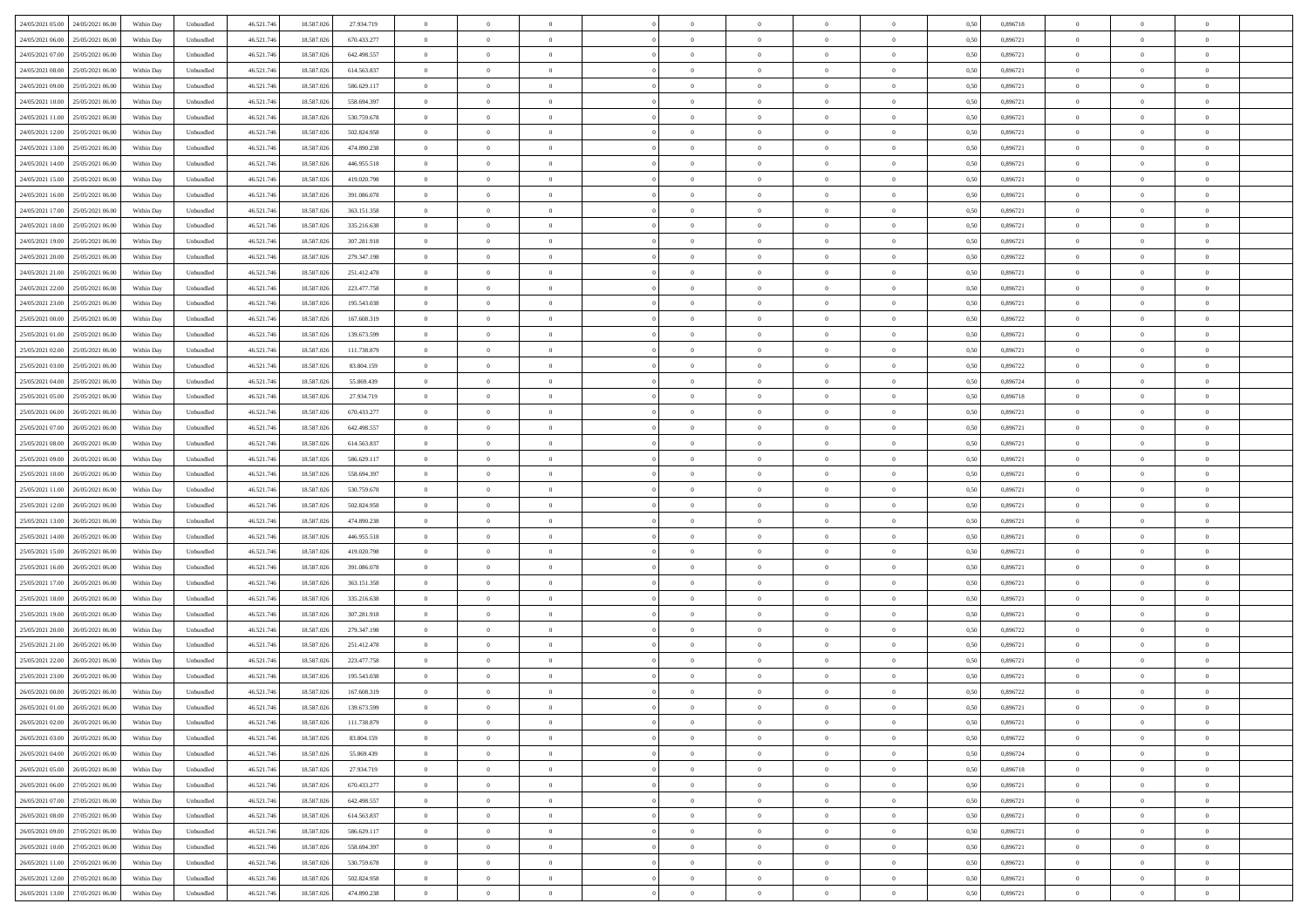| | | | | | | | | | | | | | | | | | | | | |
|---|---|---|---|---|---|---|---|---|---|---|---|---|---|---|---|---|---|---|---|---|
| 24/05/2021 05:00 | 24/05/2021 06:00 | Within Day | Unbundled | 46.521.746 | 18.587.026 | 27.934.719 | 0 | 0 | 0 | | 0 | 0 | 0 | 0 | 0,50 | 0,896718 | 0 | 0 | 0 | |
| 24/05/2021 06:00 | 25/05/2021 06:00 | Within Day | Unbundled | 46.521.746 | 18.587.026 | 670.433.277 | 0 | 0 | 0 | | 0 | 0 | 0 | 0 | 0,50 | 0,896721 | 0 | 0 | 0 | |
| 24/05/2021 07:00 | 25/05/2021 06:00 | Within Day | Unbundled | 46.521.746 | 18.587.026 | 642.498.557 | 0 | 0 | 0 | | 0 | 0 | 0 | 0 | 0,50 | 0,896721 | 0 | 0 | 0 | |
| 24/05/2021 08:00 | 25/05/2021 06:00 | Within Day | Unbundled | 46.521.746 | 18.587.026 | 614.563.837 | 0 | 0 | 0 | | 0 | 0 | 0 | 0 | 0,50 | 0,896721 | 0 | 0 | 0 | |
| 24/05/2021 09:00 | 25/05/2021 06:00 | Within Day | Unbundled | 46.521.746 | 18.587.026 | 586.629.117 | 0 | 0 | 0 | | 0 | 0 | 0 | 0 | 0,50 | 0,896721 | 0 | 0 | 0 | |
| 24/05/2021 10:00 | 25/05/2021 06:00 | Within Day | Unbundled | 46.521.746 | 18.587.026 | 558.694.397 | 0 | 0 | 0 | | 0 | 0 | 0 | 0 | 0,50 | 0,896721 | 0 | 0 | 0 | |
| 24/05/2021 11:00 | 25/05/2021 06:00 | Within Day | Unbundled | 46.521.746 | 18.587.026 | 530.759.678 | 0 | 0 | 0 | | 0 | 0 | 0 | 0 | 0,50 | 0,896721 | 0 | 0 | 0 | |
| 24/05/2021 12:00 | 25/05/2021 06:00 | Within Day | Unbundled | 46.521.746 | 18.587.026 | 502.824.958 | 0 | 0 | 0 | | 0 | 0 | 0 | 0 | 0,50 | 0,896721 | 0 | 0 | 0 | |
| 24/05/2021 13:00 | 25/05/2021 06:00 | Within Day | Unbundled | 46.521.746 | 18.587.026 | 474.890.238 | 0 | 0 | 0 | | 0 | 0 | 0 | 0 | 0,50 | 0,896721 | 0 | 0 | 0 | |
| 24/05/2021 14:00 | 25/05/2021 06:00 | Within Day | Unbundled | 46.521.746 | 18.587.026 | 446.955.518 | 0 | 0 | 0 | | 0 | 0 | 0 | 0 | 0,50 | 0,896721 | 0 | 0 | 0 | |
| 24/05/2021 15:00 | 25/05/2021 06:00 | Within Day | Unbundled | 46.521.746 | 18.587.026 | 419.020.798 | 0 | 0 | 0 | | 0 | 0 | 0 | 0 | 0,50 | 0,896721 | 0 | 0 | 0 | |
| 24/05/2021 16:00 | 25/05/2021 06:00 | Within Day | Unbundled | 46.521.746 | 18.587.026 | 391.086.078 | 0 | 0 | 0 | | 0 | 0 | 0 | 0 | 0,50 | 0,896721 | 0 | 0 | 0 | |
| 24/05/2021 17:00 | 25/05/2021 06:00 | Within Day | Unbundled | 46.521.746 | 18.587.026 | 363.151.358 | 0 | 0 | 0 | | 0 | 0 | 0 | 0 | 0,50 | 0,896721 | 0 | 0 | 0 | |
| 24/05/2021 18:00 | 25/05/2021 06:00 | Within Day | Unbundled | 46.521.746 | 18.587.026 | 335.216.638 | 0 | 0 | 0 | | 0 | 0 | 0 | 0 | 0,50 | 0,896721 | 0 | 0 | 0 | |
| 24/05/2021 19:00 | 25/05/2021 06:00 | Within Day | Unbundled | 46.521.746 | 18.587.026 | 307.281.918 | 0 | 0 | 0 | | 0 | 0 | 0 | 0 | 0,50 | 0,896721 | 0 | 0 | 0 | |
| 24/05/2021 20:00 | 25/05/2021 06:00 | Within Day | Unbundled | 46.521.746 | 18.587.026 | 279.347.198 | 0 | 0 | 0 | | 0 | 0 | 0 | 0 | 0,50 | 0,896722 | 0 | 0 | 0 | |
| 24/05/2021 21:00 | 25/05/2021 06:00 | Within Day | Unbundled | 46.521.746 | 18.587.026 | 251.412.478 | 0 | 0 | 0 | | 0 | 0 | 0 | 0 | 0,50 | 0,896721 | 0 | 0 | 0 | |
| 24/05/2021 22:00 | 25/05/2021 06:00 | Within Day | Unbundled | 46.521.746 | 18.587.026 | 223.477.758 | 0 | 0 | 0 | | 0 | 0 | 0 | 0 | 0,50 | 0,896721 | 0 | 0 | 0 | |
| 24/05/2021 23:00 | 25/05/2021 06:00 | Within Day | Unbundled | 46.521.746 | 18.587.026 | 195.543.038 | 0 | 0 | 0 | | 0 | 0 | 0 | 0 | 0,50 | 0,896721 | 0 | 0 | 0 | |
| 25/05/2021 00:00 | 25/05/2021 06:00 | Within Day | Unbundled | 46.521.746 | 18.587.026 | 167.608.319 | 0 | 0 | 0 | | 0 | 0 | 0 | 0 | 0,50 | 0,896722 | 0 | 0 | 0 | |
| 25/05/2021 01:00 | 25/05/2021 06:00 | Within Day | Unbundled | 46.521.746 | 18.587.026 | 139.673.599 | 0 | 0 | 0 | | 0 | 0 | 0 | 0 | 0,50 | 0,896721 | 0 | 0 | 0 | |
| 25/05/2021 02:00 | 25/05/2021 06:00 | Within Day | Unbundled | 46.521.746 | 18.587.026 | 111.738.879 | 0 | 0 | 0 | | 0 | 0 | 0 | 0 | 0,50 | 0,896721 | 0 | 0 | 0 | |
| 25/05/2021 03:00 | 25/05/2021 06:00 | Within Day | Unbundled | 46.521.746 | 18.587.026 | 83.804.159 | 0 | 0 | 0 | | 0 | 0 | 0 | 0 | 0,50 | 0,896722 | 0 | 0 | 0 | |
| 25/05/2021 04:00 | 25/05/2021 06:00 | Within Day | Unbundled | 46.521.746 | 18.587.026 | 55.869.439 | 0 | 0 | 0 | | 0 | 0 | 0 | 0 | 0,50 | 0,896724 | 0 | 0 | 0 | |
| 25/05/2021 05:00 | 25/05/2021 06:00 | Within Day | Unbundled | 46.521.746 | 18.587.026 | 27.934.719 | 0 | 0 | 0 | | 0 | 0 | 0 | 0 | 0,50 | 0,896718 | 0 | 0 | 0 | |
| 25/05/2021 06:00 | 26/05/2021 06:00 | Within Day | Unbundled | 46.521.746 | 18.587.026 | 670.433.277 | 0 | 0 | 0 | | 0 | 0 | 0 | 0 | 0,50 | 0,896721 | 0 | 0 | 0 | |
| 25/05/2021 07:00 | 26/05/2021 06:00 | Within Day | Unbundled | 46.521.746 | 18.587.026 | 642.498.557 | 0 | 0 | 0 | | 0 | 0 | 0 | 0 | 0,50 | 0,896721 | 0 | 0 | 0 | |
| 25/05/2021 08:00 | 26/05/2021 06:00 | Within Day | Unbundled | 46.521.746 | 18.587.026 | 614.563.837 | 0 | 0 | 0 | | 0 | 0 | 0 | 0 | 0,50 | 0,896721 | 0 | 0 | 0 | |
| 25/05/2021 09:00 | 26/05/2021 06:00 | Within Day | Unbundled | 46.521.746 | 18.587.026 | 586.629.117 | 0 | 0 | 0 | | 0 | 0 | 0 | 0 | 0,50 | 0,896721 | 0 | 0 | 0 | |
| 25/05/2021 10:00 | 26/05/2021 06:00 | Within Day | Unbundled | 46.521.746 | 18.587.026 | 558.694.397 | 0 | 0 | 0 | | 0 | 0 | 0 | 0 | 0,50 | 0,896721 | 0 | 0 | 0 | |
| 25/05/2021 11:00 | 26/05/2021 06:00 | Within Day | Unbundled | 46.521.746 | 18.587.026 | 530.759.678 | 0 | 0 | 0 | | 0 | 0 | 0 | 0 | 0,50 | 0,896721 | 0 | 0 | 0 | |
| 25/05/2021 12:00 | 26/05/2021 06:00 | Within Day | Unbundled | 46.521.746 | 18.587.026 | 502.824.958 | 0 | 0 | 0 | | 0 | 0 | 0 | 0 | 0,50 | 0,896721 | 0 | 0 | 0 | |
| 25/05/2021 13:00 | 26/05/2021 06:00 | Within Day | Unbundled | 46.521.746 | 18.587.026 | 474.890.238 | 0 | 0 | 0 | | 0 | 0 | 0 | 0 | 0,50 | 0,896721 | 0 | 0 | 0 | |
| 25/05/2021 14:00 | 26/05/2021 06:00 | Within Day | Unbundled | 46.521.746 | 18.587.026 | 446.955.518 | 0 | 0 | 0 | | 0 | 0 | 0 | 0 | 0,50 | 0,896721 | 0 | 0 | 0 | |
| 25/05/2021 15:00 | 26/05/2021 06:00 | Within Day | Unbundled | 46.521.746 | 18.587.026 | 419.020.798 | 0 | 0 | 0 | | 0 | 0 | 0 | 0 | 0,50 | 0,896721 | 0 | 0 | 0 | |
| 25/05/2021 16:00 | 26/05/2021 06:00 | Within Day | Unbundled | 46.521.746 | 18.587.026 | 391.086.078 | 0 | 0 | 0 | | 0 | 0 | 0 | 0 | 0,50 | 0,896721 | 0 | 0 | 0 | |
| 25/05/2021 17:00 | 26/05/2021 06:00 | Within Day | Unbundled | 46.521.746 | 18.587.026 | 363.151.358 | 0 | 0 | 0 | | 0 | 0 | 0 | 0 | 0,50 | 0,896721 | 0 | 0 | 0 | |
| 25/05/2021 18:00 | 26/05/2021 06:00 | Within Day | Unbundled | 46.521.746 | 18.587.026 | 335.216.638 | 0 | 0 | 0 | | 0 | 0 | 0 | 0 | 0,50 | 0,896721 | 0 | 0 | 0 | |
| 25/05/2021 19:00 | 26/05/2021 06:00 | Within Day | Unbundled | 46.521.746 | 18.587.026 | 307.281.918 | 0 | 0 | 0 | | 0 | 0 | 0 | 0 | 0,50 | 0,896721 | 0 | 0 | 0 | |
| 25/05/2021 20:00 | 26/05/2021 06:00 | Within Day | Unbundled | 46.521.746 | 18.587.026 | 279.347.198 | 0 | 0 | 0 | | 0 | 0 | 0 | 0 | 0,50 | 0,896722 | 0 | 0 | 0 | |
| 25/05/2021 21:00 | 26/05/2021 06:00 | Within Day | Unbundled | 46.521.746 | 18.587.026 | 251.412.478 | 0 | 0 | 0 | | 0 | 0 | 0 | 0 | 0,50 | 0,896721 | 0 | 0 | 0 | |
| 25/05/2021 22:00 | 26/05/2021 06:00 | Within Day | Unbundled | 46.521.746 | 18.587.026 | 223.477.758 | 0 | 0 | 0 | | 0 | 0 | 0 | 0 | 0,50 | 0,896721 | 0 | 0 | 0 | |
| 25/05/2021 23:00 | 26/05/2021 06:00 | Within Day | Unbundled | 46.521.746 | 18.587.026 | 195.543.038 | 0 | 0 | 0 | | 0 | 0 | 0 | 0 | 0,50 | 0,896721 | 0 | 0 | 0 | |
| 26/05/2021 00:00 | 26/05/2021 06:00 | Within Day | Unbundled | 46.521.746 | 18.587.026 | 167.608.319 | 0 | 0 | 0 | | 0 | 0 | 0 | 0 | 0,50 | 0,896722 | 0 | 0 | 0 | |
| 26/05/2021 01:00 | 26/05/2021 06:00 | Within Day | Unbundled | 46.521.746 | 18.587.026 | 139.673.599 | 0 | 0 | 0 | | 0 | 0 | 0 | 0 | 0,50 | 0,896721 | 0 | 0 | 0 | |
| 26/05/2021 02:00 | 26/05/2021 06:00 | Within Day | Unbundled | 46.521.746 | 18.587.026 | 111.738.879 | 0 | 0 | 0 | | 0 | 0 | 0 | 0 | 0,50 | 0,896721 | 0 | 0 | 0 | |
| 26/05/2021 03:00 | 26/05/2021 06:00 | Within Day | Unbundled | 46.521.746 | 18.587.026 | 83.804.159 | 0 | 0 | 0 | | 0 | 0 | 0 | 0 | 0,50 | 0,896722 | 0 | 0 | 0 | |
| 26/05/2021 04:00 | 26/05/2021 06:00 | Within Day | Unbundled | 46.521.746 | 18.587.026 | 55.869.439 | 0 | 0 | 0 | | 0 | 0 | 0 | 0 | 0,50 | 0,896724 | 0 | 0 | 0 | |
| 26/05/2021 05:00 | 26/05/2021 06:00 | Within Day | Unbundled | 46.521.746 | 18.587.026 | 27.934.719 | 0 | 0 | 0 | | 0 | 0 | 0 | 0 | 0,50 | 0,896718 | 0 | 0 | 0 | |
| 26/05/2021 06:00 | 27/05/2021 06:00 | Within Day | Unbundled | 46.521.746 | 18.587.026 | 670.433.277 | 0 | 0 | 0 | | 0 | 0 | 0 | 0 | 0,50 | 0,896721 | 0 | 0 | 0 | |
| 26/05/2021 07:00 | 27/05/2021 06:00 | Within Day | Unbundled | 46.521.746 | 18.587.026 | 642.498.557 | 0 | 0 | 0 | | 0 | 0 | 0 | 0 | 0,50 | 0,896721 | 0 | 0 | 0 | |
| 26/05/2021 08:00 | 27/05/2021 06:00 | Within Day | Unbundled | 46.521.746 | 18.587.026 | 614.563.837 | 0 | 0 | 0 | | 0 | 0 | 0 | 0 | 0,50 | 0,896721 | 0 | 0 | 0 | |
| 26/05/2021 09:00 | 27/05/2021 06:00 | Within Day | Unbundled | 46.521.746 | 18.587.026 | 586.629.117 | 0 | 0 | 0 | | 0 | 0 | 0 | 0 | 0,50 | 0,896721 | 0 | 0 | 0 | |
| 26/05/2021 10:00 | 27/05/2021 06:00 | Within Day | Unbundled | 46.521.746 | 18.587.026 | 558.694.397 | 0 | 0 | 0 | | 0 | 0 | 0 | 0 | 0,50 | 0,896721 | 0 | 0 | 0 | |
| 26/05/2021 11:00 | 27/05/2021 06:00 | Within Day | Unbundled | 46.521.746 | 18.587.026 | 530.759.678 | 0 | 0 | 0 | | 0 | 0 | 0 | 0 | 0,50 | 0,896721 | 0 | 0 | 0 | |
| 26/05/2021 12:00 | 27/05/2021 06:00 | Within Day | Unbundled | 46.521.746 | 18.587.026 | 502.824.958 | 0 | 0 | 0 | | 0 | 0 | 0 | 0 | 0,50 | 0,896721 | 0 | 0 | 0 | |
| 26/05/2021 13:00 | 27/05/2021 06:00 | Within Day | Unbundled | 46.521.746 | 18.587.026 | 474.890.238 | 0 | 0 | 0 | | 0 | 0 | 0 | 0 | 0,50 | 0,896721 | 0 | 0 | 0 | |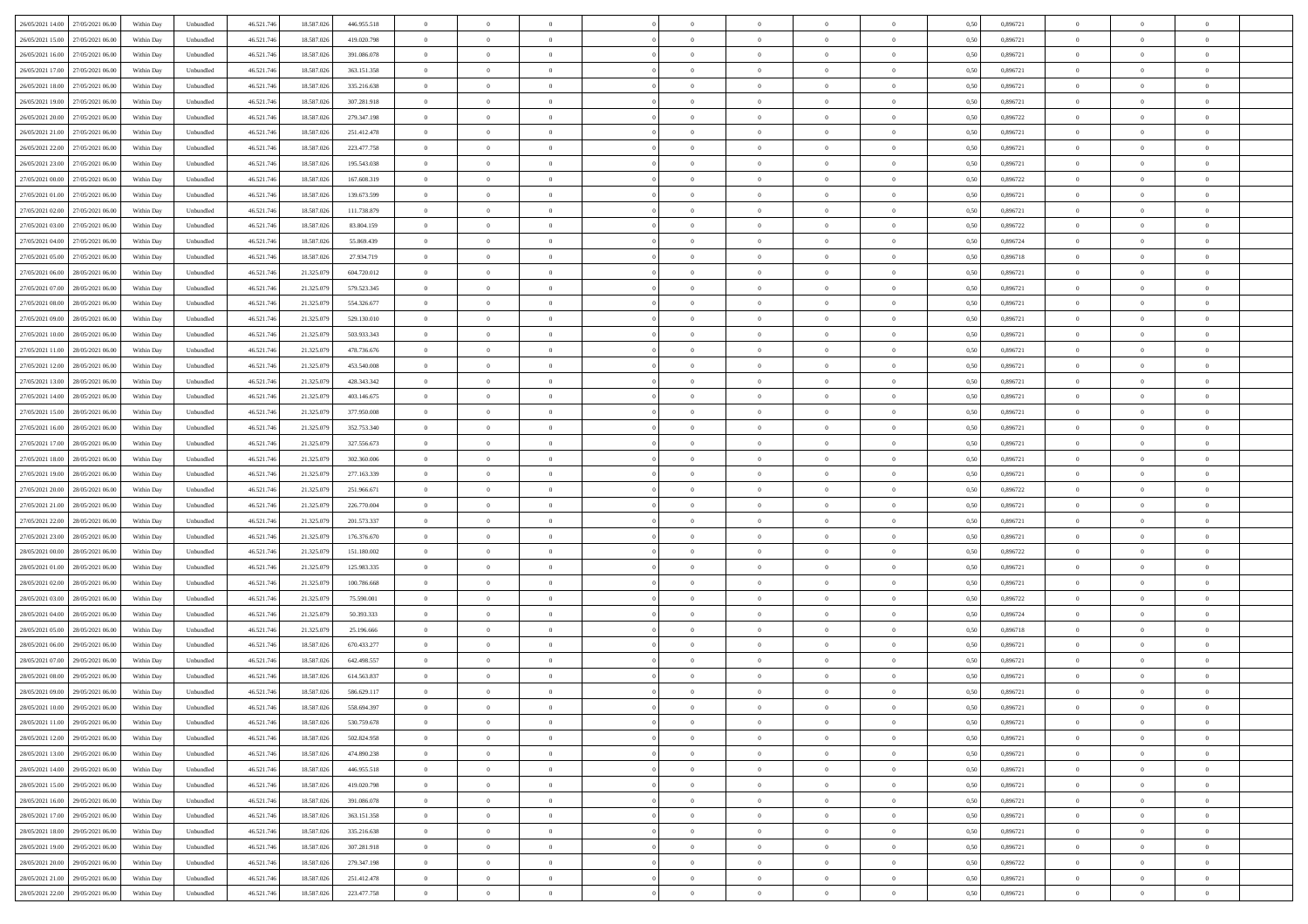| | | | | | | | | | | | | | | | | | | | | | |
|---|---|---|---|---|---|---|---|---|---|---|---|---|---|---|---|---|---|---|---|---|---|
| 26/05/2021 14:00 | 27/05/2021 06:00 | Within Day | Unbundled | 46.521.746 | 18.587.026 | 446.955.518 | 0 | 0 | 0 | | 0 | 0 | 0 | 0 | 0,50 | 0,896721 | 0 | 0 | 0 | |
| 26/05/2021 15:00 | 27/05/2021 06:00 | Within Day | Unbundled | 46.521.746 | 18.587.026 | 419.020.798 | 0 | 0 | 0 | | 0 | 0 | 0 | 0 | 0,50 | 0,896721 | 0 | 0 | 0 | |
| 26/05/2021 16:00 | 27/05/2021 06:00 | Within Day | Unbundled | 46.521.746 | 18.587.026 | 391.086.078 | 0 | 0 | 0 | | 0 | 0 | 0 | 0 | 0,50 | 0,896721 | 0 | 0 | 0 | |
| 26/05/2021 17:00 | 27/05/2021 06:00 | Within Day | Unbundled | 46.521.746 | 18.587.026 | 363.151.358 | 0 | 0 | 0 | | 0 | 0 | 0 | 0 | 0,50 | 0,896721 | 0 | 0 | 0 | |
| 26/05/2021 18:00 | 27/05/2021 06:00 | Within Day | Unbundled | 46.521.746 | 18.587.026 | 335.216.638 | 0 | 0 | 0 | | 0 | 0 | 0 | 0 | 0,50 | 0,896721 | 0 | 0 | 0 | |
| 26/05/2021 19:00 | 27/05/2021 06:00 | Within Day | Unbundled | 46.521.746 | 18.587.026 | 307.281.918 | 0 | 0 | 0 | | 0 | 0 | 0 | 0 | 0,50 | 0,896721 | 0 | 0 | 0 | |
| 26/05/2021 20:00 | 27/05/2021 06:00 | Within Day | Unbundled | 46.521.746 | 18.587.026 | 279.347.198 | 0 | 0 | 0 | | 0 | 0 | 0 | 0 | 0,50 | 0,896722 | 0 | 0 | 0 | |
| 26/05/2021 21:00 | 27/05/2021 06:00 | Within Day | Unbundled | 46.521.746 | 18.587.026 | 251.412.478 | 0 | 0 | 0 | | 0 | 0 | 0 | 0 | 0,50 | 0,896721 | 0 | 0 | 0 | |
| 26/05/2021 22:00 | 27/05/2021 06:00 | Within Day | Unbundled | 46.521.746 | 18.587.026 | 223.477.758 | 0 | 0 | 0 | | 0 | 0 | 0 | 0 | 0,50 | 0,896721 | 0 | 0 | 0 | |
| 26/05/2021 23:00 | 27/05/2021 06:00 | Within Day | Unbundled | 46.521.746 | 18.587.026 | 195.543.038 | 0 | 0 | 0 | | 0 | 0 | 0 | 0 | 0,50 | 0,896721 | 0 | 0 | 0 | |
| 27/05/2021 00:00 | 27/05/2021 06:00 | Within Day | Unbundled | 46.521.746 | 18.587.026 | 167.608.319 | 0 | 0 | 0 | | 0 | 0 | 0 | 0 | 0,50 | 0,896722 | 0 | 0 | 0 | |
| 27/05/2021 01:00 | 27/05/2021 06:00 | Within Day | Unbundled | 46.521.746 | 18.587.026 | 139.673.599 | 0 | 0 | 0 | | 0 | 0 | 0 | 0 | 0,50 | 0,896721 | 0 | 0 | 0 | |
| 27/05/2021 02:00 | 27/05/2021 06:00 | Within Day | Unbundled | 46.521.746 | 18.587.026 | 111.738.879 | 0 | 0 | 0 | | 0 | 0 | 0 | 0 | 0,50 | 0,896721 | 0 | 0 | 0 | |
| 27/05/2021 03:00 | 27/05/2021 06:00 | Within Day | Unbundled | 46.521.746 | 18.587.026 | 83.804.159 | 0 | 0 | 0 | | 0 | 0 | 0 | 0 | 0,50 | 0,896722 | 0 | 0 | 0 | |
| 27/05/2021 04:00 | 27/05/2021 06:00 | Within Day | Unbundled | 46.521.746 | 18.587.026 | 55.869.439 | 0 | 0 | 0 | | 0 | 0 | 0 | 0 | 0,50 | 0,896724 | 0 | 0 | 0 | |
| 27/05/2021 05:00 | 27/05/2021 06:00 | Within Day | Unbundled | 46.521.746 | 18.587.026 | 27.934.719 | 0 | 0 | 0 | | 0 | 0 | 0 | 0 | 0,50 | 0,896718 | 0 | 0 | 0 | |
| 27/05/2021 06:00 | 28/05/2021 06:00 | Within Day | Unbundled | 46.521.746 | 21.325.079 | 604.720.012 | 0 | 0 | 0 | | 0 | 0 | 0 | 0 | 0,50 | 0,896721 | 0 | 0 | 0 | |
| 27/05/2021 07:00 | 28/05/2021 06:00 | Within Day | Unbundled | 46.521.746 | 21.325.079 | 579.523.345 | 0 | 0 | 0 | | 0 | 0 | 0 | 0 | 0,50 | 0,896721 | 0 | 0 | 0 | |
| 27/05/2021 08:00 | 28/05/2021 06:00 | Within Day | Unbundled | 46.521.746 | 21.325.079 | 554.326.677 | 0 | 0 | 0 | | 0 | 0 | 0 | 0 | 0,50 | 0,896721 | 0 | 0 | 0 | |
| 27/05/2021 09:00 | 28/05/2021 06:00 | Within Day | Unbundled | 46.521.746 | 21.325.079 | 529.130.010 | 0 | 0 | 0 | | 0 | 0 | 0 | 0 | 0,50 | 0,896721 | 0 | 0 | 0 | |
| 27/05/2021 10:00 | 28/05/2021 06:00 | Within Day | Unbundled | 46.521.746 | 21.325.079 | 503.933.343 | 0 | 0 | 0 | | 0 | 0 | 0 | 0 | 0,50 | 0,896721 | 0 | 0 | 0 | |
| 27/05/2021 11:00 | 28/05/2021 06:00 | Within Day | Unbundled | 46.521.746 | 21.325.079 | 478.736.676 | 0 | 0 | 0 | | 0 | 0 | 0 | 0 | 0,50 | 0,896721 | 0 | 0 | 0 | |
| 27/05/2021 12:00 | 28/05/2021 06:00 | Within Day | Unbundled | 46.521.746 | 21.325.079 | 453.540.008 | 0 | 0 | 0 | | 0 | 0 | 0 | 0 | 0,50 | 0,896721 | 0 | 0 | 0 | |
| 27/05/2021 13:00 | 28/05/2021 06:00 | Within Day | Unbundled | 46.521.746 | 21.325.079 | 428.343.342 | 0 | 0 | 0 | | 0 | 0 | 0 | 0 | 0,50 | 0,896721 | 0 | 0 | 0 | |
| 27/05/2021 14:00 | 28/05/2021 06:00 | Within Day | Unbundled | 46.521.746 | 21.325.079 | 403.146.675 | 0 | 0 | 0 | | 0 | 0 | 0 | 0 | 0,50 | 0,896721 | 0 | 0 | 0 | |
| 27/05/2021 15:00 | 28/05/2021 06:00 | Within Day | Unbundled | 46.521.746 | 21.325.079 | 377.950.008 | 0 | 0 | 0 | | 0 | 0 | 0 | 0 | 0,50 | 0,896721 | 0 | 0 | 0 | |
| 27/05/2021 16:00 | 28/05/2021 06:00 | Within Day | Unbundled | 46.521.746 | 21.325.079 | 352.753.340 | 0 | 0 | 0 | | 0 | 0 | 0 | 0 | 0,50 | 0,896721 | 0 | 0 | 0 | |
| 27/05/2021 17:00 | 28/05/2021 06:00 | Within Day | Unbundled | 46.521.746 | 21.325.079 | 327.556.673 | 0 | 0 | 0 | | 0 | 0 | 0 | 0 | 0,50 | 0,896721 | 0 | 0 | 0 | |
| 27/05/2021 18:00 | 28/05/2021 06:00 | Within Day | Unbundled | 46.521.746 | 21.325.079 | 302.360.006 | 0 | 0 | 0 | | 0 | 0 | 0 | 0 | 0,50 | 0,896721 | 0 | 0 | 0 | |
| 27/05/2021 19:00 | 28/05/2021 06:00 | Within Day | Unbundled | 46.521.746 | 21.325.079 | 277.163.339 | 0 | 0 | 0 | | 0 | 0 | 0 | 0 | 0,50 | 0,896721 | 0 | 0 | 0 | |
| 27/05/2021 20:00 | 28/05/2021 06:00 | Within Day | Unbundled | 46.521.746 | 21.325.079 | 251.966.671 | 0 | 0 | 0 | | 0 | 0 | 0 | 0 | 0,50 | 0,896722 | 0 | 0 | 0 | |
| 27/05/2021 21:00 | 28/05/2021 06:00 | Within Day | Unbundled | 46.521.746 | 21.325.079 | 226.770.004 | 0 | 0 | 0 | | 0 | 0 | 0 | 0 | 0,50 | 0,896721 | 0 | 0 | 0 | |
| 27/05/2021 22:00 | 28/05/2021 06:00 | Within Day | Unbundled | 46.521.746 | 21.325.079 | 201.573.337 | 0 | 0 | 0 | | 0 | 0 | 0 | 0 | 0,50 | 0,896721 | 0 | 0 | 0 | |
| 27/05/2021 23:00 | 28/05/2021 06:00 | Within Day | Unbundled | 46.521.746 | 21.325.079 | 176.376.670 | 0 | 0 | 0 | | 0 | 0 | 0 | 0 | 0,50 | 0,896721 | 0 | 0 | 0 | |
| 28/05/2021 00:00 | 28/05/2021 06:00 | Within Day | Unbundled | 46.521.746 | 21.325.079 | 151.180.002 | 0 | 0 | 0 | | 0 | 0 | 0 | 0 | 0,50 | 0,896722 | 0 | 0 | 0 | |
| 28/05/2021 01:00 | 28/05/2021 06:00 | Within Day | Unbundled | 46.521.746 | 21.325.079 | 125.983.335 | 0 | 0 | 0 | | 0 | 0 | 0 | 0 | 0,50 | 0,896721 | 0 | 0 | 0 | |
| 28/05/2021 02:00 | 28/05/2021 06:00 | Within Day | Unbundled | 46.521.746 | 21.325.079 | 100.786.668 | 0 | 0 | 0 | | 0 | 0 | 0 | 0 | 0,50 | 0,896721 | 0 | 0 | 0 | |
| 28/05/2021 03:00 | 28/05/2021 06:00 | Within Day | Unbundled | 46.521.746 | 21.325.079 | 75.590.001 | 0 | 0 | 0 | | 0 | 0 | 0 | 0 | 0,50 | 0,896722 | 0 | 0 | 0 | |
| 28/05/2021 04:00 | 28/05/2021 06:00 | Within Day | Unbundled | 46.521.746 | 21.325.079 | 50.393.333 | 0 | 0 | 0 | | 0 | 0 | 0 | 0 | 0,50 | 0,896724 | 0 | 0 | 0 | |
| 28/05/2021 05:00 | 28/05/2021 06:00 | Within Day | Unbundled | 46.521.746 | 21.325.079 | 25.196.666 | 0 | 0 | 0 | | 0 | 0 | 0 | 0 | 0,50 | 0,896718 | 0 | 0 | 0 | |
| 28/05/2021 06:00 | 29/05/2021 06:00 | Within Day | Unbundled | 46.521.746 | 18.587.026 | 670.433.277 | 0 | 0 | 0 | | 0 | 0 | 0 | 0 | 0,50 | 0,896721 | 0 | 0 | 0 | |
| 28/05/2021 07:00 | 29/05/2021 06:00 | Within Day | Unbundled | 46.521.746 | 18.587.026 | 642.498.557 | 0 | 0 | 0 | | 0 | 0 | 0 | 0 | 0,50 | 0,896721 | 0 | 0 | 0 | |
| 28/05/2021 08:00 | 29/05/2021 06:00 | Within Day | Unbundled | 46.521.746 | 18.587.026 | 614.563.837 | 0 | 0 | 0 | | 0 | 0 | 0 | 0 | 0,50 | 0,896721 | 0 | 0 | 0 | |
| 28/05/2021 09:00 | 29/05/2021 06:00 | Within Day | Unbundled | 46.521.746 | 18.587.026 | 586.629.117 | 0 | 0 | 0 | | 0 | 0 | 0 | 0 | 0,50 | 0,896721 | 0 | 0 | 0 | |
| 28/05/2021 10:00 | 29/05/2021 06:00 | Within Day | Unbundled | 46.521.746 | 18.587.026 | 558.694.397 | 0 | 0 | 0 | | 0 | 0 | 0 | 0 | 0,50 | 0,896721 | 0 | 0 | 0 | |
| 28/05/2021 11:00 | 29/05/2021 06:00 | Within Day | Unbundled | 46.521.746 | 18.587.026 | 530.759.678 | 0 | 0 | 0 | | 0 | 0 | 0 | 0 | 0,50 | 0,896721 | 0 | 0 | 0 | |
| 28/05/2021 12:00 | 29/05/2021 06:00 | Within Day | Unbundled | 46.521.746 | 18.587.026 | 502.824.958 | 0 | 0 | 0 | | 0 | 0 | 0 | 0 | 0,50 | 0,896721 | 0 | 0 | 0 | |
| 28/05/2021 13:00 | 29/05/2021 06:00 | Within Day | Unbundled | 46.521.746 | 18.587.026 | 474.890.238 | 0 | 0 | 0 | | 0 | 0 | 0 | 0 | 0,50 | 0,896721 | 0 | 0 | 0 | |
| 28/05/2021 14:00 | 29/05/2021 06:00 | Within Day | Unbundled | 46.521.746 | 18.587.026 | 446.955.518 | 0 | 0 | 0 | | 0 | 0 | 0 | 0 | 0,50 | 0,896721 | 0 | 0 | 0 | |
| 28/05/2021 15:00 | 29/05/2021 06:00 | Within Day | Unbundled | 46.521.746 | 18.587.026 | 419.020.798 | 0 | 0 | 0 | | 0 | 0 | 0 | 0 | 0,50 | 0,896721 | 0 | 0 | 0 | |
| 28/05/2021 16:00 | 29/05/2021 06:00 | Within Day | Unbundled | 46.521.746 | 18.587.026 | 391.086.078 | 0 | 0 | 0 | | 0 | 0 | 0 | 0 | 0,50 | 0,896721 | 0 | 0 | 0 | |
| 28/05/2021 17:00 | 29/05/2021 06:00 | Within Day | Unbundled | 46.521.746 | 18.587.026 | 363.151.358 | 0 | 0 | 0 | | 0 | 0 | 0 | 0 | 0,50 | 0,896721 | 0 | 0 | 0 | |
| 28/05/2021 18:00 | 29/05/2021 06:00 | Within Day | Unbundled | 46.521.746 | 18.587.026 | 335.216.638 | 0 | 0 | 0 | | 0 | 0 | 0 | 0 | 0,50 | 0,896721 | 0 | 0 | 0 | |
| 28/05/2021 19:00 | 29/05/2021 06:00 | Within Day | Unbundled | 46.521.746 | 18.587.026 | 307.281.918 | 0 | 0 | 0 | | 0 | 0 | 0 | 0 | 0,50 | 0,896721 | 0 | 0 | 0 | |
| 28/05/2021 20:00 | 29/05/2021 06:00 | Within Day | Unbundled | 46.521.746 | 18.587.026 | 279.347.198 | 0 | 0 | 0 | | 0 | 0 | 0 | 0 | 0,50 | 0,896722 | 0 | 0 | 0 | |
| 28/05/2021 21:00 | 29/05/2021 06:00 | Within Day | Unbundled | 46.521.746 | 18.587.026 | 251.412.478 | 0 | 0 | 0 | | 0 | 0 | 0 | 0 | 0,50 | 0,896721 | 0 | 0 | 0 | |
| 28/05/2021 22:00 | 29/05/2021 06:00 | Within Day | Unbundled | 46.521.746 | 18.587.026 | 223.477.758 | 0 | 0 | 0 | | 0 | 0 | 0 | 0 | 0,50 | 0,896721 | 0 | 0 | 0 | |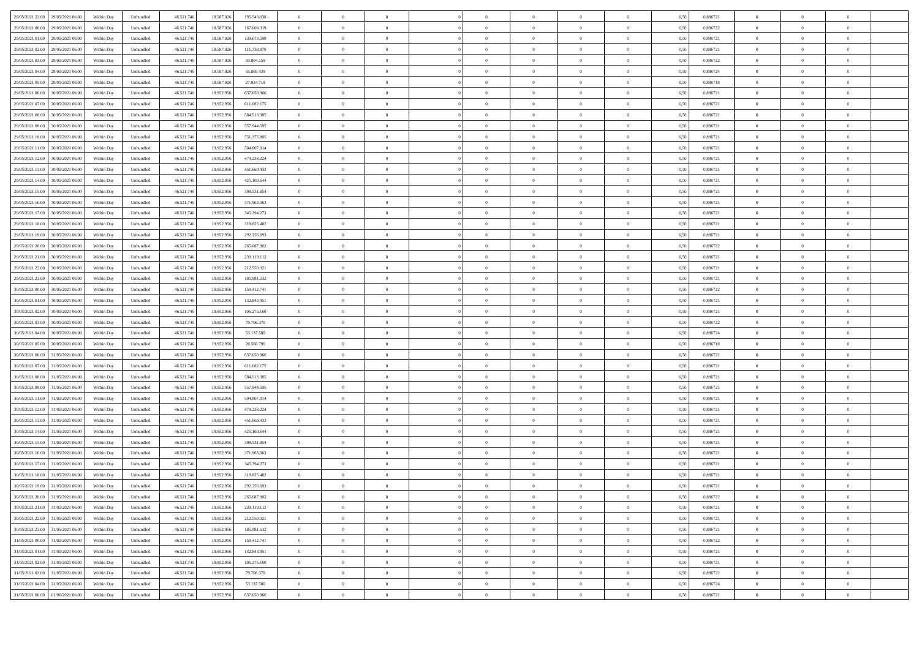| | | | | | | | | | | | | | | | | | | | | | |
|---|---|---|---|---|---|---|---|---|---|---|---|---|---|---|---|---|---|---|---|---|---|
| 28/05/2021 23:00 | 29/05/2021 06:00 | Within Day | Unbundled | 46.521.746 | 18.587.026 | 195.543.038 | 0 | 0 | 0 | | 0 | 0 | 0 | 0 | 0,50 | 0,896721 | 0 | 0 | 0 | |
| 29/05/2021 00:00 | 29/05/2021 06:00 | Within Day | Unbundled | 46.521.746 | 18.587.026 | 167.608.319 | 0 | 0 | 0 | | 0 | 0 | 0 | 0 | 0,50 | 0,896722 | 0 | 0 | 0 | |
| 29/05/2021 01:00 | 29/05/2021 06:00 | Within Day | Unbundled | 46.521.746 | 18.587.026 | 139.673.599 | 0 | 0 | 0 | | 0 | 0 | 0 | 0 | 0,50 | 0,896721 | 0 | 0 | 0 | |
| 29/05/2021 02:00 | 29/05/2021 06:00 | Within Day | Unbundled | 46.521.746 | 18.587.026 | 111.738.879 | 0 | 0 | 0 | | 0 | 0 | 0 | 0 | 0,50 | 0,896721 | 0 | 0 | 0 | |
| 29/05/2021 03:00 | 29/05/2021 06:00 | Within Day | Unbundled | 46.521.746 | 18.587.026 | 83.804.159 | 0 | 0 | 0 | | 0 | 0 | 0 | 0 | 0,50 | 0,896722 | 0 | 0 | 0 | |
| 29/05/2021 04:00 | 29/05/2021 06:00 | Within Day | Unbundled | 46.521.746 | 18.587.026 | 55.869.439 | 0 | 0 | 0 | | 0 | 0 | 0 | 0 | 0,50 | 0,896724 | 0 | 0 | 0 | |
| 29/05/2021 05:00 | 29/05/2021 06:00 | Within Day | Unbundled | 46.521.746 | 18.587.026 | 27.934.719 | 0 | 0 | 0 | | 0 | 0 | 0 | 0 | 0,50 | 0,896718 | 0 | 0 | 0 | |
| 29/05/2021 06:00 | 30/05/2021 06:00 | Within Day | Unbundled | 46.521.746 | 19.952.956 | 637.650.966 | 0 | 0 | 0 | | 0 | 0 | 0 | 0 | 0,50 | 0,896721 | 0 | 0 | 0 | |
| 29/05/2021 07:00 | 30/05/2021 06:00 | Within Day | Unbundled | 46.521.746 | 19.952.956 | 611.082.175 | 0 | 0 | 0 | | 0 | 0 | 0 | 0 | 0,50 | 0,896721 | 0 | 0 | 0 | |
| 29/05/2021 08:00 | 30/05/2021 06:00 | Within Day | Unbundled | 46.521.746 | 19.952.956 | 584.513.385 | 0 | 0 | 0 | | 0 | 0 | 0 | 0 | 0,50 | 0,896721 | 0 | 0 | 0 | |
| 29/05/2021 09:00 | 30/05/2021 06:00 | Within Day | Unbundled | 46.521.746 | 19.952.956 | 557.944.595 | 0 | 0 | 0 | | 0 | 0 | 0 | 0 | 0,50 | 0,896721 | 0 | 0 | 0 | |
| 29/05/2021 10:00 | 30/05/2021 06:00 | Within Day | Unbundled | 46.521.746 | 19.952.956 | 531.375.805 | 0 | 0 | 0 | | 0 | 0 | 0 | 0 | 0,50 | 0,896721 | 0 | 0 | 0 | |
| 29/05/2021 11:00 | 30/05/2021 06:00 | Within Day | Unbundled | 46.521.746 | 19.952.956 | 504.807.014 | 0 | 0 | 0 | | 0 | 0 | 0 | 0 | 0,50 | 0,896721 | 0 | 0 | 0 | |
| 29/05/2021 12:00 | 30/05/2021 06:00 | Within Day | Unbundled | 46.521.746 | 19.952.956 | 478.238.224 | 0 | 0 | 0 | | 0 | 0 | 0 | 0 | 0,50 | 0,896721 | 0 | 0 | 0 | |
| 29/05/2021 13:00 | 30/05/2021 06:00 | Within Day | Unbundled | 46.521.746 | 19.952.956 | 451.669.433 | 0 | 0 | 0 | | 0 | 0 | 0 | 0 | 0,50 | 0,896721 | 0 | 0 | 0 | |
| 29/05/2021 14:00 | 30/05/2021 06:00 | Within Day | Unbundled | 46.521.746 | 19.952.956 | 425.100.644 | 0 | 0 | 0 | | 0 | 0 | 0 | 0 | 0,50 | 0,896721 | 0 | 0 | 0 | |
| 29/05/2021 15:00 | 30/05/2021 06:00 | Within Day | Unbundled | 46.521.746 | 19.952.956 | 398.531.854 | 0 | 0 | 0 | | 0 | 0 | 0 | 0 | 0,50 | 0,896721 | 0 | 0 | 0 | |
| 29/05/2021 16:00 | 30/05/2021 06:00 | Within Day | Unbundled | 46.521.746 | 19.952.956 | 371.963.063 | 0 | 0 | 0 | | 0 | 0 | 0 | 0 | 0,50 | 0,896721 | 0 | 0 | 0 | |
| 29/05/2021 17:00 | 30/05/2021 06:00 | Within Day | Unbundled | 46.521.746 | 19.952.956 | 345.394.273 | 0 | 0 | 0 | | 0 | 0 | 0 | 0 | 0,50 | 0,896721 | 0 | 0 | 0 | |
| 29/05/2021 18:00 | 30/05/2021 06:00 | Within Day | Unbundled | 46.521.746 | 19.952.956 | 318.825.482 | 0 | 0 | 0 | | 0 | 0 | 0 | 0 | 0,50 | 0,896721 | 0 | 0 | 0 | |
| 29/05/2021 19:00 | 30/05/2021 06:00 | Within Day | Unbundled | 46.521.746 | 19.952.956 | 292.256.693 | 0 | 0 | 0 | | 0 | 0 | 0 | 0 | 0,50 | 0,896721 | 0 | 0 | 0 | |
| 29/05/2021 20:00 | 30/05/2021 06:00 | Within Day | Unbundled | 46.521.746 | 19.952.956 | 265.687.902 | 0 | 0 | 0 | | 0 | 0 | 0 | 0 | 0,50 | 0,896722 | 0 | 0 | 0 | |
| 29/05/2021 21:00 | 30/05/2021 06:00 | Within Day | Unbundled | 46.521.746 | 19.952.956 | 239.119.112 | 0 | 0 | 0 | | 0 | 0 | 0 | 0 | 0,50 | 0,896721 | 0 | 0 | 0 | |
| 29/05/2021 22:00 | 30/05/2021 06:00 | Within Day | Unbundled | 46.521.746 | 19.952.956 | 212.550.321 | 0 | 0 | 0 | | 0 | 0 | 0 | 0 | 0,50 | 0,896721 | 0 | 0 | 0 | |
| 29/05/2021 23:00 | 30/05/2021 06:00 | Within Day | Unbundled | 46.521.746 | 19.952.956 | 185.981.532 | 0 | 0 | 0 | | 0 | 0 | 0 | 0 | 0,50 | 0,896721 | 0 | 0 | 0 | |
| 30/05/2021 00:00 | 30/05/2021 06:00 | Within Day | Unbundled | 46.521.746 | 19.952.956 | 159.412.741 | 0 | 0 | 0 | | 0 | 0 | 0 | 0 | 0,50 | 0,896722 | 0 | 0 | 0 | |
| 30/05/2021 01:00 | 30/05/2021 06:00 | Within Day | Unbundled | 46.521.746 | 19.952.956 | 132.843.951 | 0 | 0 | 0 | | 0 | 0 | 0 | 0 | 0,50 | 0,896721 | 0 | 0 | 0 | |
| 30/05/2021 02:00 | 30/05/2021 06:00 | Within Day | Unbundled | 46.521.746 | 19.952.956 | 106.275.160 | 0 | 0 | 0 | | 0 | 0 | 0 | 0 | 0,50 | 0,896721 | 0 | 0 | 0 | |
| 30/05/2021 03:00 | 30/05/2021 06:00 | Within Day | Unbundled | 46.521.746 | 19.952.956 | 79.706.370 | 0 | 0 | 0 | | 0 | 0 | 0 | 0 | 0,50 | 0,896722 | 0 | 0 | 0 | |
| 30/05/2021 04:00 | 30/05/2021 06:00 | Within Day | Unbundled | 46.521.746 | 19.952.956 | 53.137.580 | 0 | 0 | 0 | | 0 | 0 | 0 | 0 | 0,50 | 0,896724 | 0 | 0 | 0 | |
| 30/05/2021 05:00 | 30/05/2021 06:00 | Within Day | Unbundled | 46.521.746 | 19.952.956 | 26.568.790 | 0 | 0 | 0 | | 0 | 0 | 0 | 0 | 0,50 | 0,896718 | 0 | 0 | 0 | |
| 30/05/2021 06:00 | 31/05/2021 06:00 | Within Day | Unbundled | 46.521.746 | 19.952.956 | 637.650.966 | 0 | 0 | 0 | | 0 | 0 | 0 | 0 | 0,50 | 0,896721 | 0 | 0 | 0 | |
| 30/05/2021 07:00 | 31/05/2021 06:00 | Within Day | Unbundled | 46.521.746 | 19.952.956 | 611.082.175 | 0 | 0 | 0 | | 0 | 0 | 0 | 0 | 0,50 | 0,896721 | 0 | 0 | 0 | |
| 30/05/2021 08:00 | 31/05/2021 06:00 | Within Day | Unbundled | 46.521.746 | 19.952.956 | 584.513.385 | 0 | 0 | 0 | | 0 | 0 | 0 | 0 | 0,50 | 0,896721 | 0 | 0 | 0 | |
| 30/05/2021 09:00 | 31/05/2021 06:00 | Within Day | Unbundled | 46.521.746 | 19.952.956 | 557.944.595 | 0 | 0 | 0 | | 0 | 0 | 0 | 0 | 0,50 | 0,896721 | 0 | 0 | 0 | |
| 30/05/2021 11:00 | 31/05/2021 06:00 | Within Day | Unbundled | 46.521.746 | 19.952.956 | 504.807.014 | 0 | 0 | 0 | | 0 | 0 | 0 | 0 | 0,50 | 0,896721 | 0 | 0 | 0 | |
| 30/05/2021 12:00 | 31/05/2021 06:00 | Within Day | Unbundled | 46.521.746 | 19.952.956 | 478.238.224 | 0 | 0 | 0 | | 0 | 0 | 0 | 0 | 0,50 | 0,896721 | 0 | 0 | 0 | |
| 30/05/2021 13:00 | 31/05/2021 06:00 | Within Day | Unbundled | 46.521.746 | 19.952.956 | 451.669.433 | 0 | 0 | 0 | | 0 | 0 | 0 | 0 | 0,50 | 0,896721 | 0 | 0 | 0 | |
| 30/05/2021 14:00 | 31/05/2021 06:00 | Within Day | Unbundled | 46.521.746 | 19.952.956 | 425.100.644 | 0 | 0 | 0 | | 0 | 0 | 0 | 0 | 0,50 | 0,896721 | 0 | 0 | 0 | |
| 30/05/2021 15:00 | 31/05/2021 06:00 | Within Day | Unbundled | 46.521.746 | 19.952.956 | 398.531.854 | 0 | 0 | 0 | | 0 | 0 | 0 | 0 | 0,50 | 0,896721 | 0 | 0 | 0 | |
| 30/05/2021 16:00 | 31/05/2021 06:00 | Within Day | Unbundled | 46.521.746 | 19.952.956 | 371.963.063 | 0 | 0 | 0 | | 0 | 0 | 0 | 0 | 0,50 | 0,896721 | 0 | 0 | 0 | |
| 30/05/2021 17:00 | 31/05/2021 06:00 | Within Day | Unbundled | 46.521.746 | 19.952.956 | 345.394.273 | 0 | 0 | 0 | | 0 | 0 | 0 | 0 | 0,50 | 0,896721 | 0 | 0 | 0 | |
| 30/05/2021 18:00 | 31/05/2021 06:00 | Within Day | Unbundled | 46.521.746 | 19.952.956 | 318.825.482 | 0 | 0 | 0 | | 0 | 0 | 0 | 0 | 0,50 | 0,896721 | 0 | 0 | 0 | |
| 30/05/2021 19:00 | 31/05/2021 06:00 | Within Day | Unbundled | 46.521.746 | 19.952.956 | 292.256.693 | 0 | 0 | 0 | | 0 | 0 | 0 | 0 | 0,50 | 0,896721 | 0 | 0 | 0 | |
| 30/05/2021 20:00 | 31/05/2021 06:00 | Within Day | Unbundled | 46.521.746 | 19.952.956 | 265.687.902 | 0 | 0 | 0 | | 0 | 0 | 0 | 0 | 0,50 | 0,896722 | 0 | 0 | 0 | |
| 30/05/2021 21:00 | 31/05/2021 06:00 | Within Day | Unbundled | 46.521.746 | 19.952.956 | 239.119.112 | 0 | 0 | 0 | | 0 | 0 | 0 | 0 | 0,50 | 0,896721 | 0 | 0 | 0 | |
| 30/05/2021 22:00 | 31/05/2021 06:00 | Within Day | Unbundled | 46.521.746 | 19.952.956 | 212.550.321 | 0 | 0 | 0 | | 0 | 0 | 0 | 0 | 0,50 | 0,896721 | 0 | 0 | 0 | |
| 30/05/2021 23:00 | 31/05/2021 06:00 | Within Day | Unbundled | 46.521.746 | 19.952.956 | 185.981.532 | 0 | 0 | 0 | | 0 | 0 | 0 | 0 | 0,50 | 0,896721 | 0 | 0 | 0 | |
| 31/05/2021 00:00 | 31/05/2021 06:00 | Within Day | Unbundled | 46.521.746 | 19.952.956 | 159.412.741 | 0 | 0 | 0 | | 0 | 0 | 0 | 0 | 0,50 | 0,896722 | 0 | 0 | 0 | |
| 31/05/2021 01:00 | 31/05/2021 06:00 | Within Day | Unbundled | 46.521.746 | 19.952.956 | 132.843.951 | 0 | 0 | 0 | | 0 | 0 | 0 | 0 | 0,50 | 0,896721 | 0 | 0 | 0 | |
| 31/05/2021 02:00 | 31/05/2021 06:00 | Within Day | Unbundled | 46.521.746 | 19.952.956 | 106.275.160 | 0 | 0 | 0 | | 0 | 0 | 0 | 0 | 0,50 | 0,896721 | 0 | 0 | 0 | |
| 31/05/2021 03:00 | 31/05/2021 06:00 | Within Day | Unbundled | 46.521.746 | 19.952.956 | 79.706.370 | 0 | 0 | 0 | | 0 | 0 | 0 | 0 | 0,50 | 0,896722 | 0 | 0 | 0 | |
| 31/05/2021 04:00 | 31/05/2021 06:00 | Within Day | Unbundled | 46.521.746 | 19.952.956 | 53.137.580 | 0 | 0 | 0 | | 0 | 0 | 0 | 0 | 0,50 | 0,896724 | 0 | 0 | 0 | |
| 31/05/2021 06:00 | 01/06/2021 06:00 | Within Day | Unbundled | 46.521.746 | 19.952.956 | 637.650.966 | 0 | 0 | 0 | | 0 | 0 | 0 | 0 | 0,50 | 0,896721 | 0 | 0 | 0 | |